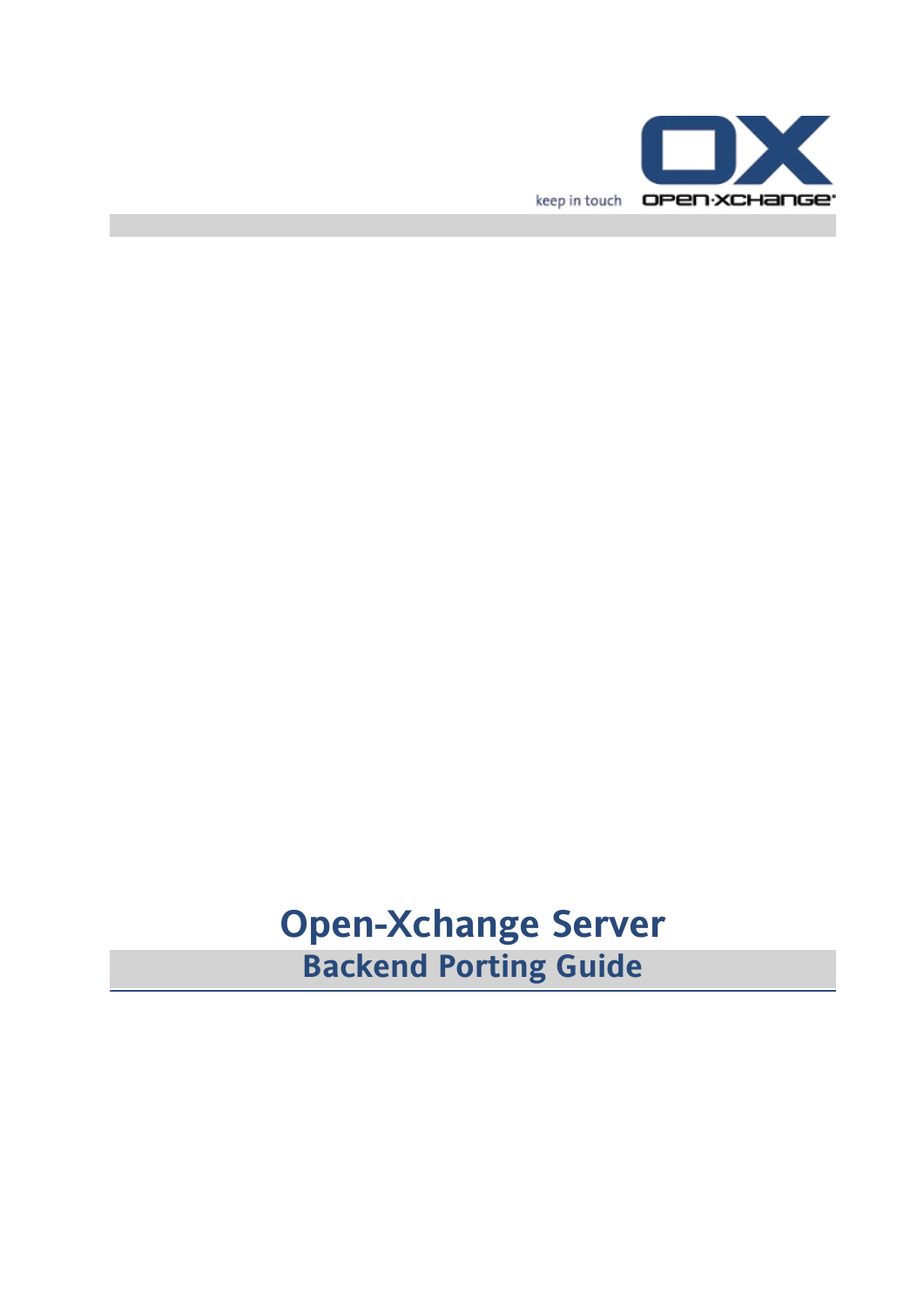keep in touch OPEN-XCHANGE

# Open-Xchange Server

## Backend Porting Guide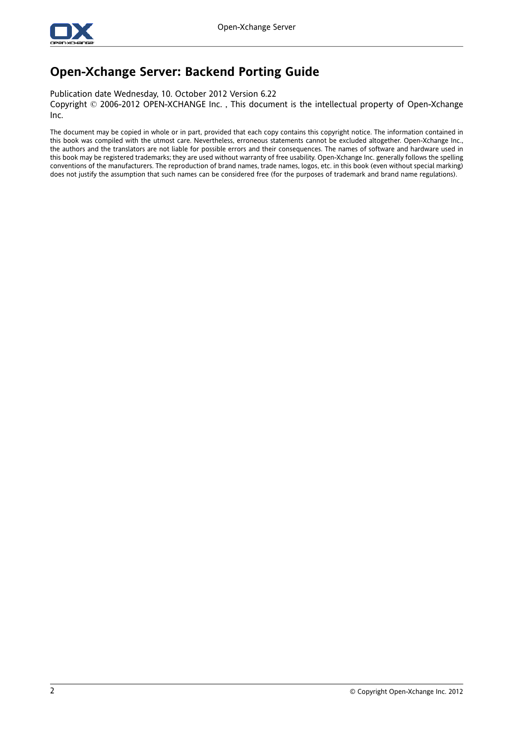# Open-Xchange Server: Backend Porting Guide

Publication date Wednesday, 10. October 2012 Version 6.22
Copyright © 2006-2012 OPEN-XCHANGE Inc. , This document is the intellectual property of Open-Xchange Inc.

The document may be copied in whole or in part, provided that each copy contains this copyright notice. The information contained in this book was compiled with the utmost care. Nevertheless, erroneous statements cannot be excluded altogether. Open-Xchange Inc., the authors and the translators are not liable for possible errors and their consequences. The names of software and hardware used in this book may be registered trademarks; they are used without warranty of free usability. Open-Xchange Inc. generally follows the spelling conventions of the manufacturers. The reproduction of brand names, trade names, logos, etc. in this book (even without special marking) does not justify the assumption that such names can be considered free (for the purposes of trademark and brand name regulations).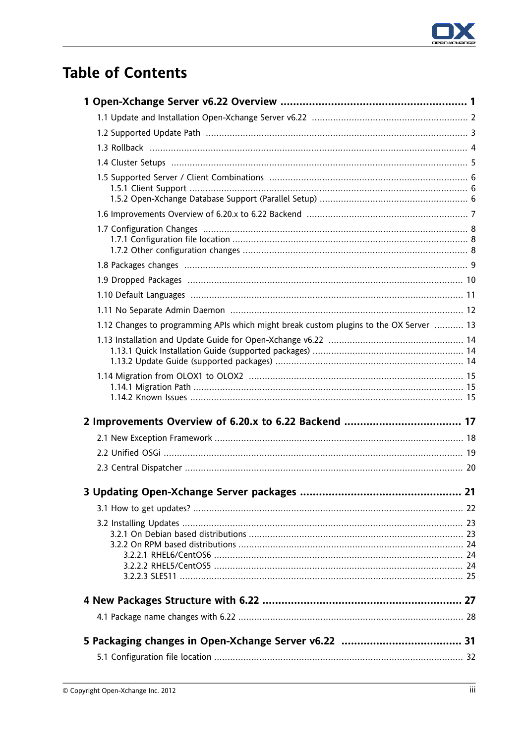# Table of Contents

**1 Open-Xchange Server v6.22 Overview ........................................................ 1**

- 1.1 Update and Installation Open-Xchange Server v6.22 ........................................ 2
- 1.2 Supported Update Path ........................................................................ 3
- 1.3 Rollback ...................................................................................... 4
- 1.4 Cluster Setups ................................................................................ 5
- 1.5 Supported Server / Client Combinations ..................................................... 6
  - 1.5.1 Client Support ........................................................................... 6
  - 1.5.2 Open-Xchange Database Support (Parallel Setup) ....................................... 6
- 1.6 Improvements Overview of 6.20.x to 6.22 Backend .......................................... 7
- 1.7 Configuration Changes ........................................................................ 8
  - 1.7.1 Configuration file location ............................................................... 8
  - 1.7.2 Other configuration changes .............................................................. 8
- 1.8 Packages changes .............................................................................. 9
- 1.9 Dropped Packages .............................................................................. 10
- 1.10 Default Languages ............................................................................ 11
- 1.11 No Separate Admin Daemon ................................................................... 12
- 1.12 Changes to programming APIs which might break custom plugins to the OX Server ........... 13
- 1.13 Installation and Update Guide for Open-Xchange v6.22 ..................................... 14
  - 1.13.1 Quick Installation Guide (supported packages) ........................................ 14
  - 1.13.2 Update Guide (supported packages) ..................................................... 14
- 1.14 Migration from OLOX1 to OLOX2 ............................................................ 15
  - 1.14.1 Migration Path ........................................................................... 15
  - 1.14.2 Known Issues ............................................................................. 15

**2 Improvements Overview of 6.20.x to 6.22 Backend .................................... 17**

- 2.1 New Exception Framework ..................................................................... 18
- 2.2 Unified OSGi .................................................................................. 19
- 2.3 Central Dispatcher ............................................................................ 20

**3 Updating Open-Xchange Server packages ................................................. 21**

- 3.1 How to get updates? ........................................................................... 22
- 3.2 Installing Updates ............................................................................. 23
  - 3.2.1 On Debian based distributions ........................................................... 23
  - 3.2.2 On RPM based distributions ............................................................... 24
    - 3.2.2.1 RHEL6/CentOS6 ....................................................................... 24
    - 3.2.2.2 RHEL5/CentOS5 ....................................................................... 24
    - 3.2.2.3 SLES11 ................................................................................. 25

**4 New Packages Structure with 6.22 .......................................................... 27**

- 4.1 Package name changes with 6.22 ............................................................. 28

**5 Packaging changes in Open-Xchange Server v6.22 ...................................... 31**

- 5.1 Configuration file location ................................................................... 32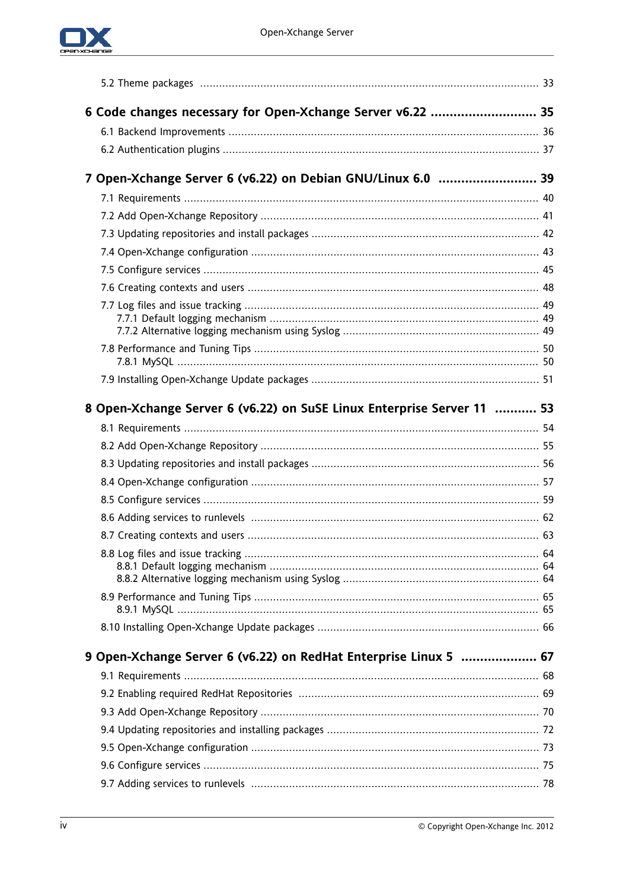5.2 Theme packages ..... 33

**6 Code changes necessary for Open-Xchange Server v6.22 ..... 35**

6.1 Backend Improvements ..... 36

6.2 Authentication plugins ..... 37

**7 Open-Xchange Server 6 (v6.22) on Debian GNU/Linux 6.0 ..... 39**

7.1 Requirements ..... 40

7.2 Add Open-Xchange Repository ..... 41

7.3 Updating repositories and install packages ..... 42

7.4 Open-Xchange configuration ..... 43

7.5 Configure services ..... 45

7.6 Creating contexts and users ..... 48

7.7 Log files and issue tracking ..... 49
- 7.7.1 Default logging mechanism ..... 49
- 7.7.2 Alternative logging mechanism using Syslog ..... 49

7.8 Performance and Tuning Tips ..... 50
- 7.8.1 MySQL ..... 50

7.9 Installing Open-Xchange Update packages ..... 51

**8 Open-Xchange Server 6 (v6.22) on SuSE Linux Enterprise Server 11 ..... 53**

8.1 Requirements ..... 54

8.2 Add Open-Xchange Repository ..... 55

8.3 Updating repositories and install packages ..... 56

8.4 Open-Xchange configuration ..... 57

8.5 Configure services ..... 59

8.6 Adding services to runlevels ..... 62

8.7 Creating contexts and users ..... 63

8.8 Log files and issue tracking ..... 64
- 8.8.1 Default logging mechanism ..... 64
- 8.8.2 Alternative logging mechanism using Syslog ..... 64

8.9 Performance and Tuning Tips ..... 65
- 8.9.1 MySQL ..... 65

8.10 Installing Open-Xchange Update packages ..... 66

**9 Open-Xchange Server 6 (v6.22) on RedHat Enterprise Linux 5 ..... 67**

9.1 Requirements ..... 68

9.2 Enabling required RedHat Repositories ..... 69

9.3 Add Open-Xchange Repository ..... 70

9.4 Updating repositories and installing packages ..... 72

9.5 Open-Xchange configuration ..... 73

9.6 Configure services ..... 75

9.7 Adding services to runlevels ..... 78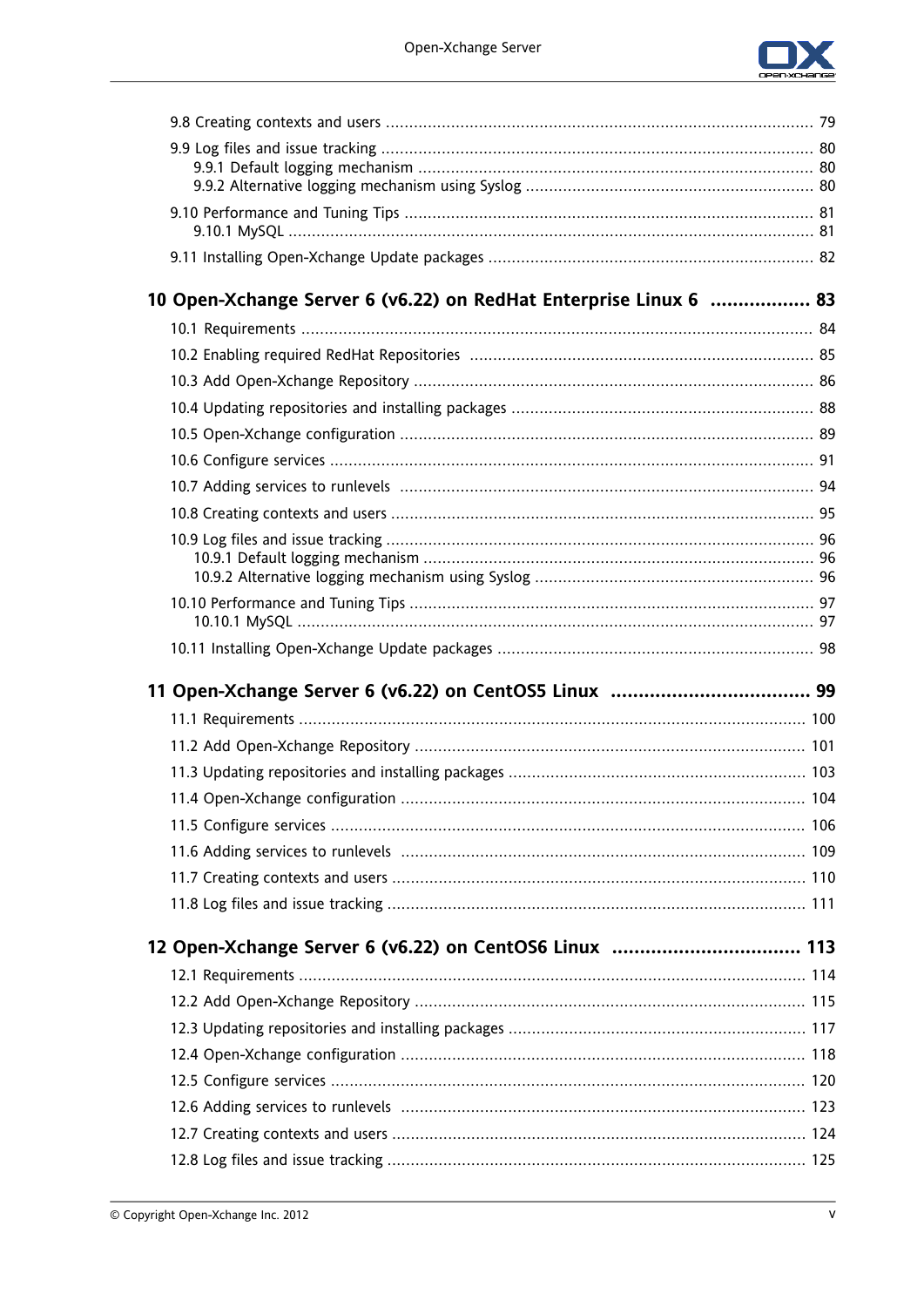9.8 Creating contexts and users ..... 79

9.9 Log files and issue tracking ..... 80
- 9.9.1 Default logging mechanism ..... 80
- 9.9.2 Alternative logging mechanism using Syslog ..... 80

9.10 Performance and Tuning Tips ..... 81
- 9.10.1 MySQL ..... 81

9.11 Installing Open-Xchange Update packages ..... 82

**10 Open-Xchange Server 6 (v6.22) on RedHat Enterprise Linux 6 ..... 83**

10.1 Requirements ..... 84

10.2 Enabling required RedHat Repositories ..... 85

10.3 Add Open-Xchange Repository ..... 86

10.4 Updating repositories and installing packages ..... 88

10.5 Open-Xchange configuration ..... 89

10.6 Configure services ..... 91

10.7 Adding services to runlevels ..... 94

10.8 Creating contexts and users ..... 95

10.9 Log files and issue tracking ..... 96
- 10.9.1 Default logging mechanism ..... 96
- 10.9.2 Alternative logging mechanism using Syslog ..... 96

10.10 Performance and Tuning Tips ..... 97
- 10.10.1 MySQL ..... 97

10.11 Installing Open-Xchange Update packages ..... 98

**11 Open-Xchange Server 6 (v6.22) on CentOS5 Linux ..... 99**

11.1 Requirements ..... 100

11.2 Add Open-Xchange Repository ..... 101

11.3 Updating repositories and installing packages ..... 103

11.4 Open-Xchange configuration ..... 104

11.5 Configure services ..... 106

11.6 Adding services to runlevels ..... 109

11.7 Creating contexts and users ..... 110

11.8 Log files and issue tracking ..... 111

**12 Open-Xchange Server 6 (v6.22) on CentOS6 Linux ..... 113**

12.1 Requirements ..... 114

12.2 Add Open-Xchange Repository ..... 115

12.3 Updating repositories and installing packages ..... 117

12.4 Open-Xchange configuration ..... 118

12.5 Configure services ..... 120

12.6 Adding services to runlevels ..... 123

12.7 Creating contexts and users ..... 124

12.8 Log files and issue tracking ..... 125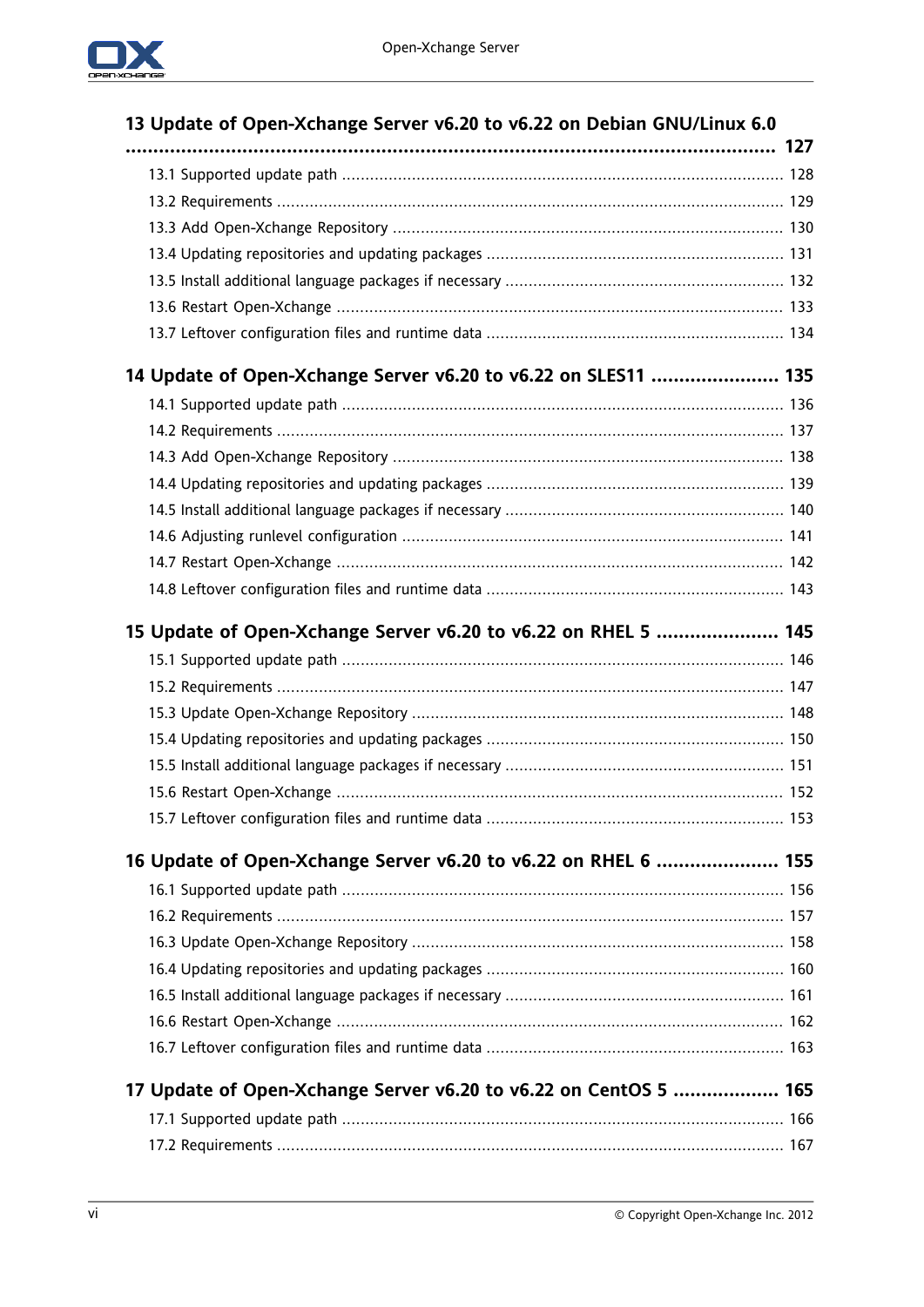13 Update of Open-Xchange Server v6.20 to v6.22 on Debian GNU/Linux 6.0 ........ 127

- 13.1 Supported update path ........ 128
- 13.2 Requirements ........ 129
- 13.3 Add Open-Xchange Repository ........ 130
- 13.4 Updating repositories and updating packages ........ 131
- 13.5 Install additional language packages if necessary ........ 132
- 13.6 Restart Open-Xchange ........ 133
- 13.7 Leftover configuration files and runtime data ........ 134

14 Update of Open-Xchange Server v6.20 to v6.22 on SLES11 ........ 135

- 14.1 Supported update path ........ 136
- 14.2 Requirements ........ 137
- 14.3 Add Open-Xchange Repository ........ 138
- 14.4 Updating repositories and updating packages ........ 139
- 14.5 Install additional language packages if necessary ........ 140
- 14.6 Adjusting runlevel configuration ........ 141
- 14.7 Restart Open-Xchange ........ 142
- 14.8 Leftover configuration files and runtime data ........ 143

15 Update of Open-Xchange Server v6.20 to v6.22 on RHEL 5 ........ 145

- 15.1 Supported update path ........ 146
- 15.2 Requirements ........ 147
- 15.3 Update Open-Xchange Repository ........ 148
- 15.4 Updating repositories and updating packages ........ 150
- 15.5 Install additional language packages if necessary ........ 151
- 15.6 Restart Open-Xchange ........ 152
- 15.7 Leftover configuration files and runtime data ........ 153

16 Update of Open-Xchange Server v6.20 to v6.22 on RHEL 6 ........ 155

- 16.1 Supported update path ........ 156
- 16.2 Requirements ........ 157
- 16.3 Update Open-Xchange Repository ........ 158
- 16.4 Updating repositories and updating packages ........ 160
- 16.5 Install additional language packages if necessary ........ 161
- 16.6 Restart Open-Xchange ........ 162
- 16.7 Leftover configuration files and runtime data ........ 163

17 Update of Open-Xchange Server v6.20 to v6.22 on CentOS 5 ........ 165

- 17.1 Supported update path ........ 166
- 17.2 Requirements ........ 167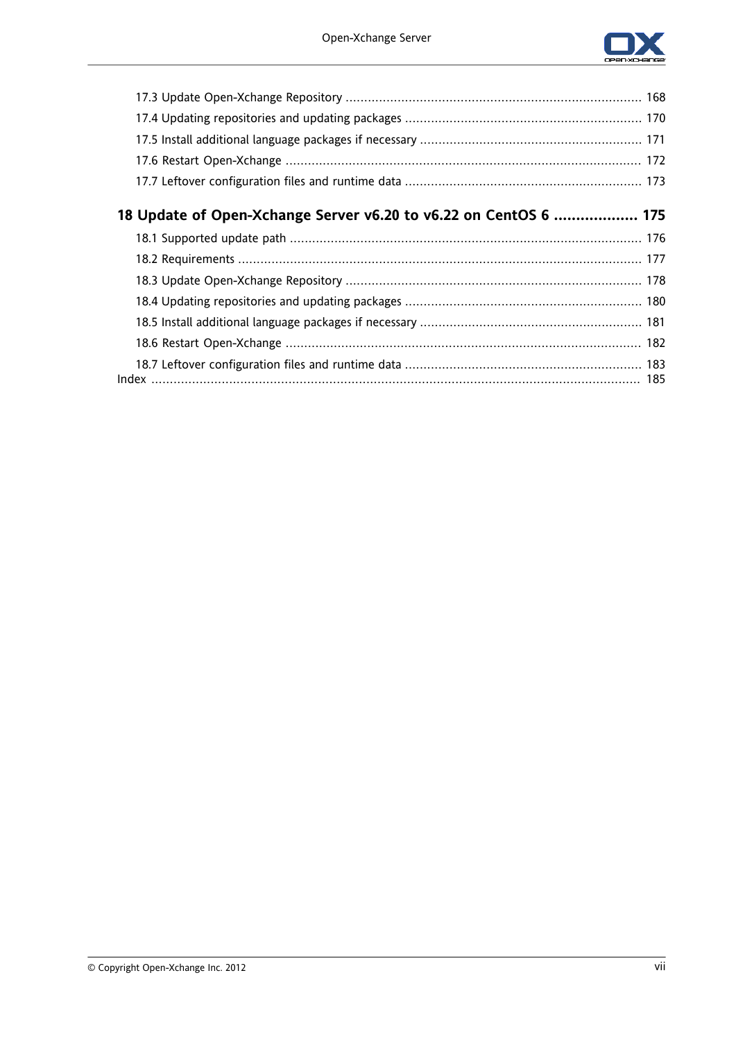17.3 Update Open-Xchange Repository ... 168
17.4 Updating repositories and updating packages ... 170
17.5 Install additional language packages if necessary ... 171
17.6 Restart Open-Xchange ... 172
17.7 Leftover configuration files and runtime data ... 173

**18 Update of Open-Xchange Server v6.20 to v6.22 on CentOS 6 ... 175**

18.1 Supported update path ... 176
18.2 Requirements ... 177
18.3 Update Open-Xchange Repository ... 178
18.4 Updating repositories and updating packages ... 180
18.5 Install additional language packages if necessary ... 181
18.6 Restart Open-Xchange ... 182
18.7 Leftover configuration files and runtime data ... 183

Index ... 185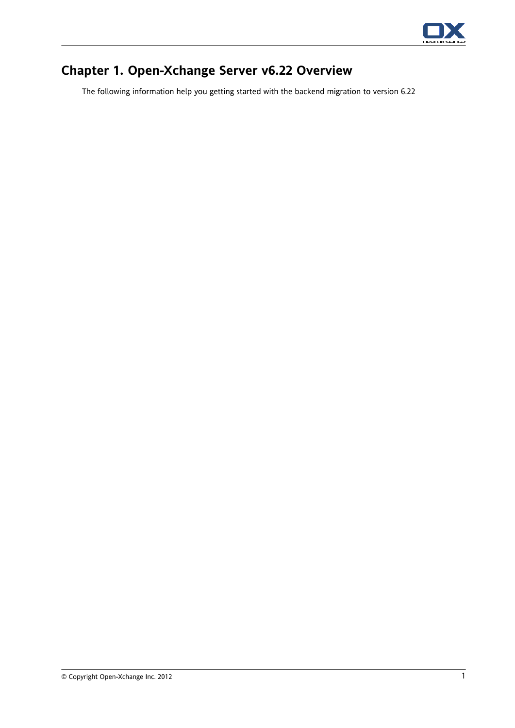# Chapter 1. Open-Xchange Server v6.22 Overview

The following information help you getting started with the backend migration to version 6.22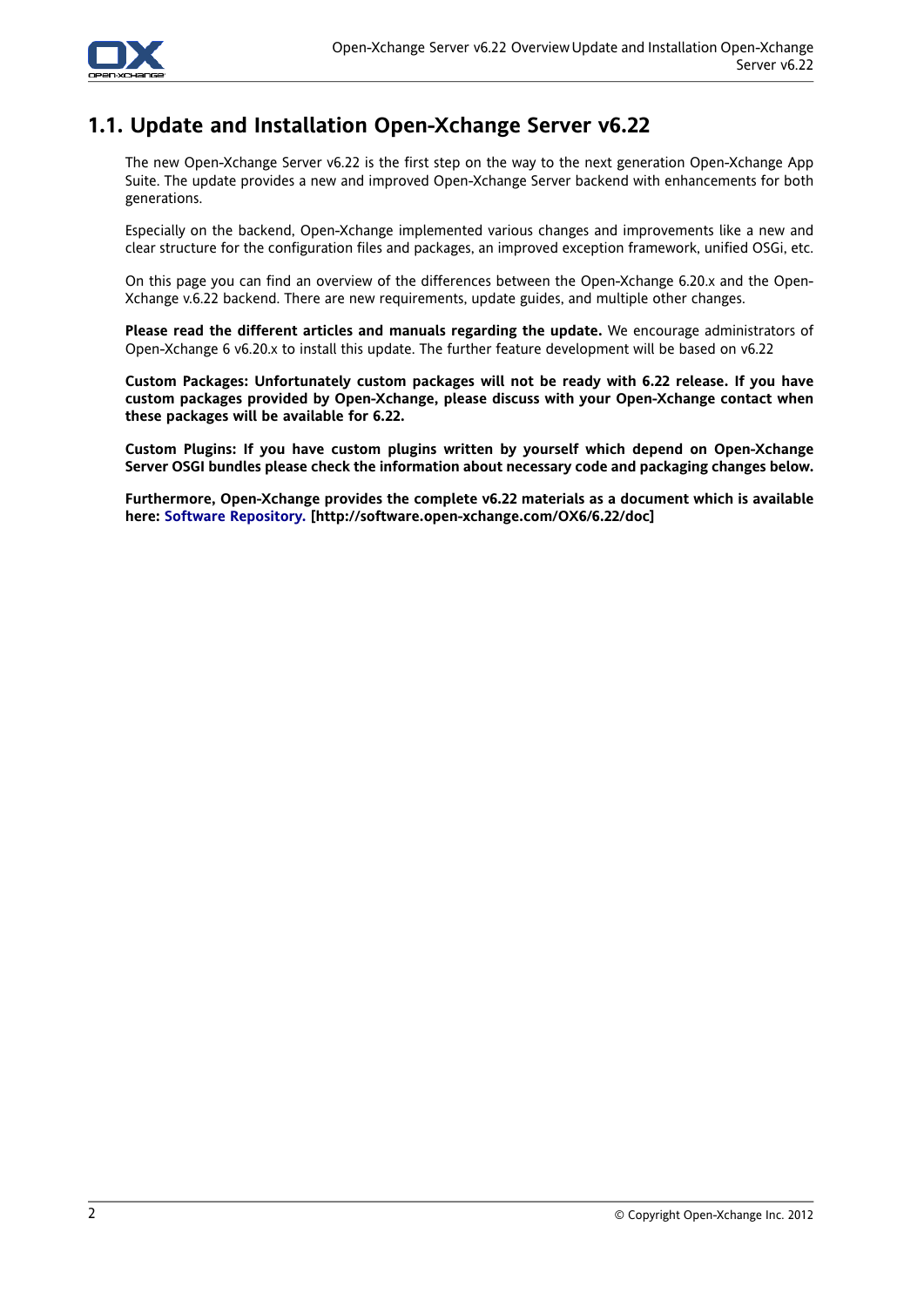## 1.1. Update and Installation Open-Xchange Server v6.22

The new Open-Xchange Server v6.22 is the first step on the way to the next generation Open-Xchange App Suite. The update provides a new and improved Open-Xchange Server backend with enhancements for both generations.

Especially on the backend, Open-Xchange implemented various changes and improvements like a new and clear structure for the configuration files and packages, an improved exception framework, unified OSGi, etc.

On this page you can find an overview of the differences between the Open-Xchange 6.20.x and the Open-Xchange v.6.22 backend. There are new requirements, update guides, and multiple other changes.

**Please read the different articles and manuals regarding the update.** We encourage administrators of Open-Xchange 6 v6.20.x to install this update. The further feature development will be based on v6.22

**Custom Packages: Unfortunately custom packages will not be ready with 6.22 release. If you have custom packages provided by Open-Xchange, please discuss with your Open-Xchange contact when these packages will be available for 6.22.**

**Custom Plugins: If you have custom plugins written by yourself which depend on Open-Xchange Server OSGI bundles please check the information about necessary code and packaging changes below.**

**Furthermore, Open-Xchange provides the complete v6.22 materials as a document which is available here: Software Repository. [http://software.open-xchange.com/OX6/6.22/doc]**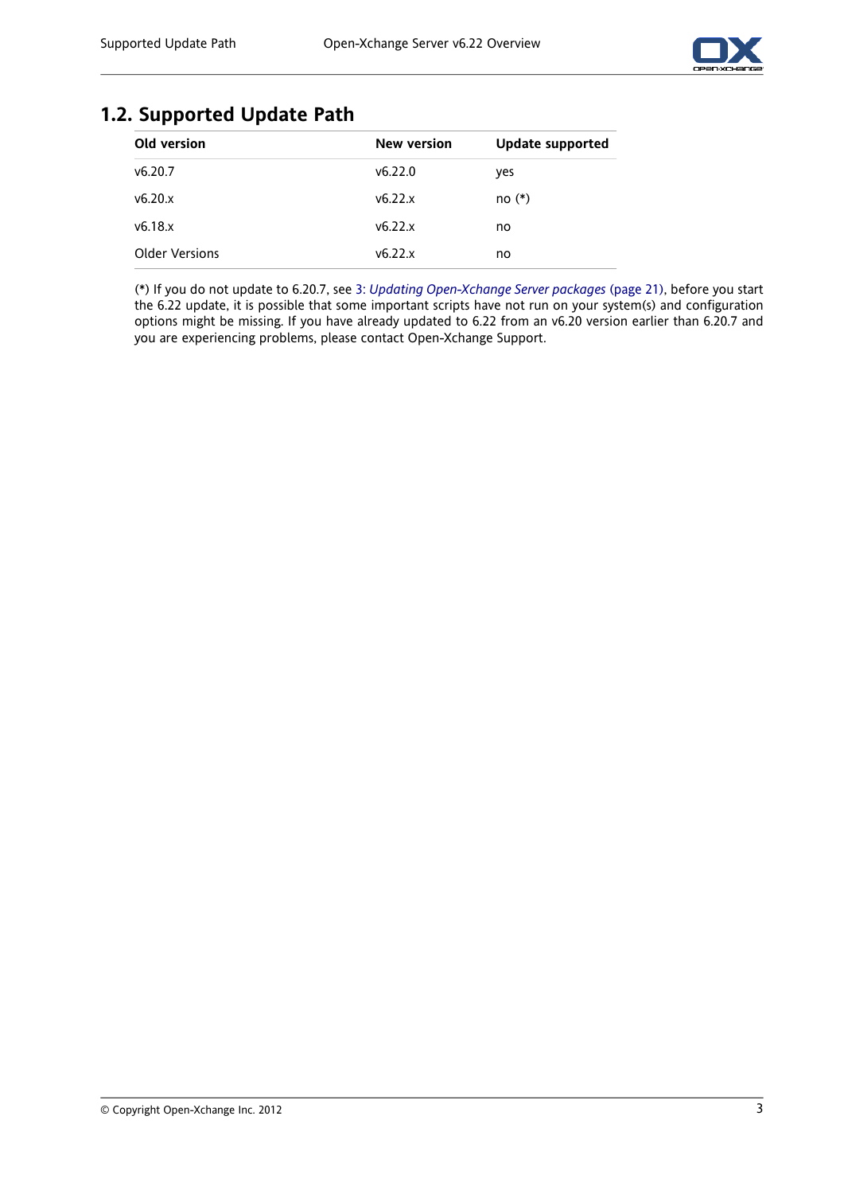## 1.2. Supported Update Path

| Old version | New version | Update supported |
|---|---|---|
| v6.20.7 | v6.22.0 | yes |
| v6.20.x | v6.22.x | no (*) |
| v6.18.x | v6.22.x | no |
| Older Versions | v6.22.x | no |

(*) If you do not update to 6.20.7, see 3: *Updating Open-Xchange Server packages* (page 21), before you start the 6.22 update, it is possible that some important scripts have not run on your system(s) and configuration options might be missing. If you have already updated to 6.22 from an v6.20 version earlier than 6.20.7 and you are experiencing problems, please contact Open-Xchange Support.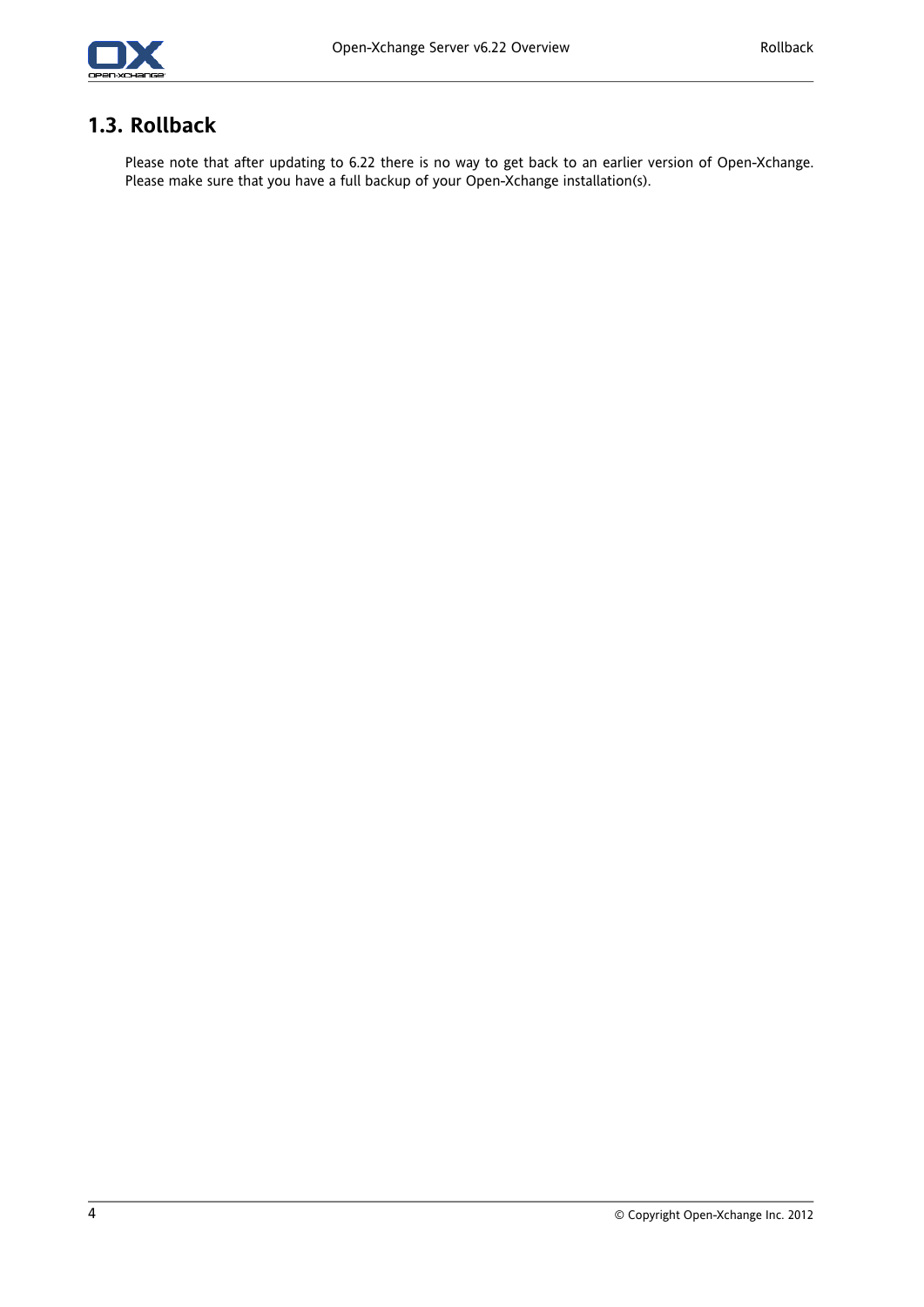## 1.3. Rollback

Please note that after updating to 6.22 there is no way to get back to an earlier version of Open-Xchange. Please make sure that you have a full backup of your Open-Xchange installation(s).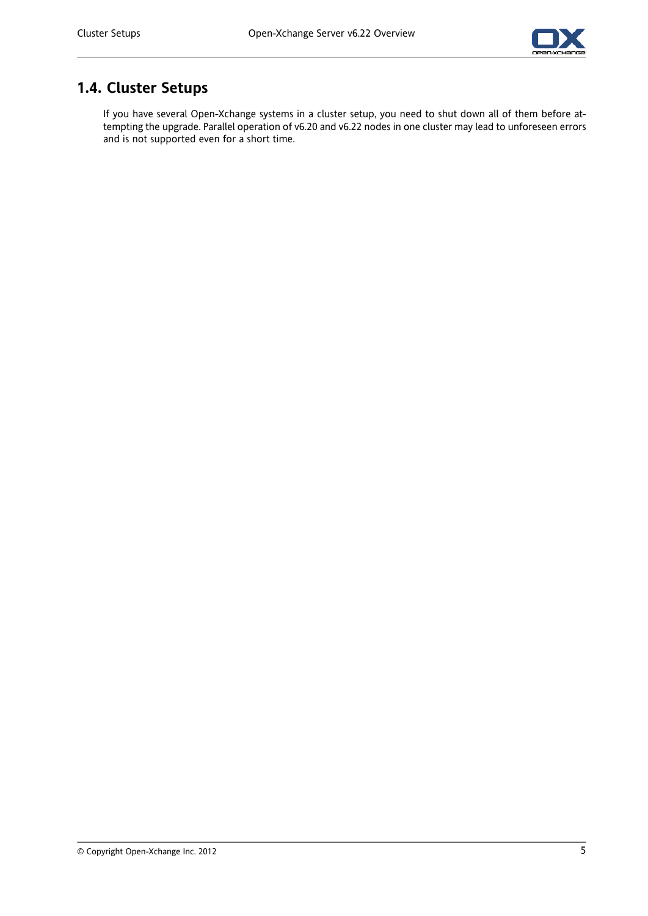## 1.4. Cluster Setups

If you have several Open-Xchange systems in a cluster setup, you need to shut down all of them before attempting the upgrade. Parallel operation of v6.20 and v6.22 nodes in one cluster may lead to unforeseen errors and is not supported even for a short time.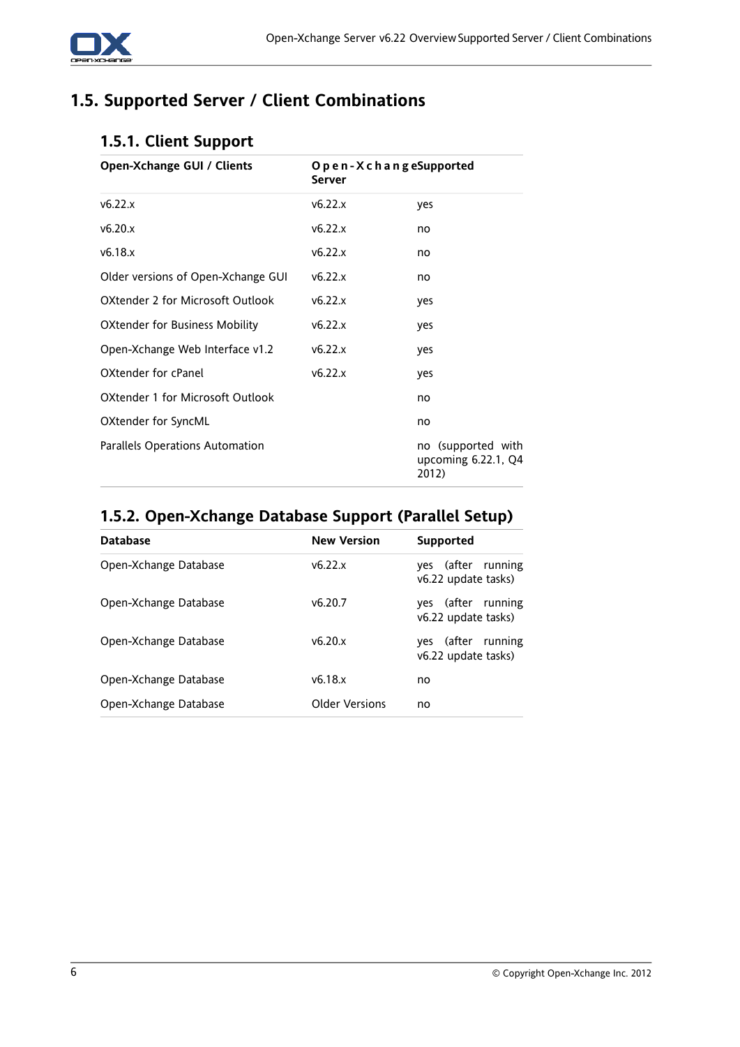## 1.5. Supported Server / Client Combinations

### 1.5.1. Client Support

| Open-Xchange GUI / Clients | Open-Xchange Server | Supported |
|---|---|---|
| v6.22.x | v6.22.x | yes |
| v6.20.x | v6.22.x | no |
| v6.18.x | v6.22.x | no |
| Older versions of Open-Xchange GUI | v6.22.x | no |
| OXtender 2 for Microsoft Outlook | v6.22.x | yes |
| OXtender for Business Mobility | v6.22.x | yes |
| Open-Xchange Web Interface v1.2 | v6.22.x | yes |
| OXtender for cPanel | v6.22.x | yes |
| OXtender 1 for Microsoft Outlook | | no |
| OXtender for SyncML | | no |
| Parallels Operations Automation | | no (supported with upcoming 6.22.1, Q4 2012) |

### 1.5.2. Open-Xchange Database Support (Parallel Setup)

| Database | New Version | Supported |
|---|---|---|
| Open-Xchange Database | v6.22.x | yes (after running v6.22 update tasks) |
| Open-Xchange Database | v6.20.7 | yes (after running v6.22 update tasks) |
| Open-Xchange Database | v6.20.x | yes (after running v6.22 update tasks) |
| Open-Xchange Database | v6.18.x | no |
| Open-Xchange Database | Older Versions | no |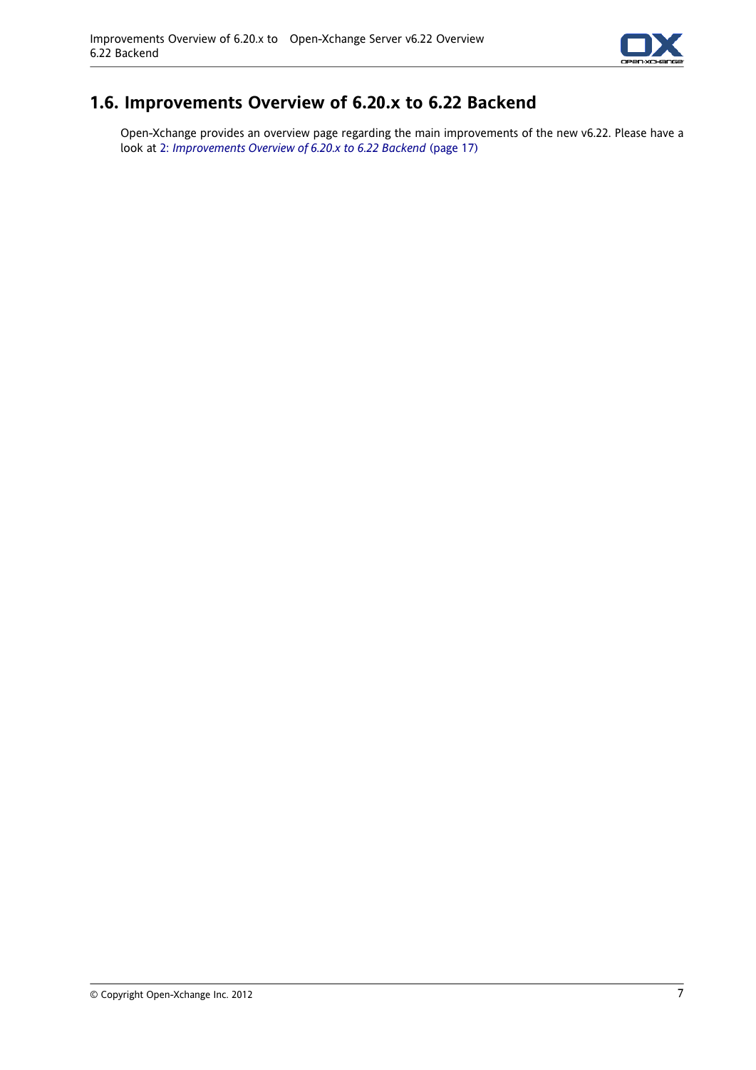## 1.6. Improvements Overview of 6.20.x to 6.22 Backend

Open-Xchange provides an overview page regarding the main improvements of the new v6.22. Please have a look at 2: *Improvements Overview of 6.20.x to 6.22 Backend* (page 17)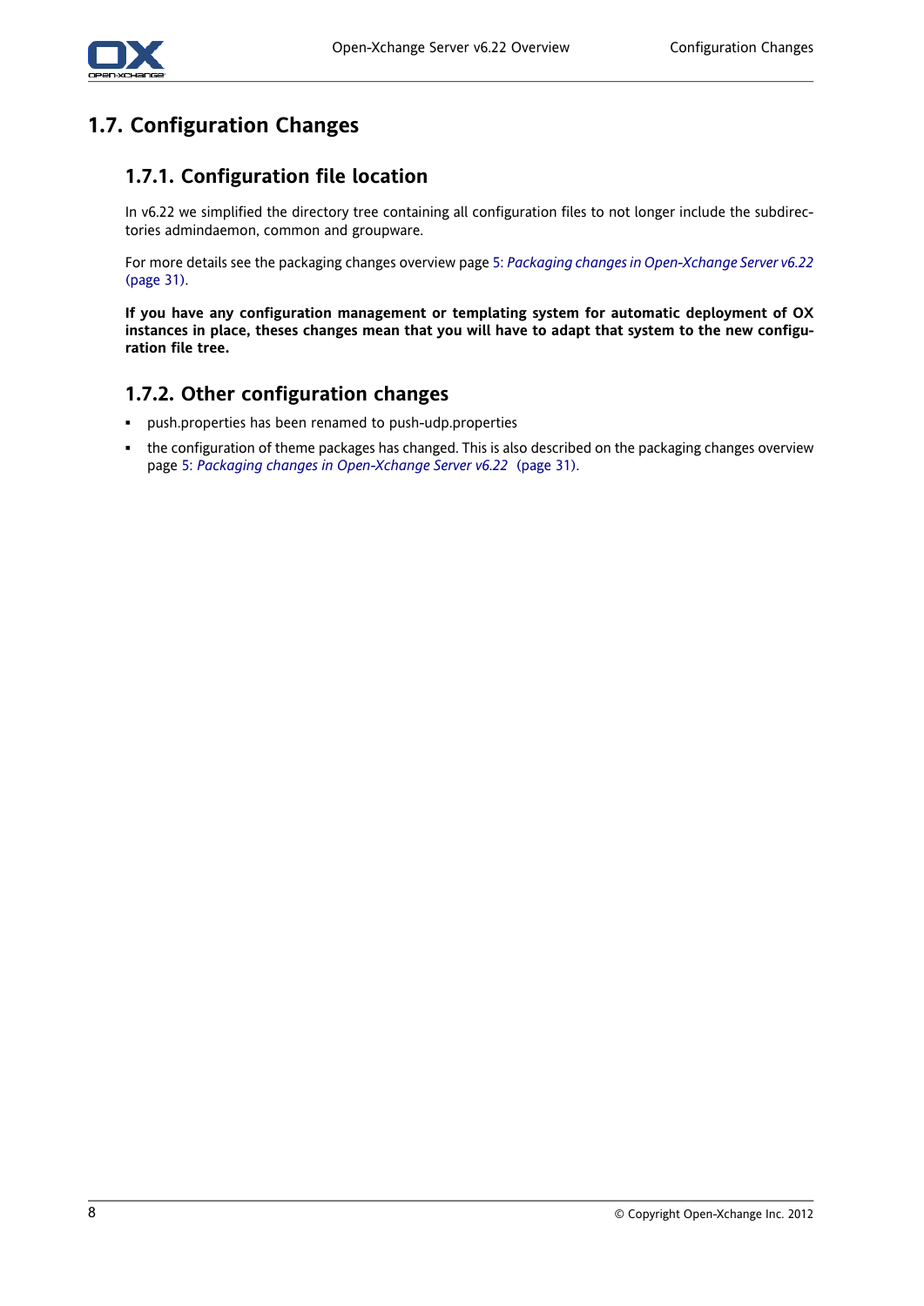## 1.7. Configuration Changes

### 1.7.1. Configuration file location

In v6.22 we simplified the directory tree containing all configuration files to not longer include the subdirectories admindaemon, common and groupware.

For more details see the packaging changes overview page 5: *Packaging changes in Open-Xchange Server v6.22* (page 31).

**If you have any configuration management or templating system for automatic deployment of OX instances in place, theses changes mean that you will have to adapt that system to the new configuration file tree.**

### 1.7.2. Other configuration changes

- push.properties has been renamed to push-udp.properties
- the configuration of theme packages has changed. This is also described on the packaging changes overview page 5: *Packaging changes in Open-Xchange Server v6.22* (page 31).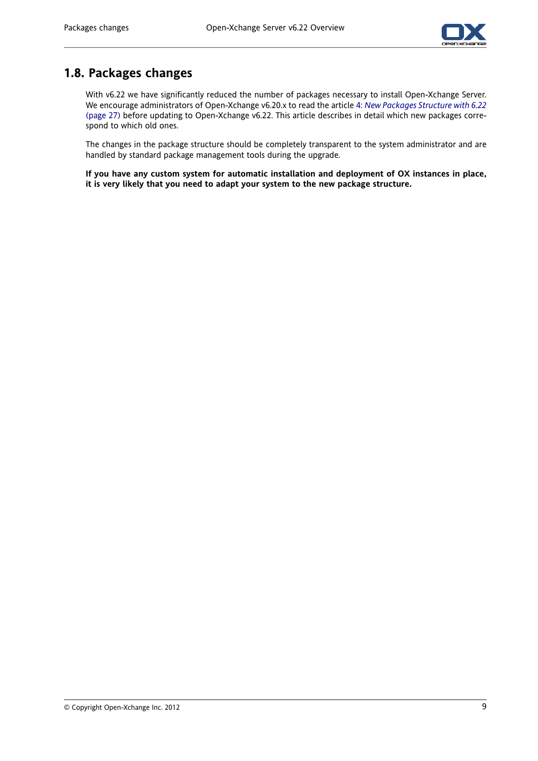## 1.8. Packages changes

With v6.22 we have significantly reduced the number of packages necessary to install Open-Xchange Server. We encourage administrators of Open-Xchange v6.20.x to read the article 4: *New Packages Structure with 6.22* (page 27) before updating to Open-Xchange v6.22. This article describes in detail which new packages correspond to which old ones.

The changes in the package structure should be completely transparent to the system administrator and are handled by standard package management tools during the upgrade.

**If you have any custom system for automatic installation and deployment of OX instances in place, it is very likely that you need to adapt your system to the new package structure.**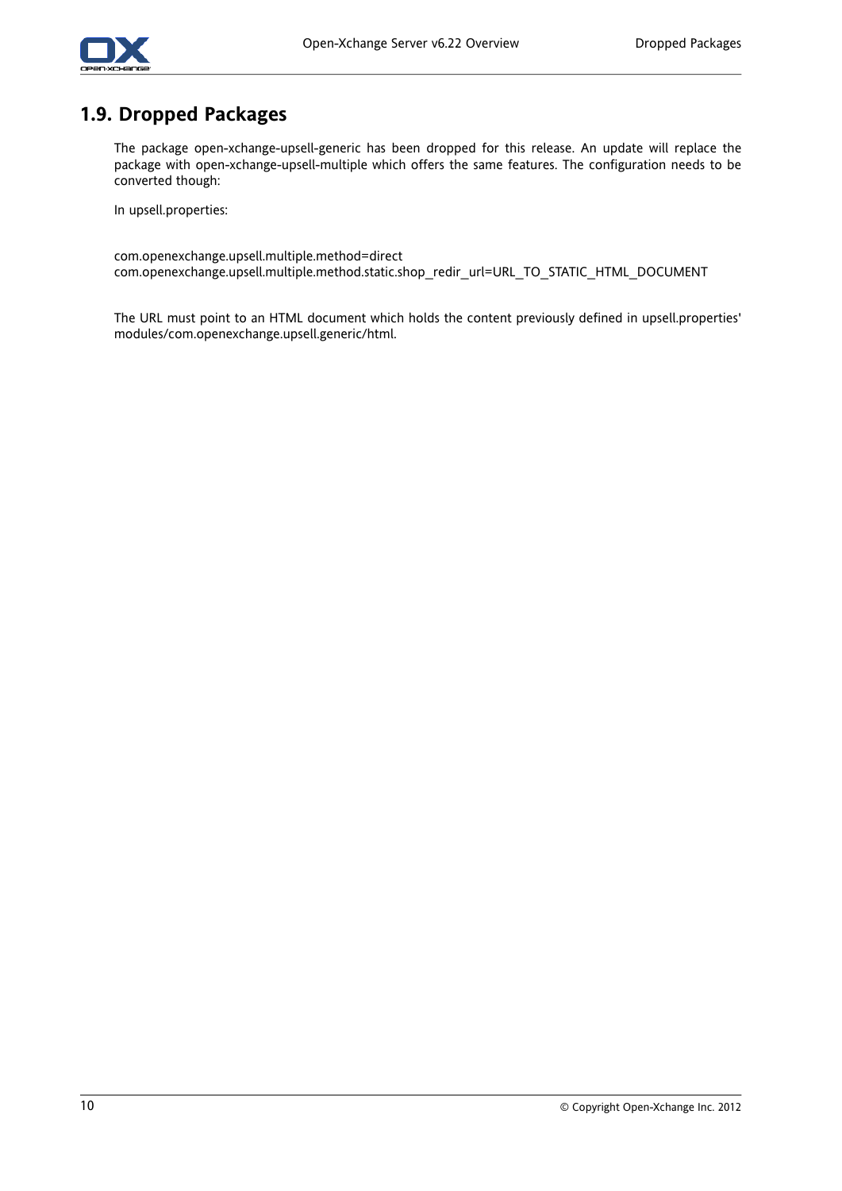## 1.9. Dropped Packages

The package open-xchange-upsell-generic has been dropped for this release. An update will replace the package with open-xchange-upsell-multiple which offers the same features. The configuration needs to be converted though:

In upsell.properties:

```
com.openexchange.upsell.multiple.method=direct
com.openexchange.upsell.multiple.method.static.shop_redir_url=URL_TO_STATIC_HTML_DOCUMENT
```

The URL must point to an HTML document which holds the content previously defined in upsell.properties' modules/com.openexchange.upsell.generic/html.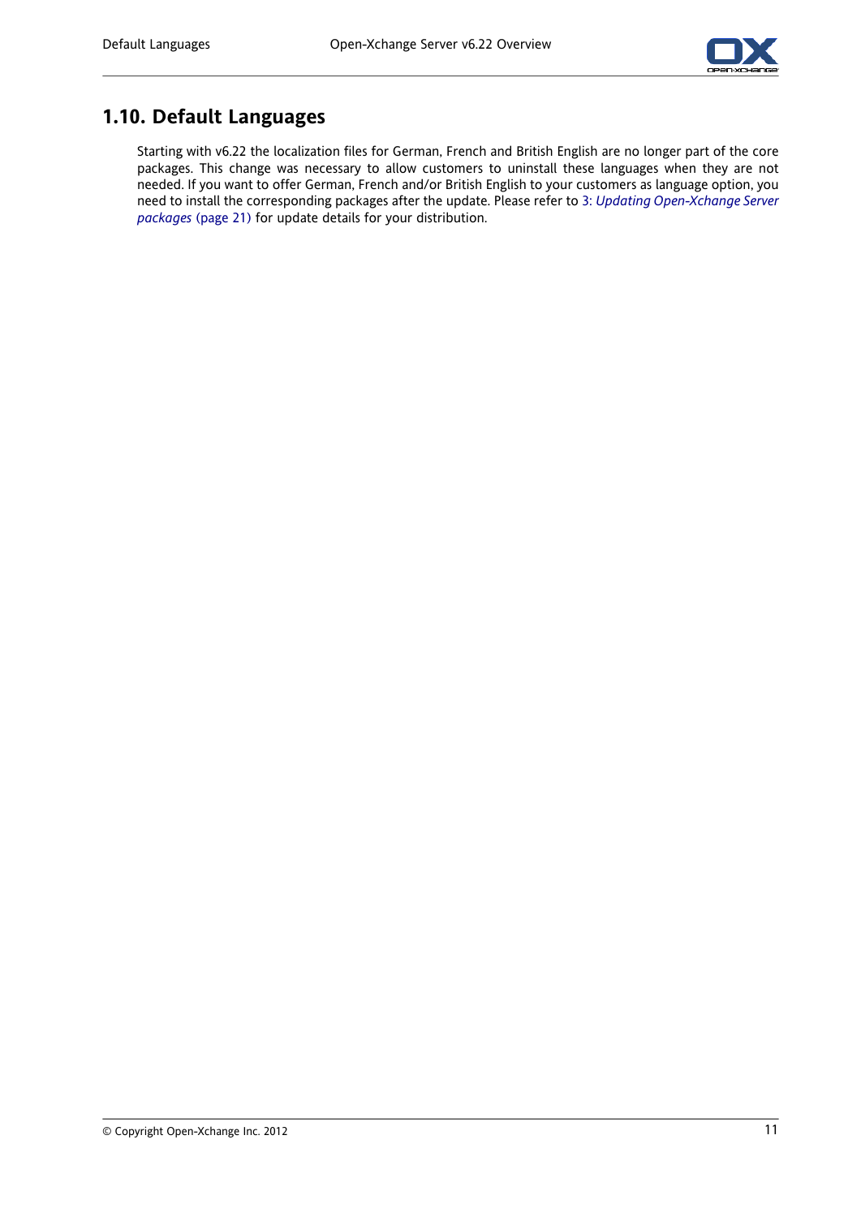## 1.10. Default Languages

Starting with v6.22 the localization files for German, French and British English are no longer part of the core packages. This change was necessary to allow customers to uninstall these languages when they are not needed. If you want to offer German, French and/or British English to your customers as language option, you need to install the corresponding packages after the update. Please refer to 3: *Updating Open-Xchange Server packages* (page 21) for update details for your distribution.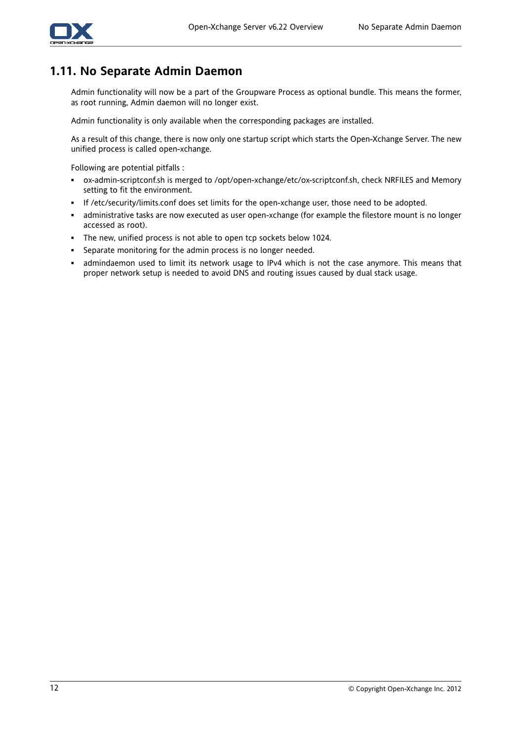## 1.11. No Separate Admin Daemon

Admin functionality will now be a part of the Groupware Process as optional bundle. This means the former, as root running, Admin daemon will no longer exist.

Admin functionality is only available when the corresponding packages are installed.

As a result of this change, there is now only one startup script which starts the Open-Xchange Server. The new unified process is called open-xchange.

Following are potential pitfalls :

- ox-admin-scriptconf.sh is merged to /opt/open-xchange/etc/ox-scriptconf.sh, check NRFILES and Memory setting to fit the environment.
- If /etc/security/limits.conf does set limits for the open-xchange user, those need to be adopted.
- administrative tasks are now executed as user open-xchange (for example the filestore mount is no longer accessed as root).
- The new, unified process is not able to open tcp sockets below 1024.
- Separate monitoring for the admin process is no longer needed.
- admindaemon used to limit its network usage to IPv4 which is not the case anymore. This means that proper network setup is needed to avoid DNS and routing issues caused by dual stack usage.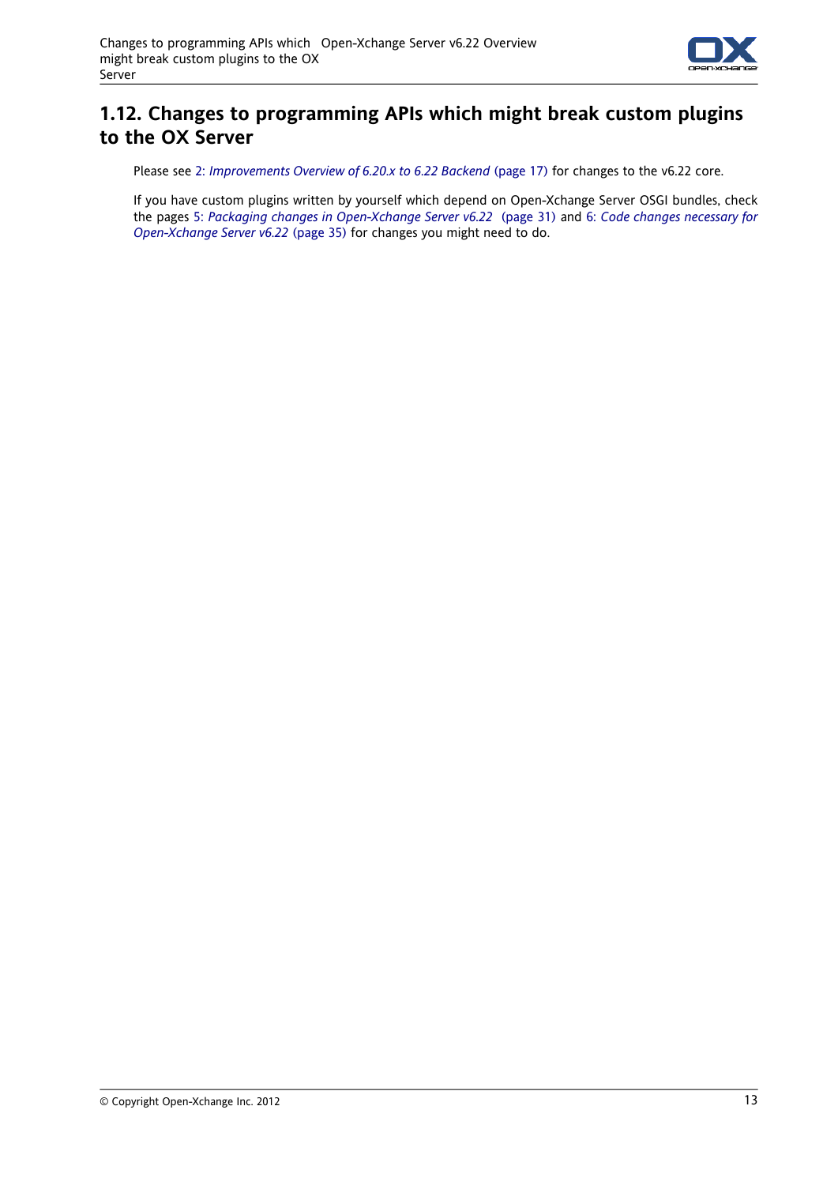## 1.12. Changes to programming APIs which might break custom plugins to the OX Server

Please see 2: *Improvements Overview of 6.20.x to 6.22 Backend* (page 17) for changes to the v6.22 core.

If you have custom plugins written by yourself which depend on Open-Xchange Server OSGI bundles, check the pages 5: *Packaging changes in Open-Xchange Server v6.22* (page 31) and 6: *Code changes necessary for Open-Xchange Server v6.22* (page 35) for changes you might need to do.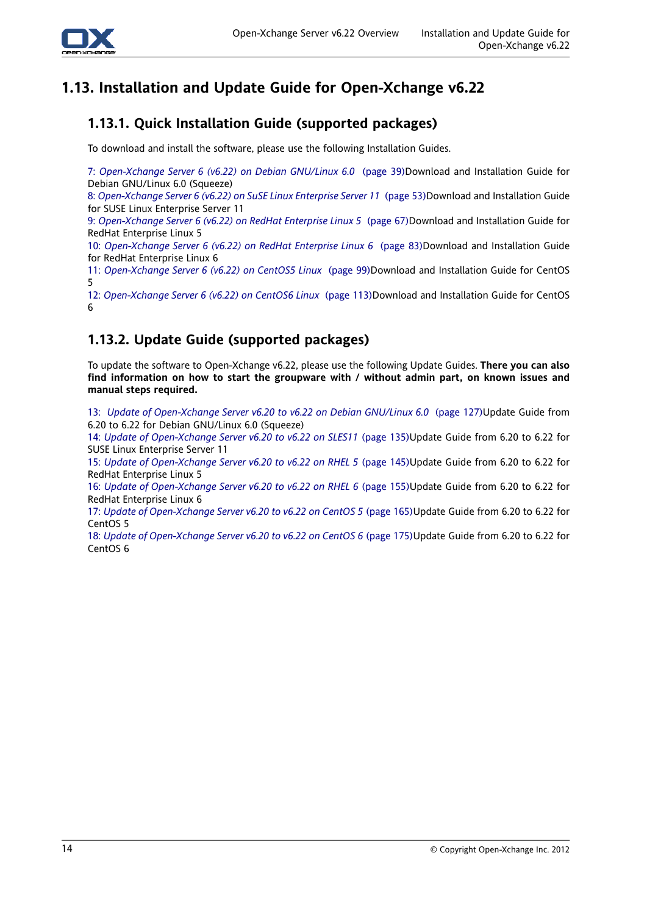# 1.13. Installation and Update Guide for Open-Xchange v6.22

## 1.13.1. Quick Installation Guide (supported packages)

To download and install the software, please use the following Installation Guides.

7: *Open-Xchange Server 6 (v6.22) on Debian GNU/Linux 6.0* (page 39)Download and Installation Guide for Debian GNU/Linux 6.0 (Squeeze)
8: *Open-Xchange Server 6 (v6.22) on SuSE Linux Enterprise Server 11* (page 53)Download and Installation Guide for SUSE Linux Enterprise Server 11
9: *Open-Xchange Server 6 (v6.22) on RedHat Enterprise Linux 5* (page 67)Download and Installation Guide for RedHat Enterprise Linux 5
10: *Open-Xchange Server 6 (v6.22) on RedHat Enterprise Linux 6* (page 83)Download and Installation Guide for RedHat Enterprise Linux 6
11: *Open-Xchange Server 6 (v6.22) on CentOS5 Linux* (page 99)Download and Installation Guide for CentOS 5
12: *Open-Xchange Server 6 (v6.22) on CentOS6 Linux* (page 113)Download and Installation Guide for CentOS 6

## 1.13.2. Update Guide (supported packages)

To update the software to Open-Xchange v6.22, please use the following Update Guides. **There you can also find information on how to start the groupware with / without admin part, on known issues and manual steps required.**

13: *Update of Open-Xchange Server v6.20 to v6.22 on Debian GNU/Linux 6.0* (page 127)Update Guide from 6.20 to 6.22 for Debian GNU/Linux 6.0 (Squeeze)
14: *Update of Open-Xchange Server v6.20 to v6.22 on SLES11* (page 135)Update Guide from 6.20 to 6.22 for SUSE Linux Enterprise Server 11
15: *Update of Open-Xchange Server v6.20 to v6.22 on RHEL 5* (page 145)Update Guide from 6.20 to 6.22 for RedHat Enterprise Linux 5
16: *Update of Open-Xchange Server v6.20 to v6.22 on RHEL 6* (page 155)Update Guide from 6.20 to 6.22 for RedHat Enterprise Linux 6
17: *Update of Open-Xchange Server v6.20 to v6.22 on CentOS 5* (page 165)Update Guide from 6.20 to 6.22 for CentOS 5
18: *Update of Open-Xchange Server v6.20 to v6.22 on CentOS 6* (page 175)Update Guide from 6.20 to 6.22 for CentOS 6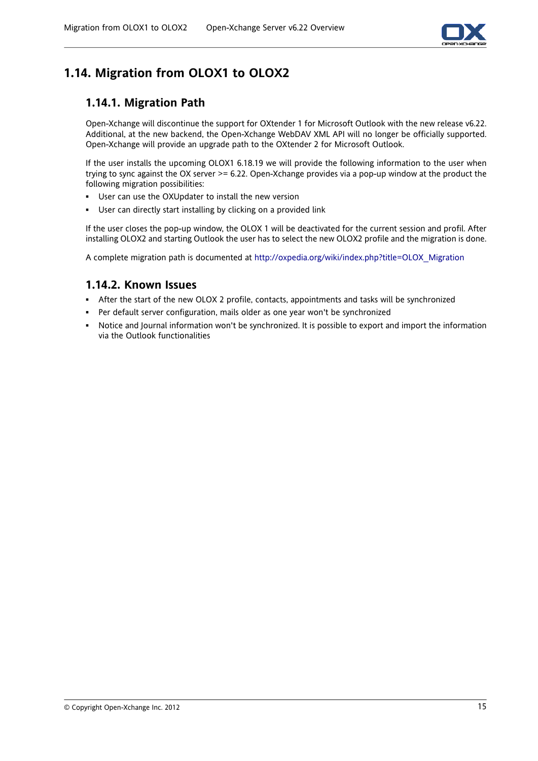## 1.14. Migration from OLOX1 to OLOX2

### 1.14.1. Migration Path

Open-Xchange will discontinue the support for OXtender 1 for Microsoft Outlook with the new release v6.22. Additional, at the new backend, the Open-Xchange WebDAV XML API will no longer be officially supported. Open-Xchange will provide an upgrade path to the OXtender 2 for Microsoft Outlook.

If the user installs the upcoming OLOX1 6.18.19 we will provide the following information to the user when trying to sync against the OX server >= 6.22. Open-Xchange provides via a pop-up window at the product the following migration possibilities:

- User can use the OXUpdater to install the new version
- User can directly start installing by clicking on a provided link

If the user closes the pop-up window, the OLOX 1 will be deactivated for the current session and profil. After installing OLOX2 and starting Outlook the user has to select the new OLOX2 profile and the migration is done.

A complete migration path is documented at http://oxpedia.org/wiki/index.php?title=OLOX_Migration

### 1.14.2. Known Issues

- After the start of the new OLOX 2 profile, contacts, appointments and tasks will be synchronized
- Per default server configuration, mails older as one year won't be synchronized
- Notice and Journal information won't be synchronized. It is possible to export and import the information via the Outlook functionalities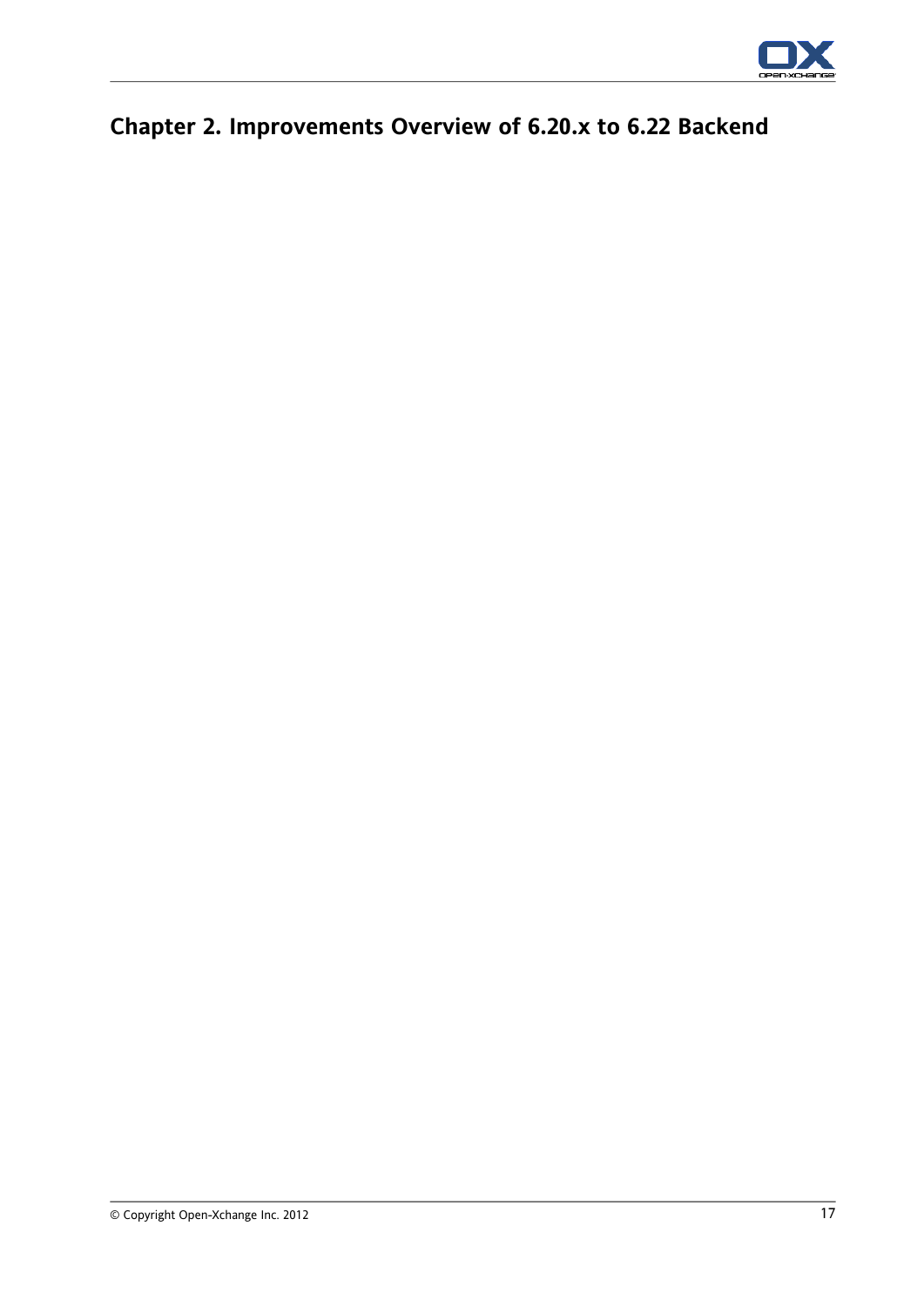# Chapter 2. Improvements Overview of 6.20.x to 6.22 Backend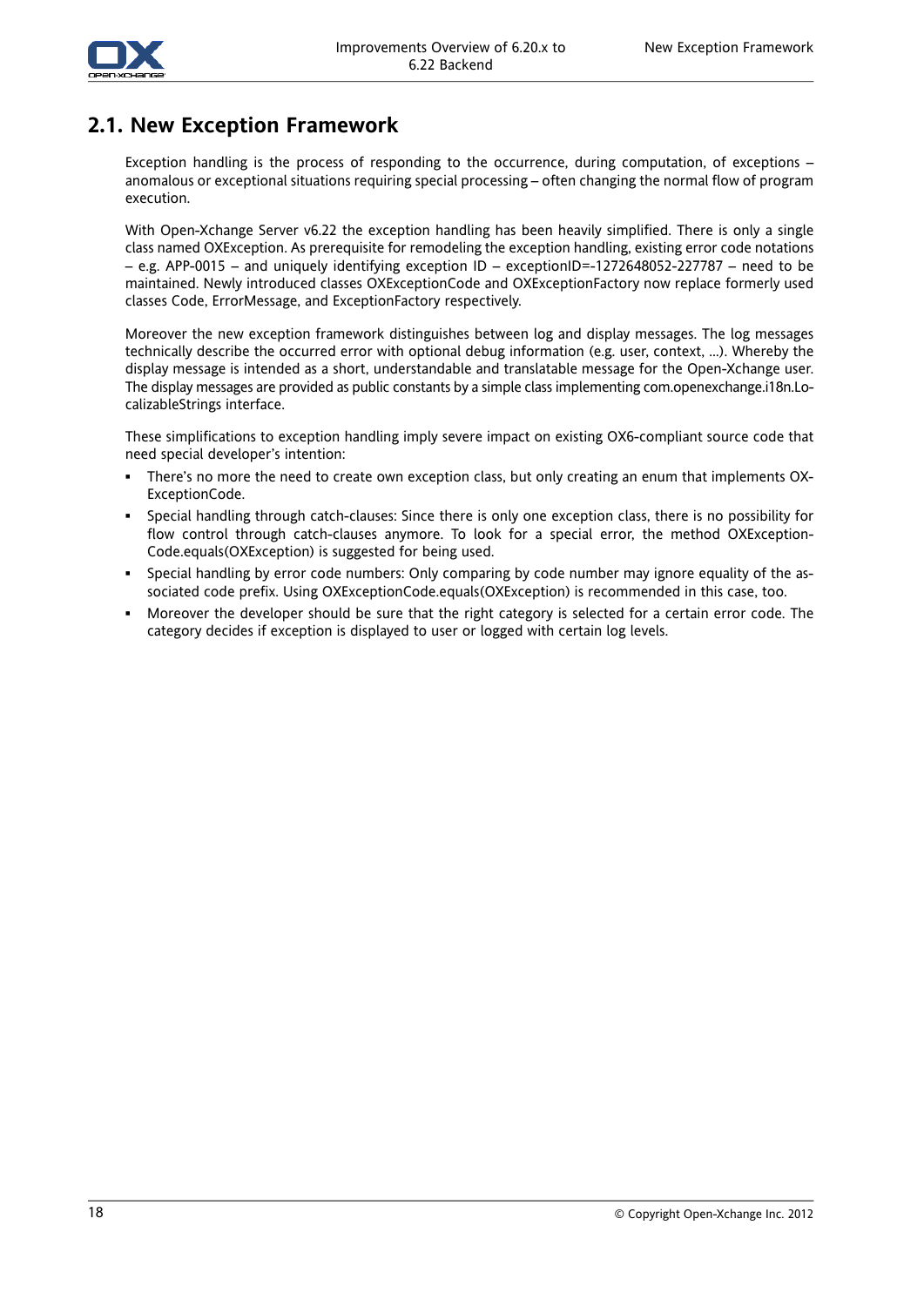## 2.1. New Exception Framework

Exception handling is the process of responding to the occurrence, during computation, of exceptions – anomalous or exceptional situations requiring special processing – often changing the normal flow of program execution.

With Open-Xchange Server v6.22 the exception handling has been heavily simplified. There is only a single class named OXException. As prerequisite for remodeling the exception handling, existing error code notations – e.g. APP-0015 – and uniquely identifying exception ID – exceptionID=-1272648052-227787 – need to be maintained. Newly introduced classes OXExceptionCode and OXExceptionFactory now replace formerly used classes Code, ErrorMessage, and ExceptionFactory respectively.

Moreover the new exception framework distinguishes between log and display messages. The log messages technically describe the occurred error with optional debug information (e.g. user, context, ...). Whereby the display message is intended as a short, understandable and translatable message for the Open-Xchange user. The display messages are provided as public constants by a simple class implementing com.openexchange.i18n.LocalizableStrings interface.

These simplifications to exception handling imply severe impact on existing OX6-compliant source code that need special developer's intention:

- There's no more the need to create own exception class, but only creating an enum that implements OXExceptionCode.
- Special handling through catch-clauses: Since there is only one exception class, there is no possibility for flow control through catch-clauses anymore. To look for a special error, the method OXExceptionCode.equals(OXException) is suggested for being used.
- Special handling by error code numbers: Only comparing by code number may ignore equality of the associated code prefix. Using OXExceptionCode.equals(OXException) is recommended in this case, too.
- Moreover the developer should be sure that the right category is selected for a certain error code. The category decides if exception is displayed to user or logged with certain log levels.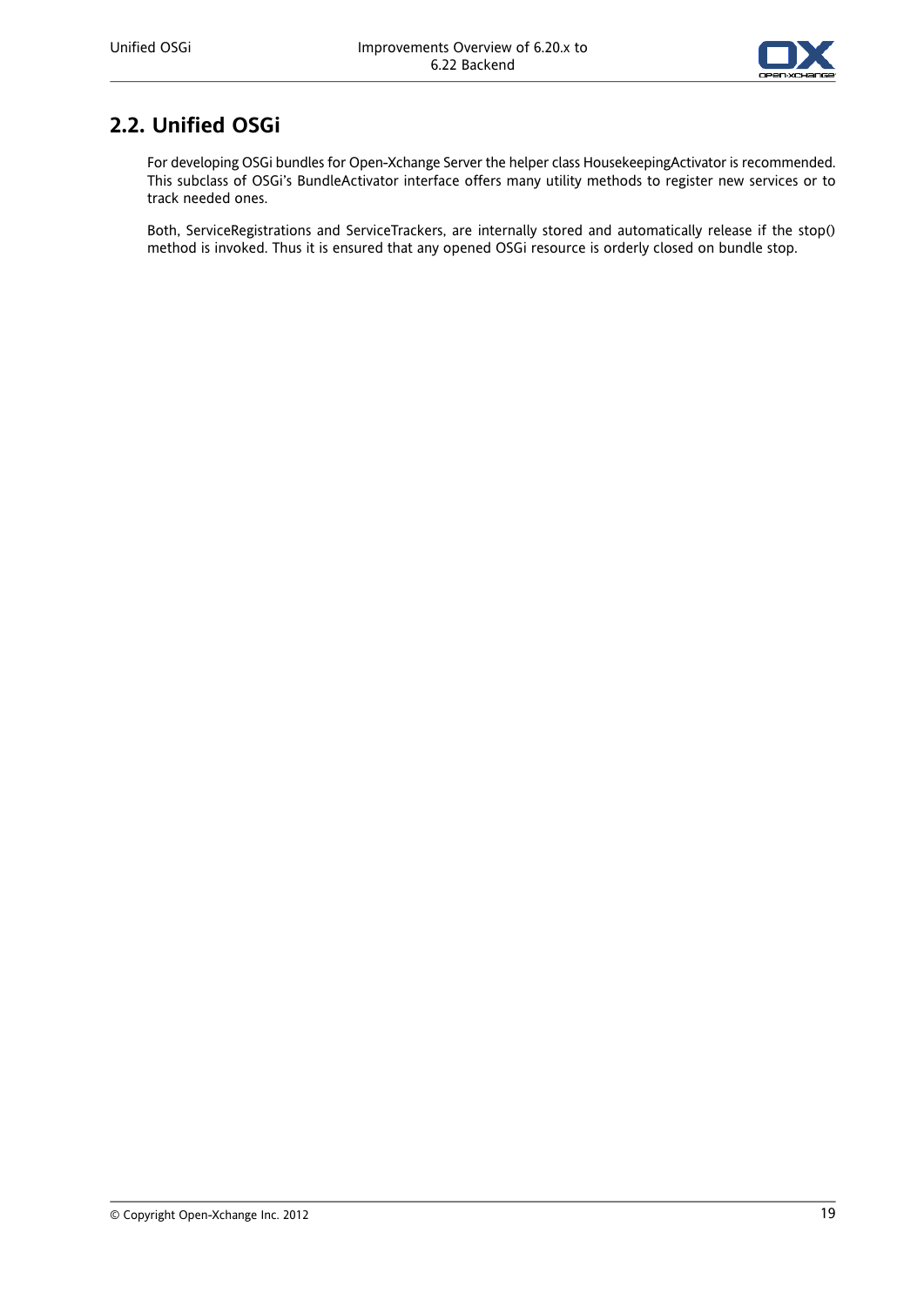## 2.2. Unified OSGi

For developing OSGi bundles for Open-Xchange Server the helper class HousekeepingActivator is recommended. This subclass of OSGi's BundleActivator interface offers many utility methods to register new services or to track needed ones.

Both, ServiceRegistrations and ServiceTrackers, are internally stored and automatically release if the stop() method is invoked. Thus it is ensured that any opened OSGi resource is orderly closed on bundle stop.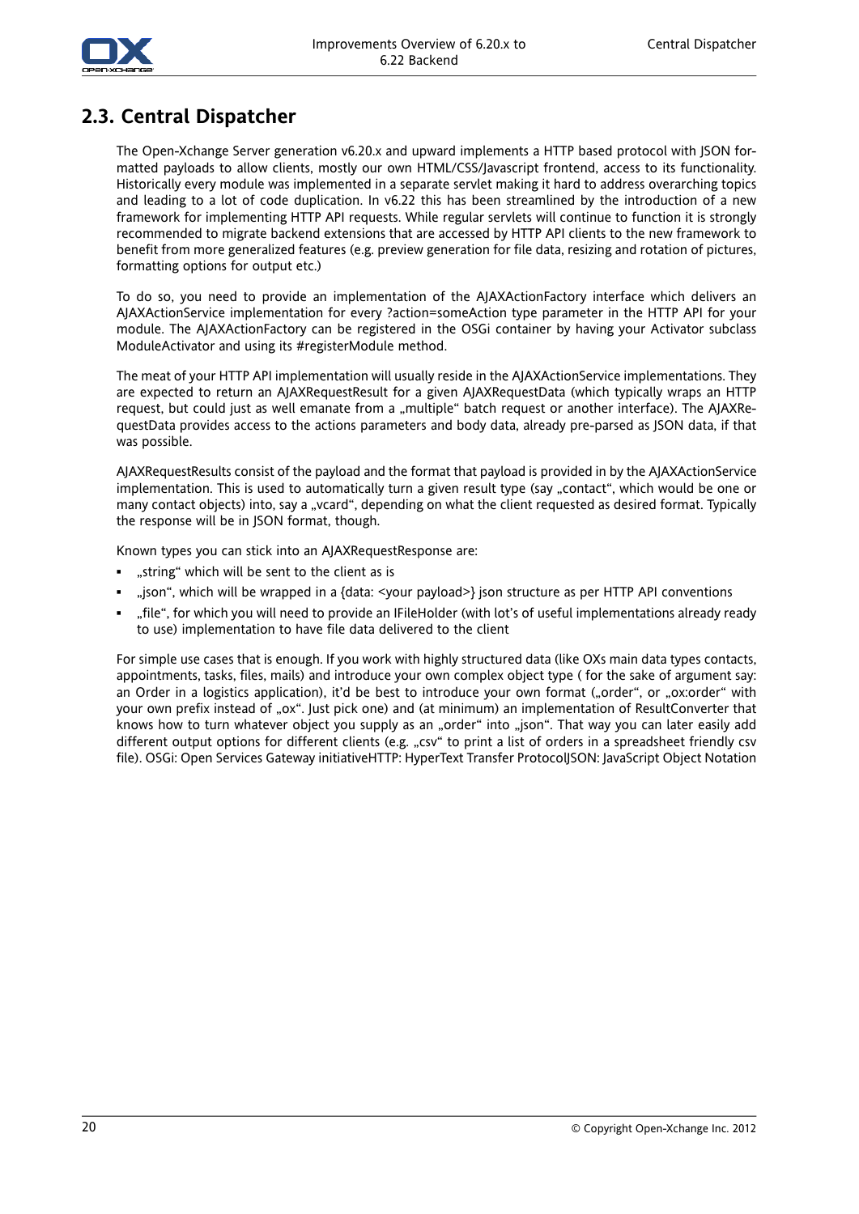## 2.3. Central Dispatcher

The Open-Xchange Server generation v6.20.x and upward implements a HTTP based protocol with JSON formatted payloads to allow clients, mostly our own HTML/CSS/Javascript frontend, access to its functionality. Historically every module was implemented in a separate servlet making it hard to address overarching topics and leading to a lot of code duplication. In v6.22 this has been streamlined by the introduction of a new framework for implementing HTTP API requests. While regular servlets will continue to function it is strongly recommended to migrate backend extensions that are accessed by HTTP API clients to the new framework to benefit from more generalized features (e.g. preview generation for file data, resizing and rotation of pictures, formatting options for output etc.)

To do so, you need to provide an implementation of the AJAXActionFactory interface which delivers an AJAXActionService implementation for every ?action=someAction type parameter in the HTTP API for your module. The AJAXActionFactory can be registered in the OSGi container by having your Activator subclass ModuleActivator and using its #registerModule method.

The meat of your HTTP API implementation will usually reside in the AJAXActionService implementations. They are expected to return an AJAXRequestResult for a given AJAXRequestData (which typically wraps an HTTP request, but could just as well emanate from a „multiple“ batch request or another interface). The AJAXRequestData provides access to the actions parameters and body data, already pre-parsed as JSON data, if that was possible.

AJAXRequestResults consist of the payload and the format that payload is provided in by the AJAXActionService implementation. This is used to automatically turn a given result type (say „contact“, which would be one or many contact objects) into, say a „vcard“, depending on what the client requested as desired format. Typically the response will be in JSON format, though.

Known types you can stick into an AJAXRequestResponse are:

- „string“ which will be sent to the client as is
- „json“, which will be wrapped in a {data: <your payload>} json structure as per HTTP API conventions
- „file“, for which you will need to provide an IFileHolder (with lot's of useful implementations already ready to use) implementation to have file data delivered to the client

For simple use cases that is enough. If you work with highly structured data (like OXs main data types contacts, appointments, tasks, files, mails) and introduce your own complex object type ( for the sake of argument say: an Order in a logistics application), it'd be best to introduce your own format („order“, or „ox:order“ with your own prefix instead of „ox“. Just pick one) and (at minimum) an implementation of ResultConverter that knows how to turn whatever object you supply as an „order“ into „json“. That way you can later easily add different output options for different clients (e.g. „csv“ to print a list of orders in a spreadsheet friendly csv file). OSGi: Open Services Gateway initiativeHTTP: HyperText Transfer ProtocolJSON: JavaScript Object Notation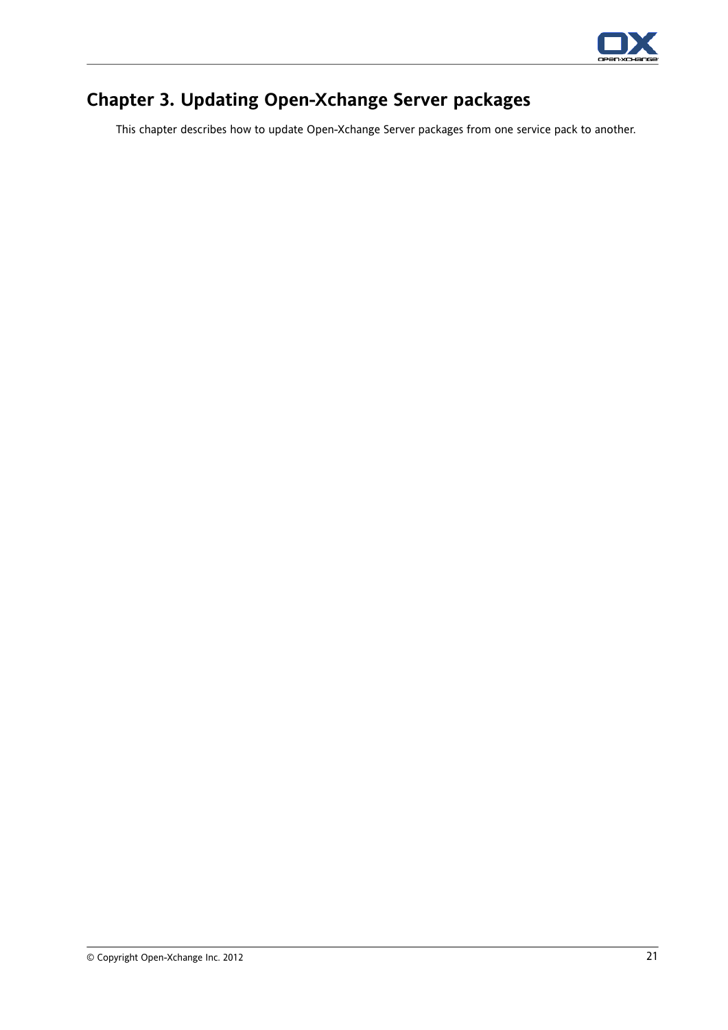# Chapter 3. Updating Open-Xchange Server packages

This chapter describes how to update Open-Xchange Server packages from one service pack to another.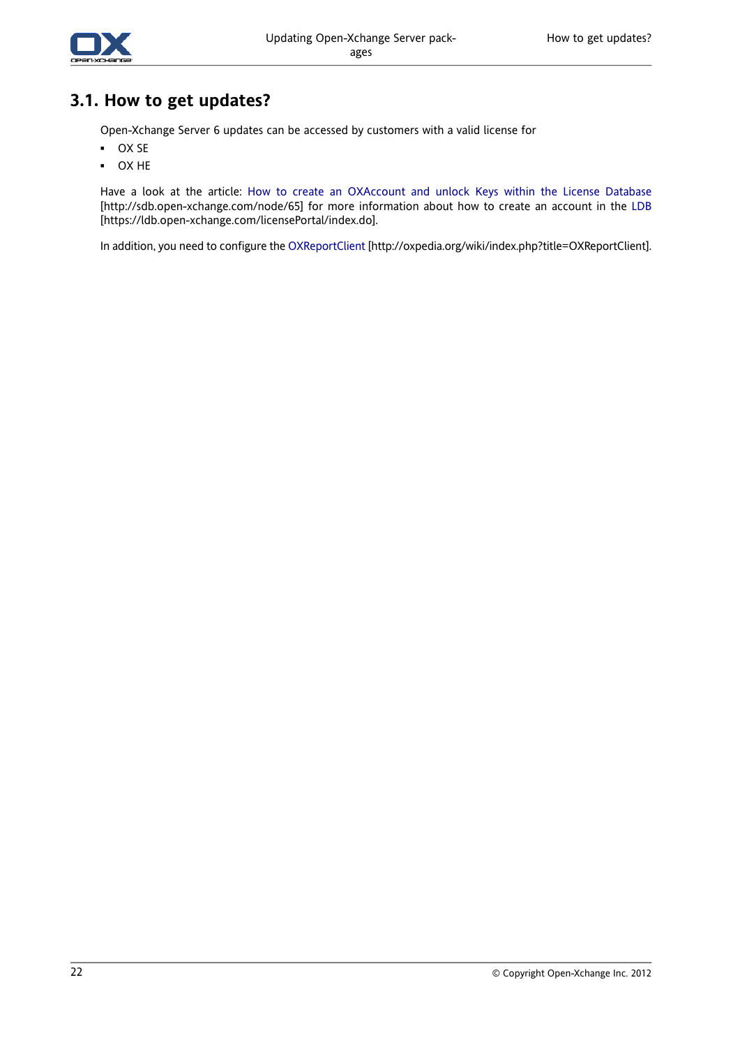## 3.1. How to get updates?

Open-Xchange Server 6 updates can be accessed by customers with a valid license for

- OX SE
- OX HE

Have a look at the article: How to create an OXAccount and unlock Keys within the License Database [http://sdb.open-xchange.com/node/65] for more information about how to create an account in the LDB [https://ldb.open-xchange.com/licensePortal/index.do].

In addition, you need to configure the OXReportClient [http://oxpedia.org/wiki/index.php?title=OXReportClient].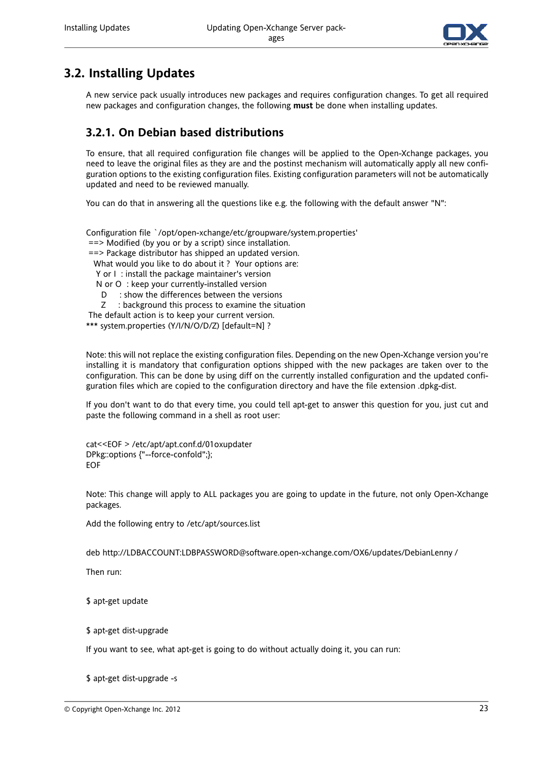## 3.2. Installing Updates

A new service pack usually introduces new packages and requires configuration changes. To get all required new packages and configuration changes, the following **must** be done when installing updates.

### 3.2.1. On Debian based distributions

To ensure, that all required configuration file changes will be applied to the Open-Xchange packages, you need to leave the original files as they are and the postinst mechanism will automatically apply all new configuration options to the existing configuration files. Existing configuration parameters will not be automatically updated and need to be reviewed manually.

You can do that in answering all the questions like e.g. the following with the default answer "N":

```
Configuration file `/opt/open-xchange/etc/groupware/system.properties'
 ==> Modified (by you or by a script) since installation.
 ==> Package distributor has shipped an updated version.
   What would you like to do about it ?  Your options are:
    Y or I  : install the package maintainer's version
    N or O  : keep your currently-installed version
      D     : show the differences between the versions
      Z     : background this process to examine the situation
 The default action is to keep your current version.
*** system.properties (Y/I/N/O/D/Z) [default=N] ?
```

Note: this will not replace the existing configuration files. Depending on the new Open-Xchange version you're installing it is mandatory that configuration options shipped with the new packages are taken over to the configuration. This can be done by using diff on the currently installed configuration and the updated configuration files which are copied to the configuration directory and have the file extension .dpkg-dist.

If you don't want to do that every time, you could tell apt-get to answer this question for you, just cut and paste the following command in a shell as root user:

```
cat<<EOF > /etc/apt/apt.conf.d/01oxupdater
DPkg::options {"--force-confold";};
EOF
```

Note: This change will apply to ALL packages you are going to update in the future, not only Open-Xchange packages.

Add the following entry to /etc/apt/sources.list

```
deb http://LDBACCOUNT:LDBPASSWORD@software.open-xchange.com/OX6/updates/DebianLenny /
```

Then run:

```
$ apt-get update
```

```
$ apt-get dist-upgrade
```

If you want to see, what apt-get is going to do without actually doing it, you can run:

```
$ apt-get dist-upgrade -s
```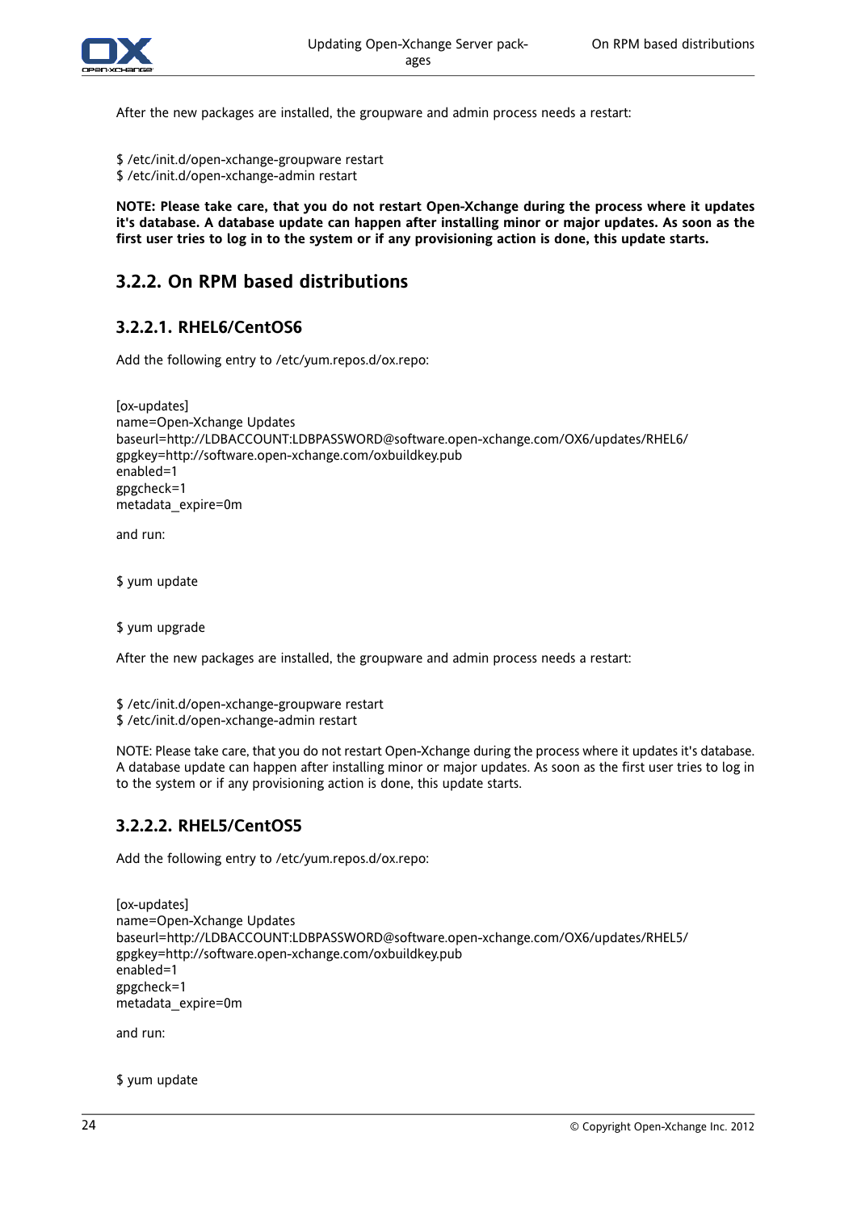After the new packages are installed, the groupware and admin process needs a restart:

```
$ /etc/init.d/open-xchange-groupware restart
$ /etc/init.d/open-xchange-admin restart
```

**NOTE: Please take care, that you do not restart Open-Xchange during the process where it updates it's database. A database update can happen after installing minor or major updates. As soon as the first user tries to log in to the system or if any provisioning action is done, this update starts.**

## 3.2.2. On RPM based distributions

### 3.2.2.1. RHEL6/CentOS6

Add the following entry to /etc/yum.repos.d/ox.repo:

```
[ox-updates]
name=Open-Xchange Updates
baseurl=http://LDBACCOUNT:LDBPASSWORD@software.open-xchange.com/OX6/updates/RHEL6/
gpgkey=http://software.open-xchange.com/oxbuildkey.pub
enabled=1
gpgcheck=1
metadata_expire=0m
```

and run:

```
$ yum update
```

```
$ yum upgrade
```

After the new packages are installed, the groupware and admin process needs a restart:

```
$ /etc/init.d/open-xchange-groupware restart
$ /etc/init.d/open-xchange-admin restart
```

NOTE: Please take care, that you do not restart Open-Xchange during the process where it updates it's database. A database update can happen after installing minor or major updates. As soon as the first user tries to log in to the system or if any provisioning action is done, this update starts.

### 3.2.2.2. RHEL5/CentOS5

Add the following entry to /etc/yum.repos.d/ox.repo:

```
[ox-updates]
name=Open-Xchange Updates
baseurl=http://LDBACCOUNT:LDBPASSWORD@software.open-xchange.com/OX6/updates/RHEL5/
gpgkey=http://software.open-xchange.com/oxbuildkey.pub
enabled=1
gpgcheck=1
metadata_expire=0m
```

and run:

```
$ yum update
```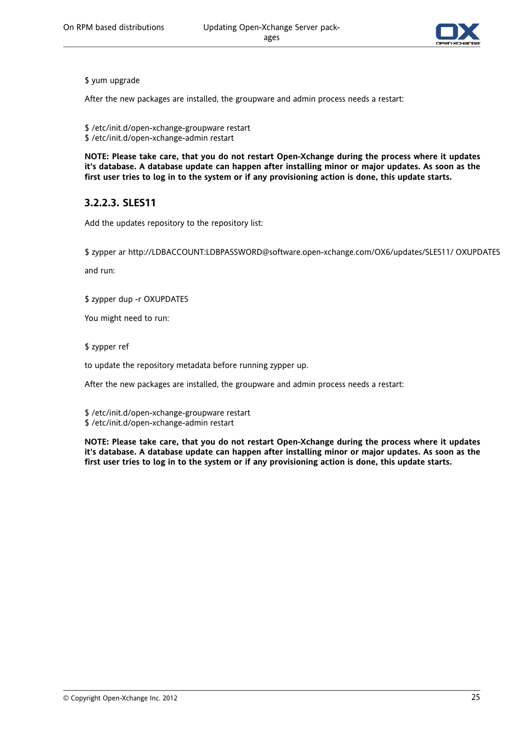```
$ yum upgrade
```

After the new packages are installed, the groupware and admin process needs a restart:

```
$ /etc/init.d/open-xchange-groupware restart
$ /etc/init.d/open-xchange-admin restart
```

**NOTE: Please take care, that you do not restart Open-Xchange during the process where it updates it's database. A database update can happen after installing minor or major updates. As soon as the first user tries to log in to the system or if any provisioning action is done, this update starts.**

### 3.2.2.3. SLES11

Add the updates repository to the repository list:

```
$ zypper ar http://LDBACCOUNT:LDBPASSWORD@software.open-xchange.com/OX6/updates/SLES11/ OXUPDATES
```

and run:

```
$ zypper dup -r OXUPDATES
```

You might need to run:

```
$ zypper ref
```

to update the repository metadata before running zypper up.

After the new packages are installed, the groupware and admin process needs a restart:

```
$ /etc/init.d/open-xchange-groupware restart
$ /etc/init.d/open-xchange-admin restart
```

**NOTE: Please take care, that you do not restart Open-Xchange during the process where it updates it's database. A database update can happen after installing minor or major updates. As soon as the first user tries to log in to the system or if any provisioning action is done, this update starts.**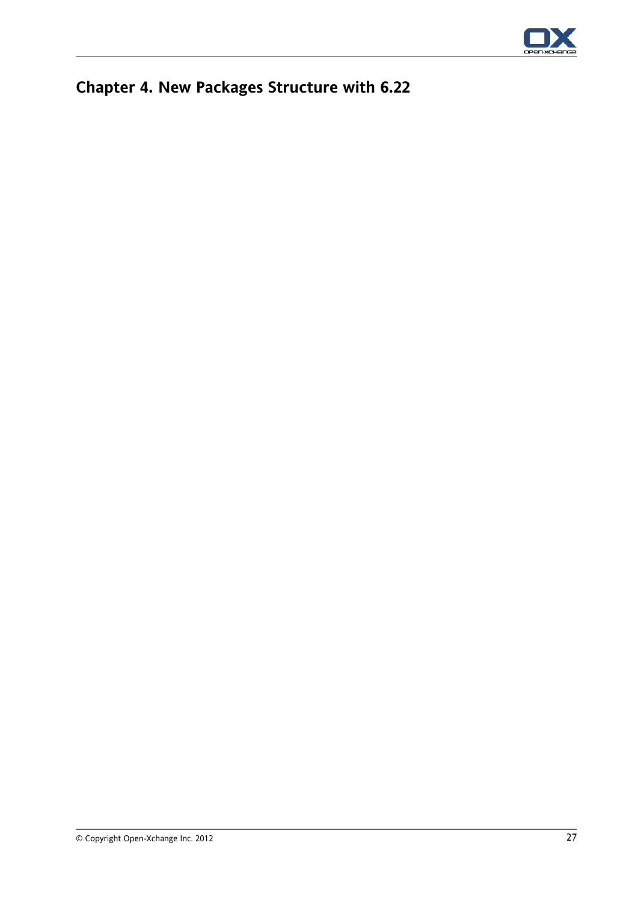# Chapter 4. New Packages Structure with 6.22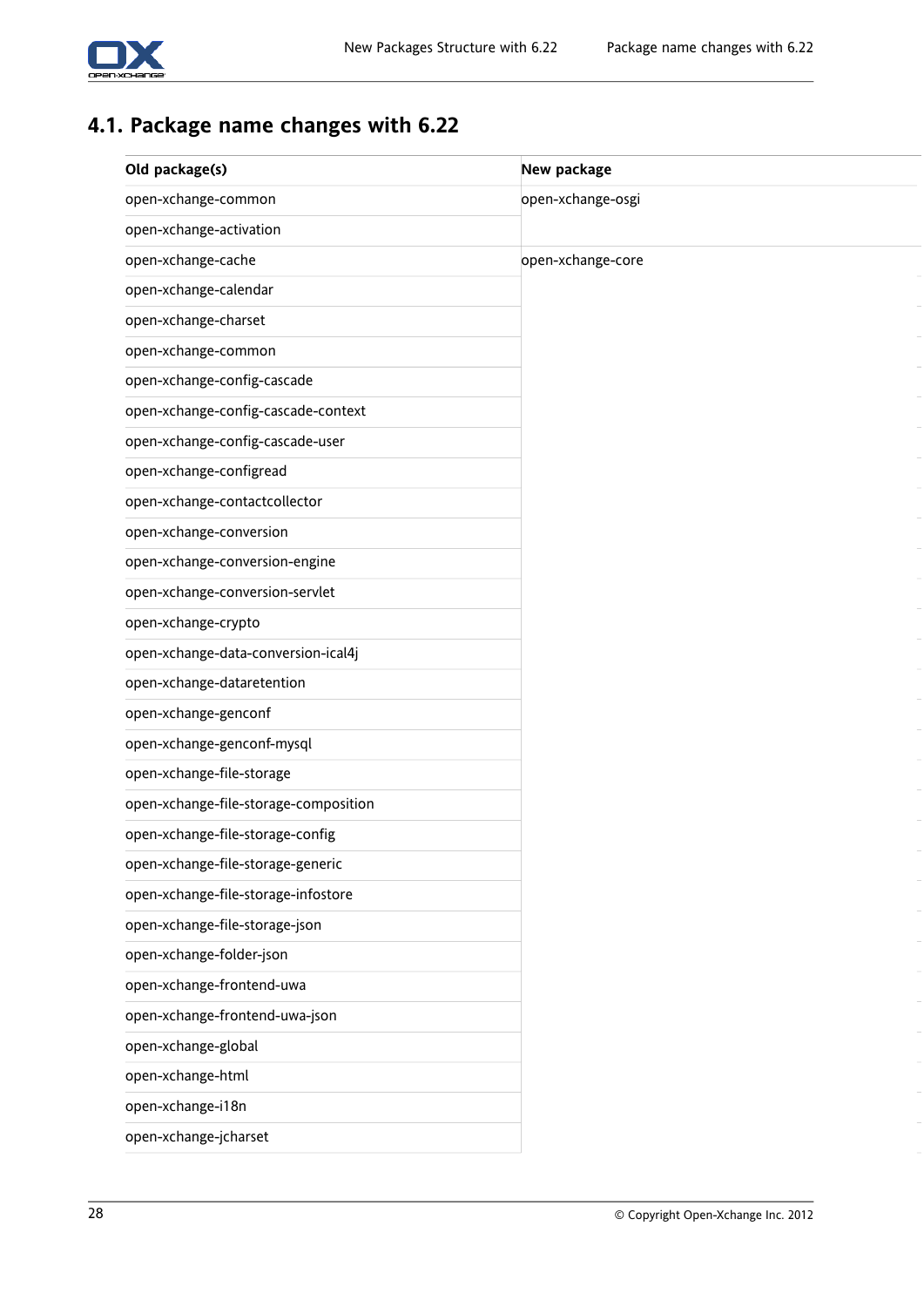## 4.1. Package name changes with 6.22

| Old package(s) | New package |
|---|---|
| open-xchange-common | open-xchange-osgi |
| open-xchange-activation | |
| open-xchange-cache | open-xchange-core |
| open-xchange-calendar | |
| open-xchange-charset | |
| open-xchange-common | |
| open-xchange-config-cascade | |
| open-xchange-config-cascade-context | |
| open-xchange-config-cascade-user | |
| open-xchange-configread | |
| open-xchange-contactcollector | |
| open-xchange-conversion | |
| open-xchange-conversion-engine | |
| open-xchange-conversion-servlet | |
| open-xchange-crypto | |
| open-xchange-data-conversion-ical4j | |
| open-xchange-dataretention | |
| open-xchange-genconf | |
| open-xchange-genconf-mysql | |
| open-xchange-file-storage | |
| open-xchange-file-storage-composition | |
| open-xchange-file-storage-config | |
| open-xchange-file-storage-generic | |
| open-xchange-file-storage-infostore | |
| open-xchange-file-storage-json | |
| open-xchange-folder-json | |
| open-xchange-frontend-uwa | |
| open-xchange-frontend-uwa-json | |
| open-xchange-global | |
| open-xchange-html | |
| open-xchange-i18n | |
| open-xchange-jcharset | |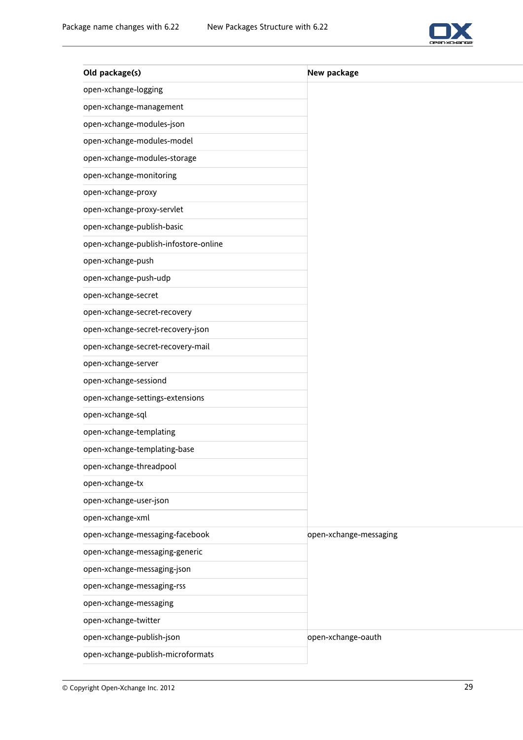| Old package(s) | New package |
|---|---|
| open-xchange-logging | |
| open-xchange-management | |
| open-xchange-modules-json | |
| open-xchange-modules-model | |
| open-xchange-modules-storage | |
| open-xchange-monitoring | |
| open-xchange-proxy | |
| open-xchange-proxy-servlet | |
| open-xchange-publish-basic | |
| open-xchange-publish-infostore-online | |
| open-xchange-push | |
| open-xchange-push-udp | |
| open-xchange-secret | |
| open-xchange-secret-recovery | |
| open-xchange-secret-recovery-json | |
| open-xchange-secret-recovery-mail | |
| open-xchange-server | |
| open-xchange-sessiond | |
| open-xchange-settings-extensions | |
| open-xchange-sql | |
| open-xchange-templating | |
| open-xchange-templating-base | |
| open-xchange-threadpool | |
| open-xchange-tx | |
| open-xchange-user-json | |
| open-xchange-xml | |
| open-xchange-messaging-facebook | open-xchange-messaging |
| open-xchange-messaging-generic | |
| open-xchange-messaging-json | |
| open-xchange-messaging-rss | |
| open-xchange-messaging | |
| open-xchange-twitter | |
| open-xchange-publish-json | open-xchange-oauth |
| open-xchange-publish-microformats | |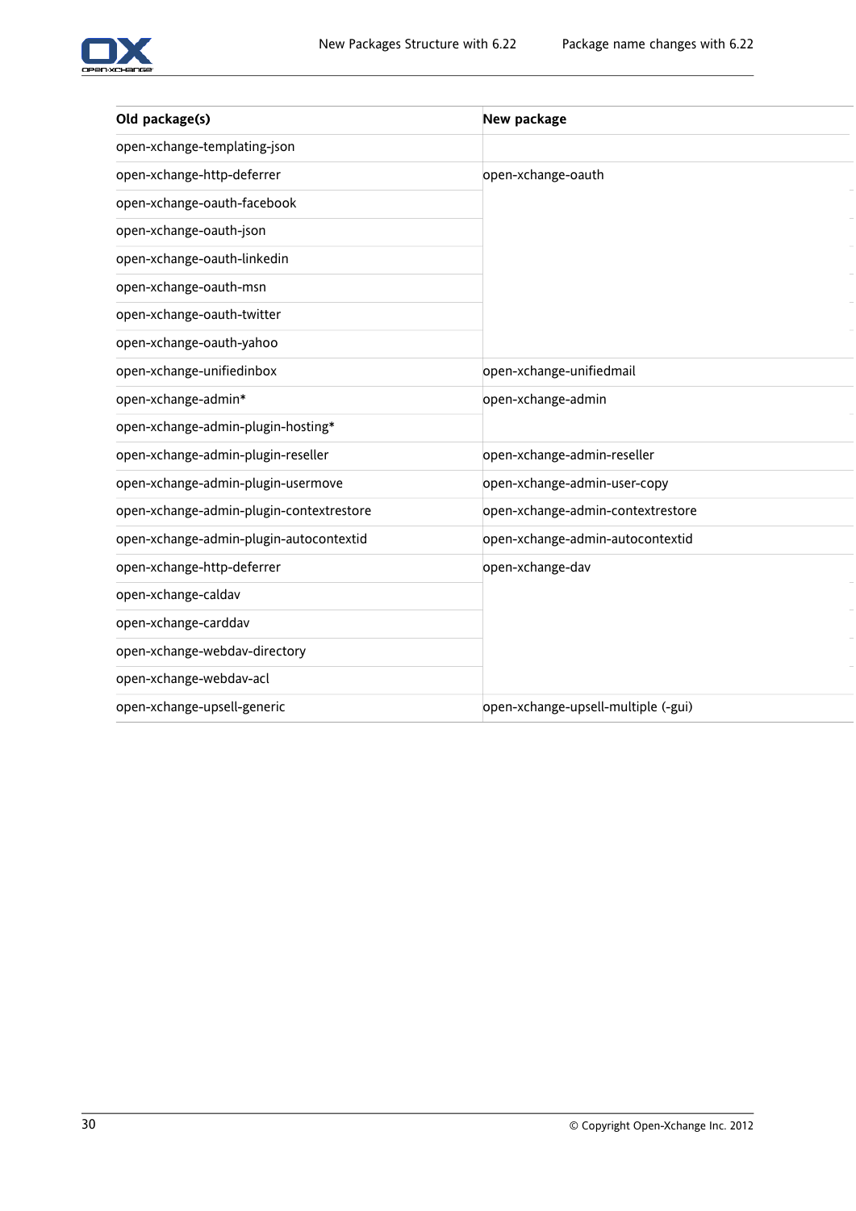| Old package(s) | New package |
|---|---|
| open-xchange-templating-json | |
| open-xchange-http-deferrer | open-xchange-oauth |
| open-xchange-oauth-facebook | |
| open-xchange-oauth-json | |
| open-xchange-oauth-linkedin | |
| open-xchange-oauth-msn | |
| open-xchange-oauth-twitter | |
| open-xchange-oauth-yahoo | |
| open-xchange-unifiedinbox | open-xchange-unifiedmail |
| open-xchange-admin* | open-xchange-admin |
| open-xchange-admin-plugin-hosting* | |
| open-xchange-admin-plugin-reseller | open-xchange-admin-reseller |
| open-xchange-admin-plugin-usermove | open-xchange-admin-user-copy |
| open-xchange-admin-plugin-contextrestore | open-xchange-admin-contextrestore |
| open-xchange-admin-plugin-autocontextid | open-xchange-admin-autocontextid |
| open-xchange-http-deferrer | open-xchange-dav |
| open-xchange-caldav | |
| open-xchange-carddav | |
| open-xchange-webdav-directory | |
| open-xchange-webdav-acl | |
| open-xchange-upsell-generic | open-xchange-upsell-multiple (-gui) |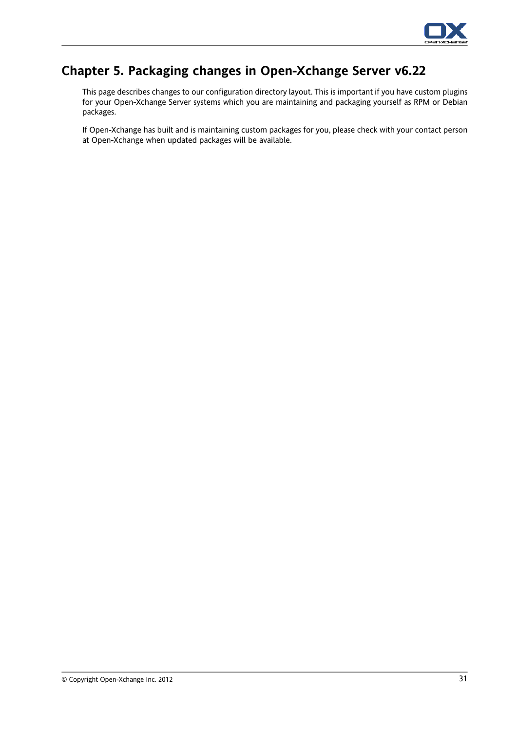# Chapter 5. Packaging changes in Open-Xchange Server v6.22

This page describes changes to our configuration directory layout. This is important if you have custom plugins for your Open-Xchange Server systems which you are maintaining and packaging yourself as RPM or Debian packages.

If Open-Xchange has built and is maintaining custom packages for you, please check with your contact person at Open-Xchange when updated packages will be available.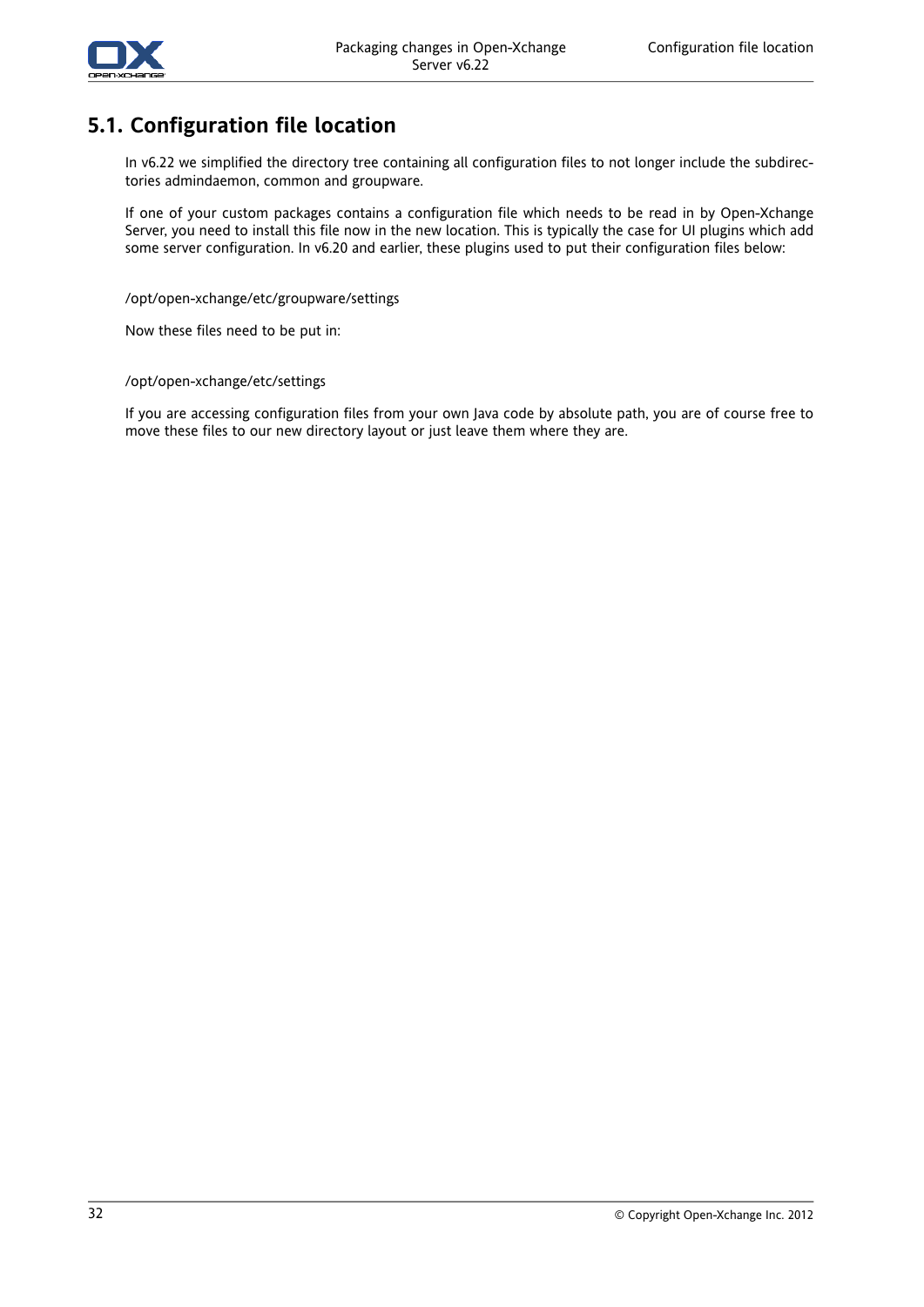## 5.1. Configuration file location

In v6.22 we simplified the directory tree containing all configuration files to not longer include the subdirectories admindaemon, common and groupware.

If one of your custom packages contains a configuration file which needs to be read in by Open-Xchange Server, you need to install this file now in the new location. This is typically the case for UI plugins which add some server configuration. In v6.20 and earlier, these plugins used to put their configuration files below:

```
/opt/open-xchange/etc/groupware/settings
```

Now these files need to be put in:

```
/opt/open-xchange/etc/settings
```

If you are accessing configuration files from your own Java code by absolute path, you are of course free to move these files to our new directory layout or just leave them where they are.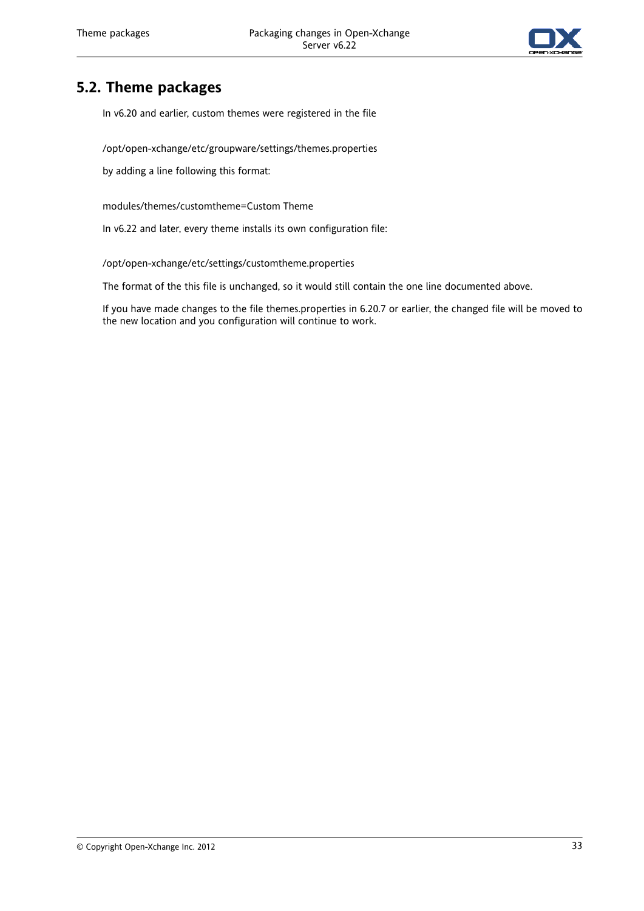## 5.2. Theme packages

In v6.20 and earlier, custom themes were registered in the file

```
/opt/open-xchange/etc/groupware/settings/themes.properties
```

by adding a line following this format:

```
modules/themes/customtheme=Custom Theme
```

In v6.22 and later, every theme installs its own configuration file:

```
/opt/open-xchange/etc/settings/customtheme.properties
```

The format of the this file is unchanged, so it would still contain the one line documented above.

If you have made changes to the file themes.properties in 6.20.7 or earlier, the changed file will be moved to the new location and you configuration will continue to work.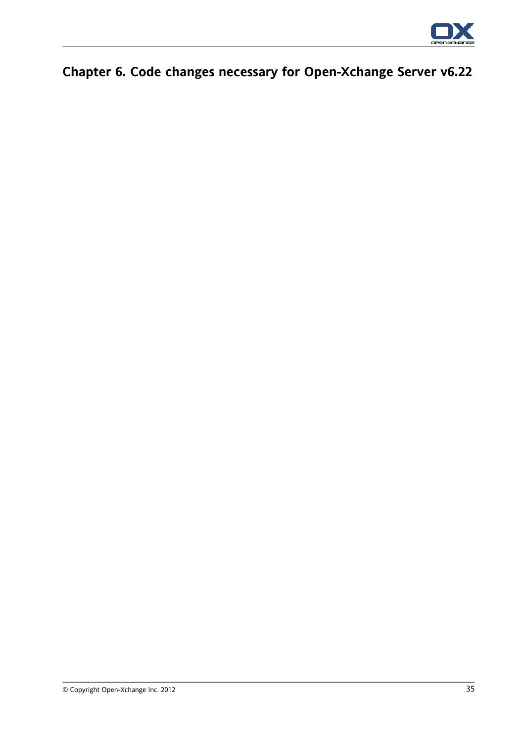# Chapter 6. Code changes necessary for Open-Xchange Server v6.22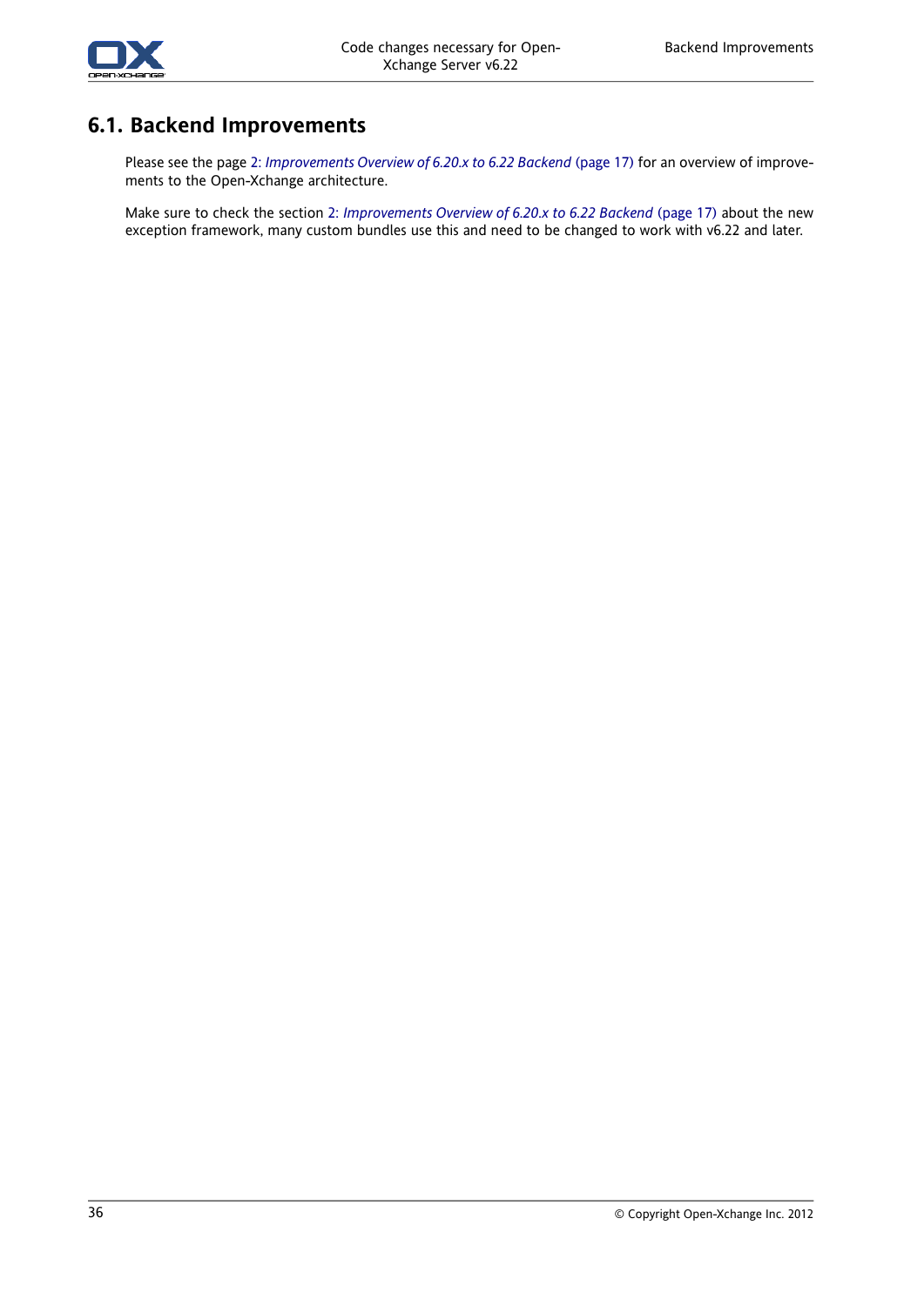## 6.1. Backend Improvements

Please see the page 2: *Improvements Overview of 6.20.x to 6.22 Backend* (page 17) for an overview of improvements to the Open-Xchange architecture.

Make sure to check the section 2: *Improvements Overview of 6.20.x to 6.22 Backend* (page 17) about the new exception framework, many custom bundles use this and need to be changed to work with v6.22 and later.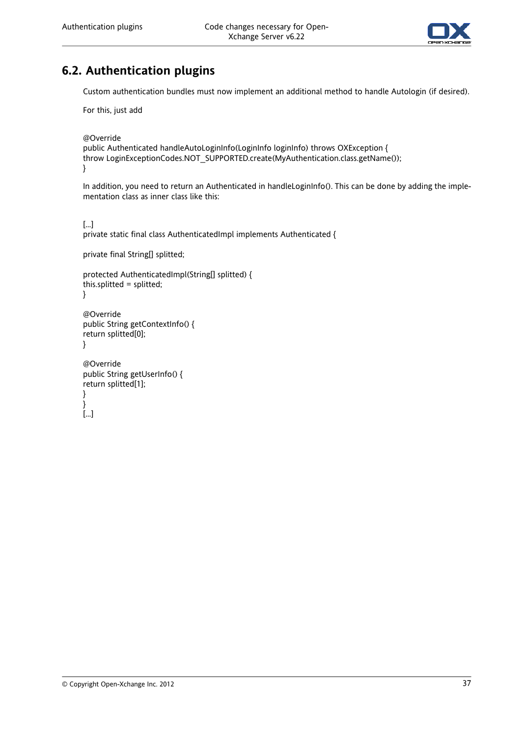## 6.2. Authentication plugins

Custom authentication bundles must now implement an additional method to handle Autologin (if desired).

For this, just add

```
@Override
public Authenticated handleAutoLoginInfo(LoginInfo loginInfo) throws OXException {
throw LoginExceptionCodes.NOT_SUPPORTED.create(MyAuthentication.class.getName());
}
```

In addition, you need to return an Authenticated in handleLoginInfo(). This can be done by adding the implementation class as inner class like this:

```
[...]
private static final class AuthenticatedImpl implements Authenticated {

private final String[] splitted;

protected AuthenticatedImpl(String[] splitted) {
this.splitted = splitted;
}

@Override
public String getContextInfo() {
return splitted[0];
}

@Override
public String getUserInfo() {
return splitted[1];
}
}
[...]
```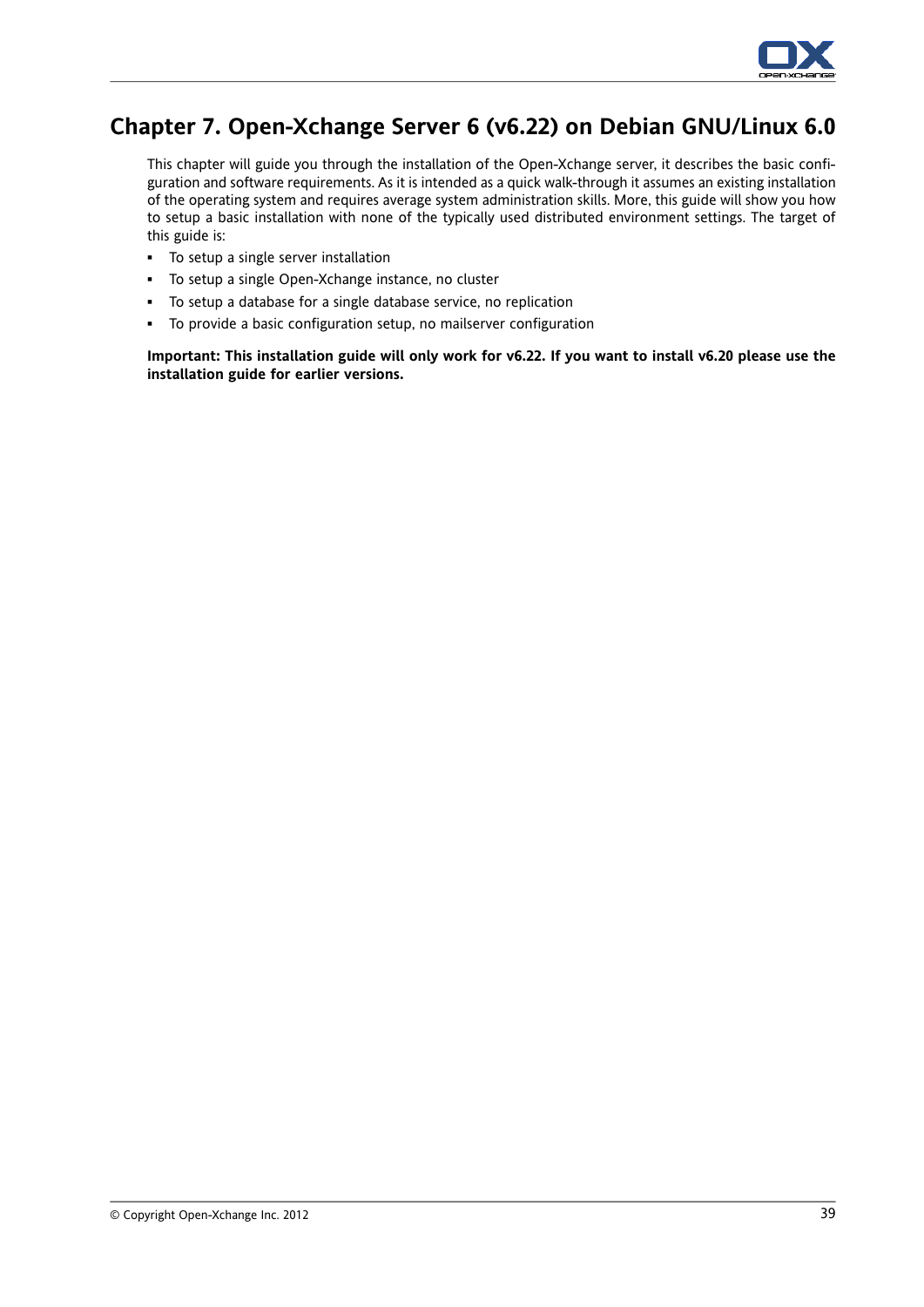# Chapter 7. Open-Xchange Server 6 (v6.22) on Debian GNU/Linux 6.0

This chapter will guide you through the installation of the Open-Xchange server, it describes the basic configuration and software requirements. As it is intended as a quick walk-through it assumes an existing installation of the operating system and requires average system administration skills. More, this guide will show you how to setup a basic installation with none of the typically used distributed environment settings. The target of this guide is:

- To setup a single server installation
- To setup a single Open-Xchange instance, no cluster
- To setup a database for a single database service, no replication
- To provide a basic configuration setup, no mailserver configuration

**Important: This installation guide will only work for v6.22. If you want to install v6.20 please use the installation guide for earlier versions.**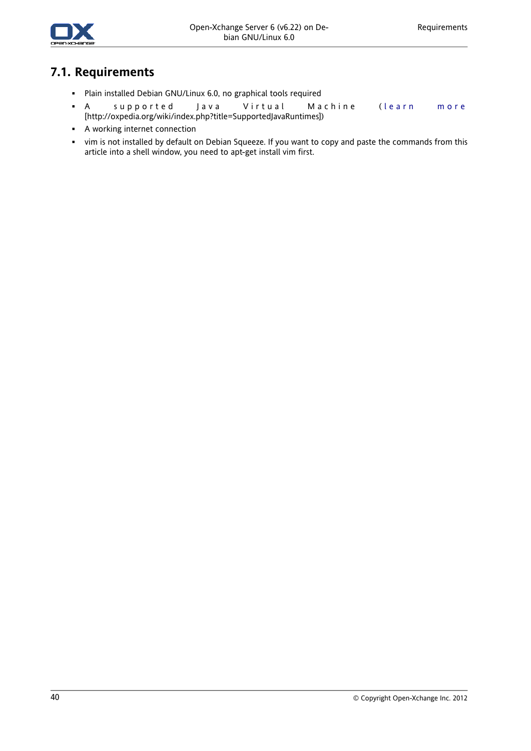## 7.1. Requirements

- Plain installed Debian GNU/Linux 6.0, no graphical tools required
- A supported Java Virtual Machine (learn more [http://oxpedia.org/wiki/index.php?title=SupportedJavaRuntimes])
- A working internet connection
- vim is not installed by default on Debian Squeeze. If you want to copy and paste the commands from this article into a shell window, you need to apt-get install vim first.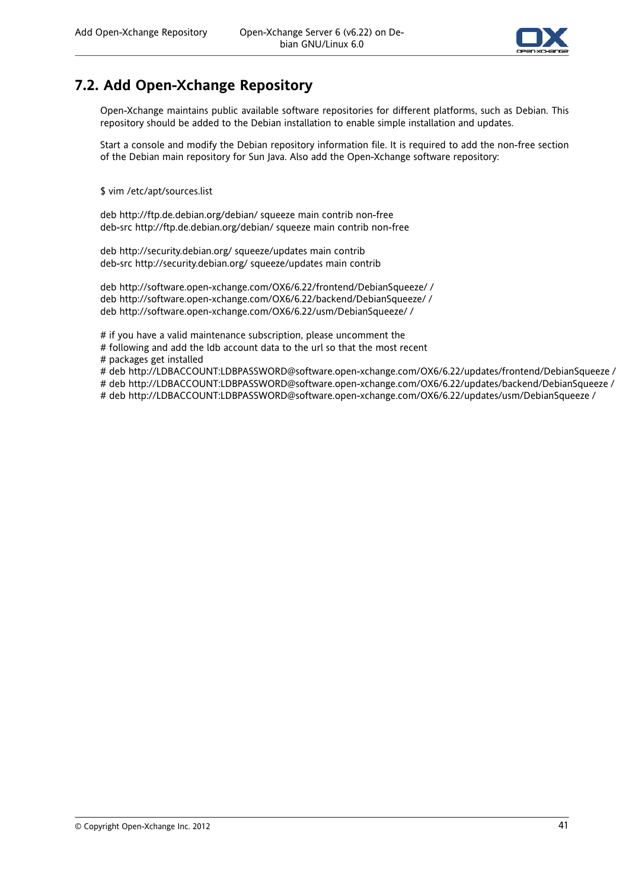## 7.2. Add Open-Xchange Repository

Open-Xchange maintains public available software repositories for different platforms, such as Debian. This repository should be added to the Debian installation to enable simple installation and updates.

Start a console and modify the Debian repository information file. It is required to add the non-free section of the Debian main repository for Sun Java. Also add the Open-Xchange software repository:

```
$ vim /etc/apt/sources.list

deb http://ftp.de.debian.org/debian/ squeeze main contrib non-free
deb-src http://ftp.de.debian.org/debian/ squeeze main contrib non-free

deb http://security.debian.org/ squeeze/updates main contrib
deb-src http://security.debian.org/ squeeze/updates main contrib

deb http://software.open-xchange.com/OX6/6.22/frontend/DebianSqueeze/ /
deb http://software.open-xchange.com/OX6/6.22/backend/DebianSqueeze/ /
deb http://software.open-xchange.com/OX6/6.22/usm/DebianSqueeze/ /

# if you have a valid maintenance subscription, please uncomment the
# following and add the ldb account data to the url so that the most recent
# packages get installed
# deb http://LDBACCOUNT:LDBPASSWORD@software.open-xchange.com/OX6/6.22/updates/frontend/DebianSqueeze /
# deb http://LDBACCOUNT:LDBPASSWORD@software.open-xchange.com/OX6/6.22/updates/backend/DebianSqueeze /
# deb http://LDBACCOUNT:LDBPASSWORD@software.open-xchange.com/OX6/6.22/updates/usm/DebianSqueeze /
```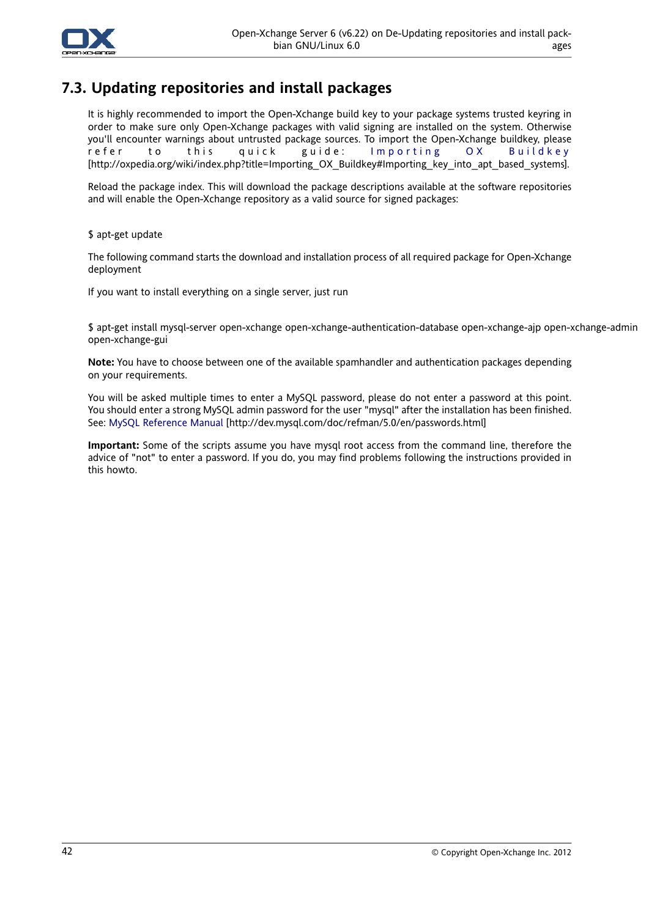## 7.3. Updating repositories and install packages

It is highly recommended to import the Open-Xchange build key to your package systems trusted keyring in order to make sure only Open-Xchange packages with valid signing are installed on the system. Otherwise you'll encounter warnings about untrusted package sources. To import the Open-Xchange buildkey, please refer to this quick guide: Importing OX Buildkey [http://oxpedia.org/wiki/index.php?title=Importing_OX_Buildkey#Importing_key_into_apt_based_systems].

Reload the package index. This will download the package descriptions available at the software repositories and will enable the Open-Xchange repository as a valid source for signed packages:

```
$ apt-get update
```

The following command starts the download and installation process of all required package for Open-Xchange deployment

If you want to install everything on a single server, just run

```
$ apt-get install mysql-server open-xchange open-xchange-authentication-database open-xchange-ajp open-xchange-admin open-xchange-gui
```

**Note:** You have to choose between one of the available spamhandler and authentication packages depending on your requirements.

You will be asked multiple times to enter a MySQL password, please do not enter a password at this point. You should enter a strong MySQL admin password for the user "mysql" after the installation has been finished. See: MySQL Reference Manual [http://dev.mysql.com/doc/refman/5.0/en/passwords.html]

**Important:** Some of the scripts assume you have mysql root access from the command line, therefore the advice of "not" to enter a password. If you do, you may find problems following the instructions provided in this howto.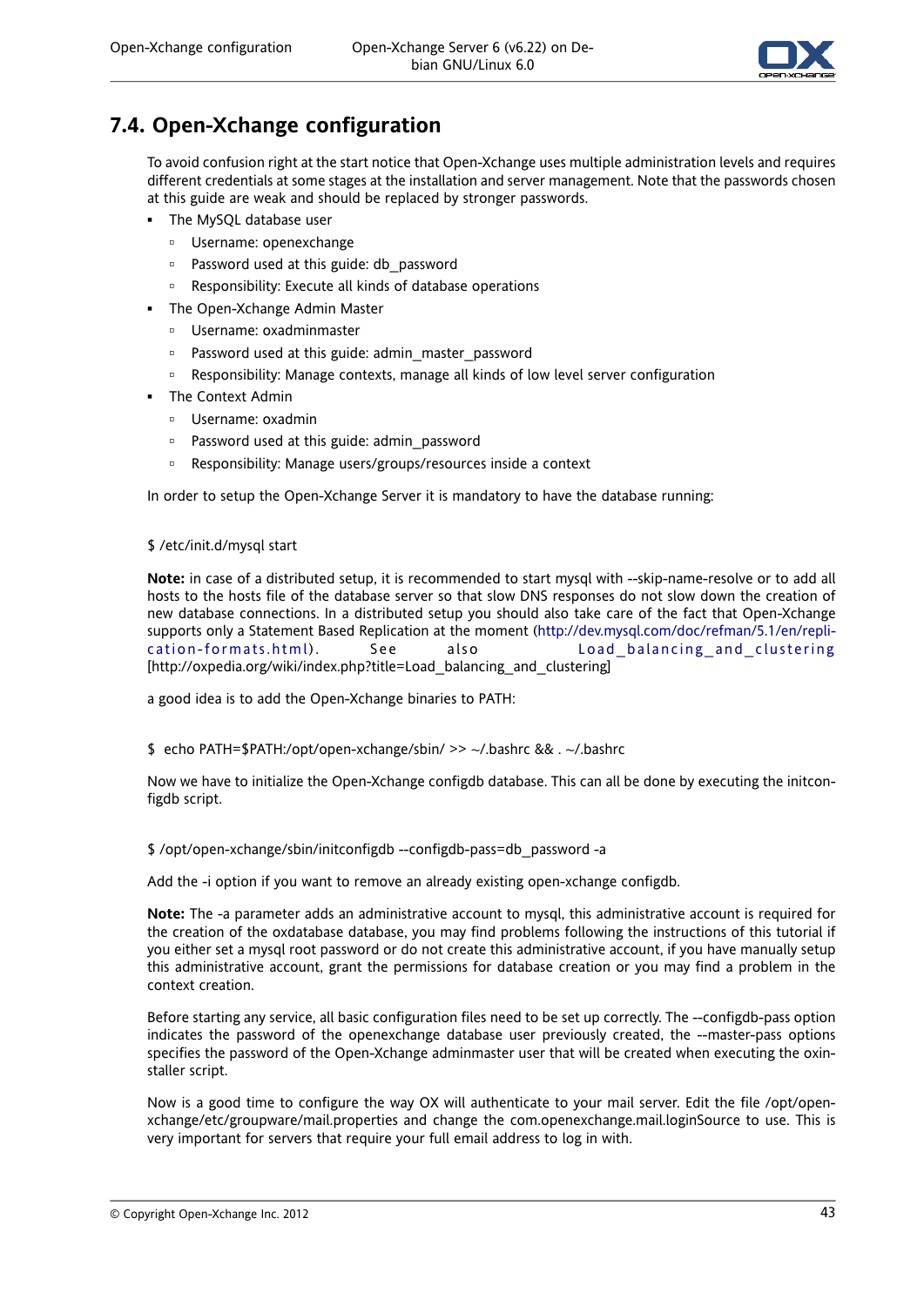## 7.4. Open-Xchange configuration

To avoid confusion right at the start notice that Open-Xchange uses multiple administration levels and requires different credentials at some stages at the installation and server management. Note that the passwords chosen at this guide are weak and should be replaced by stronger passwords.

- The MySQL database user
  - Username: openexchange
  - Password used at this guide: db_password
  - Responsibility: Execute all kinds of database operations
- The Open-Xchange Admin Master
  - Username: oxadminmaster
  - Password used at this guide: admin_master_password
  - Responsibility: Manage contexts, manage all kinds of low level server configuration
- The Context Admin
  - Username: oxadmin
  - Password used at this guide: admin_password
  - Responsibility: Manage users/groups/resources inside a context

In order to setup the Open-Xchange Server it is mandatory to have the database running:

```
$ /etc/init.d/mysql start
```

**Note:** in case of a distributed setup, it is recommended to start mysql with --skip-name-resolve or to add all hosts to the hosts file of the database server so that slow DNS responses do not slow down the creation of new database connections. In a distributed setup you should also take care of the fact that Open-Xchange supports only a Statement Based Replication at the moment (http://dev.mysql.com/doc/refman/5.1/en/replication-formats.html). See also Load_balancing_and_clustering [http://oxpedia.org/wiki/index.php?title=Load_balancing_and_clustering]

a good idea is to add the Open-Xchange binaries to PATH:

```
$  echo PATH=$PATH:/opt/open-xchange/sbin/ >> ~/.bashrc && . ~/.bashrc
```

Now we have to initialize the Open-Xchange configdb database. This can all be done by executing the initconfigdb script.

```
$ /opt/open-xchange/sbin/initconfigdb --configdb-pass=db_password -a
```

Add the -i option if you want to remove an already existing open-xchange configdb.

**Note:** The -a parameter adds an administrative account to mysql, this administrative account is required for the creation of the oxdatabase database, you may find problems following the instructions of this tutorial if you either set a mysql root password or do not create this administrative account, if you have manually setup this administrative account, grant the permissions for database creation or you may find a problem in the context creation.

Before starting any service, all basic configuration files need to be set up correctly. The --configdb-pass option indicates the password of the openexchange database user previously created, the --master-pass options specifies the password of the Open-Xchange adminmaster user that will be created when executing the oxinstaller script.

Now is a good time to configure the way OX will authenticate to your mail server. Edit the file /opt/open-xchange/etc/groupware/mail.properties and change the com.openexchange.mail.loginSource to use. This is very important for servers that require your full email address to log in with.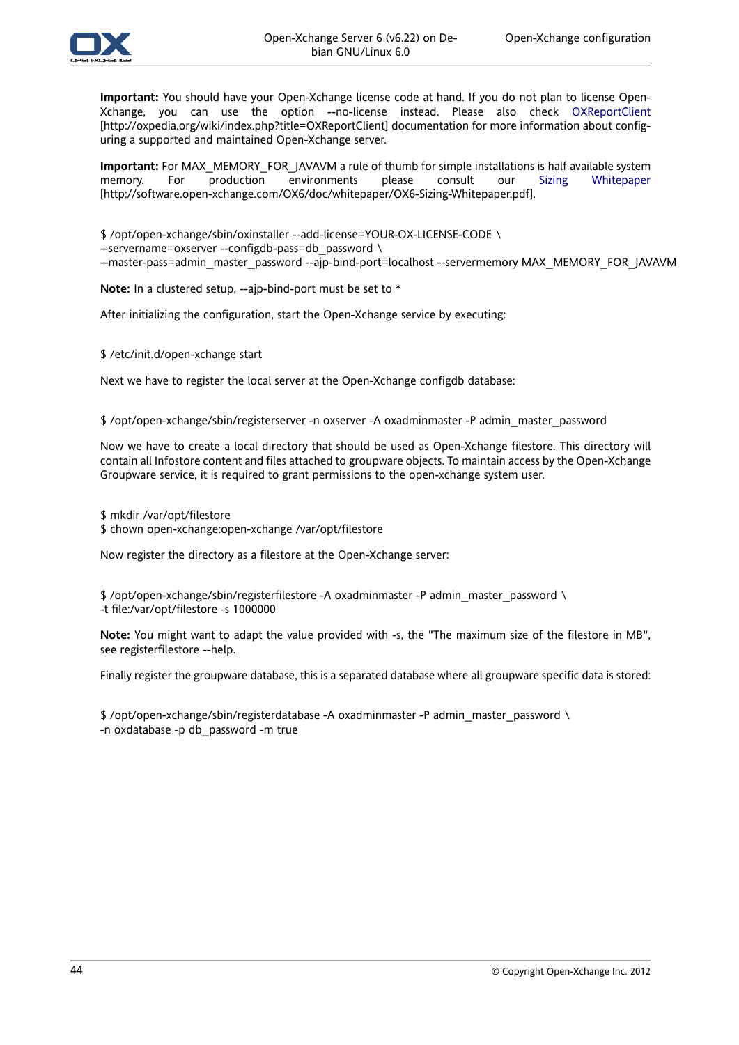**Important:** You should have your Open-Xchange license code at hand. If you do not plan to license Open-Xchange, you can use the option --no-license instead. Please also check OXReportClient [http://oxpedia.org/wiki/index.php?title=OXReportClient] documentation for more information about configuring a supported and maintained Open-Xchange server.

**Important:** For MAX_MEMORY_FOR_JAVAVM a rule of thumb for simple installations is half available system memory. For production environments please consult our Sizing Whitepaper [http://software.open-xchange.com/OX6/doc/whitepaper/OX6-Sizing-Whitepaper.pdf].

```
$ /opt/open-xchange/sbin/oxinstaller --add-license=YOUR-OX-LICENSE-CODE \
--servername=oxserver --configdb-pass=db_password \
--master-pass=admin_master_password --ajp-bind-port=localhost --servermemory MAX_MEMORY_FOR_JAVAVM
```

**Note:** In a clustered setup, --ajp-bind-port must be set to *

After initializing the configuration, start the Open-Xchange service by executing:

```
$ /etc/init.d/open-xchange start
```

Next we have to register the local server at the Open-Xchange configdb database:

```
$ /opt/open-xchange/sbin/registerserver -n oxserver -A oxadminmaster -P admin_master_password
```

Now we have to create a local directory that should be used as Open-Xchange filestore. This directory will contain all Infostore content and files attached to groupware objects. To maintain access by the Open-Xchange Groupware service, it is required to grant permissions to the open-xchange system user.

```
$ mkdir /var/opt/filestore
$ chown open-xchange:open-xchange /var/opt/filestore
```

Now register the directory as a filestore at the Open-Xchange server:

```
$ /opt/open-xchange/sbin/registerfilestore -A oxadminmaster -P admin_master_password \
-t file:/var/opt/filestore -s 1000000
```

**Note:** You might want to adapt the value provided with -s, the "The maximum size of the filestore in MB", see registerfilestore --help.

Finally register the groupware database, this is a separated database where all groupware specific data is stored:

```
$ /opt/open-xchange/sbin/registerdatabase -A oxadminmaster -P admin_master_password \
-n oxdatabase -p db_password -m true
```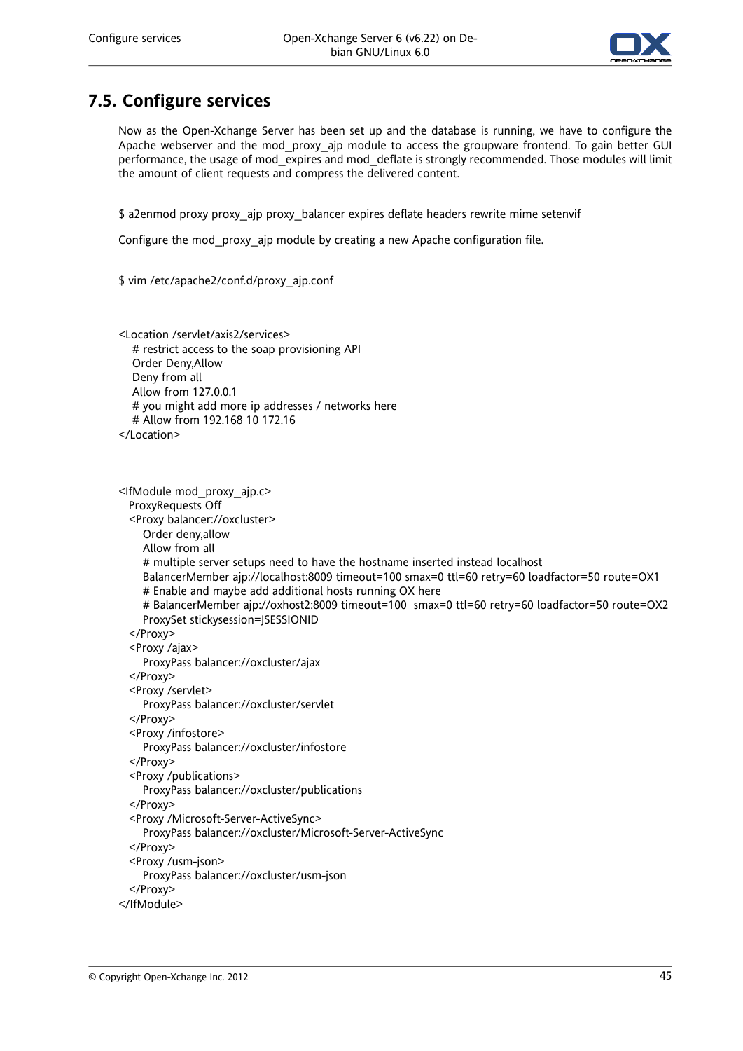## 7.5. Configure services

Now as the Open-Xchange Server has been set up and the database is running, we have to configure the Apache webserver and the mod_proxy_ajp module to access the groupware frontend. To gain better GUI performance, the usage of mod_expires and mod_deflate is strongly recommended. Those modules will limit the amount of client requests and compress the delivered content.

```
$ a2enmod proxy proxy_ajp proxy_balancer expires deflate headers rewrite mime setenvif
```

Configure the mod_proxy_ajp module by creating a new Apache configuration file.

```
$ vim /etc/apache2/conf.d/proxy_ajp.conf
```

```
<Location /servlet/axis2/services>
   # restrict access to the soap provisioning API
   Order Deny,Allow
   Deny from all
   Allow from 127.0.0.1
   # you might add more ip addresses / networks here
   # Allow from 192.168 10 172.16
</Location>


<IfModule mod_proxy_ajp.c>
  ProxyRequests Off
  <Proxy balancer://oxcluster>
     Order deny,allow
     Allow from all
     # multiple server setups need to have the hostname inserted instead localhost
     BalancerMember ajp://localhost:8009 timeout=100 smax=0 ttl=60 retry=60 loadfactor=50 route=OX1
     # Enable and maybe add additional hosts running OX here
     # BalancerMember ajp://oxhost2:8009 timeout=100  smax=0 ttl=60 retry=60 loadfactor=50 route=OX2
     ProxySet stickysession=JSESSIONID
  </Proxy>
  <Proxy /ajax>
     ProxyPass balancer://oxcluster/ajax
  </Proxy>
  <Proxy /servlet>
     ProxyPass balancer://oxcluster/servlet
  </Proxy>
  <Proxy /infostore>
     ProxyPass balancer://oxcluster/infostore
  </Proxy>
  <Proxy /publications>
     ProxyPass balancer://oxcluster/publications
  </Proxy>
  <Proxy /Microsoft-Server-ActiveSync>
     ProxyPass balancer://oxcluster/Microsoft-Server-ActiveSync
  </Proxy>
  <Proxy /usm-json>
     ProxyPass balancer://oxcluster/usm-json
  </Proxy>
</IfModule>
```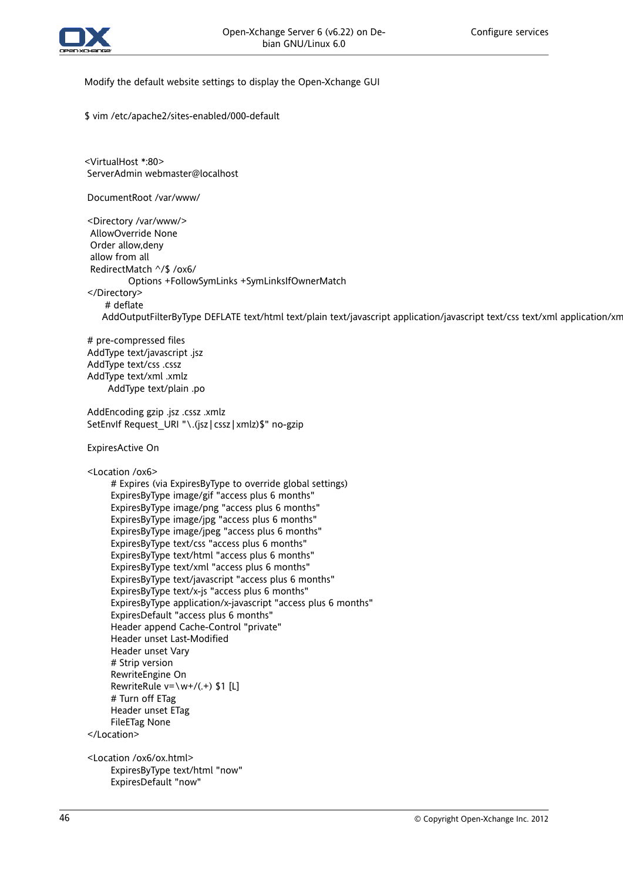Modify the default website settings to display the Open-Xchange GUI

```
$ vim /etc/apache2/sites-enabled/000-default
```

```
<VirtualHost *:80>
 ServerAdmin webmaster@localhost

 DocumentRoot /var/www/

 <Directory /var/www/>
  AllowOverride None
  Order allow,deny
  allow from all
  RedirectMatch ^/$ /ox6/
             Options +FollowSymLinks +SymLinksIfOwnerMatch
 </Directory>
       # deflate
      AddOutputFilterByType DEFLATE text/html text/plain text/javascript application/javascript text/css text/xml application/xm

 # pre-compressed files
 AddType text/javascript .jsz
 AddType text/css .cssz
 AddType text/xml .xmlz
        AddType text/plain .po

 AddEncoding gzip .jsz .cssz .xmlz
 SetEnvIf Request_URI "\.(jsz|cssz|xmlz)$" no-gzip

 ExpiresActive On

 <Location /ox6>
        # Expires (via ExpiresByType to override global settings)
        ExpiresByType image/gif "access plus 6 months"
        ExpiresByType image/png "access plus 6 months"
        ExpiresByType image/jpg "access plus 6 months"
        ExpiresByType image/jpeg "access plus 6 months"
        ExpiresByType text/css "access plus 6 months"
        ExpiresByType text/html "access plus 6 months"
        ExpiresByType text/xml "access plus 6 months"
        ExpiresByType text/javascript "access plus 6 months"
        ExpiresByType text/x-js "access plus 6 months"
        ExpiresByType application/x-javascript "access plus 6 months"
        ExpiresDefault "access plus 6 months"
        Header append Cache-Control "private"
        Header unset Last-Modified
        Header unset Vary
        # Strip version
        RewriteEngine On
        RewriteRule v=\w+/(.+) $1 [L]
        # Turn off ETag
        Header unset ETag
        FileETag None
 </Location>

 <Location /ox6/ox.html>
        ExpiresByType text/html "now"
        ExpiresDefault "now"
```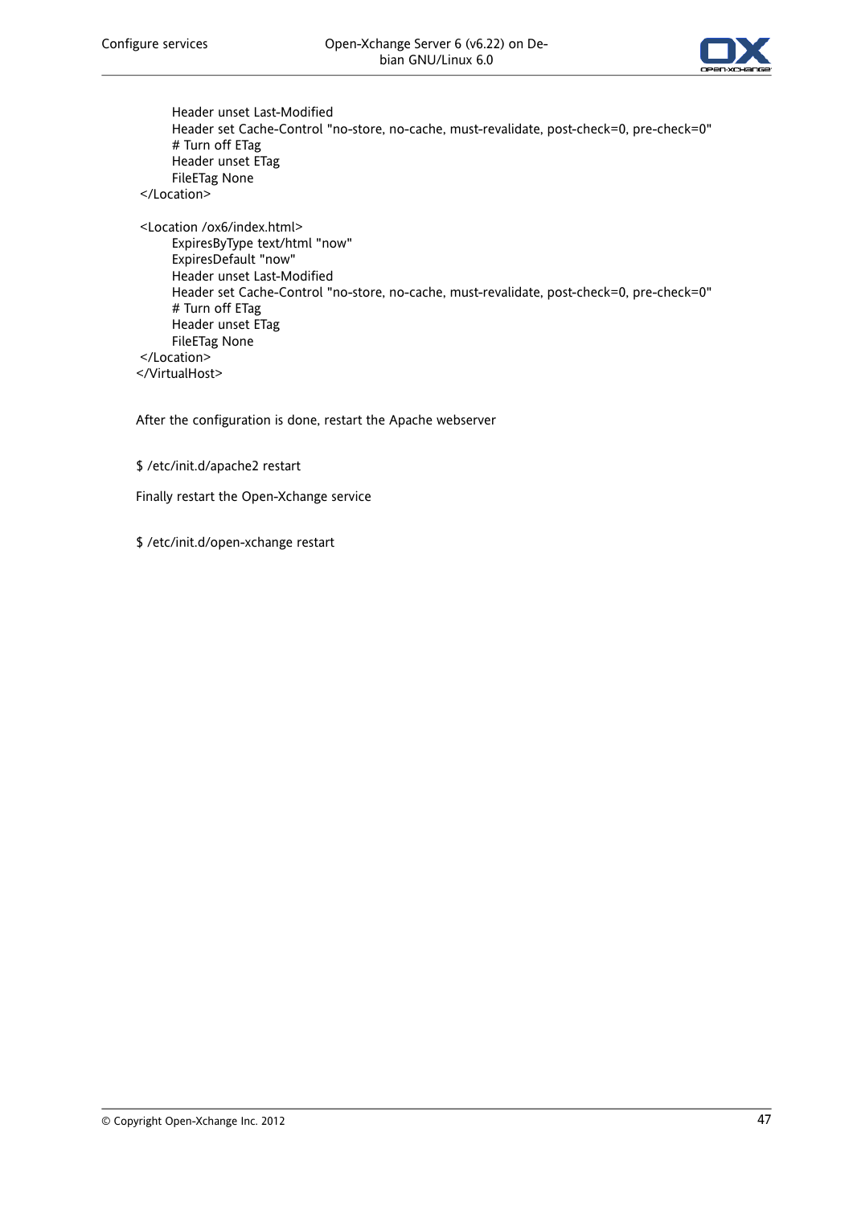```
        Header unset Last-Modified
        Header set Cache-Control "no-store, no-cache, must-revalidate, post-check=0, pre-check=0"
        # Turn off ETag
        Header unset ETag
        FileETag None
 </Location>

 <Location /ox6/index.html>
        ExpiresByType text/html "now"
        ExpiresDefault "now"
        Header unset Last-Modified
        Header set Cache-Control "no-store, no-cache, must-revalidate, post-check=0, pre-check=0"
        # Turn off ETag
        Header unset ETag
        FileETag None
 </Location>
</VirtualHost>
```

After the configuration is done, restart the Apache webserver

```
$ /etc/init.d/apache2 restart
```

Finally restart the Open-Xchange service

```
$ /etc/init.d/open-xchange restart
```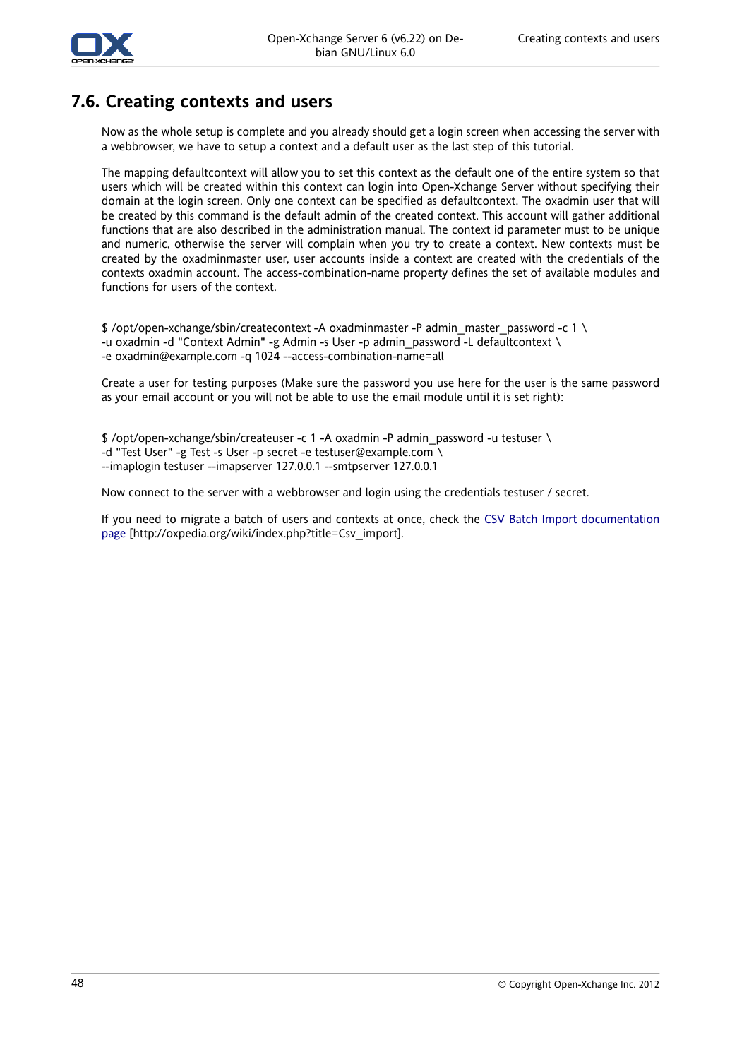## 7.6. Creating contexts and users

Now as the whole setup is complete and you already should get a login screen when accessing the server with a webbrowser, we have to setup a context and a default user as the last step of this tutorial.

The mapping defaultcontext will allow you to set this context as the default one of the entire system so that users which will be created within this context can login into Open-Xchange Server without specifying their domain at the login screen. Only one context can be specified as defaultcontext. The oxadmin user that will be created by this command is the default admin of the created context. This account will gather additional functions that are also described in the administration manual. The context id parameter must to be unique and numeric, otherwise the server will complain when you try to create a context. New contexts must be created by the oxadminmaster user, user accounts inside a context are created with the credentials of the contexts oxadmin account. The access-combination-name property defines the set of available modules and functions for users of the context.

```
$ /opt/open-xchange/sbin/createcontext -A oxadminmaster -P admin_master_password -c 1 \
-u oxadmin -d "Context Admin" -g Admin -s User -p admin_password -L defaultcontext \
-e oxadmin@example.com -q 1024 --access-combination-name=all
```

Create a user for testing purposes (Make sure the password you use here for the user is the same password as your email account or you will not be able to use the email module until it is set right):

```
$ /opt/open-xchange/sbin/createuser -c 1 -A oxadmin -P admin_password -u testuser \
-d "Test User" -g Test -s User -p secret -e testuser@example.com \
--imaplogin testuser --imapserver 127.0.0.1 --smtpserver 127.0.0.1
```

Now connect to the server with a webbrowser and login using the credentials testuser / secret.

If you need to migrate a batch of users and contexts at once, check the CSV Batch Import documentation page [http://oxpedia.org/wiki/index.php?title=Csv_import].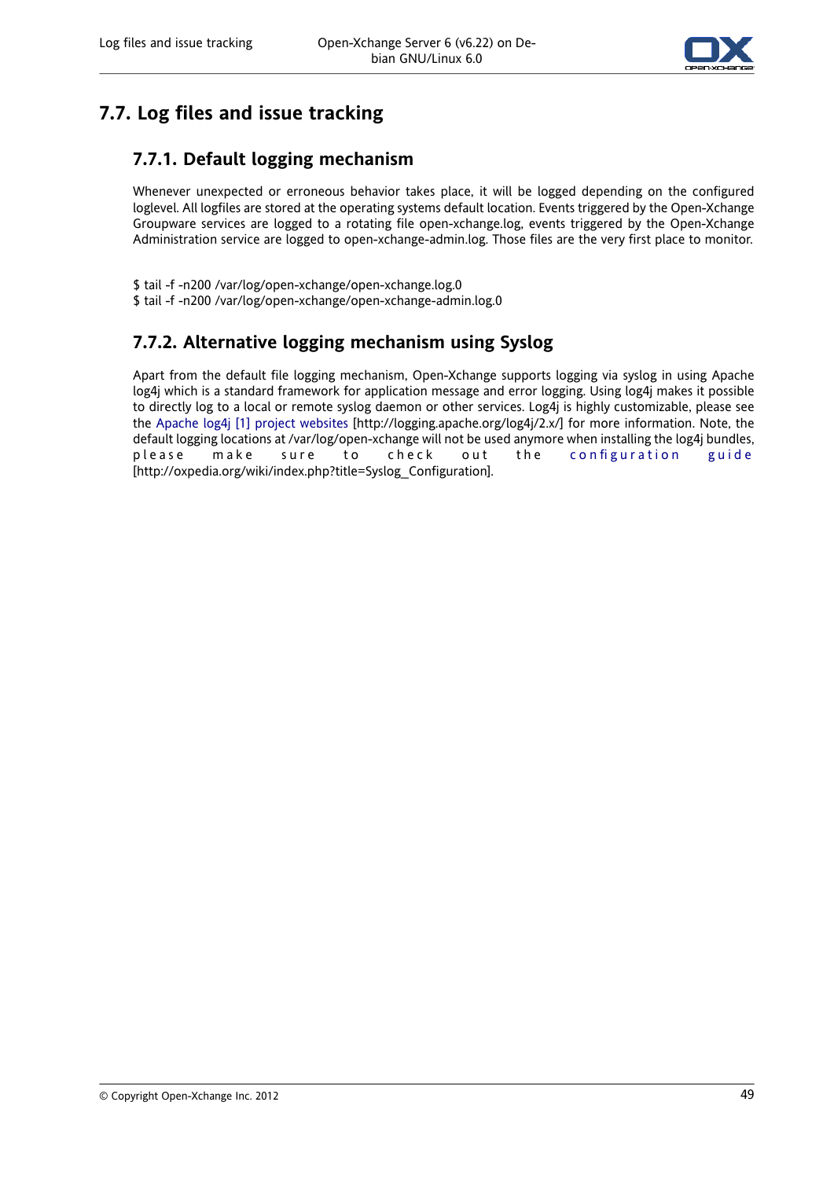## 7.7. Log files and issue tracking

### 7.7.1. Default logging mechanism

Whenever unexpected or erroneous behavior takes place, it will be logged depending on the configured loglevel. All logfiles are stored at the operating systems default location. Events triggered by the Open-Xchange Groupware services are logged to a rotating file open-xchange.log, events triggered by the Open-Xchange Administration service are logged to open-xchange-admin.log. Those files are the very first place to monitor.

```
$ tail -f -n200 /var/log/open-xchange/open-xchange.log.0
$ tail -f -n200 /var/log/open-xchange/open-xchange-admin.log.0
```

### 7.7.2. Alternative logging mechanism using Syslog

Apart from the default file logging mechanism, Open-Xchange supports logging via syslog in using Apache log4j which is a standard framework for application message and error logging. Using log4j makes it possible to directly log to a local or remote syslog daemon or other services. Log4j is highly customizable, please see the Apache log4j [1] project websites [http://logging.apache.org/log4j/2.x/] for more information. Note, the default logging locations at /var/log/open-xchange will not be used anymore when installing the log4j bundles, please make sure to check out the configuration guide [http://oxpedia.org/wiki/index.php?title=Syslog_Configuration].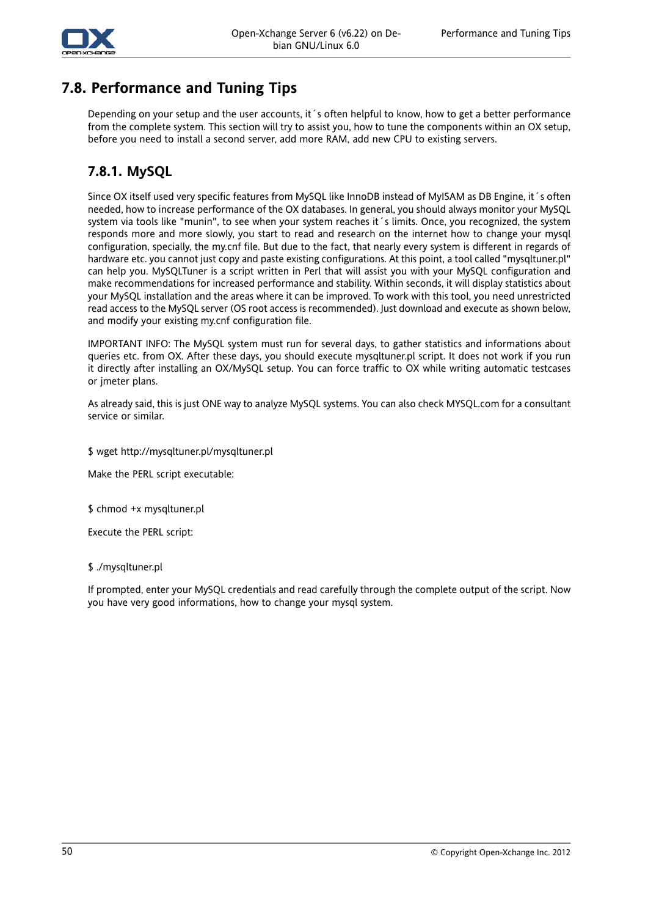## 7.8. Performance and Tuning Tips

Depending on your setup and the user accounts, it´s often helpful to know, how to get a better performance from the complete system. This section will try to assist you, how to tune the components within an OX setup, before you need to install a second server, add more RAM, add new CPU to existing servers.

### 7.8.1. MySQL

Since OX itself used very specific features from MySQL like InnoDB instead of MyISAM as DB Engine, it´s often needed, how to increase performance of the OX databases. In general, you should always monitor your MySQL system via tools like "munin", to see when your system reaches it´s limits. Once, you recognized, the system responds more and more slowly, you start to read and research on the internet how to change your mysql configuration, specially, the my.cnf file. But due to the fact, that nearly every system is different in regards of hardware etc. you cannot just copy and paste existing configurations. At this point, a tool called "mysqltuner.pl" can help you. MySQLTuner is a script written in Perl that will assist you with your MySQL configuration and make recommendations for increased performance and stability. Within seconds, it will display statistics about your MySQL installation and the areas where it can be improved. To work with this tool, you need unrestricted read access to the MySQL server (OS root access is recommended). Just download and execute as shown below, and modify your existing my.cnf configuration file.

IMPORTANT INFO: The MySQL system must run for several days, to gather statistics and informations about queries etc. from OX. After these days, you should execute mysqltuner.pl script. It does not work if you run it directly after installing an OX/MySQL setup. You can force traffic to OX while writing automatic testcases or jmeter plans.

As already said, this is just ONE way to analyze MySQL systems. You can also check MYSQL.com for a consultant service or similar.

```
$ wget http://mysqltuner.pl/mysqltuner.pl
```

Make the PERL script executable:

```
$ chmod +x mysqltuner.pl
```

Execute the PERL script:

```
$ ./mysqltuner.pl
```

If prompted, enter your MySQL credentials and read carefully through the complete output of the script. Now you have very good informations, how to change your mysql system.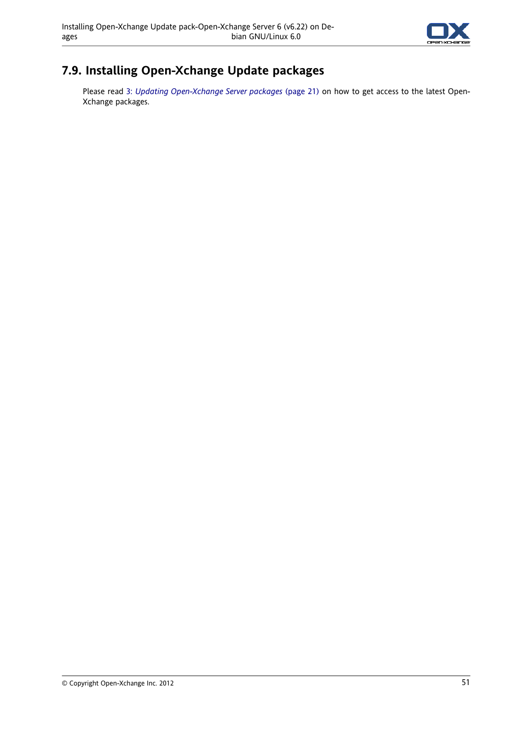## 7.9. Installing Open-Xchange Update packages

Please read 3: *Updating Open-Xchange Server packages* (page 21) on how to get access to the latest Open-Xchange packages.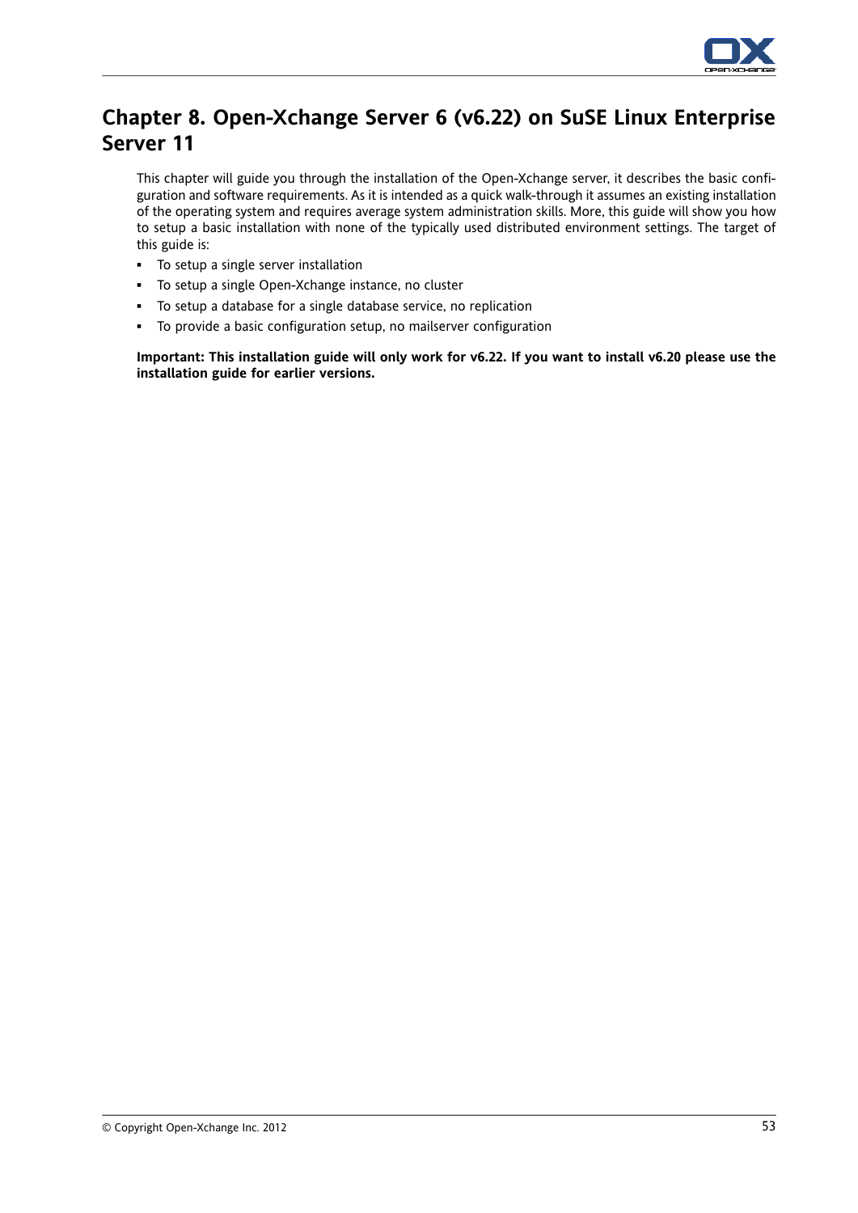# Chapter 8. Open-Xchange Server 6 (v6.22) on SuSE Linux Enterprise Server 11

This chapter will guide you through the installation of the Open-Xchange server, it describes the basic configuration and software requirements. As it is intended as a quick walk-through it assumes an existing installation of the operating system and requires average system administration skills. More, this guide will show you how to setup a basic installation with none of the typically used distributed environment settings. The target of this guide is:

- To setup a single server installation
- To setup a single Open-Xchange instance, no cluster
- To setup a database for a single database service, no replication
- To provide a basic configuration setup, no mailserver configuration

**Important: This installation guide will only work for v6.22. If you want to install v6.20 please use the installation guide for earlier versions.**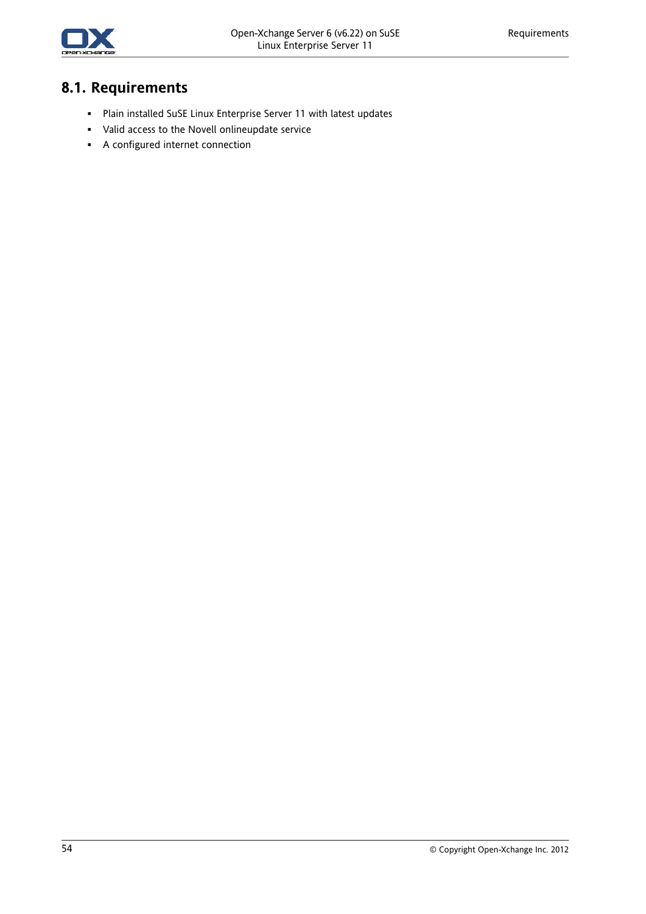## 8.1. Requirements

- Plain installed SuSE Linux Enterprise Server 11 with latest updates
- Valid access to the Novell onlineupdate service
- A configured internet connection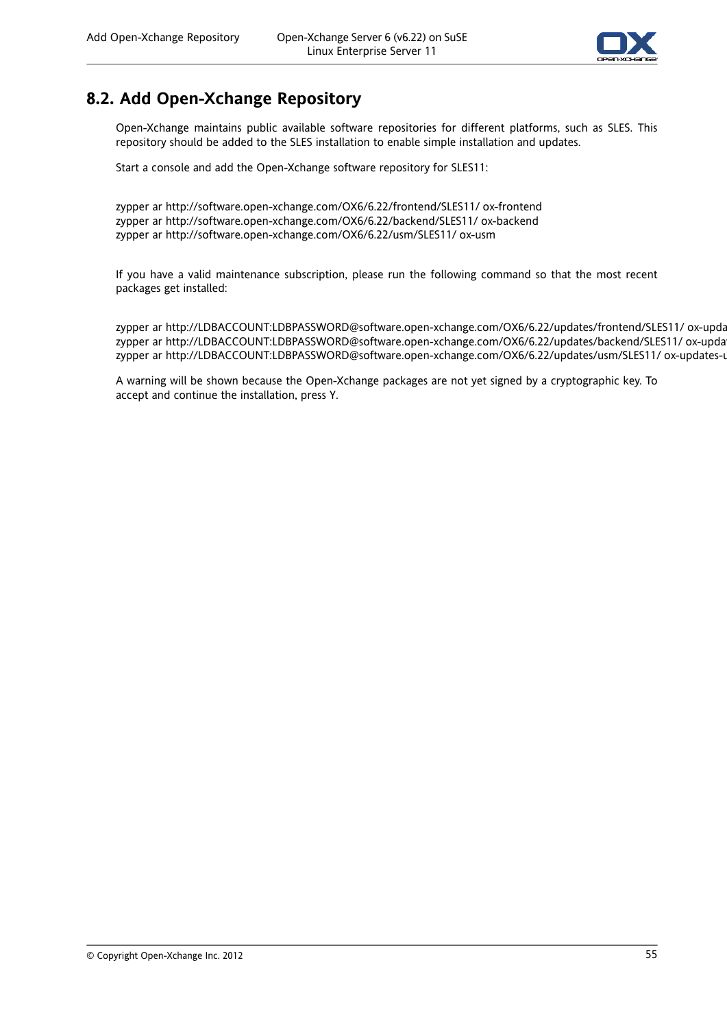## 8.2. Add Open-Xchange Repository

Open-Xchange maintains public available software repositories for different platforms, such as SLES. This repository should be added to the SLES installation to enable simple installation and updates.

Start a console and add the Open-Xchange software repository for SLES11:

```
zypper ar http://software.open-xchange.com/OX6/6.22/frontend/SLES11/ ox-frontend
zypper ar http://software.open-xchange.com/OX6/6.22/backend/SLES11/ ox-backend
zypper ar http://software.open-xchange.com/OX6/6.22/usm/SLES11/ ox-usm
```

If you have a valid maintenance subscription, please run the following command so that the most recent packages get installed:

```
zypper ar http://LDBACCOUNT:LDBPASSWORD@software.open-xchange.com/OX6/6.22/updates/frontend/SLES11/ ox-upda
zypper ar http://LDBACCOUNT:LDBPASSWORD@software.open-xchange.com/OX6/6.22/updates/backend/SLES11/ ox-upda
zypper ar http://LDBACCOUNT:LDBPASSWORD@software.open-xchange.com/OX6/6.22/updates/usm/SLES11/ ox-updates-u
```

A warning will be shown because the Open-Xchange packages are not yet signed by a cryptographic key. To accept and continue the installation, press Y.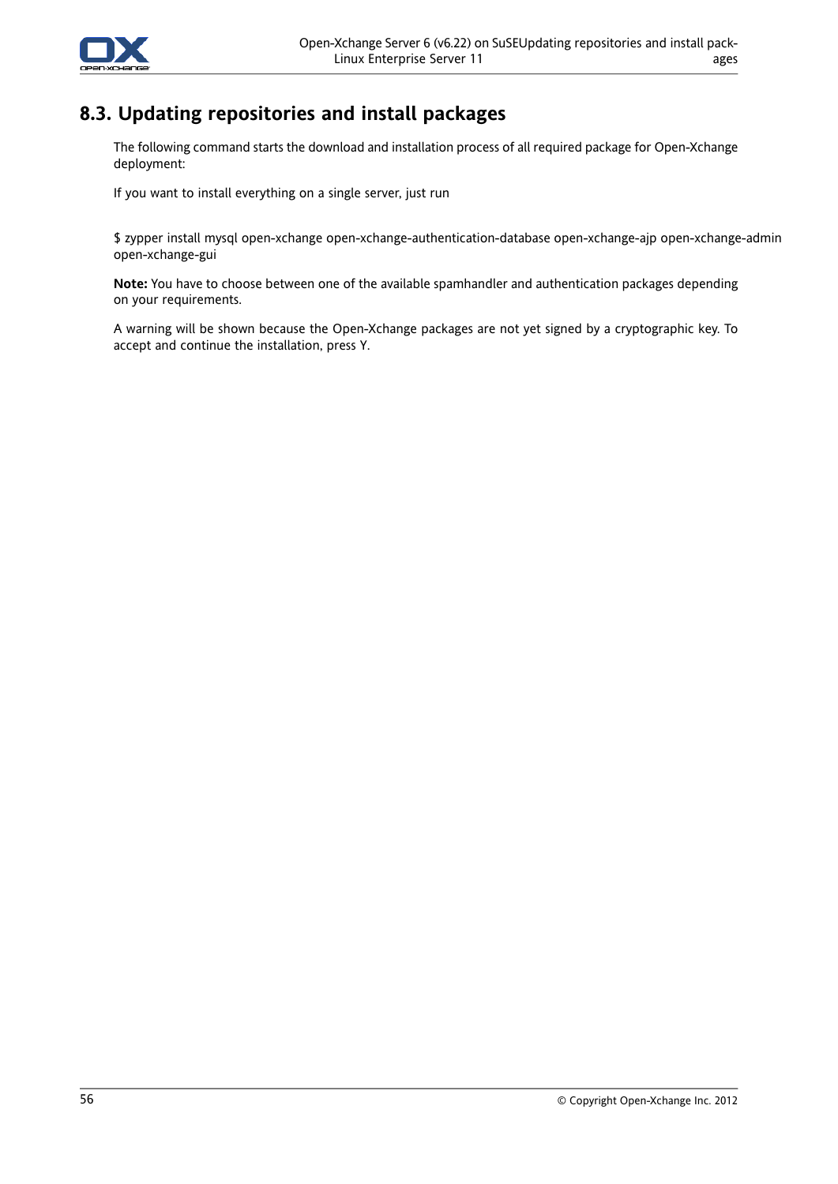## 8.3. Updating repositories and install packages

The following command starts the download and installation process of all required package for Open-Xchange deployment:

If you want to install everything on a single server, just run

```
$ zypper install mysql open-xchange open-xchange-authentication-database open-xchange-ajp open-xchange-admin open-xchange-gui
```

**Note:** You have to choose between one of the available spamhandler and authentication packages depending on your requirements.

A warning will be shown because the Open-Xchange packages are not yet signed by a cryptographic key. To accept and continue the installation, press Y.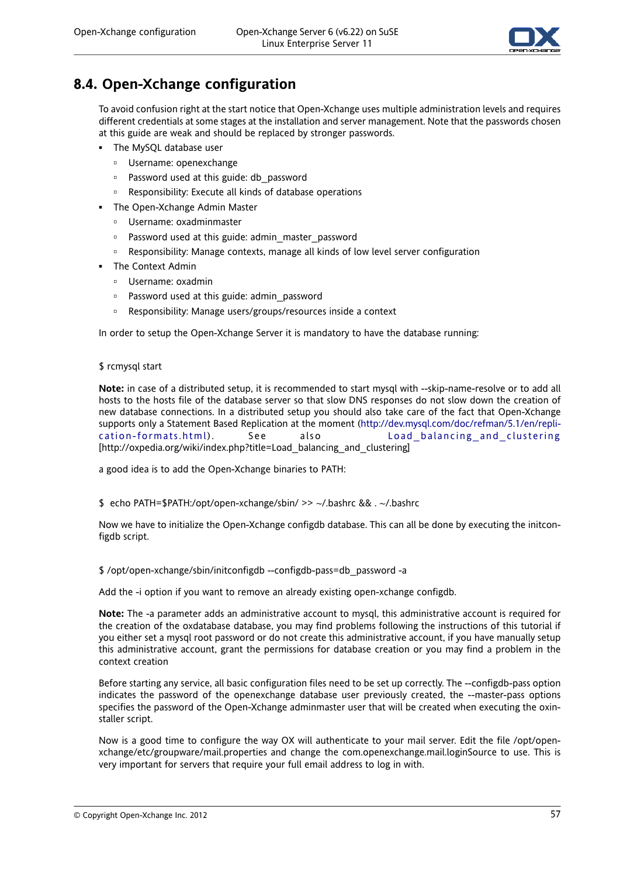## 8.4. Open-Xchange configuration

To avoid confusion right at the start notice that Open-Xchange uses multiple administration levels and requires different credentials at some stages at the installation and server management. Note that the passwords chosen at this guide are weak and should be replaced by stronger passwords.

- The MySQL database user
  - Username: openexchange
  - Password used at this guide: db_password
  - Responsibility: Execute all kinds of database operations
- The Open-Xchange Admin Master
  - Username: oxadminmaster
  - Password used at this guide: admin_master_password
  - Responsibility: Manage contexts, manage all kinds of low level server configuration
- The Context Admin
  - Username: oxadmin
  - Password used at this guide: admin_password
  - Responsibility: Manage users/groups/resources inside a context

In order to setup the Open-Xchange Server it is mandatory to have the database running:

```
$ rcmysql start
```

**Note:** in case of a distributed setup, it is recommended to start mysql with --skip-name-resolve or to add all hosts to the hosts file of the database server so that slow DNS responses do not slow down the creation of new database connections. In a distributed setup you should also take care of the fact that Open-Xchange supports only a Statement Based Replication at the moment (http://dev.mysql.com/doc/refman/5.1/en/replication-formats.html). See also Load_balancing_and_clustering [http://oxpedia.org/wiki/index.php?title=Load_balancing_and_clustering]

a good idea is to add the Open-Xchange binaries to PATH:

```
$  echo PATH=$PATH:/opt/open-xchange/sbin/ >> ~/.bashrc && . ~/.bashrc
```

Now we have to initialize the Open-Xchange configdb database. This can all be done by executing the initconfigdb script.

```
$ /opt/open-xchange/sbin/initconfigdb --configdb-pass=db_password -a
```

Add the -i option if you want to remove an already existing open-xchange configdb.

**Note:** The -a parameter adds an administrative account to mysql, this administrative account is required for the creation of the oxdatabase database, you may find problems following the instructions of this tutorial if you either set a mysql root password or do not create this administrative account, if you have manually setup this administrative account, grant the permissions for database creation or you may find a problem in the context creation

Before starting any service, all basic configuration files need to be set up correctly. The --configdb-pass option indicates the password of the openexchange database user previously created, the --master-pass options specifies the password of the Open-Xchange adminmaster user that will be created when executing the oxinstaller script.

Now is a good time to configure the way OX will authenticate to your mail server. Edit the file /opt/open-xchange/etc/groupware/mail.properties and change the com.openexchange.mail.loginSource to use. This is very important for servers that require your full email address to log in with.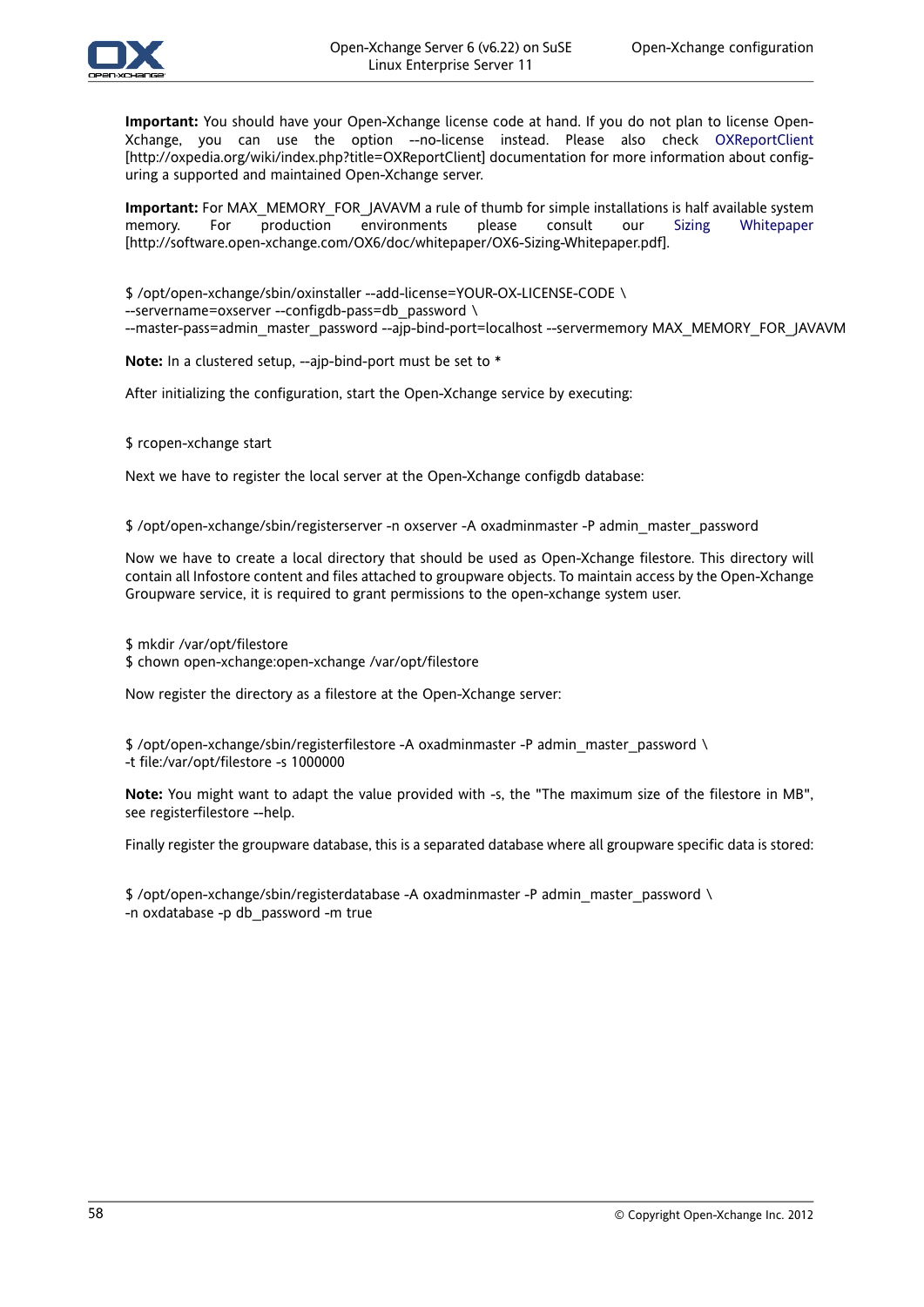**Important:** You should have your Open-Xchange license code at hand. If you do not plan to license Open-Xchange, you can use the option --no-license instead. Please also check OXReportClient [http://oxpedia.org/wiki/index.php?title=OXReportClient] documentation for more information about configuring a supported and maintained Open-Xchange server.

**Important:** For MAX_MEMORY_FOR_JAVAVM a rule of thumb for simple installations is half available system memory. For production environments please consult our Sizing Whitepaper [http://software.open-xchange.com/OX6/doc/whitepaper/OX6-Sizing-Whitepaper.pdf].

```
$ /opt/open-xchange/sbin/oxinstaller --add-license=YOUR-OX-LICENSE-CODE \
--servername=oxserver --configdb-pass=db_password \
--master-pass=admin_master_password --ajp-bind-port=localhost --servermemory MAX_MEMORY_FOR_JAVAVM
```

**Note:** In a clustered setup, --ajp-bind-port must be set to *

After initializing the configuration, start the Open-Xchange service by executing:

```
$ rcopen-xchange start
```

Next we have to register the local server at the Open-Xchange configdb database:

```
$ /opt/open-xchange/sbin/registerserver -n oxserver -A oxadminmaster -P admin_master_password
```

Now we have to create a local directory that should be used as Open-Xchange filestore. This directory will contain all Infostore content and files attached to groupware objects. To maintain access by the Open-Xchange Groupware service, it is required to grant permissions to the open-xchange system user.

```
$ mkdir /var/opt/filestore
$ chown open-xchange:open-xchange /var/opt/filestore
```

Now register the directory as a filestore at the Open-Xchange server:

```
$ /opt/open-xchange/sbin/registerfilestore -A oxadminmaster -P admin_master_password \
-t file:/var/opt/filestore -s 1000000
```

**Note:** You might want to adapt the value provided with -s, the "The maximum size of the filestore in MB", see registerfilestore --help.

Finally register the groupware database, this is a separated database where all groupware specific data is stored:

```
$ /opt/open-xchange/sbin/registerdatabase -A oxadminmaster -P admin_master_password \
-n oxdatabase -p db_password -m true
```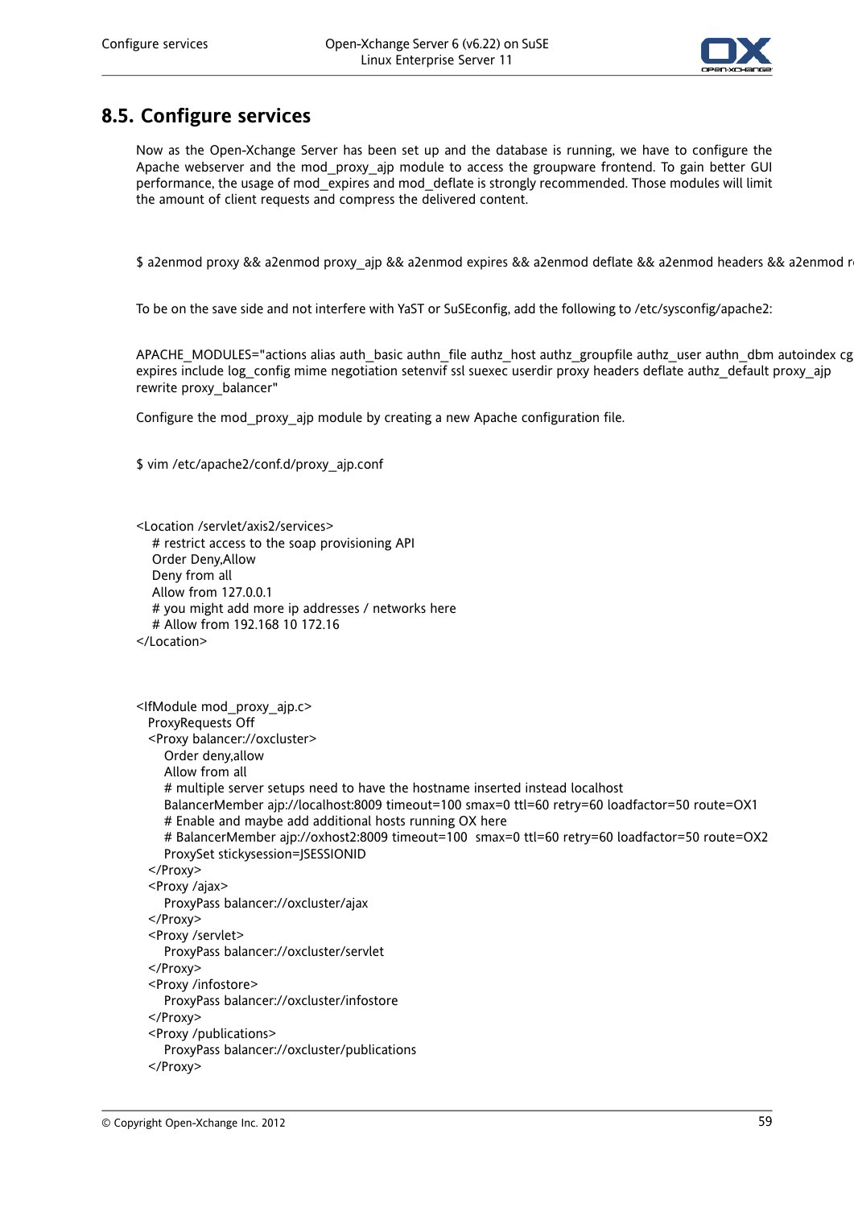## 8.5. Configure services

Now as the Open-Xchange Server has been set up and the database is running, we have to configure the Apache webserver and the mod_proxy_ajp module to access the groupware frontend. To gain better GUI performance, the usage of mod_expires and mod_deflate is strongly recommended. Those modules will limit the amount of client requests and compress the delivered content.

```
$ a2enmod proxy && a2enmod proxy_ajp && a2enmod expires && a2enmod deflate && a2enmod headers && a2enmod r
```

To be on the save side and not interfere with YaST or SuSEconfig, add the following to /etc/sysconfig/apache2:

```
APACHE_MODULES="actions alias auth_basic authn_file authz_host authz_groupfile authz_user authn_dbm autoindex cg
expires include log_config mime negotiation setenvif ssl suexec userdir proxy headers deflate authz_default proxy_ajp
rewrite proxy_balancer"
```

Configure the mod_proxy_ajp module by creating a new Apache configuration file.

```
$ vim /etc/apache2/conf.d/proxy_ajp.conf
```

```
<Location /servlet/axis2/services>
    # restrict access to the soap provisioning API
    Order Deny,Allow
    Deny from all
    Allow from 127.0.0.1
    # you might add more ip addresses / networks here
    # Allow from 192.168 10 172.16
</Location>


<IfModule mod_proxy_ajp.c>
   ProxyRequests Off
   <Proxy balancer://oxcluster>
      Order deny,allow
      Allow from all
      # multiple server setups need to have the hostname inserted instead localhost
      BalancerMember ajp://localhost:8009 timeout=100 smax=0 ttl=60 retry=60 loadfactor=50 route=OX1
      # Enable and maybe add additional hosts running OX here
      # BalancerMember ajp://oxhost2:8009 timeout=100  smax=0 ttl=60 retry=60 loadfactor=50 route=OX2
      ProxySet stickysession=JSESSIONID
   </Proxy>
   <Proxy /ajax>
      ProxyPass balancer://oxcluster/ajax
   </Proxy>
   <Proxy /servlet>
      ProxyPass balancer://oxcluster/servlet
   </Proxy>
   <Proxy /infostore>
      ProxyPass balancer://oxcluster/infostore
   </Proxy>
   <Proxy /publications>
      ProxyPass balancer://oxcluster/publications
   </Proxy>
```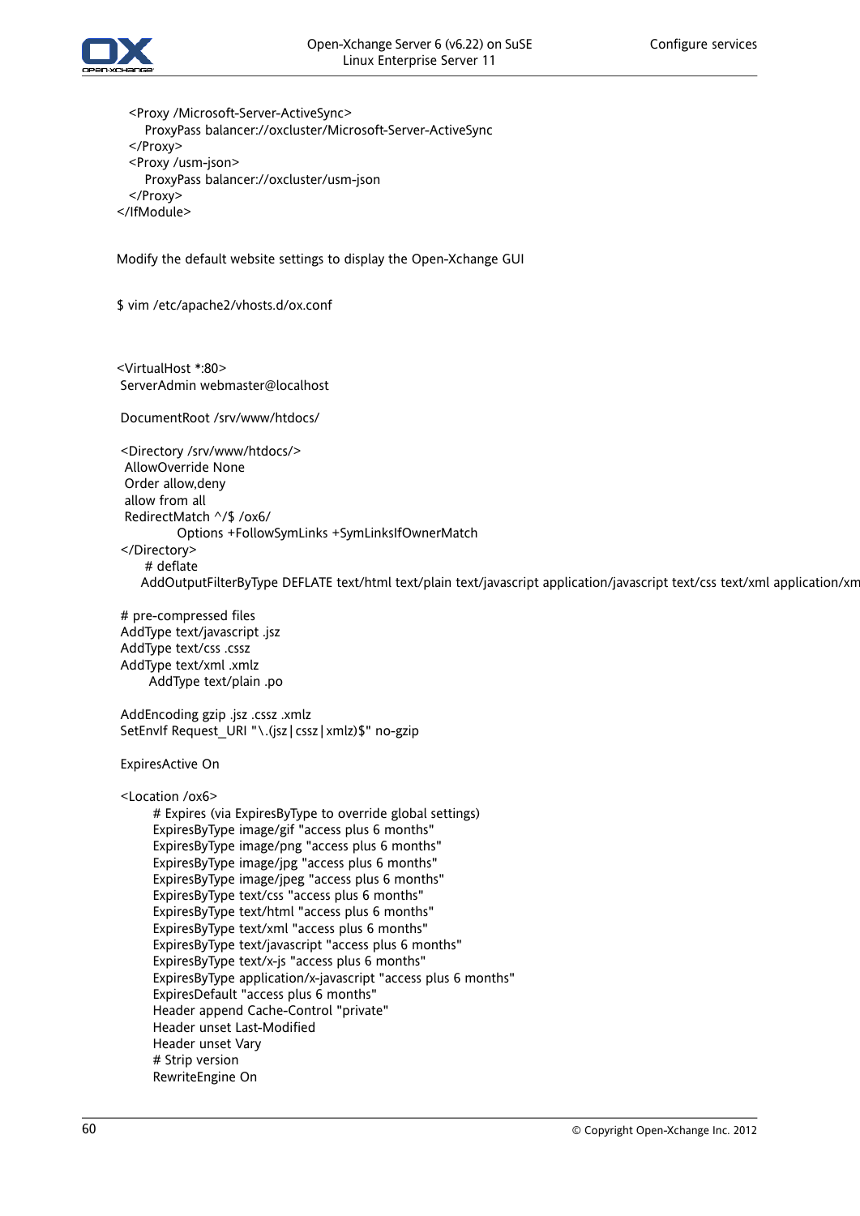```
  <Proxy /Microsoft-Server-ActiveSync>
     ProxyPass balancer://oxcluster/Microsoft-Server-ActiveSync
  </Proxy>
  <Proxy /usm-json>
     ProxyPass balancer://oxcluster/usm-json
  </Proxy>
</IfModule>
```

Modify the default website settings to display the Open-Xchange GUI

```
$ vim /etc/apache2/vhosts.d/ox.conf
```

```
<VirtualHost *:80>
 ServerAdmin webmaster@localhost

 DocumentRoot /srv/www/htdocs/

 <Directory /srv/www/htdocs/>
  AllowOverride None
  Order allow,deny
  allow from all
  RedirectMatch ^/$ /ox6/
          Options +FollowSymLinks +SymLinksIfOwnerMatch
 </Directory>
      # deflate
     AddOutputFilterByType DEFLATE text/html text/plain text/javascript application/javascript text/css text/xml application/xm

 # pre-compressed files
 AddType text/javascript .jsz
 AddType text/css .cssz
 AddType text/xml .xmlz
       AddType text/plain .po

 AddEncoding gzip .jsz .cssz .xmlz
 SetEnvIf Request_URI "\.(jsz|cssz|xmlz)$" no-gzip

 ExpiresActive On

 <Location /ox6>
        # Expires (via ExpiresByType to override global settings)
        ExpiresByType image/gif "access plus 6 months"
        ExpiresByType image/png "access plus 6 months"
        ExpiresByType image/jpg "access plus 6 months"
        ExpiresByType image/jpeg "access plus 6 months"
        ExpiresByType text/css "access plus 6 months"
        ExpiresByType text/html "access plus 6 months"
        ExpiresByType text/xml "access plus 6 months"
        ExpiresByType text/javascript "access plus 6 months"
        ExpiresByType text/x-js "access plus 6 months"
        ExpiresByType application/x-javascript "access plus 6 months"
        ExpiresDefault "access plus 6 months"
        Header append Cache-Control "private"
        Header unset Last-Modified
        Header unset Vary
        # Strip version
        RewriteEngine On
```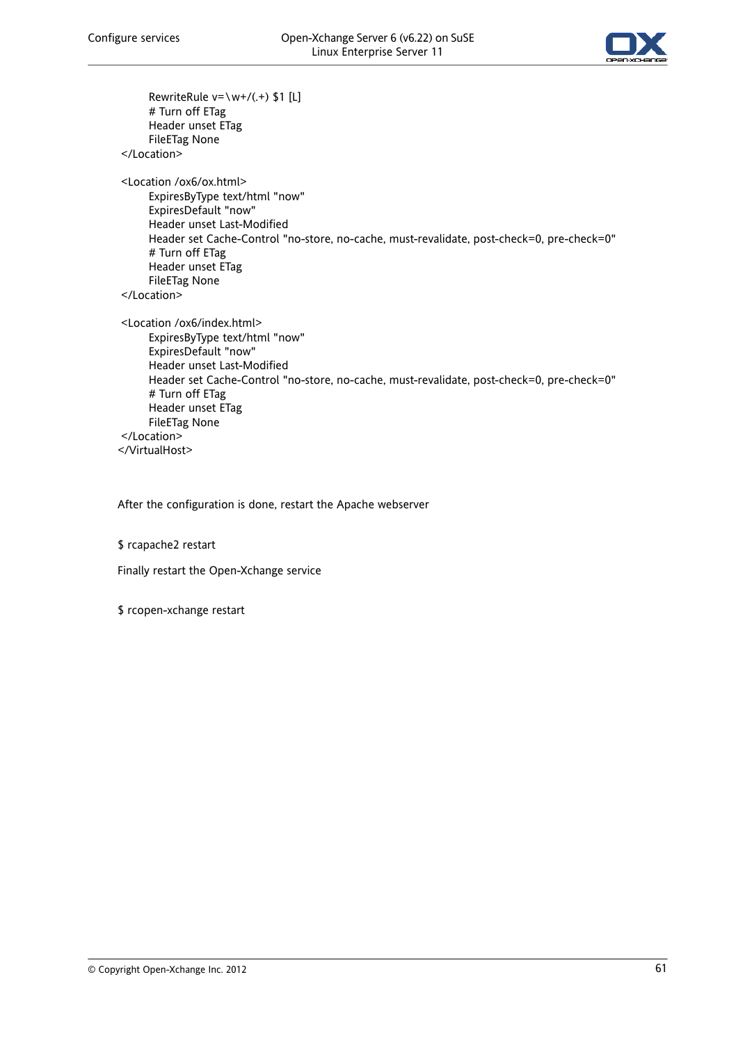```
        RewriteRule v=\w+/(.+) $1 [L]
        # Turn off ETag
        Header unset ETag
        FileETag None
    </Location>

    <Location /ox6/ox.html>
        ExpiresByType text/html "now"
        ExpiresDefault "now"
        Header unset Last-Modified
        Header set Cache-Control "no-store, no-cache, must-revalidate, post-check=0, pre-check=0"
        # Turn off ETag
        Header unset ETag
        FileETag None
    </Location>

    <Location /ox6/index.html>
        ExpiresByType text/html "now"
        ExpiresDefault "now"
        Header unset Last-Modified
        Header set Cache-Control "no-store, no-cache, must-revalidate, post-check=0, pre-check=0"
        # Turn off ETag
        Header unset ETag
        FileETag None
    </Location>
</VirtualHost>
```

After the configuration is done, restart the Apache webserver

```
$ rcapache2 restart
```

Finally restart the Open-Xchange service

```
$ rcopen-xchange restart
```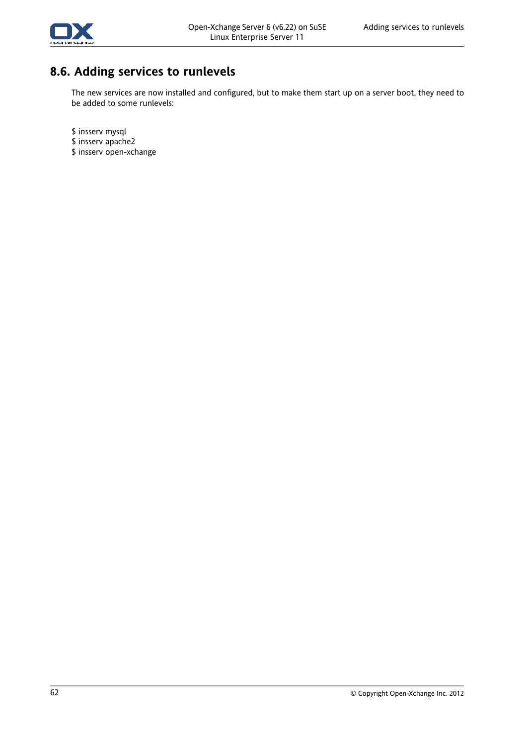## 8.6. Adding services to runlevels

The new services are now installed and configured, but to make them start up on a server boot, they need to be added to some runlevels:

```
$ insserv mysql
$ insserv apache2
$ insserv open-xchange
```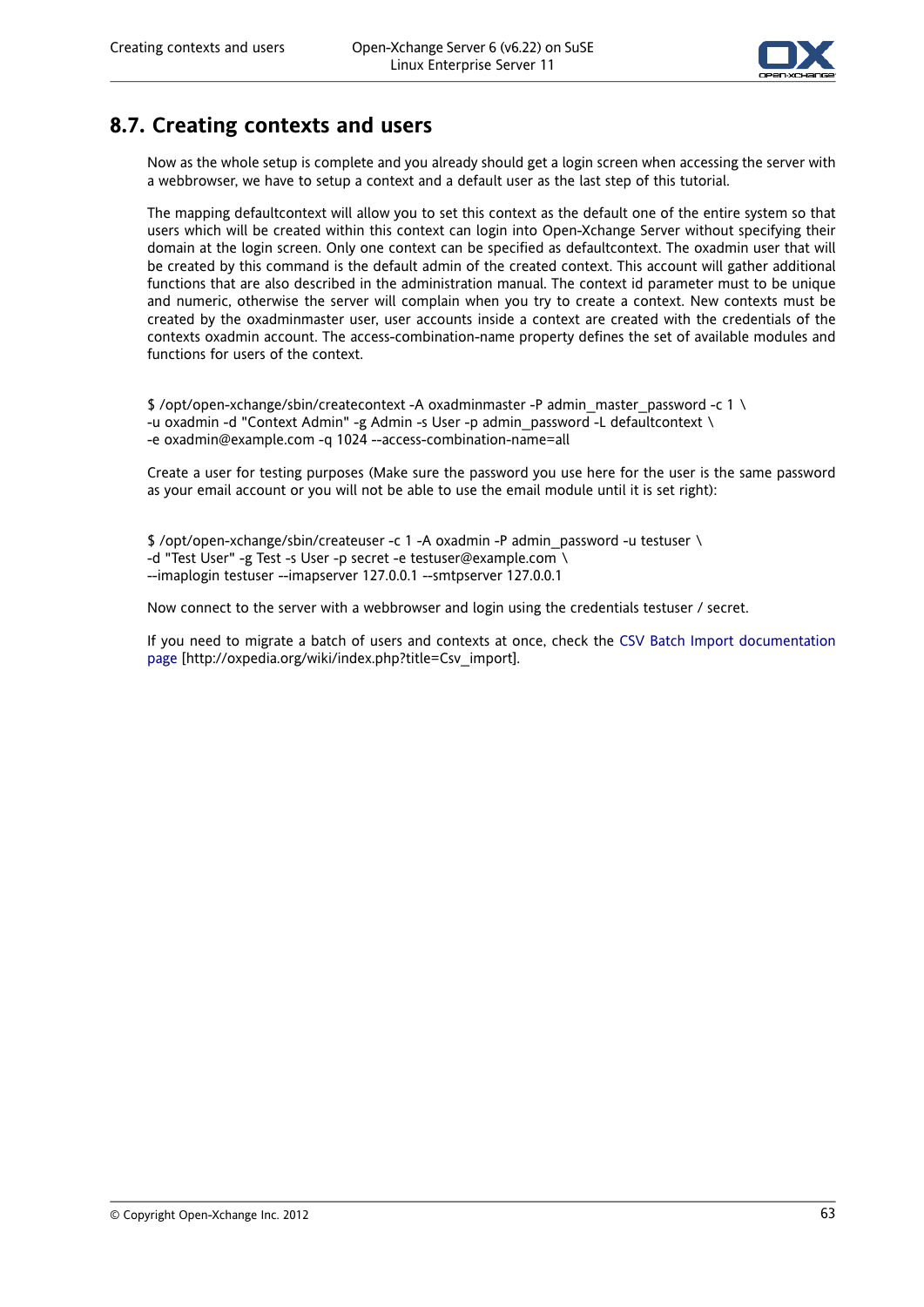## 8.7. Creating contexts and users

Now as the whole setup is complete and you already should get a login screen when accessing the server with a webbrowser, we have to setup a context and a default user as the last step of this tutorial.

The mapping defaultcontext will allow you to set this context as the default one of the entire system so that users which will be created within this context can login into Open-Xchange Server without specifying their domain at the login screen. Only one context can be specified as defaultcontext. The oxadmin user that will be created by this command is the default admin of the created context. This account will gather additional functions that are also described in the administration manual. The context id parameter must to be unique and numeric, otherwise the server will complain when you try to create a context. New contexts must be created by the oxadminmaster user, user accounts inside a context are created with the credentials of the contexts oxadmin account. The access-combination-name property defines the set of available modules and functions for users of the context.

```
$ /opt/open-xchange/sbin/createcontext -A oxadminmaster -P admin_master_password -c 1 \
-u oxadmin -d "Context Admin" -g Admin -s User -p admin_password -L defaultcontext \
-e oxadmin@example.com -q 1024 --access-combination-name=all
```

Create a user for testing purposes (Make sure the password you use here for the user is the same password as your email account or you will not be able to use the email module until it is set right):

```
$ /opt/open-xchange/sbin/createuser -c 1 -A oxadmin -P admin_password -u testuser \
-d "Test User" -g Test -s User -p secret -e testuser@example.com \
--imaplogin testuser --imapserver 127.0.0.1 --smtpserver 127.0.0.1
```

Now connect to the server with a webbrowser and login using the credentials testuser / secret.

If you need to migrate a batch of users and contexts at once, check the CSV Batch Import documentation page [http://oxpedia.org/wiki/index.php?title=Csv_import].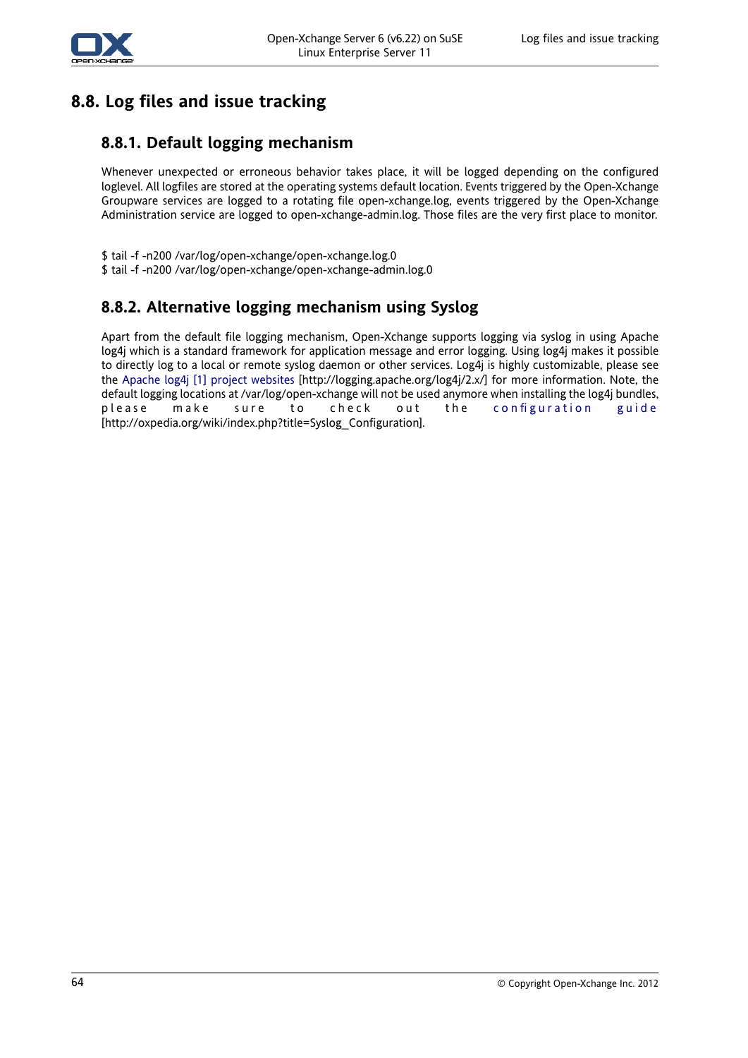## 8.8. Log files and issue tracking

### 8.8.1. Default logging mechanism

Whenever unexpected or erroneous behavior takes place, it will be logged depending on the configured loglevel. All logfiles are stored at the operating systems default location. Events triggered by the Open-Xchange Groupware services are logged to a rotating file open-xchange.log, events triggered by the Open-Xchange Administration service are logged to open-xchange-admin.log. Those files are the very first place to monitor.

```
$ tail -f -n200 /var/log/open-xchange/open-xchange.log.0
$ tail -f -n200 /var/log/open-xchange/open-xchange-admin.log.0
```

### 8.8.2. Alternative logging mechanism using Syslog

Apart from the default file logging mechanism, Open-Xchange supports logging via syslog in using Apache log4j which is a standard framework for application message and error logging. Using log4j makes it possible to directly log to a local or remote syslog daemon or other services. Log4j is highly customizable, please see the Apache log4j [1] project websites [http://logging.apache.org/log4j/2.x/] for more information. Note, the default logging locations at /var/log/open-xchange will not be used anymore when installing the log4j bundles, please make sure to check out the configuration guide [http://oxpedia.org/wiki/index.php?title=Syslog_Configuration].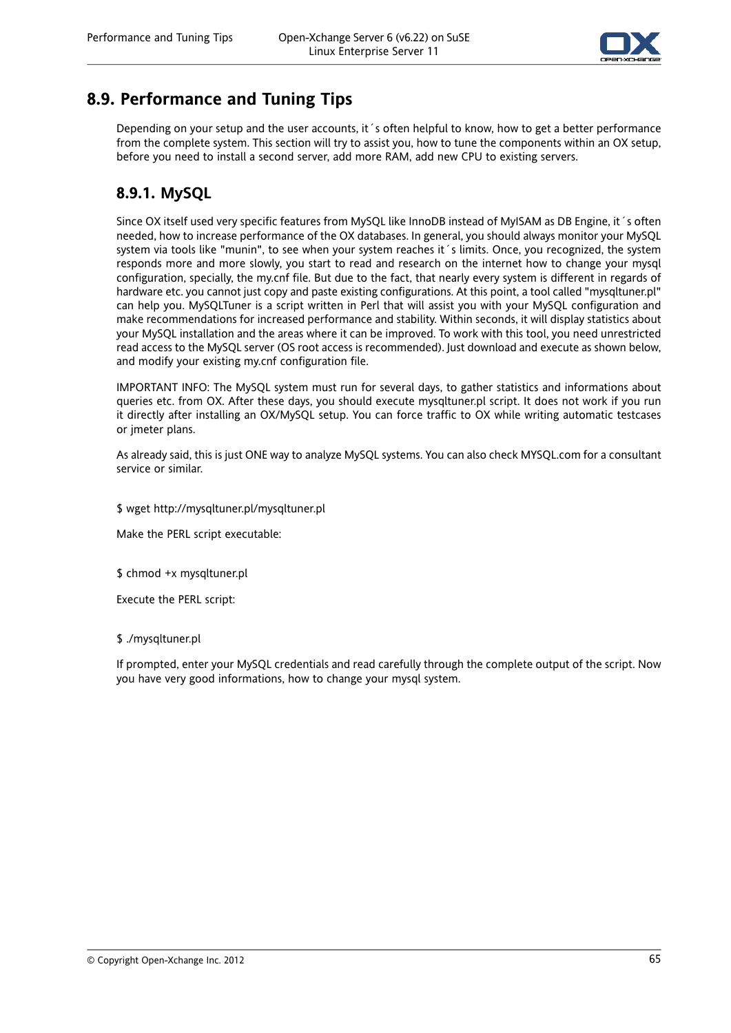## 8.9. Performance and Tuning Tips

Depending on your setup and the user accounts, it´s often helpful to know, how to get a better performance from the complete system. This section will try to assist you, how to tune the components within an OX setup, before you need to install a second server, add more RAM, add new CPU to existing servers.

### 8.9.1. MySQL

Since OX itself used very specific features from MySQL like InnoDB instead of MyISAM as DB Engine, it´s often needed, how to increase performance of the OX databases. In general, you should always monitor your MySQL system via tools like "munin", to see when your system reaches it´s limits. Once, you recognized, the system responds more and more slowly, you start to read and research on the internet how to change your mysql configuration, specially, the my.cnf file. But due to the fact, that nearly every system is different in regards of hardware etc. you cannot just copy and paste existing configurations. At this point, a tool called "mysqltuner.pl" can help you. MySQLTuner is a script written in Perl that will assist you with your MySQL configuration and make recommendations for increased performance and stability. Within seconds, it will display statistics about your MySQL installation and the areas where it can be improved. To work with this tool, you need unrestricted read access to the MySQL server (OS root access is recommended). Just download and execute as shown below, and modify your existing my.cnf configuration file.

IMPORTANT INFO: The MySQL system must run for several days, to gather statistics and informations about queries etc. from OX. After these days, you should execute mysqltuner.pl script. It does not work if you run it directly after installing an OX/MySQL setup. You can force traffic to OX while writing automatic testcases or jmeter plans.

As already said, this is just ONE way to analyze MySQL systems. You can also check MYSQL.com for a consultant service or similar.

```
$ wget http://mysqltuner.pl/mysqltuner.pl
```

Make the PERL script executable:

```
$ chmod +x mysqltuner.pl
```

Execute the PERL script:

```
$ ./mysqltuner.pl
```

If prompted, enter your MySQL credentials and read carefully through the complete output of the script. Now you have very good informations, how to change your mysql system.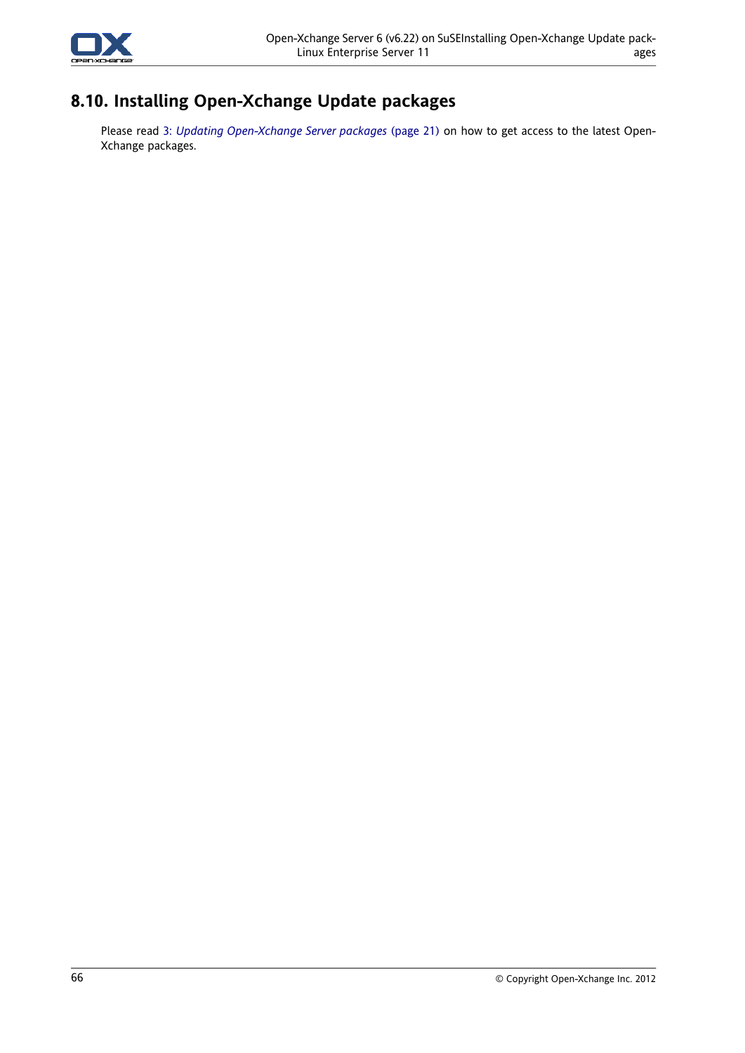## 8.10. Installing Open-Xchange Update packages

Please read 3: *Updating Open-Xchange Server packages* (page 21) on how to get access to the latest Open-Xchange packages.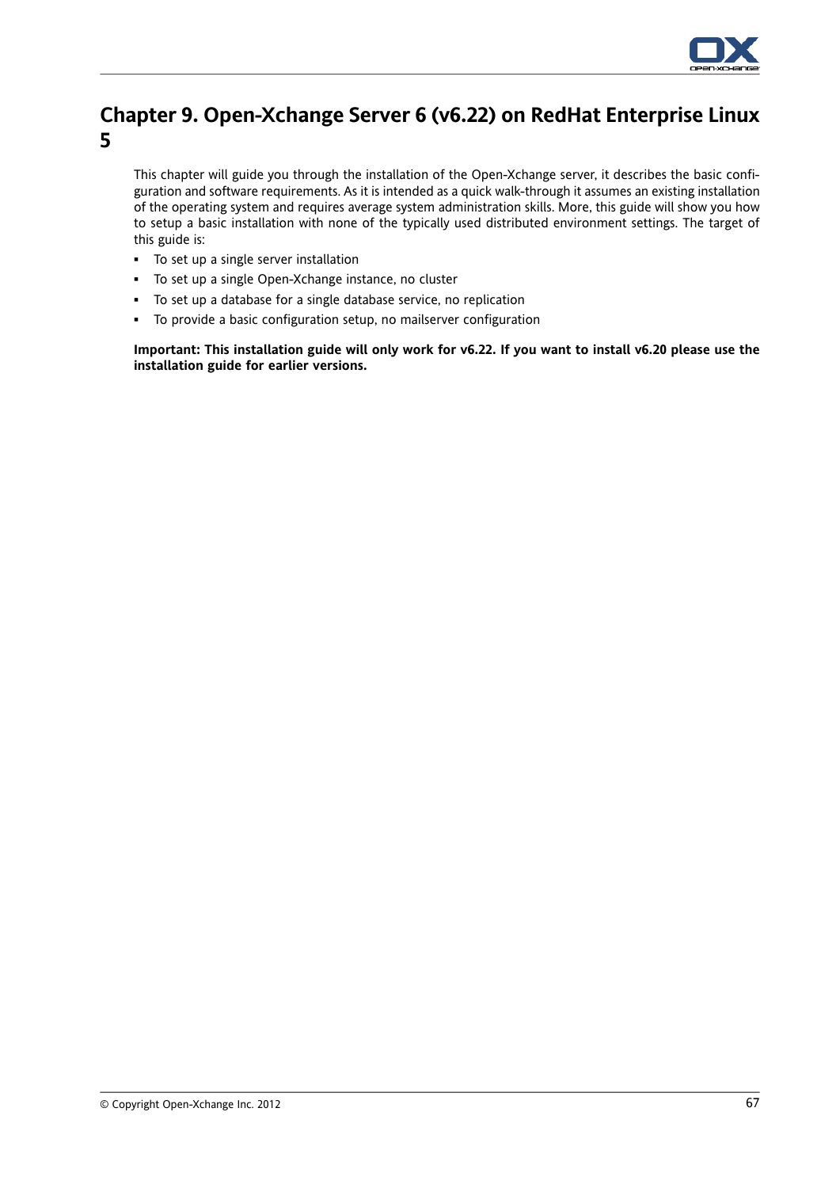# Chapter 9. Open-Xchange Server 6 (v6.22) on RedHat Enterprise Linux 5

This chapter will guide you through the installation of the Open-Xchange server, it describes the basic configuration and software requirements. As it is intended as a quick walk-through it assumes an existing installation of the operating system and requires average system administration skills. More, this guide will show you how to setup a basic installation with none of the typically used distributed environment settings. The target of this guide is:

- To set up a single server installation
- To set up a single Open-Xchange instance, no cluster
- To set up a database for a single database service, no replication
- To provide a basic configuration setup, no mailserver configuration

**Important: This installation guide will only work for v6.22. If you want to install v6.20 please use the installation guide for earlier versions.**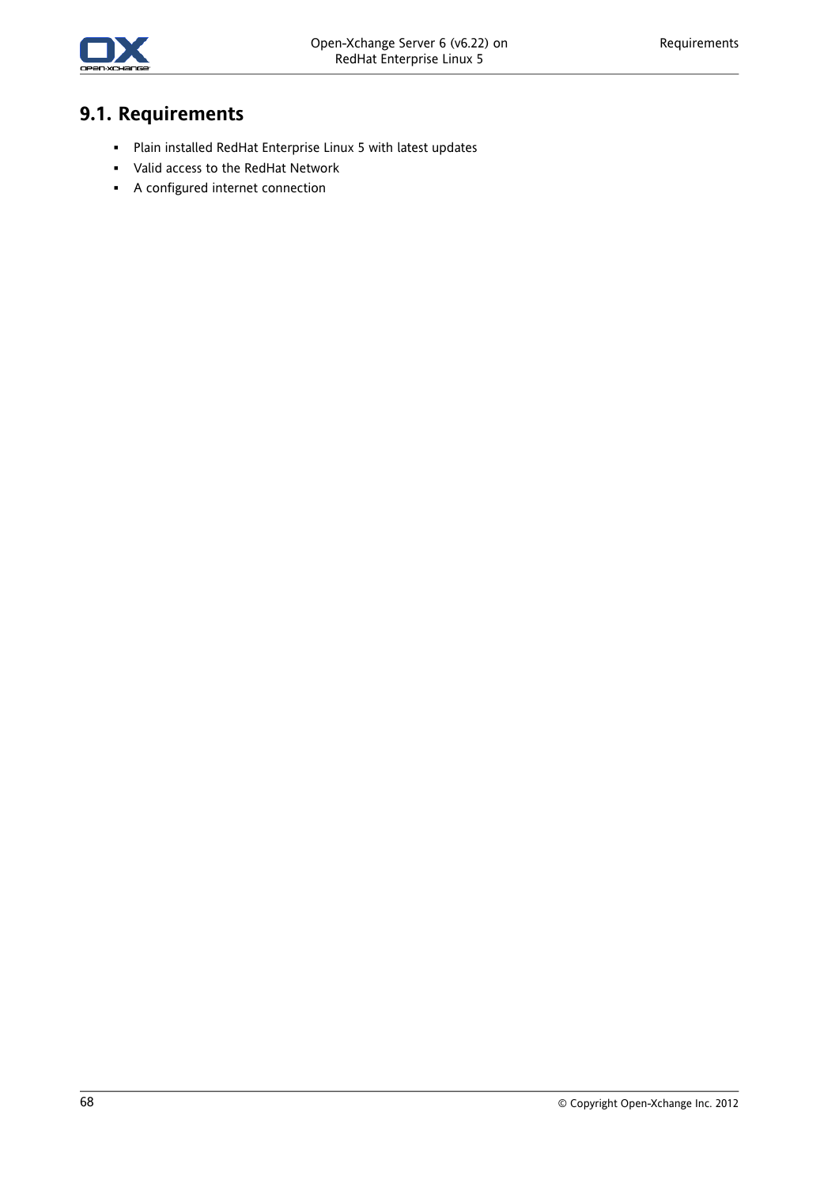## 9.1. Requirements

- Plain installed RedHat Enterprise Linux 5 with latest updates
- Valid access to the RedHat Network
- A configured internet connection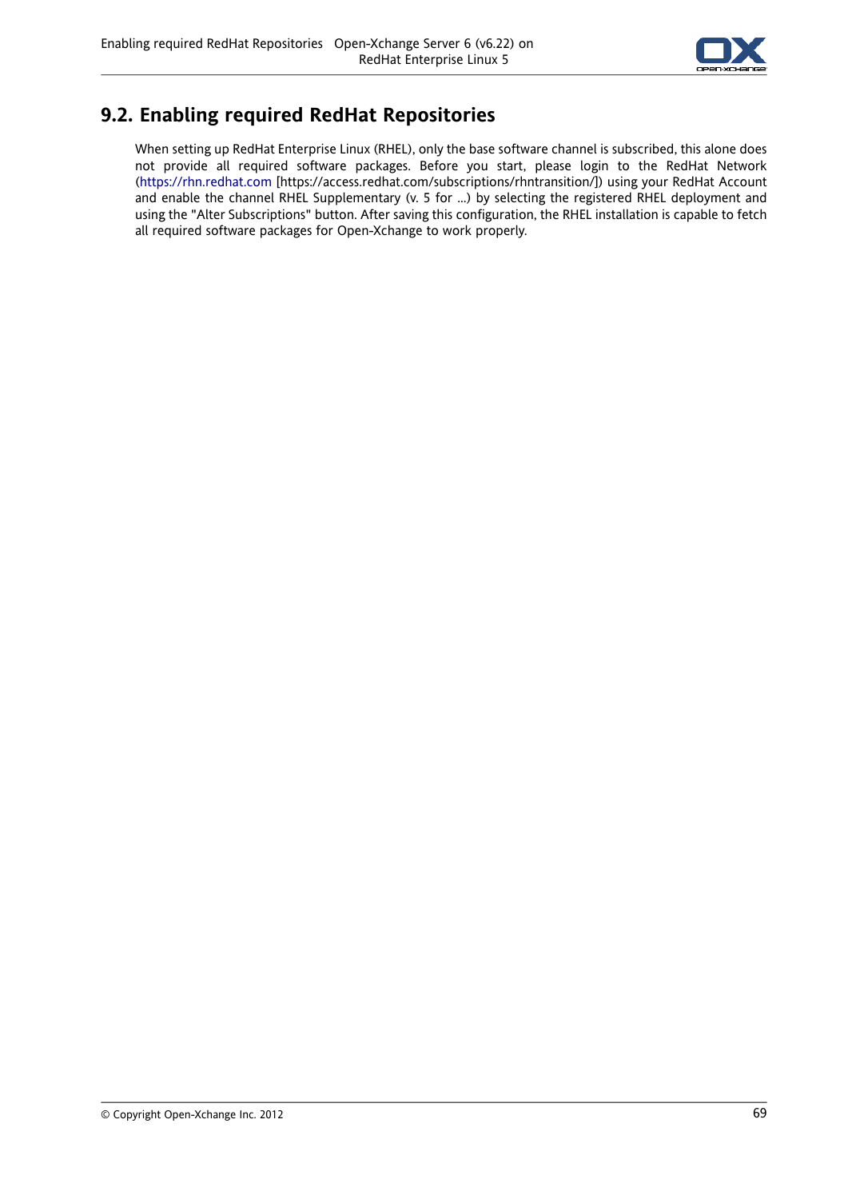## 9.2. Enabling required RedHat Repositories

When setting up RedHat Enterprise Linux (RHEL), only the base software channel is subscribed, this alone does not provide all required software packages. Before you start, please login to the RedHat Network (https://rhn.redhat.com [https://access.redhat.com/subscriptions/rhntransition/]) using your RedHat Account and enable the channel RHEL Supplementary (v. 5 for ...) by selecting the registered RHEL deployment and using the "Alter Subscriptions" button. After saving this configuration, the RHEL installation is capable to fetch all required software packages for Open-Xchange to work properly.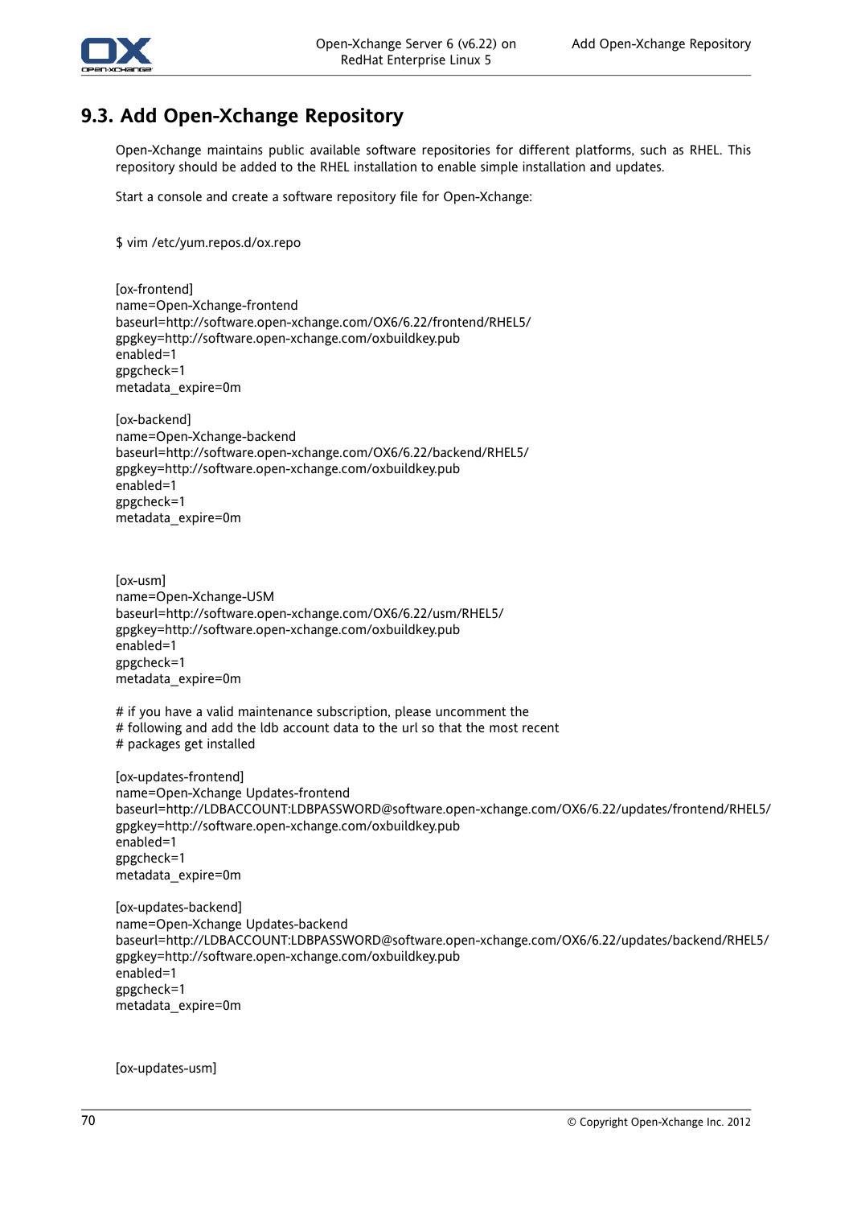## 9.3. Add Open-Xchange Repository

Open-Xchange maintains public available software repositories for different platforms, such as RHEL. This repository should be added to the RHEL installation to enable simple installation and updates.

Start a console and create a software repository file for Open-Xchange:

```
$ vim /etc/yum.repos.d/ox.repo
```

```
[ox-frontend]
name=Open-Xchange-frontend
baseurl=http://software.open-xchange.com/OX6/6.22/frontend/RHEL5/
gpgkey=http://software.open-xchange.com/oxbuildkey.pub
enabled=1
gpgcheck=1
metadata_expire=0m

[ox-backend]
name=Open-Xchange-backend
baseurl=http://software.open-xchange.com/OX6/6.22/backend/RHEL5/
gpgkey=http://software.open-xchange.com/oxbuildkey.pub
enabled=1
gpgcheck=1
metadata_expire=0m



[ox-usm]
name=Open-Xchange-USM
baseurl=http://software.open-xchange.com/OX6/6.22/usm/RHEL5/
gpgkey=http://software.open-xchange.com/oxbuildkey.pub
enabled=1
gpgcheck=1
metadata_expire=0m

# if you have a valid maintenance subscription, please uncomment the
# following and add the ldb account data to the url so that the most recent
# packages get installed

[ox-updates-frontend]
name=Open-Xchange Updates-frontend
baseurl=http://LDBACCOUNT:LDBPASSWORD@software.open-xchange.com/OX6/6.22/updates/frontend/RHEL5/
gpgkey=http://software.open-xchange.com/oxbuildkey.pub
enabled=1
gpgcheck=1
metadata_expire=0m

[ox-updates-backend]
name=Open-Xchange Updates-backend
baseurl=http://LDBACCOUNT:LDBPASSWORD@software.open-xchange.com/OX6/6.22/updates/backend/RHEL5/
gpgkey=http://software.open-xchange.com/oxbuildkey.pub
enabled=1
gpgcheck=1
metadata_expire=0m


[ox-updates-usm]
```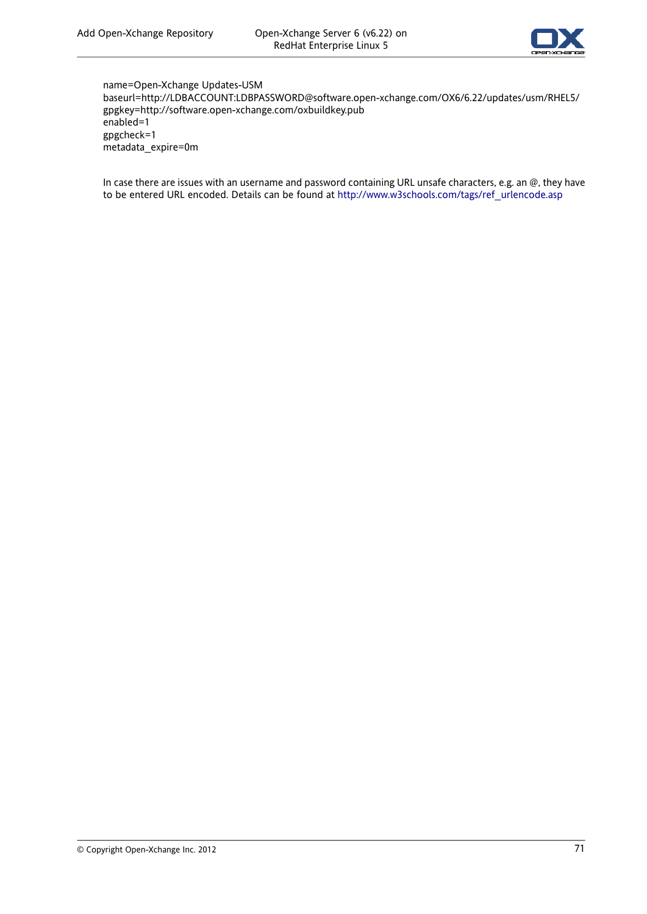```
name=Open-Xchange Updates-USM
baseurl=http://LDBACCOUNT:LDBPASSWORD@software.open-xchange.com/OX6/6.22/updates/usm/RHEL5/
gpgkey=http://software.open-xchange.com/oxbuildkey.pub
enabled=1
gpgcheck=1
metadata_expire=0m
```

In case there are issues with an username and password containing URL unsafe characters, e.g. an @, they have to be entered URL encoded. Details can be found at http://www.w3schools.com/tags/ref_urlencode.asp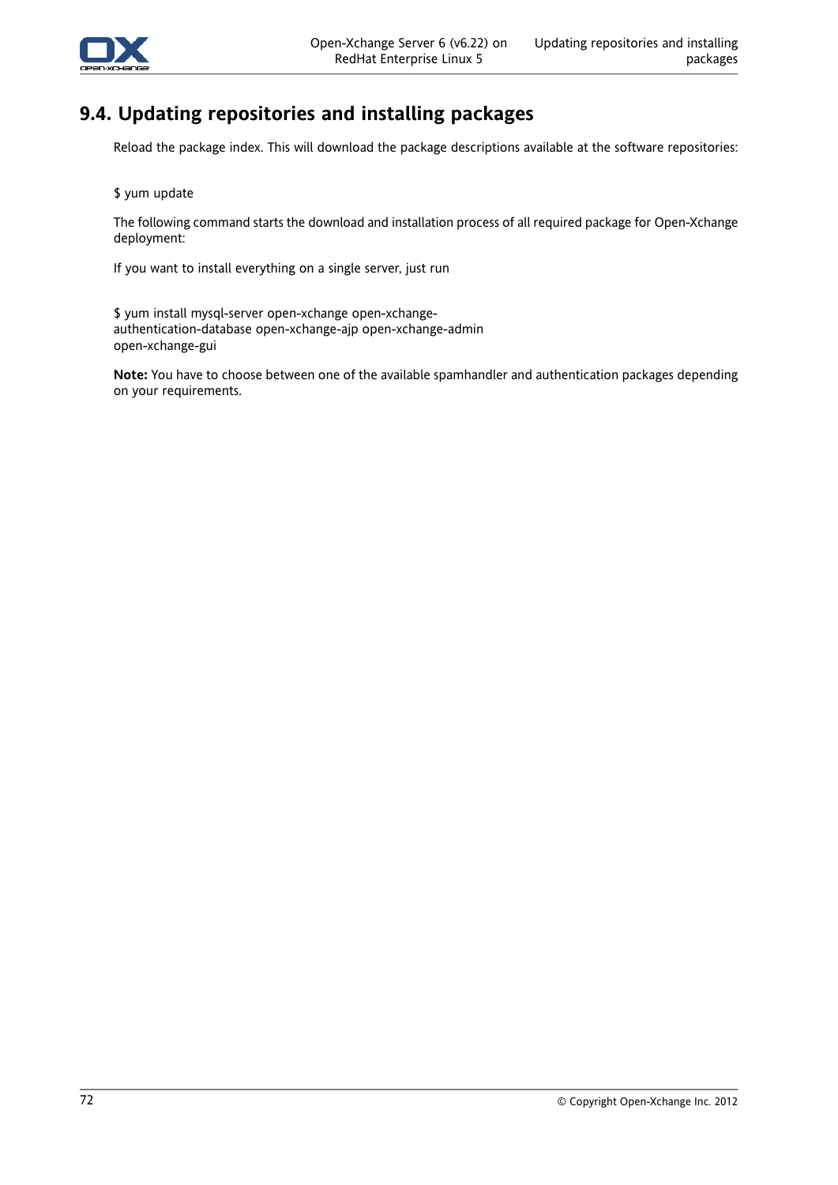## 9.4. Updating repositories and installing packages

Reload the package index. This will download the package descriptions available at the software repositories:

```
$ yum update
```

The following command starts the download and installation process of all required package for Open-Xchange deployment:

If you want to install everything on a single server, just run

```
$ yum install mysql-server open-xchange open-xchange-
authentication-database open-xchange-ajp open-xchange-admin
open-xchange-gui
```

**Note:** You have to choose between one of the available spamhandler and authentication packages depending on your requirements.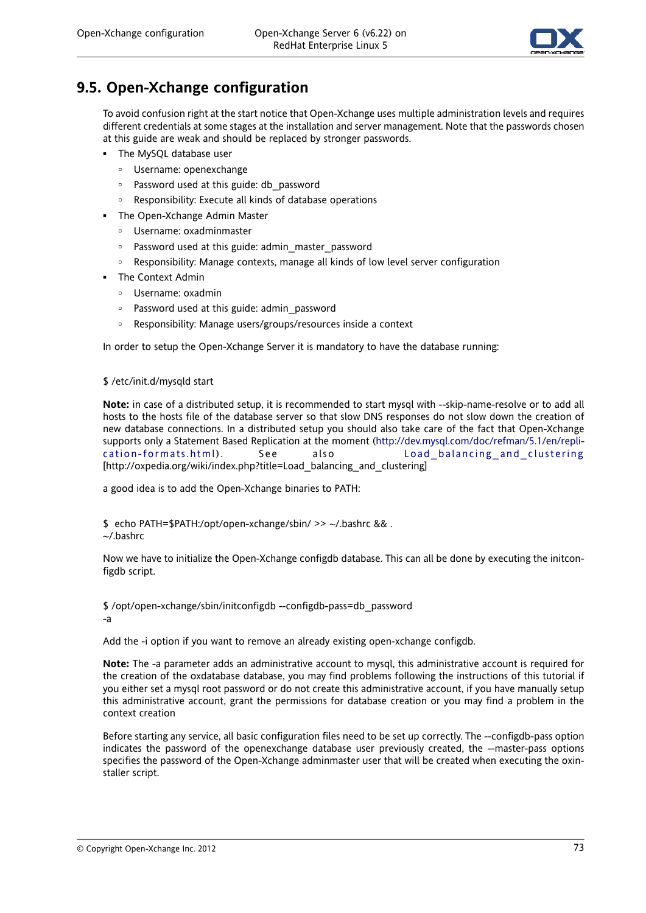## 9.5. Open-Xchange configuration

To avoid confusion right at the start notice that Open-Xchange uses multiple administration levels and requires different credentials at some stages at the installation and server management. Note that the passwords chosen at this guide are weak and should be replaced by stronger passwords.

- The MySQL database user
  - Username: openexchange
  - Password used at this guide: db_password
  - Responsibility: Execute all kinds of database operations
- The Open-Xchange Admin Master
  - Username: oxadminmaster
  - Password used at this guide: admin_master_password
  - Responsibility: Manage contexts, manage all kinds of low level server configuration
- The Context Admin
  - Username: oxadmin
  - Password used at this guide: admin_password
  - Responsibility: Manage users/groups/resources inside a context

In order to setup the Open-Xchange Server it is mandatory to have the database running:

```
$ /etc/init.d/mysqld start
```

**Note:** in case of a distributed setup, it is recommended to start mysql with --skip-name-resolve or to add all hosts to the hosts file of the database server so that slow DNS responses do not slow down the creation of new database connections. In a distributed setup you should also take care of the fact that Open-Xchange supports only a Statement Based Replication at the moment (http://dev.mysql.com/doc/refman/5.1/en/replication-formats.html). See also Load_balancing_and_clustering [http://oxpedia.org/wiki/index.php?title=Load_balancing_and_clustering]

a good idea is to add the Open-Xchange binaries to PATH:

```
$  echo PATH=$PATH:/opt/open-xchange/sbin/ >> ~/.bashrc && .
~/.bashrc
```

Now we have to initialize the Open-Xchange configdb database. This can all be done by executing the initconfigdb script.

```
$ /opt/open-xchange/sbin/initconfigdb --configdb-pass=db_password
-a
```

Add the -i option if you want to remove an already existing open-xchange configdb.

**Note:** The -a parameter adds an administrative account to mysql, this administrative account is required for the creation of the oxdatabase database, you may find problems following the instructions of this tutorial if you either set a mysql root password or do not create this administrative account, if you have manually setup this administrative account, grant the permissions for database creation or you may find a problem in the context creation

Before starting any service, all basic configuration files need to be set up correctly. The --configdb-pass option indicates the password of the openexchange database user previously created, the --master-pass options specifies the password of the Open-Xchange adminmaster user that will be created when executing the oxinstaller script.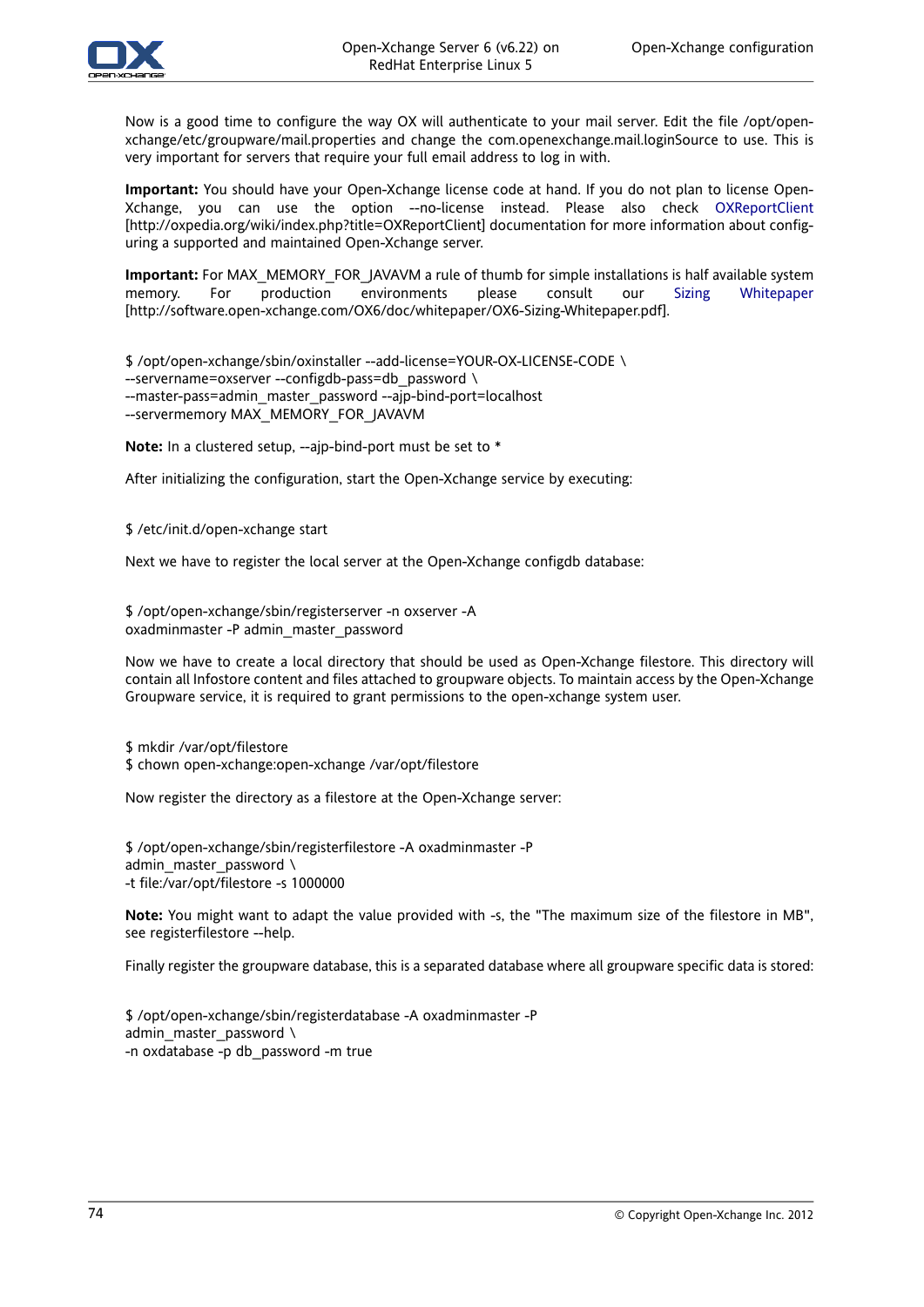Now is a good time to configure the way OX will authenticate to your mail server. Edit the file /opt/open-xchange/etc/groupware/mail.properties and change the com.openexchange.mail.loginSource to use. This is very important for servers that require your full email address to log in with.

**Important:** You should have your Open-Xchange license code at hand. If you do not plan to license Open-Xchange, you can use the option --no-license instead. Please also check OXReportClient [http://oxpedia.org/wiki/index.php?title=OXReportClient] documentation for more information about configuring a supported and maintained Open-Xchange server.

**Important:** For MAX_MEMORY_FOR_JAVAVM a rule of thumb for simple installations is half available system memory. For production environments please consult our Sizing Whitepaper [http://software.open-xchange.com/OX6/doc/whitepaper/OX6-Sizing-Whitepaper.pdf].

```
$ /opt/open-xchange/sbin/oxinstaller --add-license=YOUR-OX-LICENSE-CODE \
--servername=oxserver --configdb-pass=db_password \
--master-pass=admin_master_password --ajp-bind-port=localhost
--servermemory MAX_MEMORY_FOR_JAVAVM
```

**Note:** In a clustered setup, --ajp-bind-port must be set to *

After initializing the configuration, start the Open-Xchange service by executing:

```
$ /etc/init.d/open-xchange start
```

Next we have to register the local server at the Open-Xchange configdb database:

```
$ /opt/open-xchange/sbin/registerserver -n oxserver -A
oxadminmaster -P admin_master_password
```

Now we have to create a local directory that should be used as Open-Xchange filestore. This directory will contain all Infostore content and files attached to groupware objects. To maintain access by the Open-Xchange Groupware service, it is required to grant permissions to the open-xchange system user.

```
$ mkdir /var/opt/filestore
$ chown open-xchange:open-xchange /var/opt/filestore
```

Now register the directory as a filestore at the Open-Xchange server:

```
$ /opt/open-xchange/sbin/registerfilestore -A oxadminmaster -P
admin_master_password \
-t file:/var/opt/filestore -s 1000000
```

**Note:** You might want to adapt the value provided with -s, the "The maximum size of the filestore in MB", see registerfilestore --help.

Finally register the groupware database, this is a separated database where all groupware specific data is stored:

```
$ /opt/open-xchange/sbin/registerdatabase -A oxadminmaster -P
admin_master_password \
-n oxdatabase -p db_password -m true
```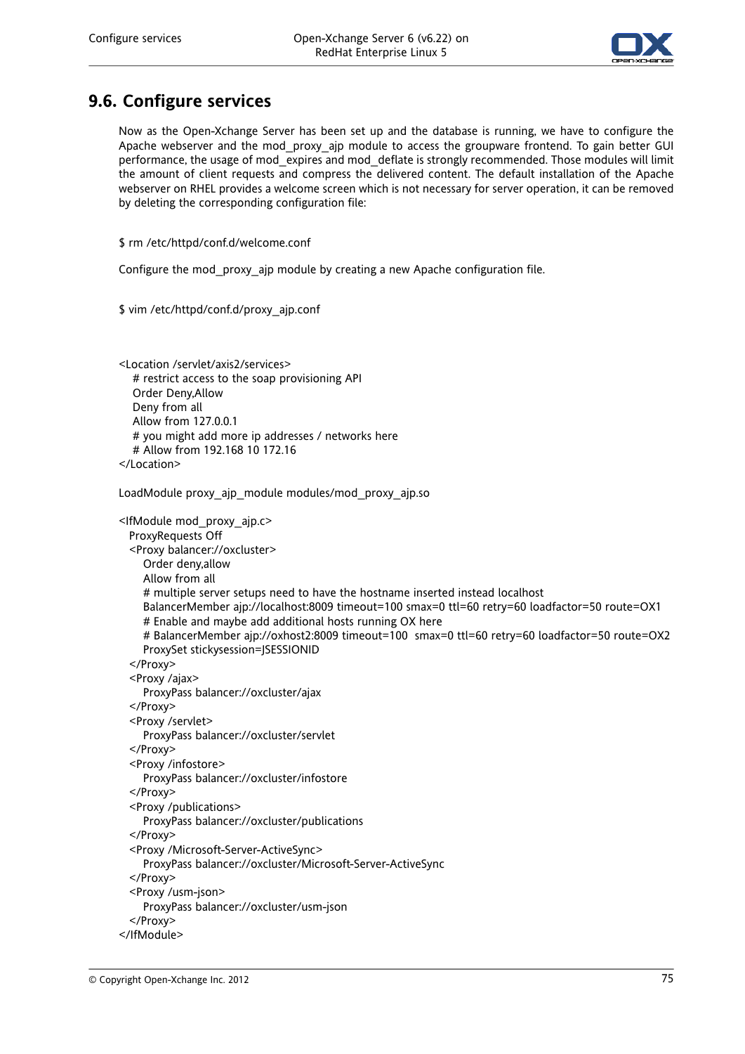## 9.6. Configure services

Now as the Open-Xchange Server has been set up and the database is running, we have to configure the Apache webserver and the mod_proxy_ajp module to access the groupware frontend. To gain better GUI performance, the usage of mod_expires and mod_deflate is strongly recommended. Those modules will limit the amount of client requests and compress the delivered content. The default installation of the Apache webserver on RHEL provides a welcome screen which is not necessary for server operation, it can be removed by deleting the corresponding configuration file:

```
$ rm /etc/httpd/conf.d/welcome.conf
```

Configure the mod_proxy_ajp module by creating a new Apache configuration file.

```
$ vim /etc/httpd/conf.d/proxy_ajp.conf
```

```
<Location /servlet/axis2/services>
   # restrict access to the soap provisioning API
   Order Deny,Allow
   Deny from all
   Allow from 127.0.0.1
   # you might add more ip addresses / networks here
   # Allow from 192.168 10 172.16
</Location>

LoadModule proxy_ajp_module modules/mod_proxy_ajp.so

<IfModule mod_proxy_ajp.c>
  ProxyRequests Off
  <Proxy balancer://oxcluster>
     Order deny,allow
     Allow from all
     # multiple server setups need to have the hostname inserted instead localhost
     BalancerMember ajp://localhost:8009 timeout=100 smax=0 ttl=60 retry=60 loadfactor=50 route=OX1
     # Enable and maybe add additional hosts running OX here
     # BalancerMember ajp://oxhost2:8009 timeout=100  smax=0 ttl=60 retry=60 loadfactor=50 route=OX2
     ProxySet stickysession=JSESSIONID
  </Proxy>
  <Proxy /ajax>
     ProxyPass balancer://oxcluster/ajax
  </Proxy>
  <Proxy /servlet>
     ProxyPass balancer://oxcluster/servlet
  </Proxy>
  <Proxy /infostore>
     ProxyPass balancer://oxcluster/infostore
  </Proxy>
  <Proxy /publications>
     ProxyPass balancer://oxcluster/publications
  </Proxy>
  <Proxy /Microsoft-Server-ActiveSync>
     ProxyPass balancer://oxcluster/Microsoft-Server-ActiveSync
  </Proxy>
  <Proxy /usm-json>
     ProxyPass balancer://oxcluster/usm-json
  </Proxy>
</IfModule>
```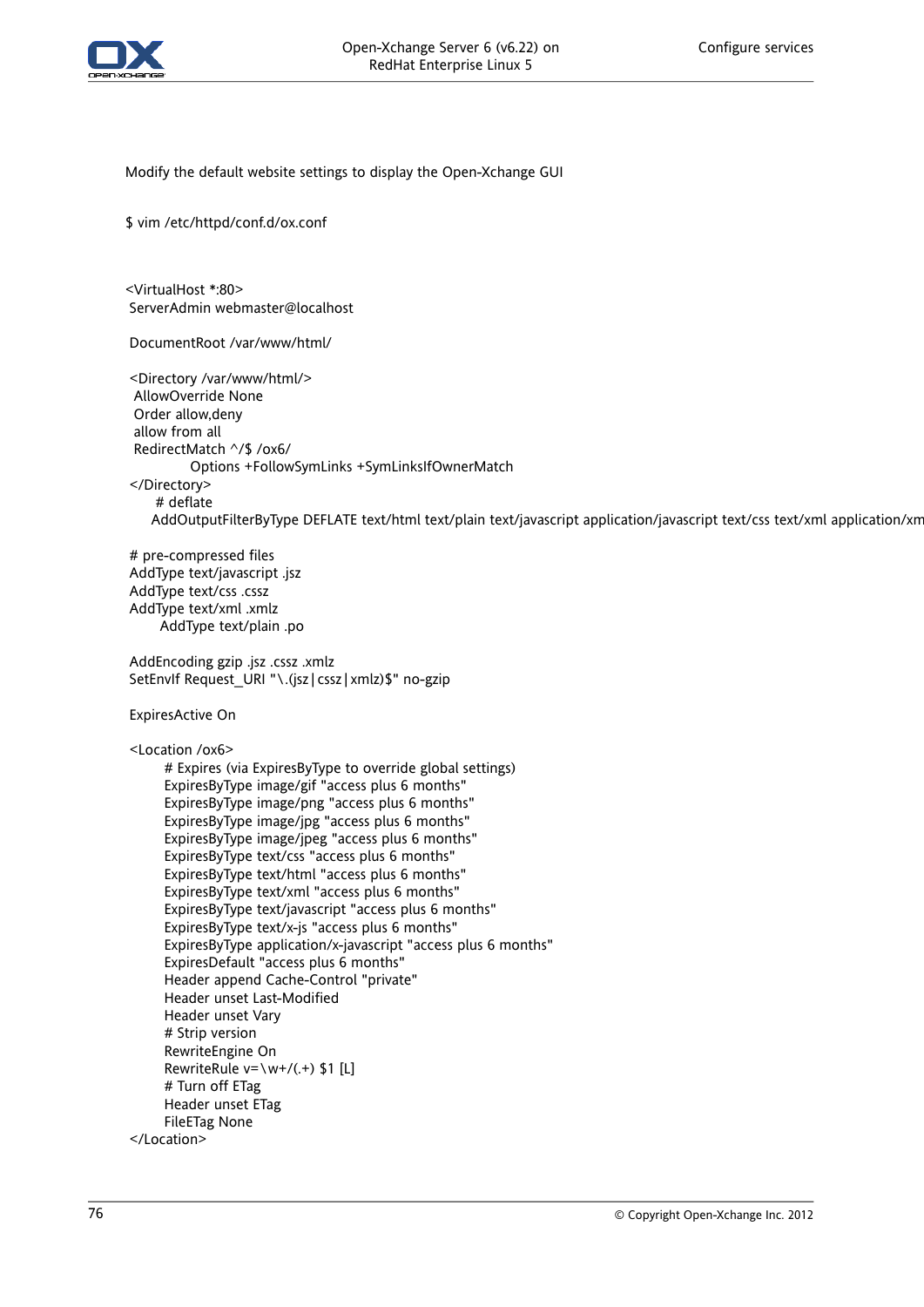Modify the default website settings to display the Open-Xchange GUI

```
$ vim /etc/httpd/conf.d/ox.conf
```

```
<VirtualHost *:80>
 ServerAdmin webmaster@localhost

 DocumentRoot /var/www/html/

 <Directory /var/www/html/>
  AllowOverride None
  Order allow,deny
  allow from all
  RedirectMatch ^/$ /ox6/
          Options +FollowSymLinks +SymLinksIfOwnerMatch
 </Directory>
      # deflate
     AddOutputFilterByType DEFLATE text/html text/plain text/javascript application/javascript text/css text/xml application/xm

 # pre-compressed files
 AddType text/javascript .jsz
 AddType text/css .cssz
 AddType text/xml .xmlz
       AddType text/plain .po

 AddEncoding gzip .jsz .cssz .xmlz
 SetEnvIf Request_URI "\.(jsz|cssz|xmlz)$" no-gzip

 ExpiresActive On

 <Location /ox6>
        # Expires (via ExpiresByType to override global settings)
        ExpiresByType image/gif "access plus 6 months"
        ExpiresByType image/png "access plus 6 months"
        ExpiresByType image/jpg "access plus 6 months"
        ExpiresByType image/jpeg "access plus 6 months"
        ExpiresByType text/css "access plus 6 months"
        ExpiresByType text/html "access plus 6 months"
        ExpiresByType text/xml "access plus 6 months"
        ExpiresByType text/javascript "access plus 6 months"
        ExpiresByType text/x-js "access plus 6 months"
        ExpiresByType application/x-javascript "access plus 6 months"
        ExpiresDefault "access plus 6 months"
        Header append Cache-Control "private"
        Header unset Last-Modified
        Header unset Vary
        # Strip version
        RewriteEngine On
        RewriteRule v=\w+/(.+) $1 [L]
        # Turn off ETag
        Header unset ETag
        FileETag None
 </Location>
```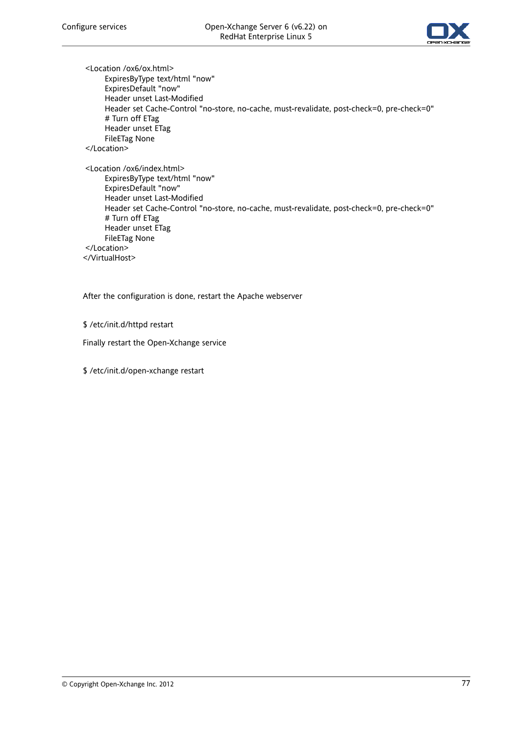```
 <Location /ox6/ox.html>
       ExpiresByType text/html "now"
       ExpiresDefault "now"
       Header unset Last-Modified
       Header set Cache-Control "no-store, no-cache, must-revalidate, post-check=0, pre-check=0"
       # Turn off ETag
       Header unset ETag
       FileETag None
 </Location>

 <Location /ox6/index.html>
       ExpiresByType text/html "now"
       ExpiresDefault "now"
       Header unset Last-Modified
       Header set Cache-Control "no-store, no-cache, must-revalidate, post-check=0, pre-check=0"
       # Turn off ETag
       Header unset ETag
       FileETag None
 </Location>
</VirtualHost>
```

After the configuration is done, restart the Apache webserver

```
$ /etc/init.d/httpd restart
```

Finally restart the Open-Xchange service

```
$ /etc/init.d/open-xchange restart
```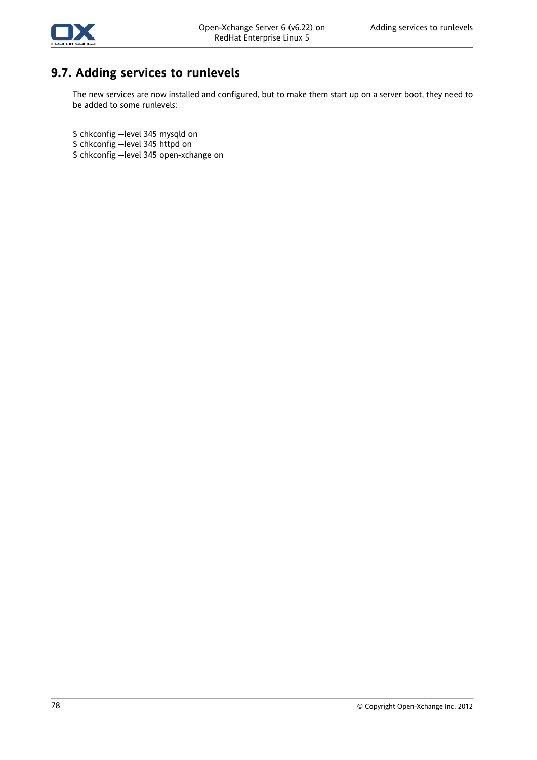## 9.7. Adding services to runlevels

The new services are now installed and configured, but to make them start up on a server boot, they need to be added to some runlevels:

```
$ chkconfig --level 345 mysqld on
$ chkconfig --level 345 httpd on
$ chkconfig --level 345 open-xchange on
```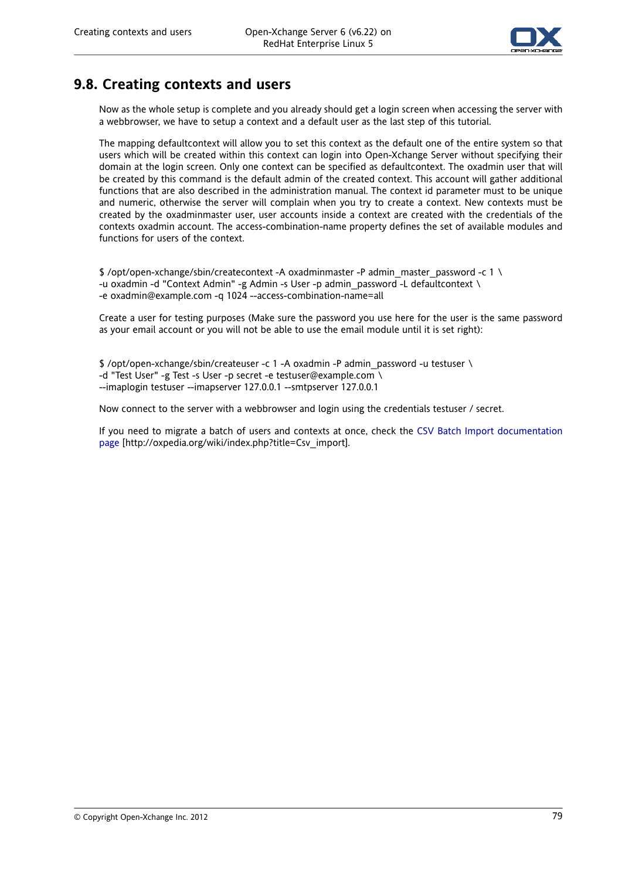## 9.8. Creating contexts and users

Now as the whole setup is complete and you already should get a login screen when accessing the server with a webbrowser, we have to setup a context and a default user as the last step of this tutorial.

The mapping defaultcontext will allow you to set this context as the default one of the entire system so that users which will be created within this context can login into Open-Xchange Server without specifying their domain at the login screen. Only one context can be specified as defaultcontext. The oxadmin user that will be created by this command is the default admin of the created context. This account will gather additional functions that are also described in the administration manual. The context id parameter must to be unique and numeric, otherwise the server will complain when you try to create a context. New contexts must be created by the oxadminmaster user, user accounts inside a context are created with the credentials of the contexts oxadmin account. The access-combination-name property defines the set of available modules and functions for users of the context.

```
$ /opt/open-xchange/sbin/createcontext -A oxadminmaster -P admin_master_password -c 1 \
-u oxadmin -d "Context Admin" -g Admin -s User -p admin_password -L defaultcontext \
-e oxadmin@example.com -q 1024 --access-combination-name=all
```

Create a user for testing purposes (Make sure the password you use here for the user is the same password as your email account or you will not be able to use the email module until it is set right):

```
$ /opt/open-xchange/sbin/createuser -c 1 -A oxadmin -P admin_password -u testuser \
-d "Test User" -g Test -s User -p secret -e testuser@example.com \
--imaplogin testuser --imapserver 127.0.0.1 --smtpserver 127.0.0.1
```

Now connect to the server with a webbrowser and login using the credentials testuser / secret.

If you need to migrate a batch of users and contexts at once, check the CSV Batch Import documentation page [http://oxpedia.org/wiki/index.php?title=Csv_import].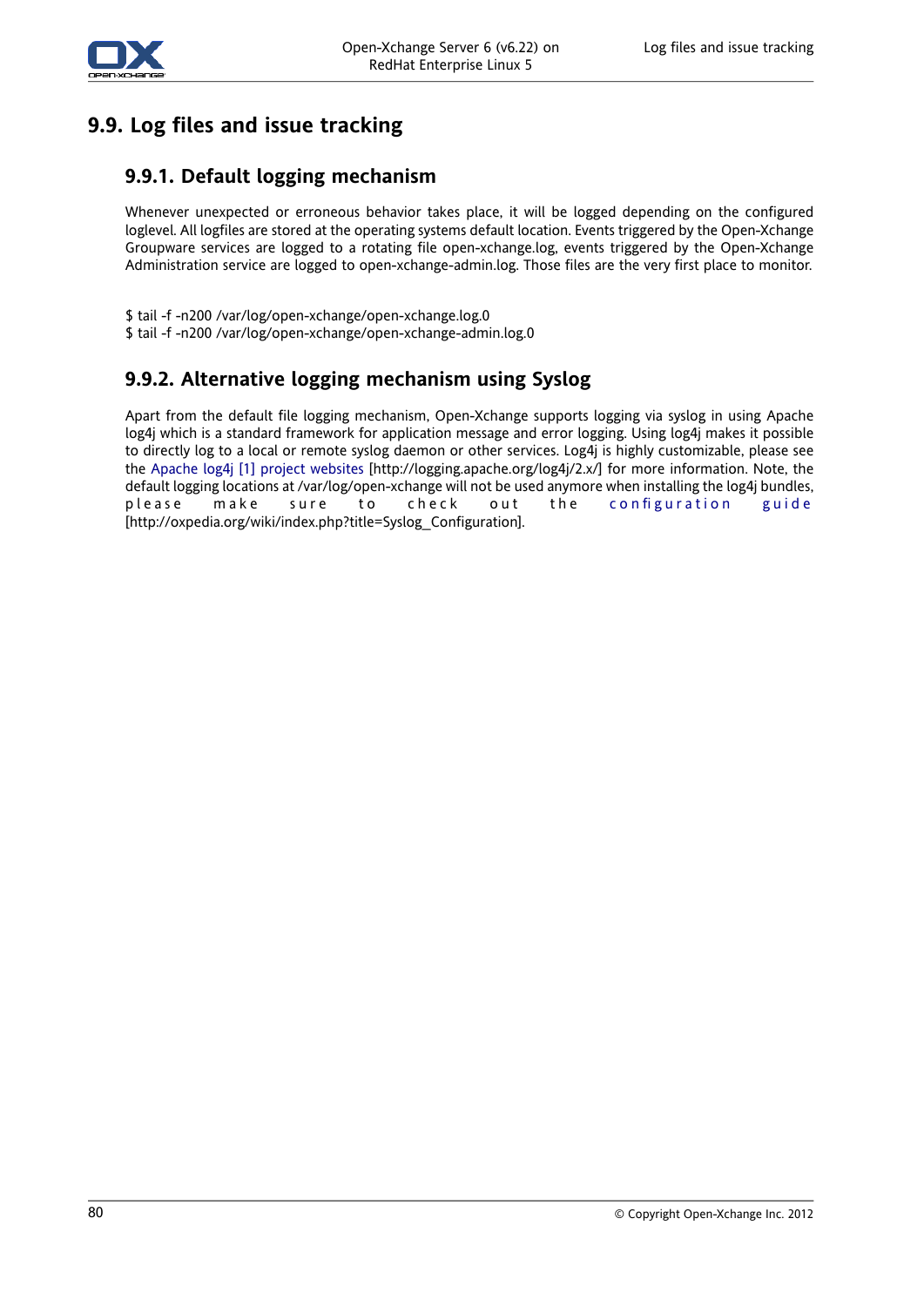## 9.9. Log files and issue tracking

### 9.9.1. Default logging mechanism

Whenever unexpected or erroneous behavior takes place, it will be logged depending on the configured loglevel. All logfiles are stored at the operating systems default location. Events triggered by the Open-Xchange Groupware services are logged to a rotating file open-xchange.log, events triggered by the Open-Xchange Administration service are logged to open-xchange-admin.log. Those files are the very first place to monitor.

```
$ tail -f -n200 /var/log/open-xchange/open-xchange.log.0
$ tail -f -n200 /var/log/open-xchange/open-xchange-admin.log.0
```

### 9.9.2. Alternative logging mechanism using Syslog

Apart from the default file logging mechanism, Open-Xchange supports logging via syslog in using Apache log4j which is a standard framework for application message and error logging. Using log4j makes it possible to directly log to a local or remote syslog daemon or other services. Log4j is highly customizable, please see the Apache log4j [1] project websites [http://logging.apache.org/log4j/2.x/] for more information. Note, the default logging locations at /var/log/open-xchange will not be used anymore when installing the log4j bundles, please make sure to check out the configuration guide [http://oxpedia.org/wiki/index.php?title=Syslog_Configuration].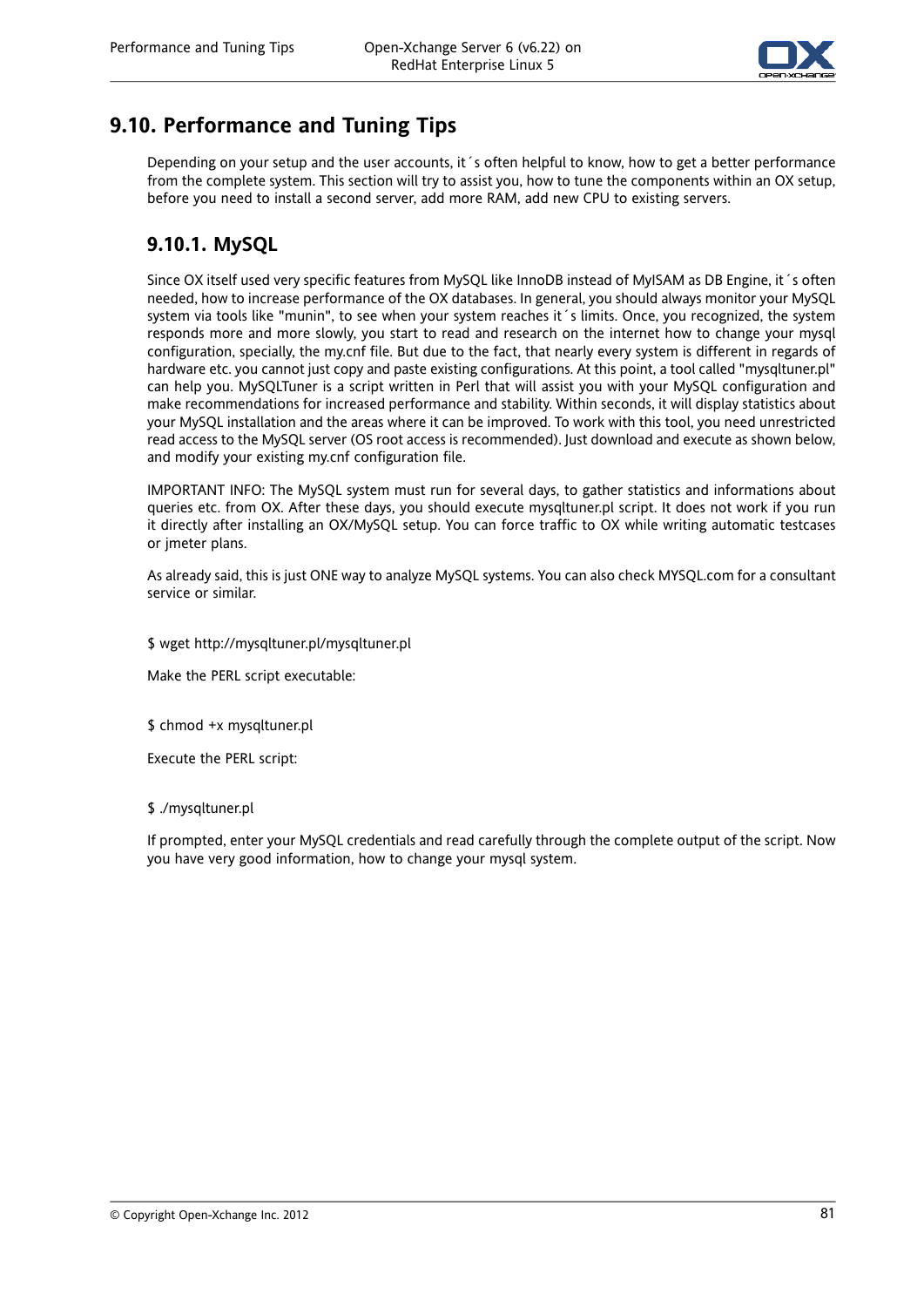## 9.10. Performance and Tuning Tips

Depending on your setup and the user accounts, it´s often helpful to know, how to get a better performance from the complete system. This section will try to assist you, how to tune the components within an OX setup, before you need to install a second server, add more RAM, add new CPU to existing servers.

### 9.10.1. MySQL

Since OX itself used very specific features from MySQL like InnoDB instead of MyISAM as DB Engine, it´s often needed, how to increase performance of the OX databases. In general, you should always monitor your MySQL system via tools like "munin", to see when your system reaches it´s limits. Once, you recognized, the system responds more and more slowly, you start to read and research on the internet how to change your mysql configuration, specially, the my.cnf file. But due to the fact, that nearly every system is different in regards of hardware etc. you cannot just copy and paste existing configurations. At this point, a tool called "mysqltuner.pl" can help you. MySQLTuner is a script written in Perl that will assist you with your MySQL configuration and make recommendations for increased performance and stability. Within seconds, it will display statistics about your MySQL installation and the areas where it can be improved. To work with this tool, you need unrestricted read access to the MySQL server (OS root access is recommended). Just download and execute as shown below, and modify your existing my.cnf configuration file.

IMPORTANT INFO: The MySQL system must run for several days, to gather statistics and informations about queries etc. from OX. After these days, you should execute mysqltuner.pl script. It does not work if you run it directly after installing an OX/MySQL setup. You can force traffic to OX while writing automatic testcases or jmeter plans.

As already said, this is just ONE way to analyze MySQL systems. You can also check MYSQL.com for a consultant service or similar.

```
$ wget http://mysqltuner.pl/mysqltuner.pl
```

Make the PERL script executable:

```
$ chmod +x mysqltuner.pl
```

Execute the PERL script:

```
$ ./mysqltuner.pl
```

If prompted, enter your MySQL credentials and read carefully through the complete output of the script. Now you have very good information, how to change your mysql system.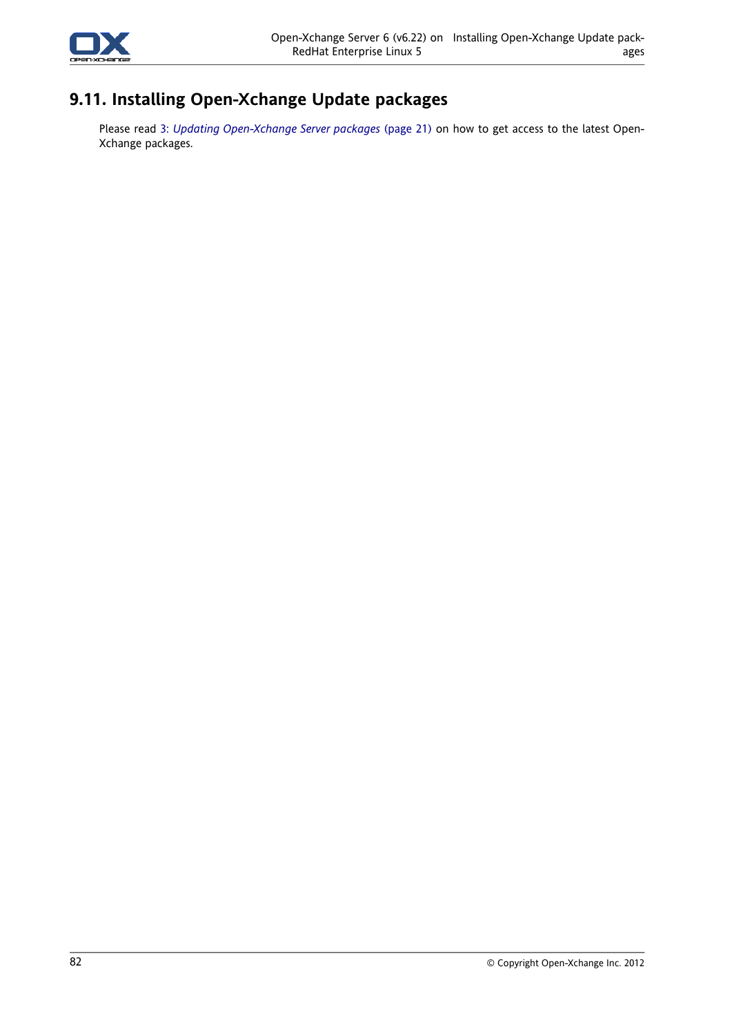## 9.11. Installing Open-Xchange Update packages

Please read 3: *Updating Open-Xchange Server packages* (page 21) on how to get access to the latest Open-Xchange packages.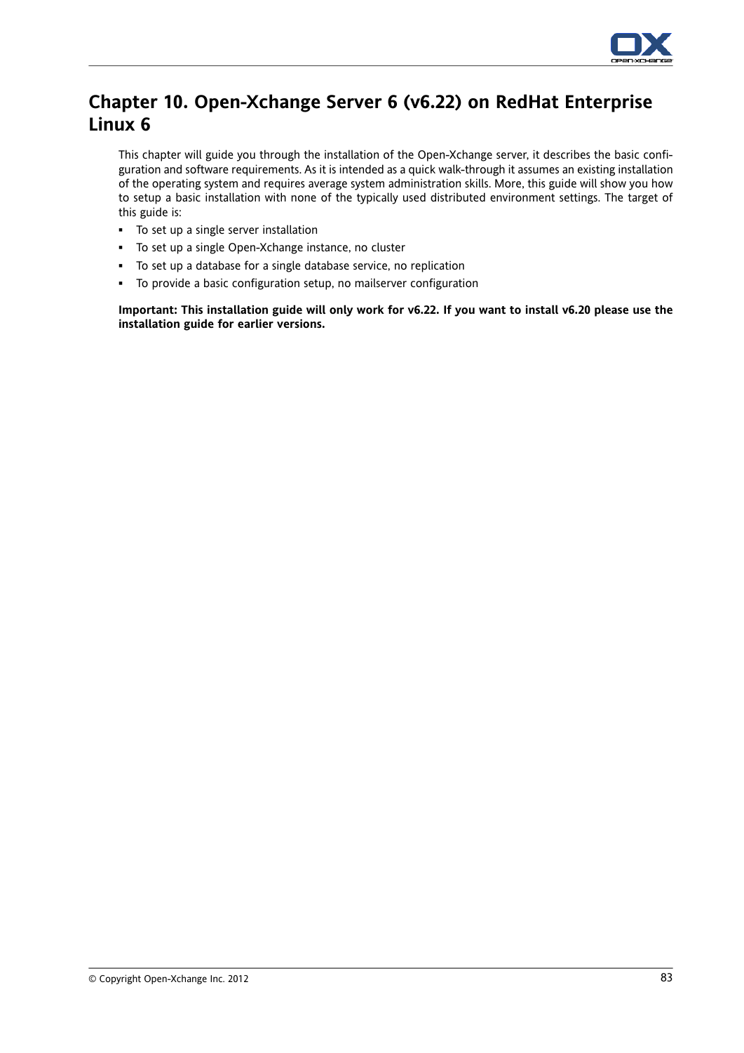# Chapter 10. Open-Xchange Server 6 (v6.22) on RedHat Enterprise Linux 6

This chapter will guide you through the installation of the Open-Xchange server, it describes the basic configuration and software requirements. As it is intended as a quick walk-through it assumes an existing installation of the operating system and requires average system administration skills. More, this guide will show you how to setup a basic installation with none of the typically used distributed environment settings. The target of this guide is:

- To set up a single server installation
- To set up a single Open-Xchange instance, no cluster
- To set up a database for a single database service, no replication
- To provide a basic configuration setup, no mailserver configuration

**Important: This installation guide will only work for v6.22. If you want to install v6.20 please use the installation guide for earlier versions.**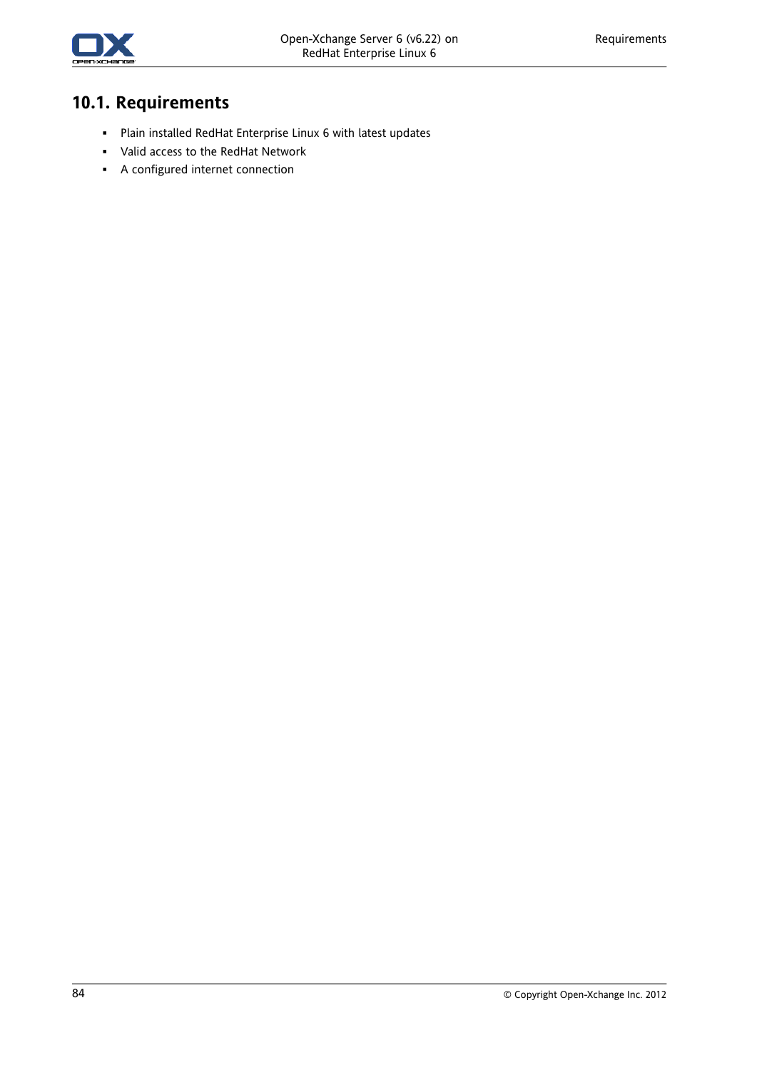## 10.1. Requirements

- Plain installed RedHat Enterprise Linux 6 with latest updates
- Valid access to the RedHat Network
- A configured internet connection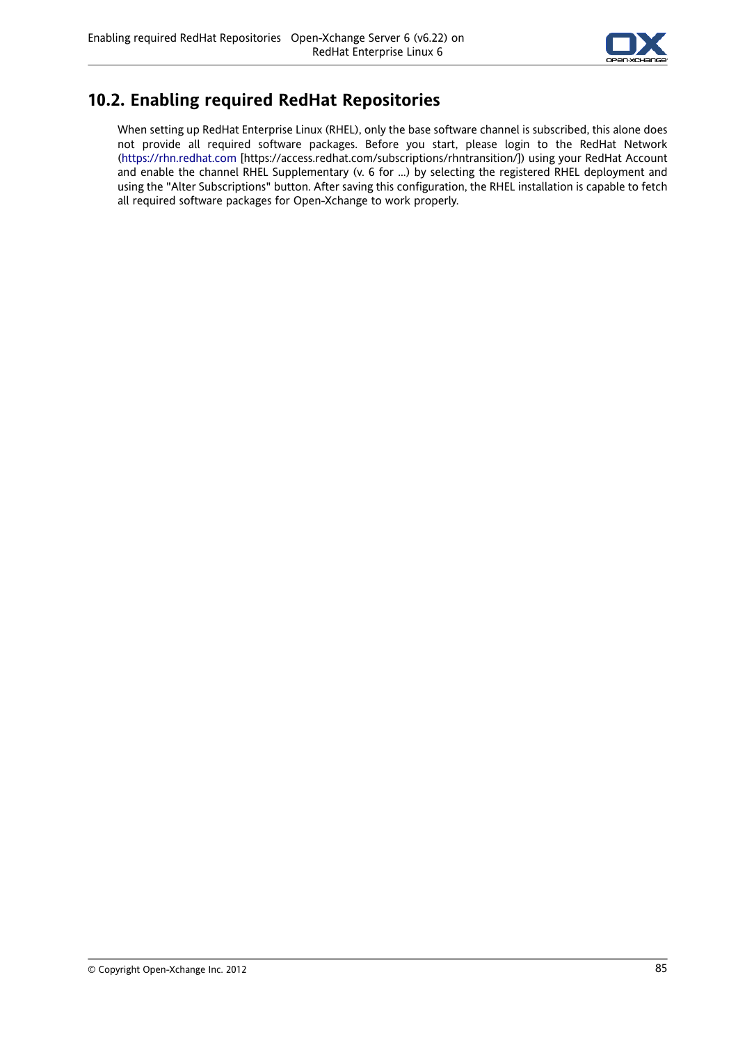## 10.2. Enabling required RedHat Repositories

When setting up RedHat Enterprise Linux (RHEL), only the base software channel is subscribed, this alone does not provide all required software packages. Before you start, please login to the RedHat Network (https://rhn.redhat.com [https://access.redhat.com/subscriptions/rhntransition/]) using your RedHat Account and enable the channel RHEL Supplementary (v. 6 for ...) by selecting the registered RHEL deployment and using the "Alter Subscriptions" button. After saving this configuration, the RHEL installation is capable to fetch all required software packages for Open-Xchange to work properly.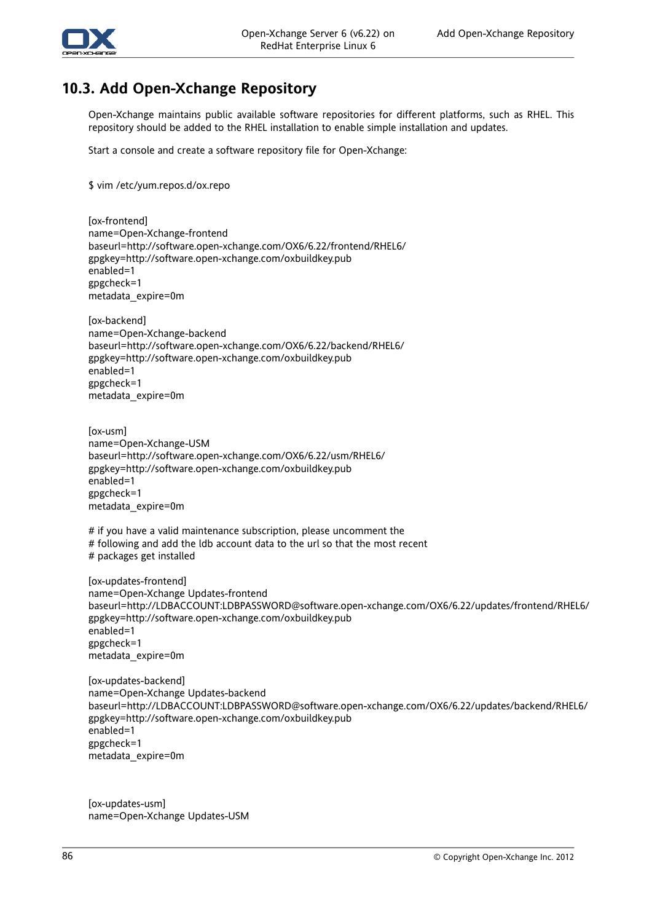## 10.3. Add Open-Xchange Repository

Open-Xchange maintains public available software repositories for different platforms, such as RHEL. This repository should be added to the RHEL installation to enable simple installation and updates.

Start a console and create a software repository file for Open-Xchange:

```
$ vim /etc/yum.repos.d/ox.repo


[ox-frontend]
name=Open-Xchange-frontend
baseurl=http://software.open-xchange.com/OX6/6.22/frontend/RHEL6/
gpgkey=http://software.open-xchange.com/oxbuildkey.pub
enabled=1
gpgcheck=1
metadata_expire=0m

[ox-backend]
name=Open-Xchange-backend
baseurl=http://software.open-xchange.com/OX6/6.22/backend/RHEL6/
gpgkey=http://software.open-xchange.com/oxbuildkey.pub
enabled=1
gpgcheck=1
metadata_expire=0m


[ox-usm]
name=Open-Xchange-USM
baseurl=http://software.open-xchange.com/OX6/6.22/usm/RHEL6/
gpgkey=http://software.open-xchange.com/oxbuildkey.pub
enabled=1
gpgcheck=1
metadata_expire=0m

# if you have a valid maintenance subscription, please uncomment the
# following and add the ldb account data to the url so that the most recent
# packages get installed

[ox-updates-frontend]
name=Open-Xchange Updates-frontend
baseurl=http://LDBACCOUNT:LDBPASSWORD@software.open-xchange.com/OX6/6.22/updates/frontend/RHEL6/
gpgkey=http://software.open-xchange.com/oxbuildkey.pub
enabled=1
gpgcheck=1
metadata_expire=0m

[ox-updates-backend]
name=Open-Xchange Updates-backend
baseurl=http://LDBACCOUNT:LDBPASSWORD@software.open-xchange.com/OX6/6.22/updates/backend/RHEL6/
gpgkey=http://software.open-xchange.com/oxbuildkey.pub
enabled=1
gpgcheck=1
metadata_expire=0m


[ox-updates-usm]
name=Open-Xchange Updates-USM
```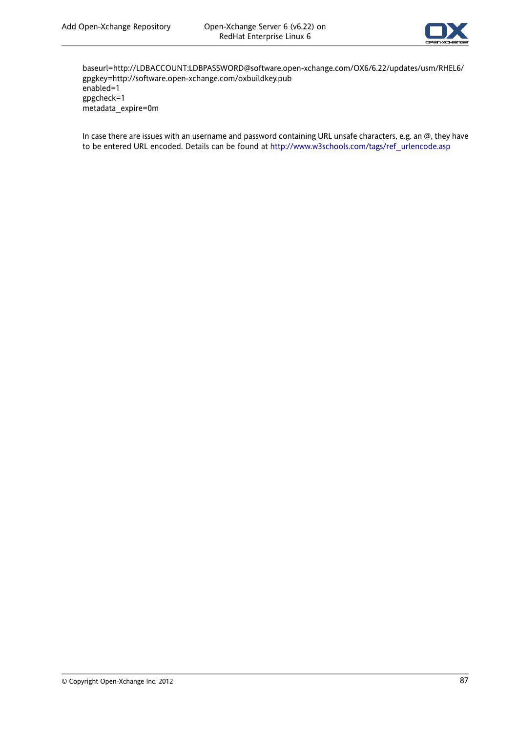```
baseurl=http://LDBACCOUNT:LDBPASSWORD@software.open-xchange.com/OX6/6.22/updates/usm/RHEL6/
gpgkey=http://software.open-xchange.com/oxbuildkey.pub
enabled=1
gpgcheck=1
metadata_expire=0m
```

In case there are issues with an username and password containing URL unsafe characters, e.g. an @, they have to be entered URL encoded. Details can be found at http://www.w3schools.com/tags/ref_urlencode.asp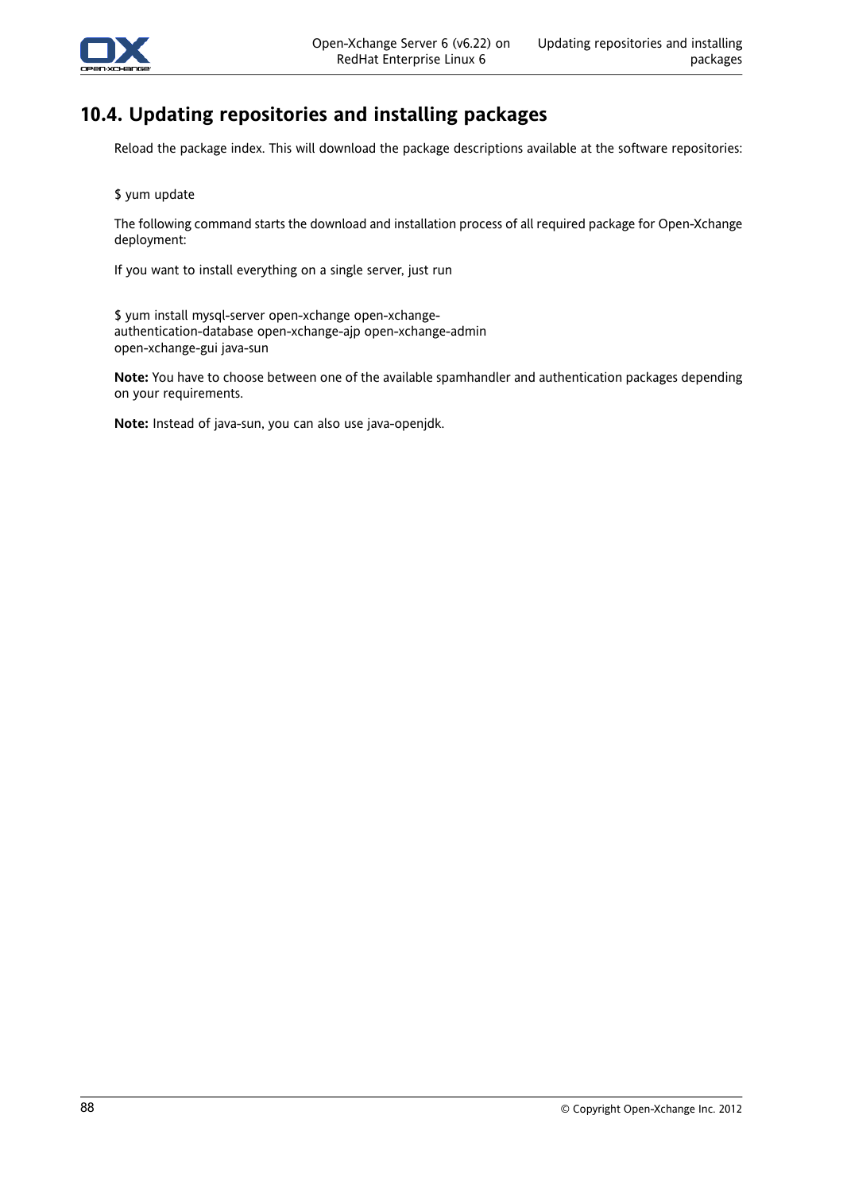## 10.4. Updating repositories and installing packages

Reload the package index. This will download the package descriptions available at the software repositories:

```
$ yum update
```

The following command starts the download and installation process of all required package for Open-Xchange deployment:

If you want to install everything on a single server, just run

```
$ yum install mysql-server open-xchange open-xchange-
authentication-database open-xchange-ajp open-xchange-admin
open-xchange-gui java-sun
```

**Note:** You have to choose between one of the available spamhandler and authentication packages depending on your requirements.

**Note:** Instead of java-sun, you can also use java-openjdk.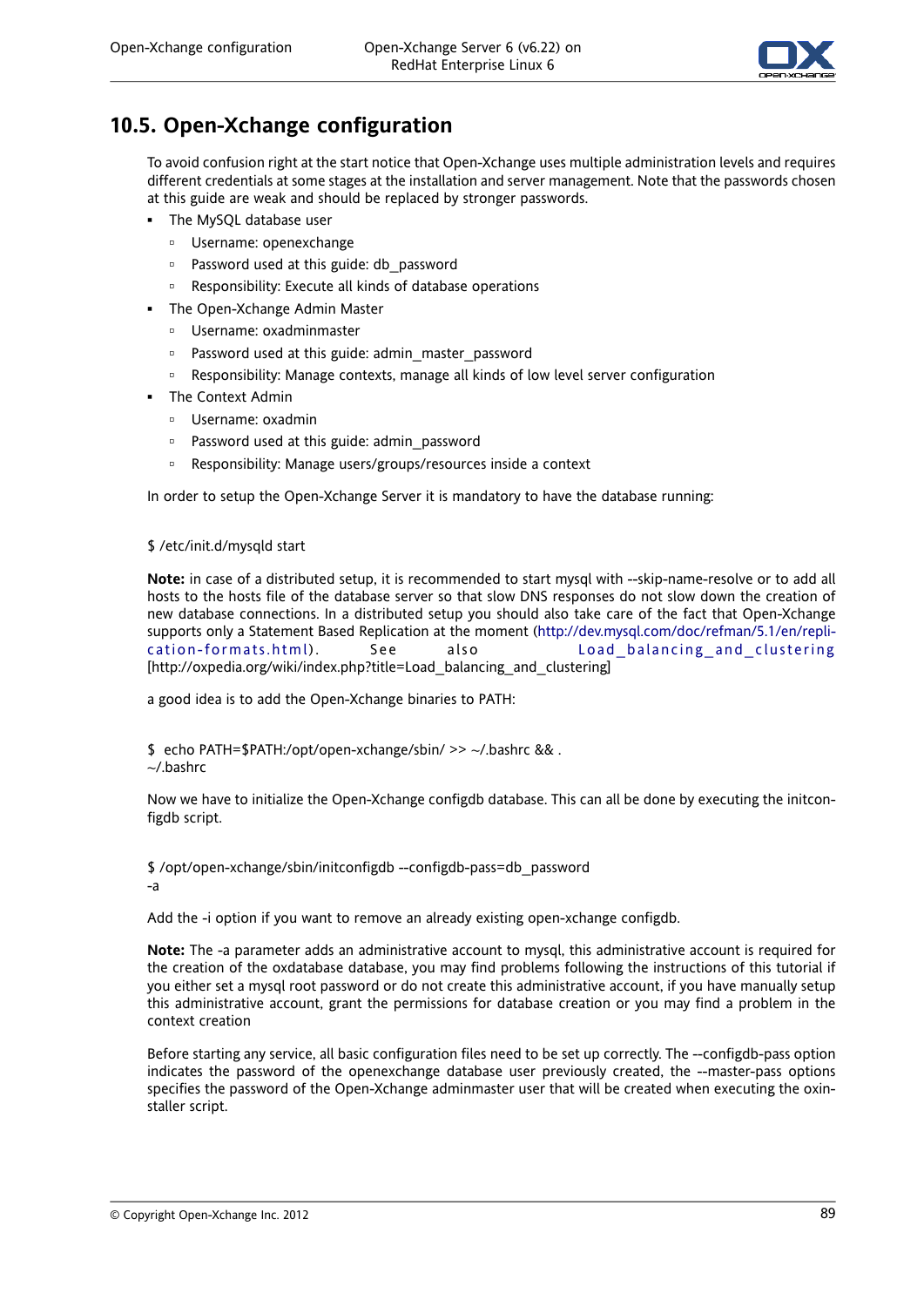## 10.5. Open-Xchange configuration

To avoid confusion right at the start notice that Open-Xchange uses multiple administration levels and requires different credentials at some stages at the installation and server management. Note that the passwords chosen at this guide are weak and should be replaced by stronger passwords.

- The MySQL database user
  - Username: openexchange
  - Password used at this guide: db_password
  - Responsibility: Execute all kinds of database operations
- The Open-Xchange Admin Master
  - Username: oxadminmaster
  - Password used at this guide: admin_master_password
  - Responsibility: Manage contexts, manage all kinds of low level server configuration
- The Context Admin
  - Username: oxadmin
  - Password used at this guide: admin_password
  - Responsibility: Manage users/groups/resources inside a context

In order to setup the Open-Xchange Server it is mandatory to have the database running:

```
$ /etc/init.d/mysqld start
```

**Note:** in case of a distributed setup, it is recommended to start mysql with --skip-name-resolve or to add all hosts to the hosts file of the database server so that slow DNS responses do not slow down the creation of new database connections. In a distributed setup you should also take care of the fact that Open-Xchange supports only a Statement Based Replication at the moment (http://dev.mysql.com/doc/refman/5.1/en/replication-formats.html). See also Load_balancing_and_clustering [http://oxpedia.org/wiki/index.php?title=Load_balancing_and_clustering]

a good idea is to add the Open-Xchange binaries to PATH:

```
$  echo PATH=$PATH:/opt/open-xchange/sbin/ >> ~/.bashrc && .
~/.bashrc
```

Now we have to initialize the Open-Xchange configdb database. This can all be done by executing the initconfigdb script.

```
$ /opt/open-xchange/sbin/initconfigdb --configdb-pass=db_password
-a
```

Add the -i option if you want to remove an already existing open-xchange configdb.

**Note:** The -a parameter adds an administrative account to mysql, this administrative account is required for the creation of the oxdatabase database, you may find problems following the instructions of this tutorial if you either set a mysql root password or do not create this administrative account, if you have manually setup this administrative account, grant the permissions for database creation or you may find a problem in the context creation

Before starting any service, all basic configuration files need to be set up correctly. The --configdb-pass option indicates the password of the openexchange database user previously created, the --master-pass options specifies the password of the Open-Xchange adminmaster user that will be created when executing the oxinstaller script.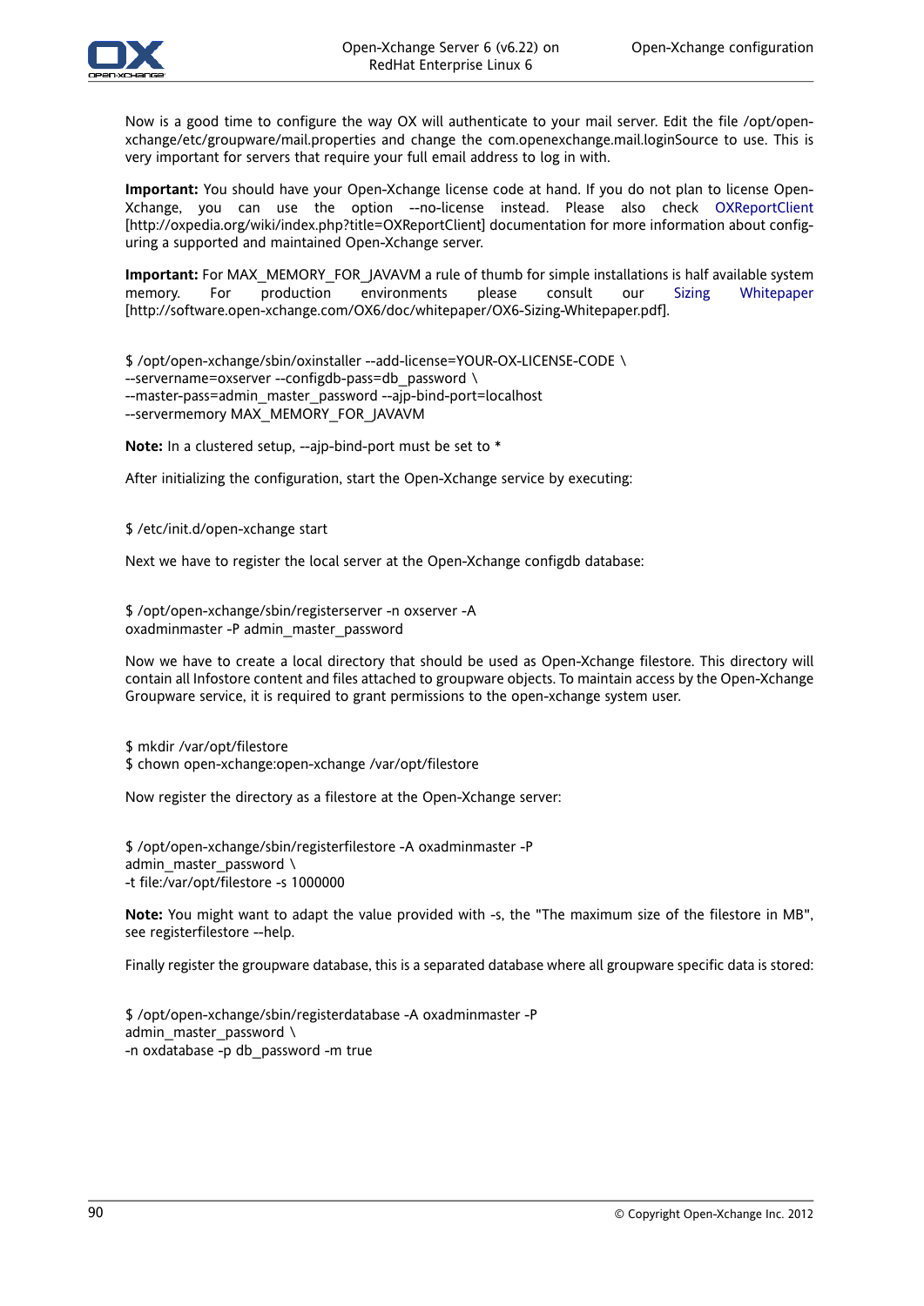Now is a good time to configure the way OX will authenticate to your mail server. Edit the file /opt/open-xchange/etc/groupware/mail.properties and change the com.openexchange.mail.loginSource to use. This is very important for servers that require your full email address to log in with.

**Important:** You should have your Open-Xchange license code at hand. If you do not plan to license Open-Xchange, you can use the option --no-license instead. Please also check OXReportClient [http://oxpedia.org/wiki/index.php?title=OXReportClient] documentation for more information about configuring a supported and maintained Open-Xchange server.

**Important:** For MAX_MEMORY_FOR_JAVAVM a rule of thumb for simple installations is half available system memory. For production environments please consult our Sizing Whitepaper [http://software.open-xchange.com/OX6/doc/whitepaper/OX6-Sizing-Whitepaper.pdf].

```
$ /opt/open-xchange/sbin/oxinstaller --add-license=YOUR-OX-LICENSE-CODE \
--servername=oxserver --configdb-pass=db_password \
--master-pass=admin_master_password --ajp-bind-port=localhost
--servermemory MAX_MEMORY_FOR_JAVAVM
```

**Note:** In a clustered setup, --ajp-bind-port must be set to *

After initializing the configuration, start the Open-Xchange service by executing:

```
$ /etc/init.d/open-xchange start
```

Next we have to register the local server at the Open-Xchange configdb database:

```
$ /opt/open-xchange/sbin/registerserver -n oxserver -A
oxadminmaster -P admin_master_password
```

Now we have to create a local directory that should be used as Open-Xchange filestore. This directory will contain all Infostore content and files attached to groupware objects. To maintain access by the Open-Xchange Groupware service, it is required to grant permissions to the open-xchange system user.

```
$ mkdir /var/opt/filestore
$ chown open-xchange:open-xchange /var/opt/filestore
```

Now register the directory as a filestore at the Open-Xchange server:

```
$ /opt/open-xchange/sbin/registerfilestore -A oxadminmaster -P
admin_master_password \
-t file:/var/opt/filestore -s 1000000
```

**Note:** You might want to adapt the value provided with -s, the "The maximum size of the filestore in MB", see registerfilestore --help.

Finally register the groupware database, this is a separated database where all groupware specific data is stored:

```
$ /opt/open-xchange/sbin/registerdatabase -A oxadminmaster -P
admin_master_password \
-n oxdatabase -p db_password -m true
```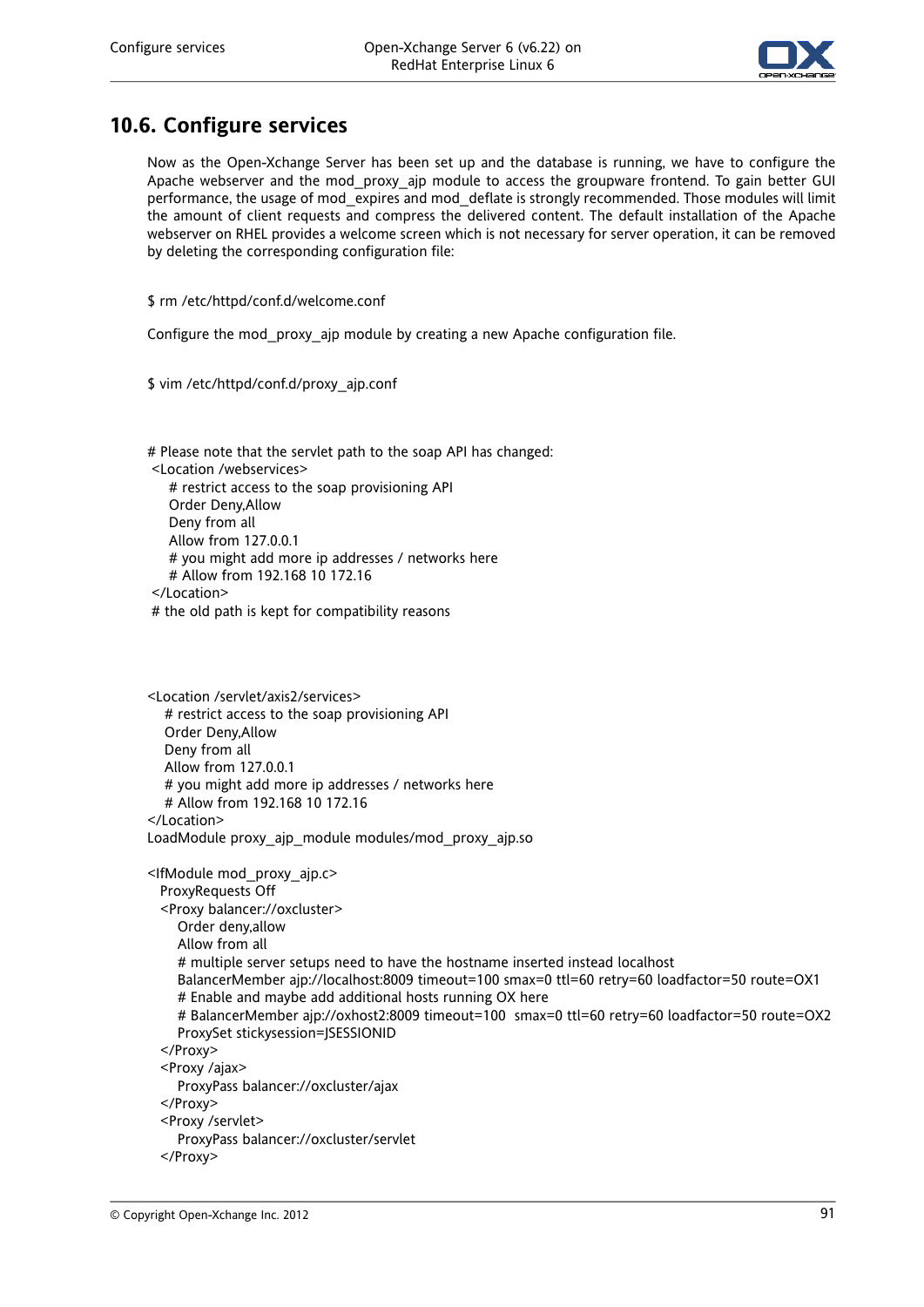## 10.6. Configure services

Now as the Open-Xchange Server has been set up and the database is running, we have to configure the Apache webserver and the mod_proxy_ajp module to access the groupware frontend. To gain better GUI performance, the usage of mod_expires and mod_deflate is strongly recommended. Those modules will limit the amount of client requests and compress the delivered content. The default installation of the Apache webserver on RHEL provides a welcome screen which is not necessary for server operation, it can be removed by deleting the corresponding configuration file:

```
$ rm /etc/httpd/conf.d/welcome.conf
```

Configure the mod_proxy_ajp module by creating a new Apache configuration file.

```
$ vim /etc/httpd/conf.d/proxy_ajp.conf
```

```
# Please note that the servlet path to the soap API has changed:
 <Location /webservices>
    # restrict access to the soap provisioning API
    Order Deny,Allow
    Deny from all
    Allow from 127.0.0.1
    # you might add more ip addresses / networks here
    # Allow from 192.168 10 172.16
 </Location>
 # the old path is kept for compatibility reasons



<Location /servlet/axis2/services>
   # restrict access to the soap provisioning API
   Order Deny,Allow
   Deny from all
   Allow from 127.0.0.1
   # you might add more ip addresses / networks here
   # Allow from 192.168 10 172.16
</Location>
LoadModule proxy_ajp_module modules/mod_proxy_ajp.so

<IfModule mod_proxy_ajp.c>
  ProxyRequests Off
  <Proxy balancer://oxcluster>
     Order deny,allow
     Allow from all
     # multiple server setups need to have the hostname inserted instead localhost
     BalancerMember ajp://localhost:8009 timeout=100 smax=0 ttl=60 retry=60 loadfactor=50 route=OX1
     # Enable and maybe add additional hosts running OX here
     # BalancerMember ajp://oxhost2:8009 timeout=100  smax=0 ttl=60 retry=60 loadfactor=50 route=OX2
     ProxySet stickysession=JSESSIONID
  </Proxy>
  <Proxy /ajax>
     ProxyPass balancer://oxcluster/ajax
  </Proxy>
  <Proxy /servlet>
     ProxyPass balancer://oxcluster/servlet
  </Proxy>
```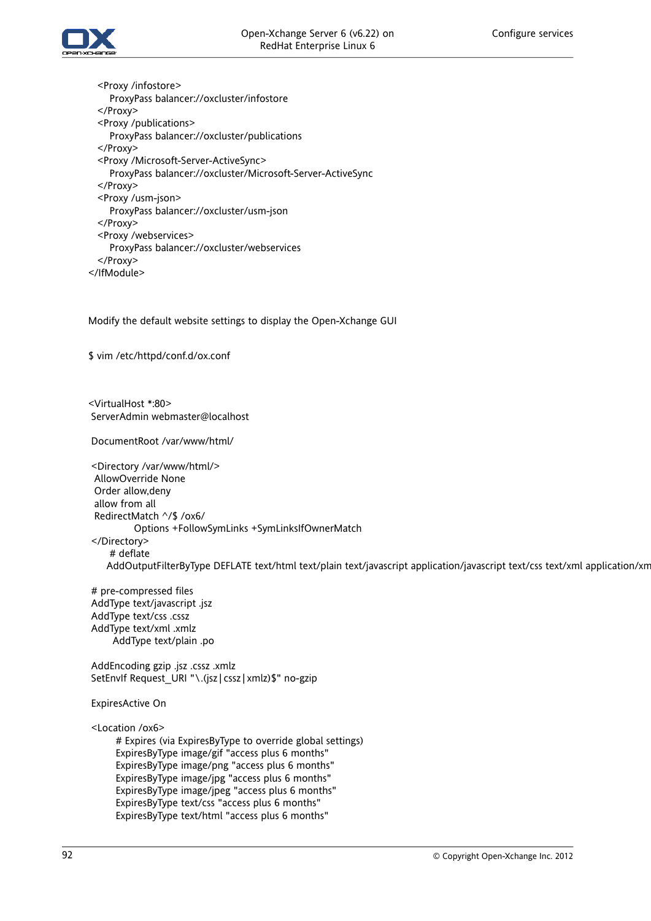```
  <Proxy /infostore>
    ProxyPass balancer://oxcluster/infostore
  </Proxy>
  <Proxy /publications>
    ProxyPass balancer://oxcluster/publications
  </Proxy>
  <Proxy /Microsoft-Server-ActiveSync>
    ProxyPass balancer://oxcluster/Microsoft-Server-ActiveSync
  </Proxy>
  <Proxy /usm-json>
    ProxyPass balancer://oxcluster/usm-json
  </Proxy>
  <Proxy /webservices>
    ProxyPass balancer://oxcluster/webservices
  </Proxy>
</IfModule>
```

Modify the default website settings to display the Open-Xchange GUI

```
$ vim /etc/httpd/conf.d/ox.conf
```

```
<VirtualHost *:80>
 ServerAdmin webmaster@localhost

 DocumentRoot /var/www/html/

 <Directory /var/www/html/>
  AllowOverride None
  Order allow,deny
  allow from all
  RedirectMatch ^/$ /ox6/
          Options +FollowSymLinks +SymLinksIfOwnerMatch
 </Directory>
     # deflate
     AddOutputFilterByType DEFLATE text/html text/plain text/javascript application/javascript text/css text/xml application/xm

 # pre-compressed files
 AddType text/javascript .jsz
 AddType text/css .cssz
 AddType text/xml .xmlz
       AddType text/plain .po

 AddEncoding gzip .jsz .cssz .xmlz
 SetEnvIf Request_URI "\.(jsz|cssz|xmlz)$" no-gzip

 ExpiresActive On

 <Location /ox6>
        # Expires (via ExpiresByType to override global settings)
        ExpiresByType image/gif "access plus 6 months"
        ExpiresByType image/png "access plus 6 months"
        ExpiresByType image/jpg "access plus 6 months"
        ExpiresByType image/jpeg "access plus 6 months"
        ExpiresByType text/css "access plus 6 months"
        ExpiresByType text/html "access plus 6 months"
```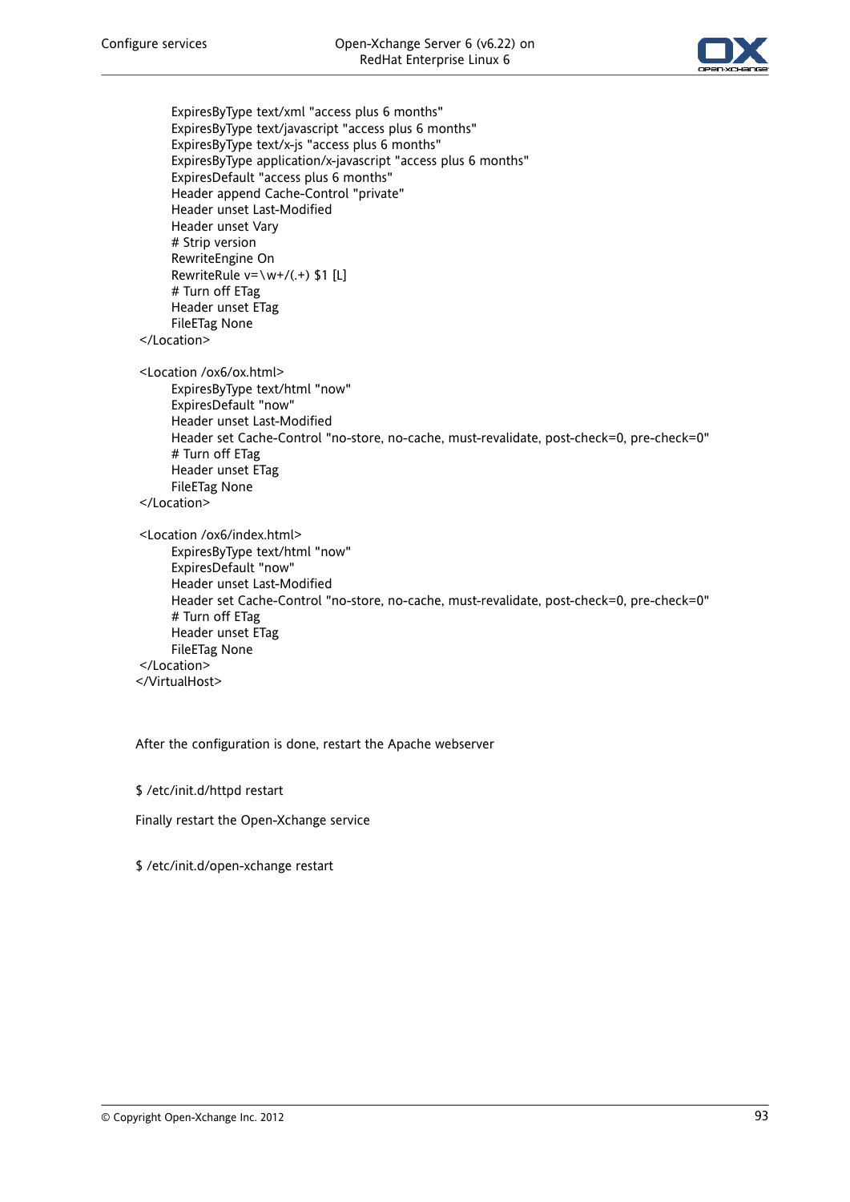```
        ExpiresByType text/xml "access plus 6 months"
        ExpiresByType text/javascript "access plus 6 months"
        ExpiresByType text/x-js "access plus 6 months"
        ExpiresByType application/x-javascript "access plus 6 months"
        ExpiresDefault "access plus 6 months"
        Header append Cache-Control "private"
        Header unset Last-Modified
        Header unset Vary
        # Strip version
        RewriteEngine On
        RewriteRule v=\w+/(.+) $1 [L]
        # Turn off ETag
        Header unset ETag
        FileETag None
 </Location>

 <Location /ox6/ox.html>
        ExpiresByType text/html "now"
        ExpiresDefault "now"
        Header unset Last-Modified
        Header set Cache-Control "no-store, no-cache, must-revalidate, post-check=0, pre-check=0"
        # Turn off ETag
        Header unset ETag
        FileETag None
 </Location>

 <Location /ox6/index.html>
        ExpiresByType text/html "now"
        ExpiresDefault "now"
        Header unset Last-Modified
        Header set Cache-Control "no-store, no-cache, must-revalidate, post-check=0, pre-check=0"
        # Turn off ETag
        Header unset ETag
        FileETag None
 </Location>
</VirtualHost>
```

After the configuration is done, restart the Apache webserver

```
$ /etc/init.d/httpd restart
```

Finally restart the Open-Xchange service

```
$ /etc/init.d/open-xchange restart
```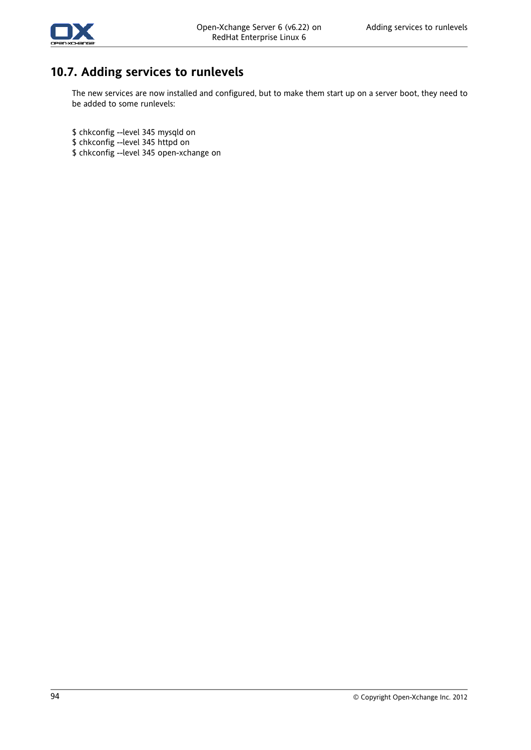## 10.7. Adding services to runlevels

The new services are now installed and configured, but to make them start up on a server boot, they need to be added to some runlevels:

```
$ chkconfig --level 345 mysqld on
$ chkconfig --level 345 httpd on
$ chkconfig --level 345 open-xchange on
```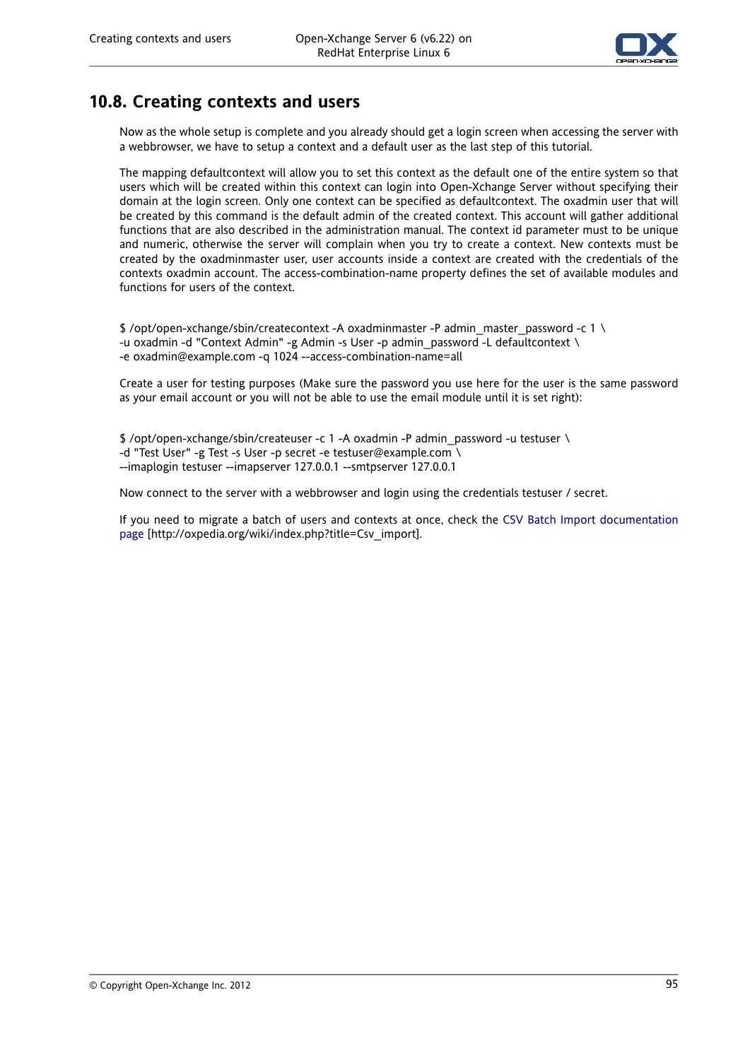## 10.8. Creating contexts and users

Now as the whole setup is complete and you already should get a login screen when accessing the server with a webbrowser, we have to setup a context and a default user as the last step of this tutorial.

The mapping defaultcontext will allow you to set this context as the default one of the entire system so that users which will be created within this context can login into Open-Xchange Server without specifying their domain at the login screen. Only one context can be specified as defaultcontext. The oxadmin user that will be created by this command is the default admin of the created context. This account will gather additional functions that are also described in the administration manual. The context id parameter must to be unique and numeric, otherwise the server will complain when you try to create a context. New contexts must be created by the oxadminmaster user, user accounts inside a context are created with the credentials of the contexts oxadmin account. The access-combination-name property defines the set of available modules and functions for users of the context.

```
$ /opt/open-xchange/sbin/createcontext -A oxadminmaster -P admin_master_password -c 1 \
-u oxadmin -d "Context Admin" -g Admin -s User -p admin_password -L defaultcontext \
-e oxadmin@example.com -q 1024 --access-combination-name=all
```

Create a user for testing purposes (Make sure the password you use here for the user is the same password as your email account or you will not be able to use the email module until it is set right):

```
$ /opt/open-xchange/sbin/createuser -c 1 -A oxadmin -P admin_password -u testuser \
-d "Test User" -g Test -s User -p secret -e testuser@example.com \
--imaplogin testuser --imapserver 127.0.0.1 --smtpserver 127.0.0.1
```

Now connect to the server with a webbrowser and login using the credentials testuser / secret.

If you need to migrate a batch of users and contexts at once, check the CSV Batch Import documentation page [http://oxpedia.org/wiki/index.php?title=Csv_import].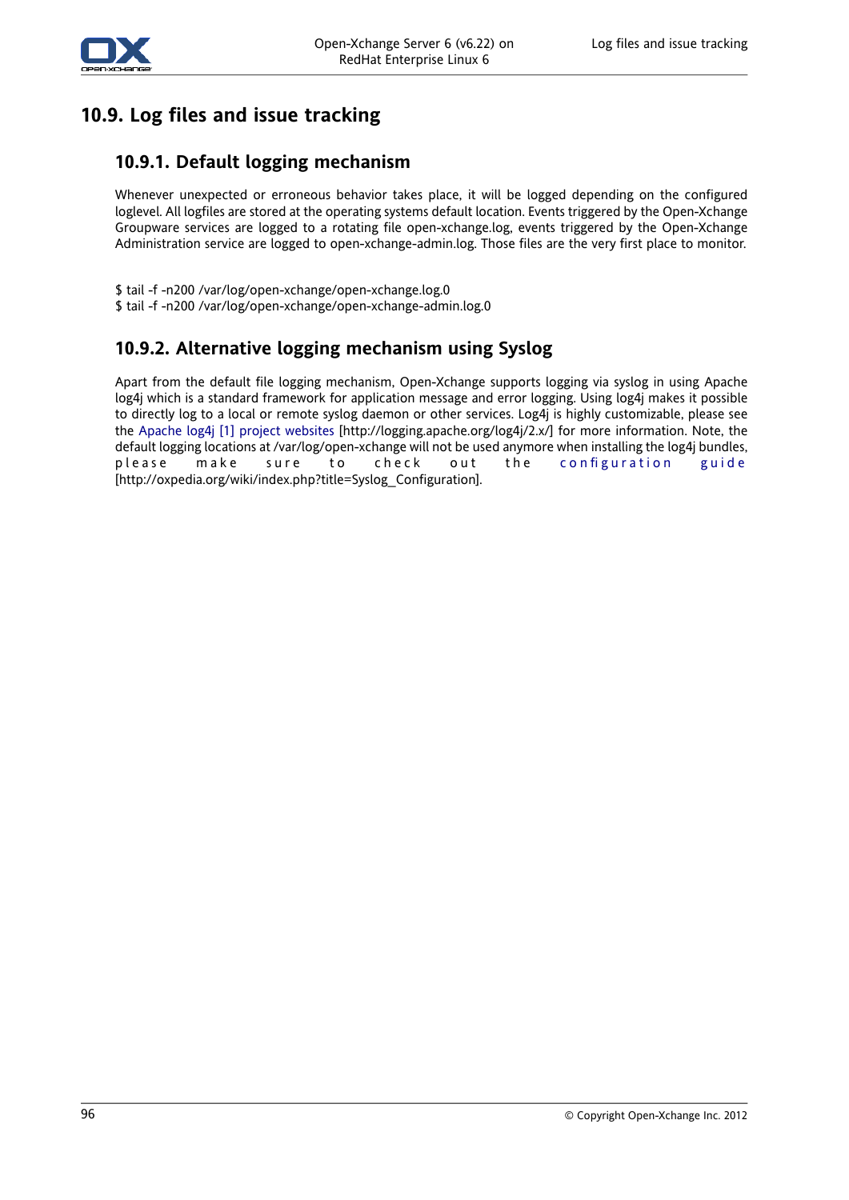## 10.9. Log files and issue tracking

### 10.9.1. Default logging mechanism

Whenever unexpected or erroneous behavior takes place, it will be logged depending on the configured loglevel. All logfiles are stored at the operating systems default location. Events triggered by the Open-Xchange Groupware services are logged to a rotating file open-xchange.log, events triggered by the Open-Xchange Administration service are logged to open-xchange-admin.log. Those files are the very first place to monitor.

```
$ tail -f -n200 /var/log/open-xchange/open-xchange.log.0
$ tail -f -n200 /var/log/open-xchange/open-xchange-admin.log.0
```

### 10.9.2. Alternative logging mechanism using Syslog

Apart from the default file logging mechanism, Open-Xchange supports logging via syslog in using Apache log4j which is a standard framework for application message and error logging. Using log4j makes it possible to directly log to a local or remote syslog daemon or other services. Log4j is highly customizable, please see the Apache log4j [1] project websites [http://logging.apache.org/log4j/2.x/] for more information. Note, the default logging locations at /var/log/open-xchange will not be used anymore when installing the log4j bundles, please make sure to check out the configuration guide [http://oxpedia.org/wiki/index.php?title=Syslog_Configuration].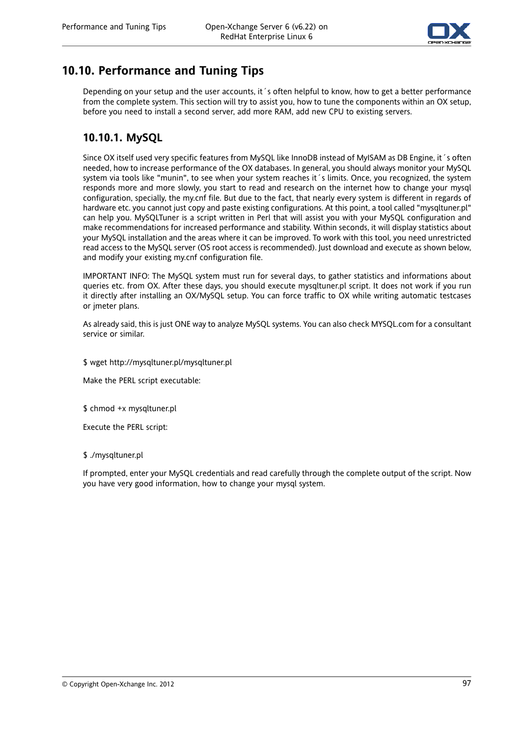## 10.10. Performance and Tuning Tips

Depending on your setup and the user accounts, it´s often helpful to know, how to get a better performance from the complete system. This section will try to assist you, how to tune the components within an OX setup, before you need to install a second server, add more RAM, add new CPU to existing servers.

### 10.10.1. MySQL

Since OX itself used very specific features from MySQL like InnoDB instead of MyISAM as DB Engine, it´s often needed, how to increase performance of the OX databases. In general, you should always monitor your MySQL system via tools like "munin", to see when your system reaches it´s limits. Once, you recognized, the system responds more and more slowly, you start to read and research on the internet how to change your mysql configuration, specially, the my.cnf file. But due to the fact, that nearly every system is different in regards of hardware etc. you cannot just copy and paste existing configurations. At this point, a tool called "mysqltuner.pl" can help you. MySQLTuner is a script written in Perl that will assist you with your MySQL configuration and make recommendations for increased performance and stability. Within seconds, it will display statistics about your MySQL installation and the areas where it can be improved. To work with this tool, you need unrestricted read access to the MySQL server (OS root access is recommended). Just download and execute as shown below, and modify your existing my.cnf configuration file.

IMPORTANT INFO: The MySQL system must run for several days, to gather statistics and informations about queries etc. from OX. After these days, you should execute mysqltuner.pl script. It does not work if you run it directly after installing an OX/MySQL setup. You can force traffic to OX while writing automatic testcases or jmeter plans.

As already said, this is just ONE way to analyze MySQL systems. You can also check MYSQL.com for a consultant service or similar.

```
$ wget http://mysqltuner.pl/mysqltuner.pl
```

Make the PERL script executable:

```
$ chmod +x mysqltuner.pl
```

Execute the PERL script:

```
$ ./mysqltuner.pl
```

If prompted, enter your MySQL credentials and read carefully through the complete output of the script. Now you have very good information, how to change your mysql system.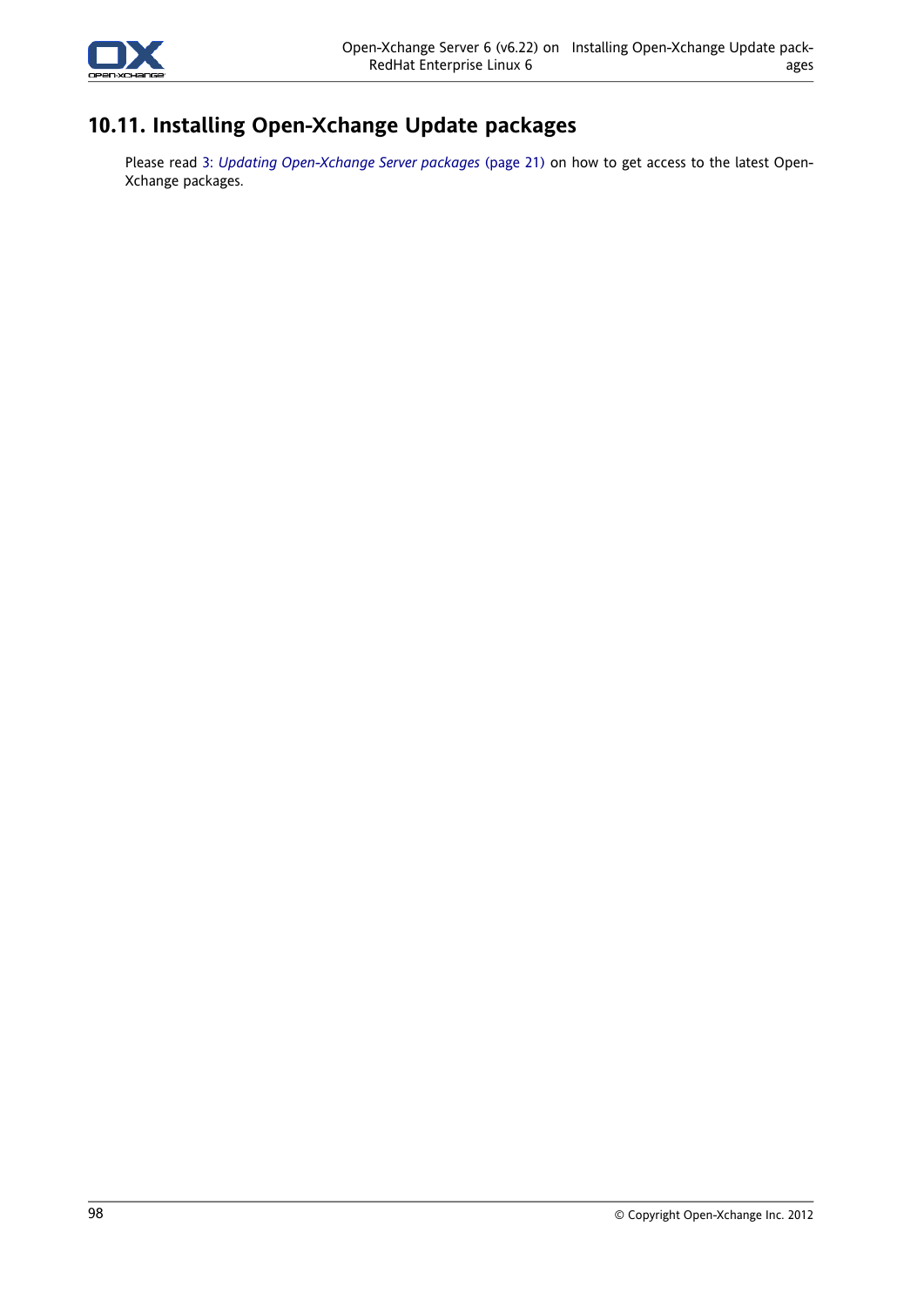## 10.11. Installing Open-Xchange Update packages

Please read 3: *Updating Open-Xchange Server packages* (page 21) on how to get access to the latest Open-Xchange packages.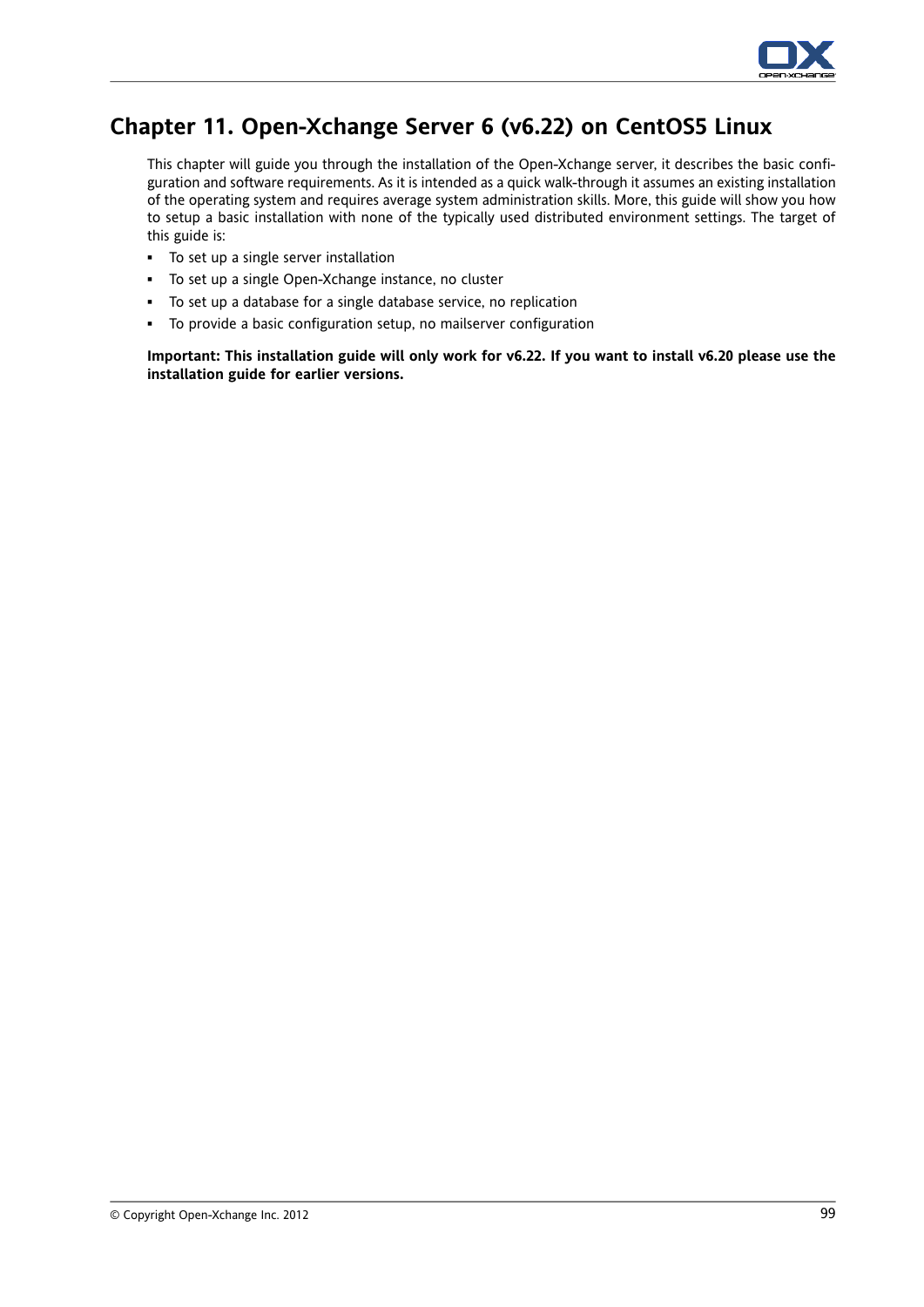# Chapter 11. Open-Xchange Server 6 (v6.22) on CentOS5 Linux

This chapter will guide you through the installation of the Open-Xchange server, it describes the basic configuration and software requirements. As it is intended as a quick walk-through it assumes an existing installation of the operating system and requires average system administration skills. More, this guide will show you how to setup a basic installation with none of the typically used distributed environment settings. The target of this guide is:

- To set up a single server installation
- To set up a single Open-Xchange instance, no cluster
- To set up a database for a single database service, no replication
- To provide a basic configuration setup, no mailserver configuration

**Important: This installation guide will only work for v6.22. If you want to install v6.20 please use the installation guide for earlier versions.**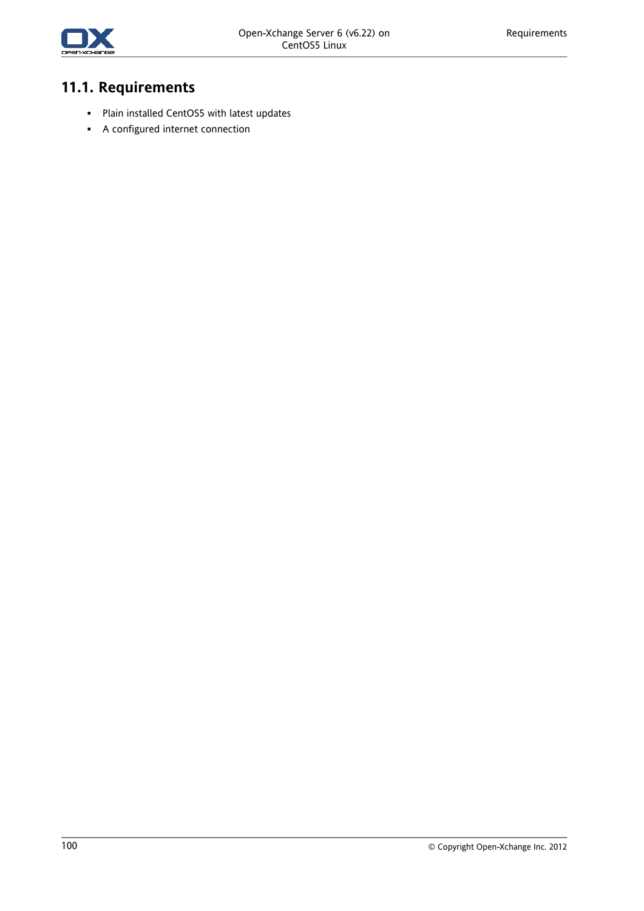## 11.1. Requirements

- Plain installed CentOS5 with latest updates
- A configured internet connection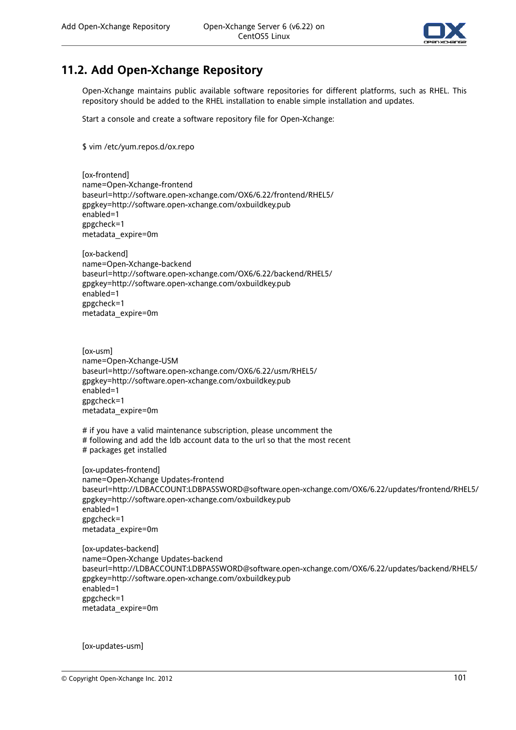## 11.2. Add Open-Xchange Repository

Open-Xchange maintains public available software repositories for different platforms, such as RHEL. This repository should be added to the RHEL installation to enable simple installation and updates.

Start a console and create a software repository file for Open-Xchange:

```
$ vim /etc/yum.repos.d/ox.repo


[ox-frontend]
name=Open-Xchange-frontend
baseurl=http://software.open-xchange.com/OX6/6.22/frontend/RHEL5/
gpgkey=http://software.open-xchange.com/oxbuildkey.pub
enabled=1
gpgcheck=1
metadata_expire=0m

[ox-backend]
name=Open-Xchange-backend
baseurl=http://software.open-xchange.com/OX6/6.22/backend/RHEL5/
gpgkey=http://software.open-xchange.com/oxbuildkey.pub
enabled=1
gpgcheck=1
metadata_expire=0m



[ox-usm]
name=Open-Xchange-USM
baseurl=http://software.open-xchange.com/OX6/6.22/usm/RHEL5/
gpgkey=http://software.open-xchange.com/oxbuildkey.pub
enabled=1
gpgcheck=1
metadata_expire=0m

# if you have a valid maintenance subscription, please uncomment the
# following and add the ldb account data to the url so that the most recent
# packages get installed

[ox-updates-frontend]
name=Open-Xchange Updates-frontend
baseurl=http://LDBACCOUNT:LDBPASSWORD@software.open-xchange.com/OX6/6.22/updates/frontend/RHEL5/
gpgkey=http://software.open-xchange.com/oxbuildkey.pub
enabled=1
gpgcheck=1
metadata_expire=0m

[ox-updates-backend]
name=Open-Xchange Updates-backend
baseurl=http://LDBACCOUNT:LDBPASSWORD@software.open-xchange.com/OX6/6.22/updates/backend/RHEL5/
gpgkey=http://software.open-xchange.com/oxbuildkey.pub
enabled=1
gpgcheck=1
metadata_expire=0m


[ox-updates-usm]
```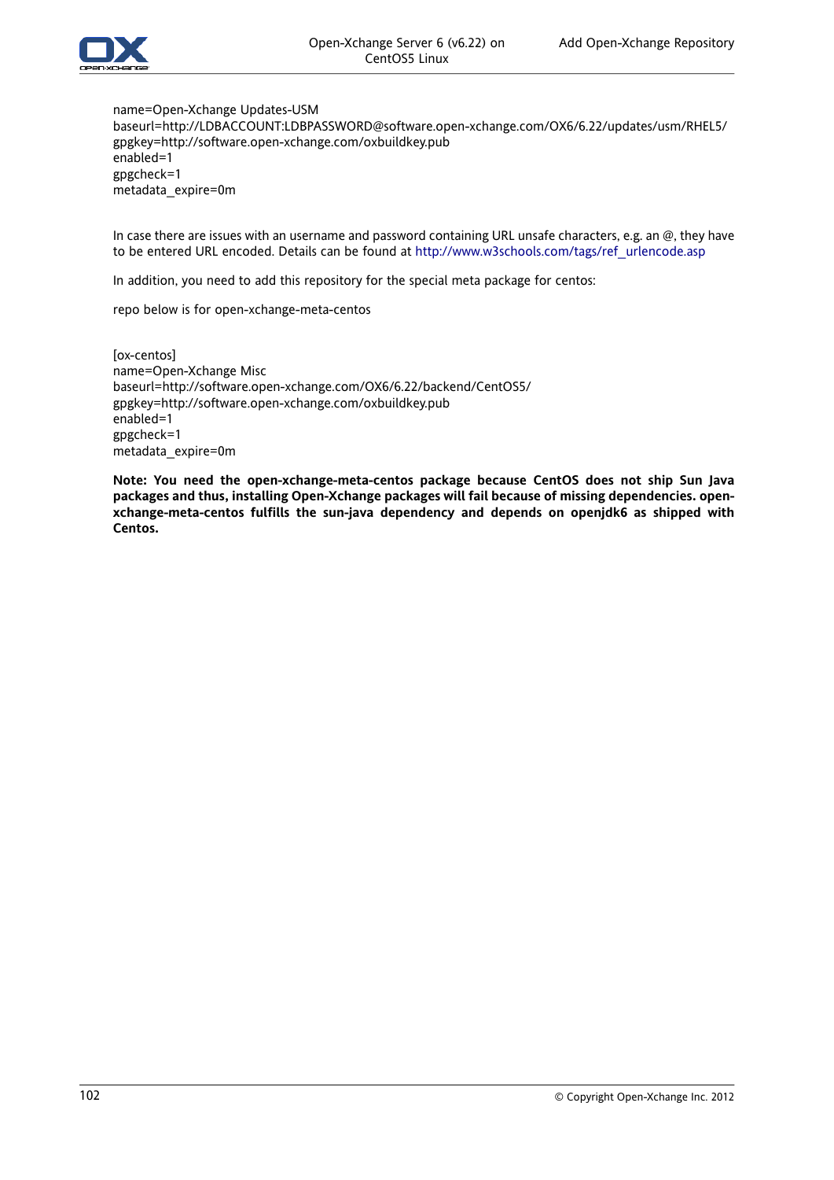```
name=Open-Xchange Updates-USM
baseurl=http://LDBACCOUNT:LDBPASSWORD@software.open-xchange.com/OX6/6.22/updates/usm/RHEL5/
gpgkey=http://software.open-xchange.com/oxbuildkey.pub
enabled=1
gpgcheck=1
metadata_expire=0m
```

In case there are issues with an username and password containing URL unsafe characters, e.g. an @, they have to be entered URL encoded. Details can be found at http://www.w3schools.com/tags/ref_urlencode.asp

In addition, you need to add this repository for the special meta package for centos:

repo below is for open-xchange-meta-centos

```
[ox-centos]
name=Open-Xchange Misc
baseurl=http://software.open-xchange.com/OX6/6.22/backend/CentOS5/
gpgkey=http://software.open-xchange.com/oxbuildkey.pub
enabled=1
gpgcheck=1
metadata_expire=0m
```

**Note: You need the open-xchange-meta-centos package because CentOS does not ship Sun Java packages and thus, installing Open-Xchange packages will fail because of missing dependencies. open-xchange-meta-centos fulfills the sun-java dependency and depends on openjdk6 as shipped with Centos.**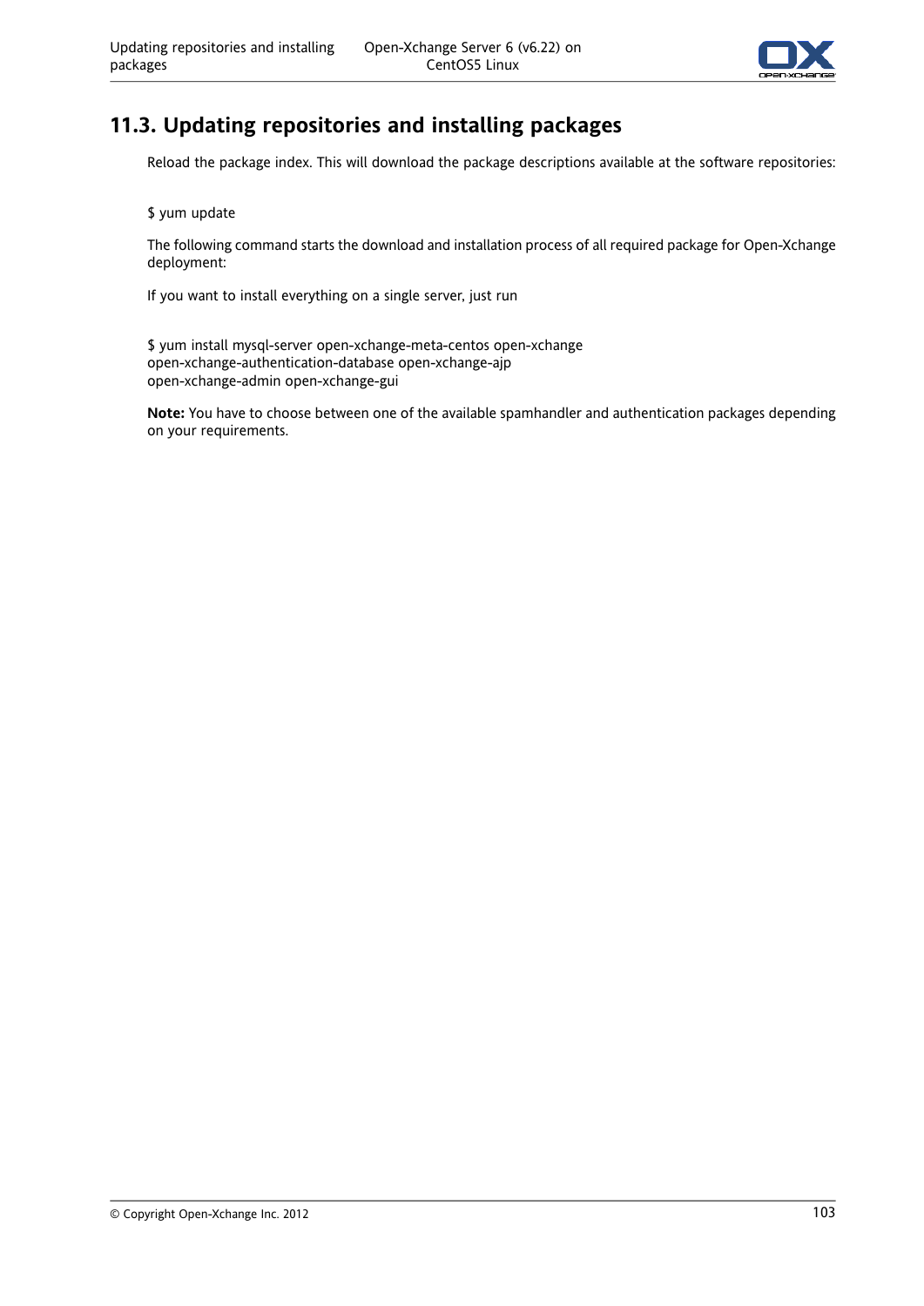## 11.3. Updating repositories and installing packages

Reload the package index. This will download the package descriptions available at the software repositories:

```
$ yum update
```

The following command starts the download and installation process of all required package for Open-Xchange deployment:

If you want to install everything on a single server, just run

```
$ yum install mysql-server open-xchange-meta-centos open-xchange
open-xchange-authentication-database open-xchange-ajp
open-xchange-admin open-xchange-gui
```

**Note:** You have to choose between one of the available spamhandler and authentication packages depending on your requirements.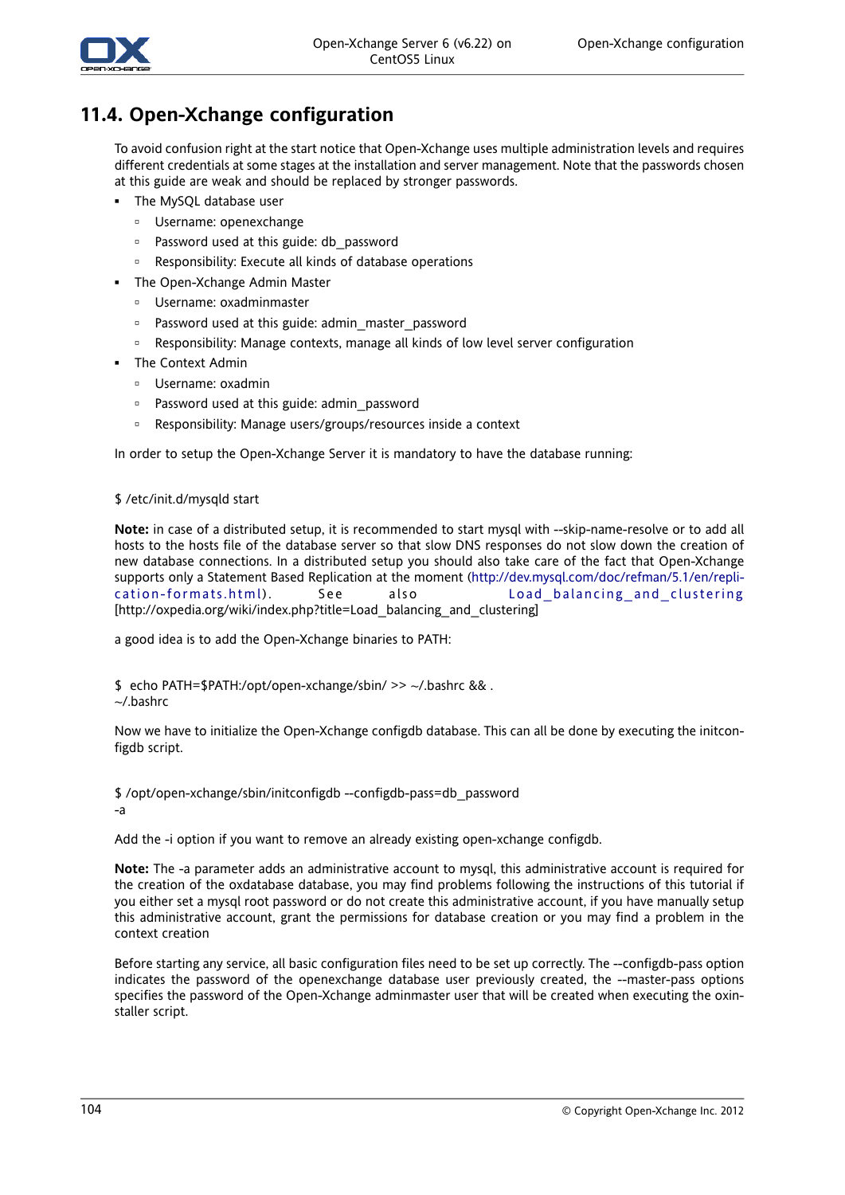## 11.4. Open-Xchange configuration

To avoid confusion right at the start notice that Open-Xchange uses multiple administration levels and requires different credentials at some stages at the installation and server management. Note that the passwords chosen at this guide are weak and should be replaced by stronger passwords.

- The MySQL database user
  - Username: openexchange
  - Password used at this guide: db_password
  - Responsibility: Execute all kinds of database operations
- The Open-Xchange Admin Master
  - Username: oxadminmaster
  - Password used at this guide: admin_master_password
  - Responsibility: Manage contexts, manage all kinds of low level server configuration
- The Context Admin
  - Username: oxadmin
  - Password used at this guide: admin_password
  - Responsibility: Manage users/groups/resources inside a context

In order to setup the Open-Xchange Server it is mandatory to have the database running:

```
$ /etc/init.d/mysqld start
```

**Note:** in case of a distributed setup, it is recommended to start mysql with --skip-name-resolve or to add all hosts to the hosts file of the database server so that slow DNS responses do not slow down the creation of new database connections. In a distributed setup you should also take care of the fact that Open-Xchange supports only a Statement Based Replication at the moment (http://dev.mysql.com/doc/refman/5.1/en/replication-formats.html). See also Load_balancing_and_clustering [http://oxpedia.org/wiki/index.php?title=Load_balancing_and_clustering]

a good idea is to add the Open-Xchange binaries to PATH:

```
$  echo PATH=$PATH:/opt/open-xchange/sbin/ >> ~/.bashrc && .
~/.bashrc
```

Now we have to initialize the Open-Xchange configdb database. This can all be done by executing the initconfigdb script.

```
$ /opt/open-xchange/sbin/initconfigdb --configdb-pass=db_password
-a
```

Add the -i option if you want to remove an already existing open-xchange configdb.

**Note:** The -a parameter adds an administrative account to mysql, this administrative account is required for the creation of the oxdatabase database, you may find problems following the instructions of this tutorial if you either set a mysql root password or do not create this administrative account, if you have manually setup this administrative account, grant the permissions for database creation or you may find a problem in the context creation

Before starting any service, all basic configuration files need to be set up correctly. The --configdb-pass option indicates the password of the openexchange database user previously created, the --master-pass options specifies the password of the Open-Xchange adminmaster user that will be created when executing the oxinstaller script.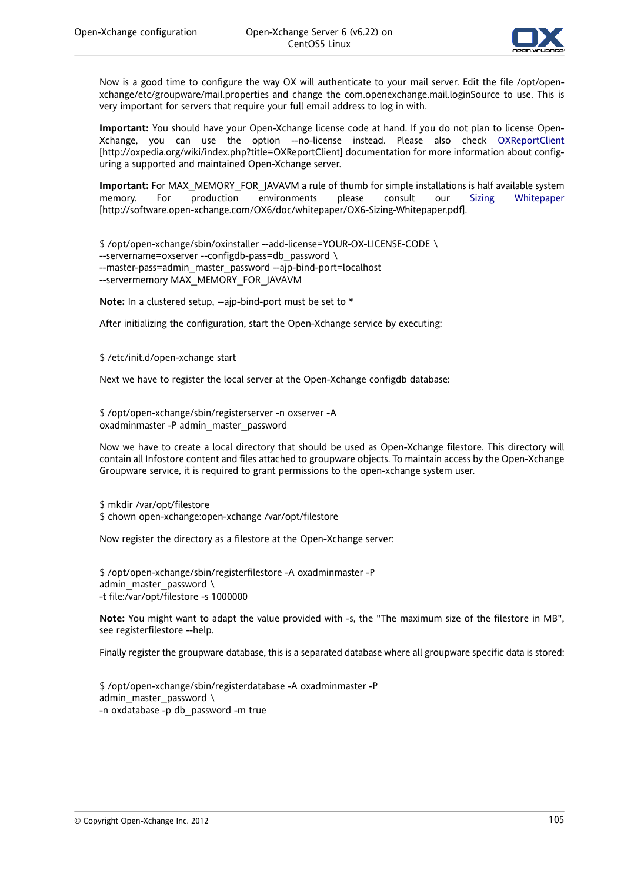Now is a good time to configure the way OX will authenticate to your mail server. Edit the file /opt/open-xchange/etc/groupware/mail.properties and change the com.openexchange.mail.loginSource to use. This is very important for servers that require your full email address to log in with.

**Important:** You should have your Open-Xchange license code at hand. If you do not plan to license Open-Xchange, you can use the option --no-license instead. Please also check OXReportClient [http://oxpedia.org/wiki/index.php?title=OXReportClient] documentation for more information about configuring a supported and maintained Open-Xchange server.

**Important:** For MAX_MEMORY_FOR_JAVAVM a rule of thumb for simple installations is half available system memory. For production environments please consult our Sizing Whitepaper [http://software.open-xchange.com/OX6/doc/whitepaper/OX6-Sizing-Whitepaper.pdf].

```
$ /opt/open-xchange/sbin/oxinstaller --add-license=YOUR-OX-LICENSE-CODE \
--servername=oxserver --configdb-pass=db_password \
--master-pass=admin_master_password --ajp-bind-port=localhost
--servermemory MAX_MEMORY_FOR_JAVAVM
```

**Note:** In a clustered setup, --ajp-bind-port must be set to *

After initializing the configuration, start the Open-Xchange service by executing:

```
$ /etc/init.d/open-xchange start
```

Next we have to register the local server at the Open-Xchange configdb database:

```
$ /opt/open-xchange/sbin/registerserver -n oxserver -A
oxadminmaster -P admin_master_password
```

Now we have to create a local directory that should be used as Open-Xchange filestore. This directory will contain all Infostore content and files attached to groupware objects. To maintain access by the Open-Xchange Groupware service, it is required to grant permissions to the open-xchange system user.

```
$ mkdir /var/opt/filestore
$ chown open-xchange:open-xchange /var/opt/filestore
```

Now register the directory as a filestore at the Open-Xchange server:

```
$ /opt/open-xchange/sbin/registerfilestore -A oxadminmaster -P
admin_master_password \
-t file:/var/opt/filestore -s 1000000
```

**Note:** You might want to adapt the value provided with -s, the "The maximum size of the filestore in MB", see registerfilestore --help.

Finally register the groupware database, this is a separated database where all groupware specific data is stored:

```
$ /opt/open-xchange/sbin/registerdatabase -A oxadminmaster -P
admin_master_password \
-n oxdatabase -p db_password -m true
```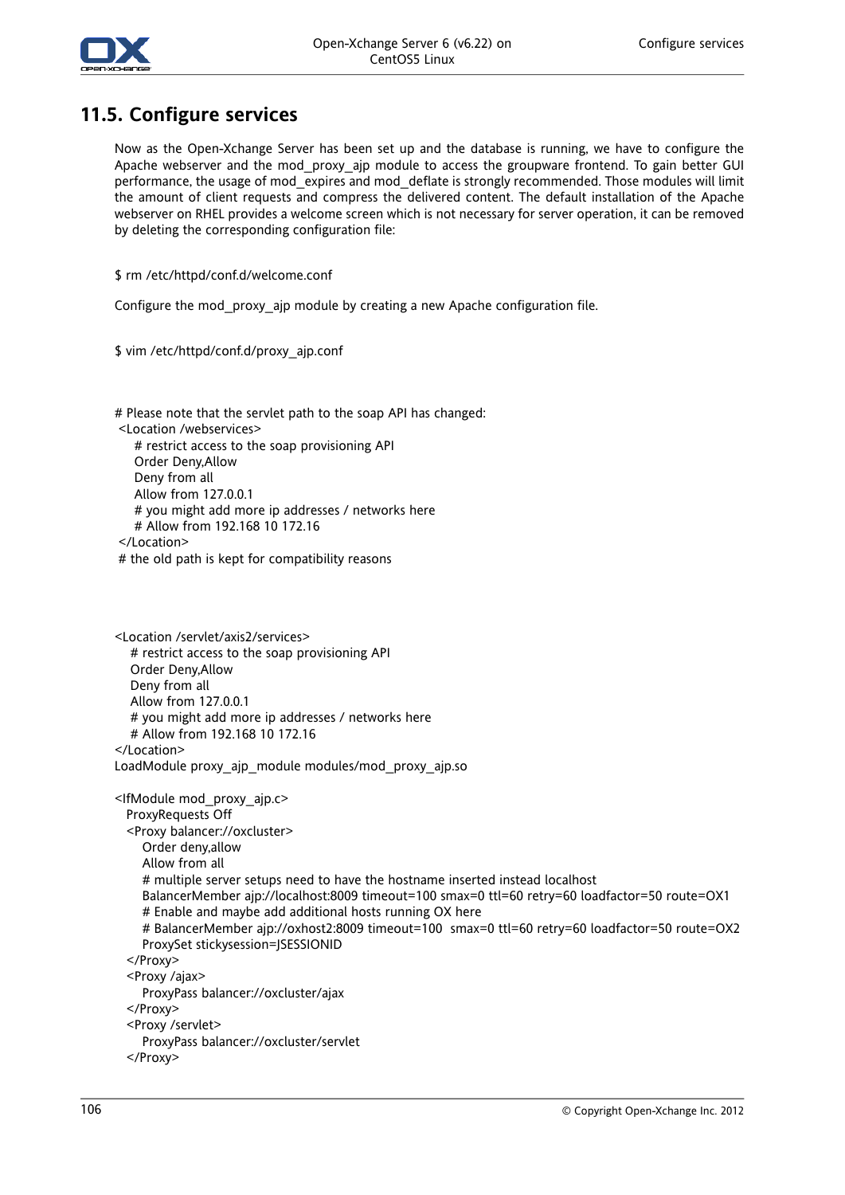## 11.5. Configure services

Now as the Open-Xchange Server has been set up and the database is running, we have to configure the Apache webserver and the mod_proxy_ajp module to access the groupware frontend. To gain better GUI performance, the usage of mod_expires and mod_deflate is strongly recommended. Those modules will limit the amount of client requests and compress the delivered content. The default installation of the Apache webserver on RHEL provides a welcome screen which is not necessary for server operation, it can be removed by deleting the corresponding configuration file:

```
$ rm /etc/httpd/conf.d/welcome.conf
```

Configure the mod_proxy_ajp module by creating a new Apache configuration file.

```
$ vim /etc/httpd/conf.d/proxy_ajp.conf
```

```
# Please note that the servlet path to the soap API has changed:
 <Location /webservices>
    # restrict access to the soap provisioning API
    Order Deny,Allow
    Deny from all
    Allow from 127.0.0.1
    # you might add more ip addresses / networks here
    # Allow from 192.168 10 172.16
 </Location>
 # the old path is kept for compatibility reasons



<Location /servlet/axis2/services>
   # restrict access to the soap provisioning API
   Order Deny,Allow
   Deny from all
   Allow from 127.0.0.1
   # you might add more ip addresses / networks here
   # Allow from 192.168 10 172.16
</Location>
LoadModule proxy_ajp_module modules/mod_proxy_ajp.so

<IfModule mod_proxy_ajp.c>
  ProxyRequests Off
  <Proxy balancer://oxcluster>
     Order deny,allow
     Allow from all
     # multiple server setups need to have the hostname inserted instead localhost
     BalancerMember ajp://localhost:8009 timeout=100 smax=0 ttl=60 retry=60 loadfactor=50 route=OX1
     # Enable and maybe add additional hosts running OX here
     # BalancerMember ajp://oxhost2:8009 timeout=100  smax=0 ttl=60 retry=60 loadfactor=50 route=OX2
     ProxySet stickysession=JSESSIONID
  </Proxy>
  <Proxy /ajax>
     ProxyPass balancer://oxcluster/ajax
  </Proxy>
  <Proxy /servlet>
     ProxyPass balancer://oxcluster/servlet
  </Proxy>
```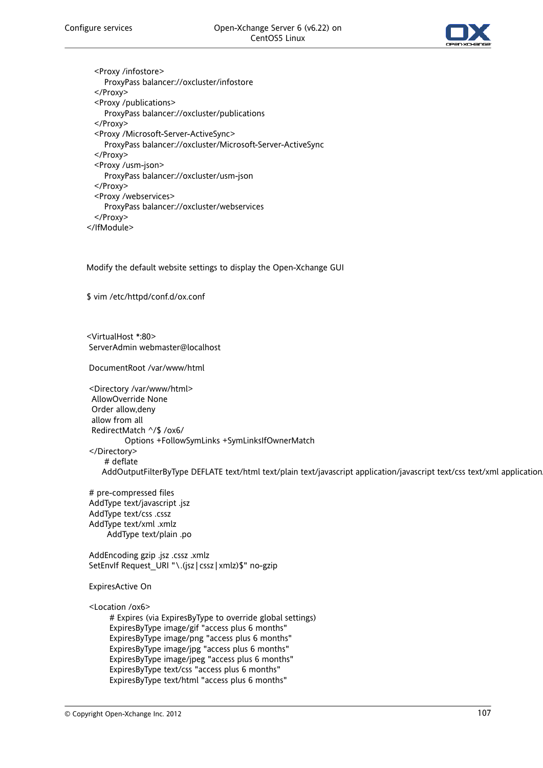```
    <Proxy /infostore>
       ProxyPass balancer://oxcluster/infostore
    </Proxy>
    <Proxy /publications>
       ProxyPass balancer://oxcluster/publications
    </Proxy>
    <Proxy /Microsoft-Server-ActiveSync>
       ProxyPass balancer://oxcluster/Microsoft-Server-ActiveSync
    </Proxy>
    <Proxy /usm-json>
       ProxyPass balancer://oxcluster/usm-json
    </Proxy>
    <Proxy /webservices>
       ProxyPass balancer://oxcluster/webservices
    </Proxy>
</IfModule>
```

Modify the default website settings to display the Open-Xchange GUI

```
$ vim /etc/httpd/conf.d/ox.conf
```

```
<VirtualHost *:80>
 ServerAdmin webmaster@localhost

 DocumentRoot /var/www/html

 <Directory /var/www/html>
  AllowOverride None
  Order allow,deny
  allow from all
  RedirectMatch ^/$ /ox6/
             Options +FollowSymLinks +SymLinksIfOwnerMatch
 </Directory>
     # deflate
     AddOutputFilterByType DEFLATE text/html text/plain text/javascript application/javascript text/css text/xml application

 # pre-compressed files
 AddType text/javascript .jsz
 AddType text/css .cssz
 AddType text/xml .xmlz
       AddType text/plain .po

 AddEncoding gzip .jsz .cssz .xmlz
 SetEnvIf Request_URI "\.(jsz|cssz|xmlz)$" no-gzip

 ExpiresActive On

 <Location /ox6>
        # Expires (via ExpiresByType to override global settings)
        ExpiresByType image/gif "access plus 6 months"
        ExpiresByType image/png "access plus 6 months"
        ExpiresByType image/jpg "access plus 6 months"
        ExpiresByType image/jpeg "access plus 6 months"
        ExpiresByType text/css "access plus 6 months"
        ExpiresByType text/html "access plus 6 months"
```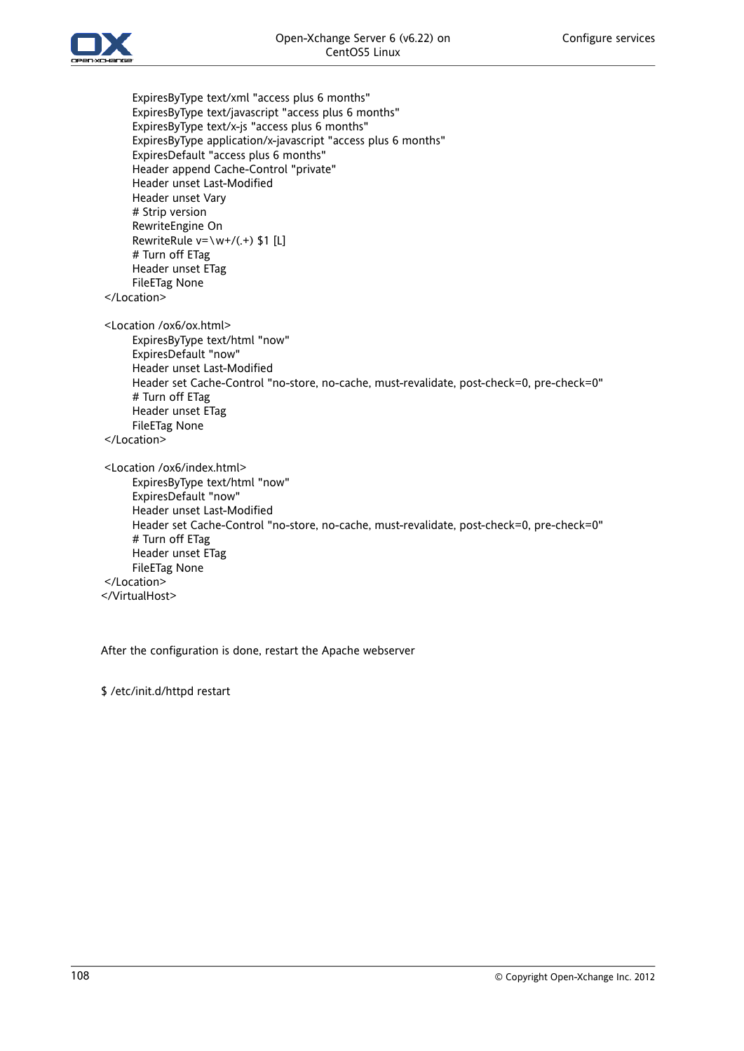```
        ExpiresByType text/xml "access plus 6 months"
        ExpiresByType text/javascript "access plus 6 months"
        ExpiresByType text/x-js "access plus 6 months"
        ExpiresByType application/x-javascript "access plus 6 months"
        ExpiresDefault "access plus 6 months"
        Header append Cache-Control "private"
        Header unset Last-Modified
        Header unset Vary
        # Strip version
        RewriteEngine On
        RewriteRule v=\w+/(.+) $1 [L]
        # Turn off ETag
        Header unset ETag
        FileETag None
    </Location>

    <Location /ox6/ox.html>
        ExpiresByType text/html "now"
        ExpiresDefault "now"
        Header unset Last-Modified
        Header set Cache-Control "no-store, no-cache, must-revalidate, post-check=0, pre-check=0"
        # Turn off ETag
        Header unset ETag
        FileETag None
    </Location>

    <Location /ox6/index.html>
        ExpiresByType text/html "now"
        ExpiresDefault "now"
        Header unset Last-Modified
        Header set Cache-Control "no-store, no-cache, must-revalidate, post-check=0, pre-check=0"
        # Turn off ETag
        Header unset ETag
        FileETag None
    </Location>
</VirtualHost>
```

After the configuration is done, restart the Apache webserver

```
$ /etc/init.d/httpd restart
```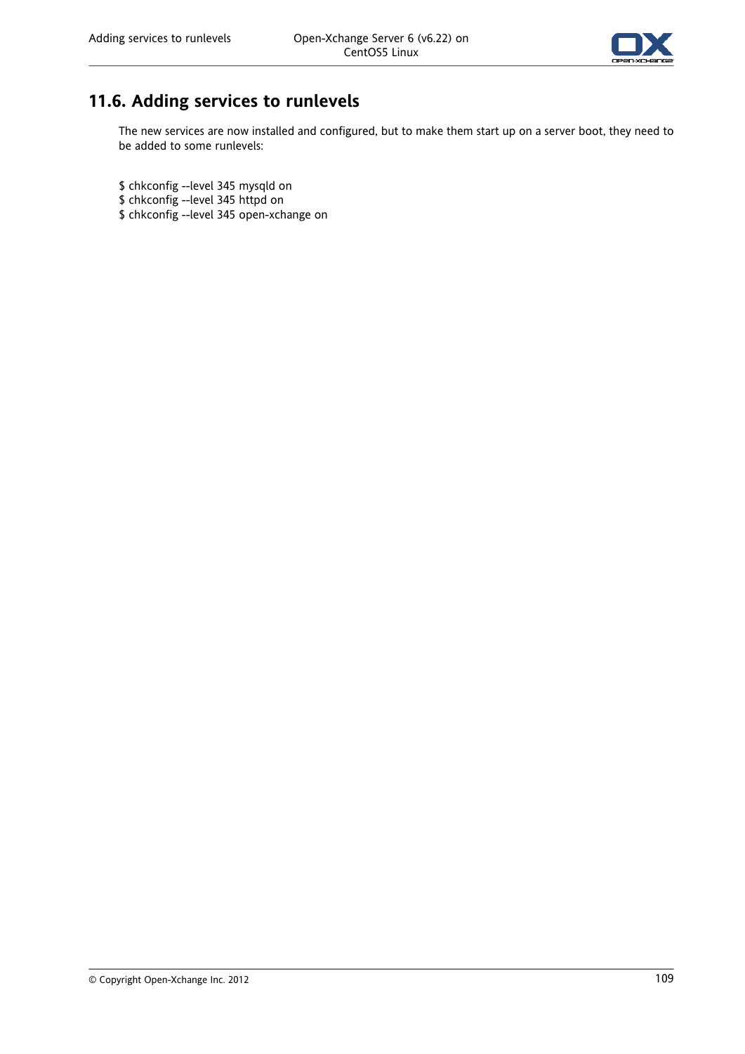## 11.6. Adding services to runlevels

The new services are now installed and configured, but to make them start up on a server boot, they need to be added to some runlevels:

```
$ chkconfig --level 345 mysqld on
$ chkconfig --level 345 httpd on
$ chkconfig --level 345 open-xchange on
```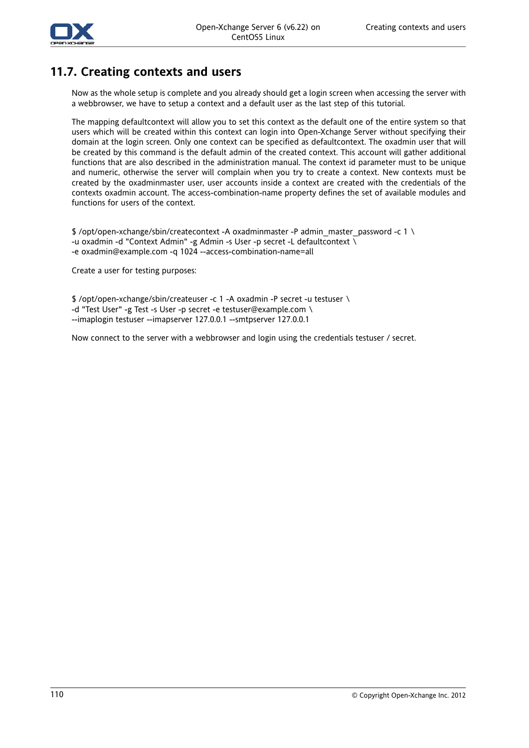## 11.7. Creating contexts and users

Now as the whole setup is complete and you already should get a login screen when accessing the server with a webbrowser, we have to setup a context and a default user as the last step of this tutorial.

The mapping defaultcontext will allow you to set this context as the default one of the entire system so that users which will be created within this context can login into Open-Xchange Server without specifying their domain at the login screen. Only one context can be specified as defaultcontext. The oxadmin user that will be created by this command is the default admin of the created context. This account will gather additional functions that are also described in the administration manual. The context id parameter must to be unique and numeric, otherwise the server will complain when you try to create a context. New contexts must be created by the oxadminmaster user, user accounts inside a context are created with the credentials of the contexts oxadmin account. The access-combination-name property defines the set of available modules and functions for users of the context.

```
$ /opt/open-xchange/sbin/createcontext -A oxadminmaster -P admin_master_password -c 1 \
-u oxadmin -d "Context Admin" -g Admin -s User -p secret -L defaultcontext \
-e oxadmin@example.com -q 1024 --access-combination-name=all
```

Create a user for testing purposes:

```
$ /opt/open-xchange/sbin/createuser -c 1 -A oxadmin -P secret -u testuser \
-d "Test User" -g Test -s User -p secret -e testuser@example.com \
--imaplogin testuser --imapserver 127.0.0.1 --smtpserver 127.0.0.1
```

Now connect to the server with a webbrowser and login using the credentials testuser / secret.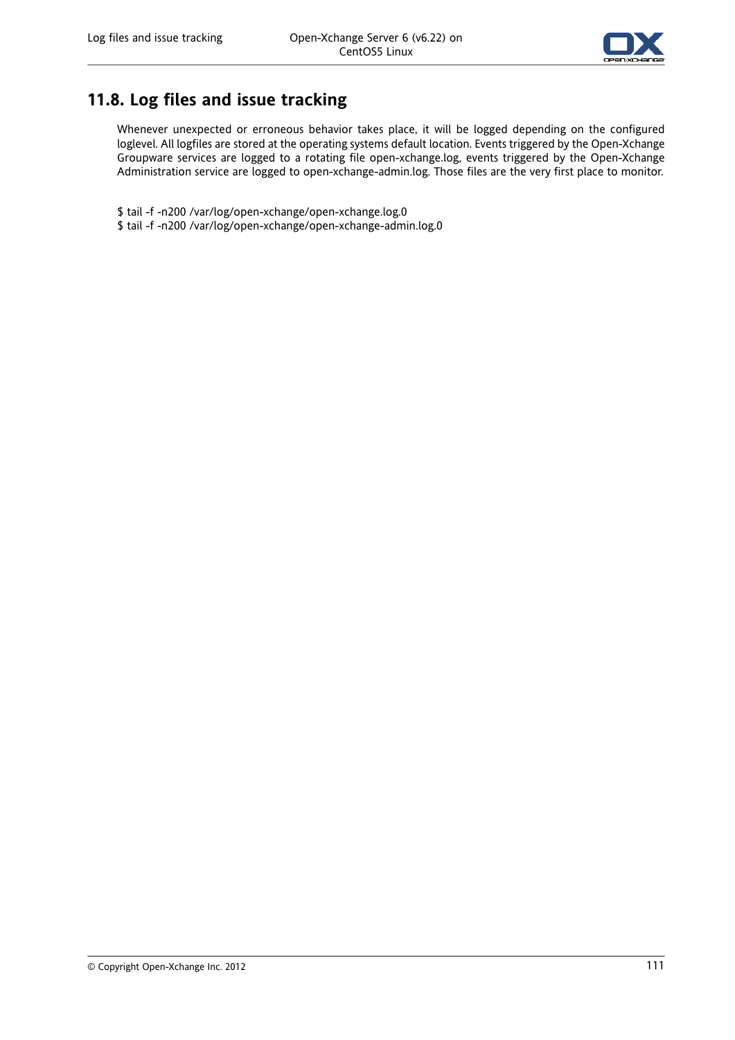## 11.8. Log files and issue tracking

Whenever unexpected or erroneous behavior takes place, it will be logged depending on the configured loglevel. All logfiles are stored at the operating systems default location. Events triggered by the Open-Xchange Groupware services are logged to a rotating file open-xchange.log, events triggered by the Open-Xchange Administration service are logged to open-xchange-admin.log. Those files are the very first place to monitor.

```
$ tail -f -n200 /var/log/open-xchange/open-xchange.log.0
$ tail -f -n200 /var/log/open-xchange/open-xchange-admin.log.0
```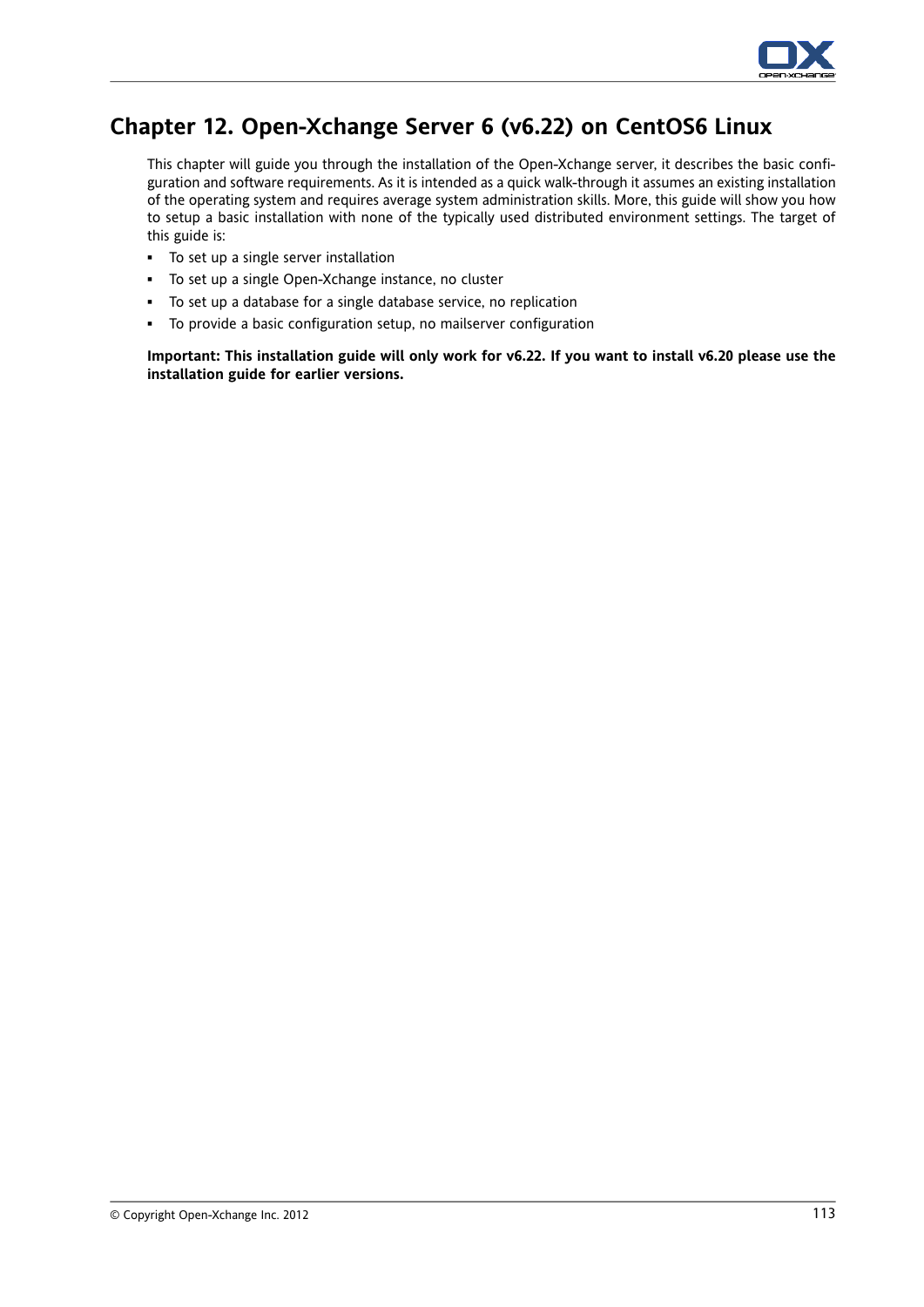# Chapter 12. Open-Xchange Server 6 (v6.22) on CentOS6 Linux

This chapter will guide you through the installation of the Open-Xchange server, it describes the basic configuration and software requirements. As it is intended as a quick walk-through it assumes an existing installation of the operating system and requires average system administration skills. More, this guide will show you how to setup a basic installation with none of the typically used distributed environment settings. The target of this guide is:

- To set up a single server installation
- To set up a single Open-Xchange instance, no cluster
- To set up a database for a single database service, no replication
- To provide a basic configuration setup, no mailserver configuration

**Important: This installation guide will only work for v6.22. If you want to install v6.20 please use the installation guide for earlier versions.**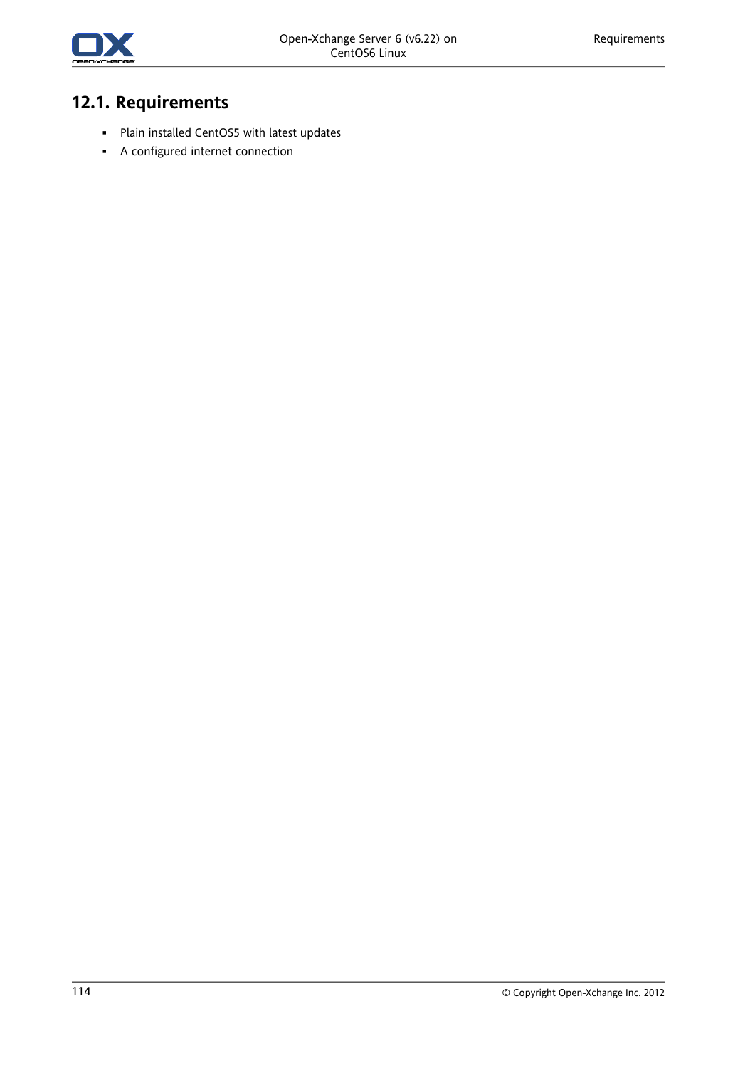## 12.1. Requirements

- Plain installed CentOS5 with latest updates
- A configured internet connection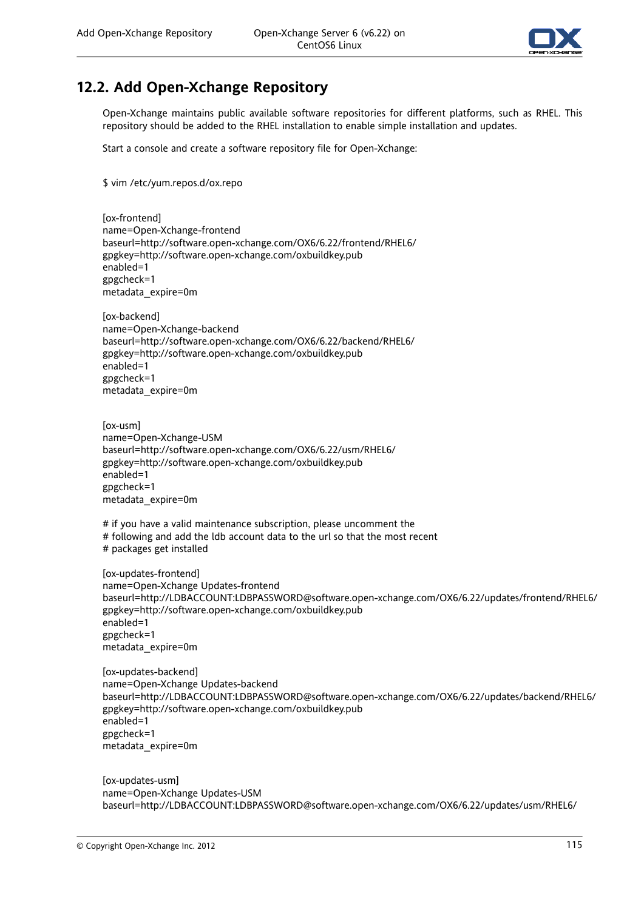## 12.2. Add Open-Xchange Repository

Open-Xchange maintains public available software repositories for different platforms, such as RHEL. This repository should be added to the RHEL installation to enable simple installation and updates.

Start a console and create a software repository file for Open-Xchange:

```
$ vim /etc/yum.repos.d/ox.repo


[ox-frontend]
name=Open-Xchange-frontend
baseurl=http://software.open-xchange.com/OX6/6.22/frontend/RHEL6/
gpgkey=http://software.open-xchange.com/oxbuildkey.pub
enabled=1
gpgcheck=1
metadata_expire=0m

[ox-backend]
name=Open-Xchange-backend
baseurl=http://software.open-xchange.com/OX6/6.22/backend/RHEL6/
gpgkey=http://software.open-xchange.com/oxbuildkey.pub
enabled=1
gpgcheck=1
metadata_expire=0m


[ox-usm]
name=Open-Xchange-USM
baseurl=http://software.open-xchange.com/OX6/6.22/usm/RHEL6/
gpgkey=http://software.open-xchange.com/oxbuildkey.pub
enabled=1
gpgcheck=1
metadata_expire=0m

# if you have a valid maintenance subscription, please uncomment the
# following and add the ldb account data to the url so that the most recent
# packages get installed

[ox-updates-frontend]
name=Open-Xchange Updates-frontend
baseurl=http://LDBACCOUNT:LDBPASSWORD@software.open-xchange.com/OX6/6.22/updates/frontend/RHEL6/
gpgkey=http://software.open-xchange.com/oxbuildkey.pub
enabled=1
gpgcheck=1
metadata_expire=0m

[ox-updates-backend]
name=Open-Xchange Updates-backend
baseurl=http://LDBACCOUNT:LDBPASSWORD@software.open-xchange.com/OX6/6.22/updates/backend/RHEL6/
gpgkey=http://software.open-xchange.com/oxbuildkey.pub
enabled=1
gpgcheck=1
metadata_expire=0m


[ox-updates-usm]
name=Open-Xchange Updates-USM
baseurl=http://LDBACCOUNT:LDBPASSWORD@software.open-xchange.com/OX6/6.22/updates/usm/RHEL6/
```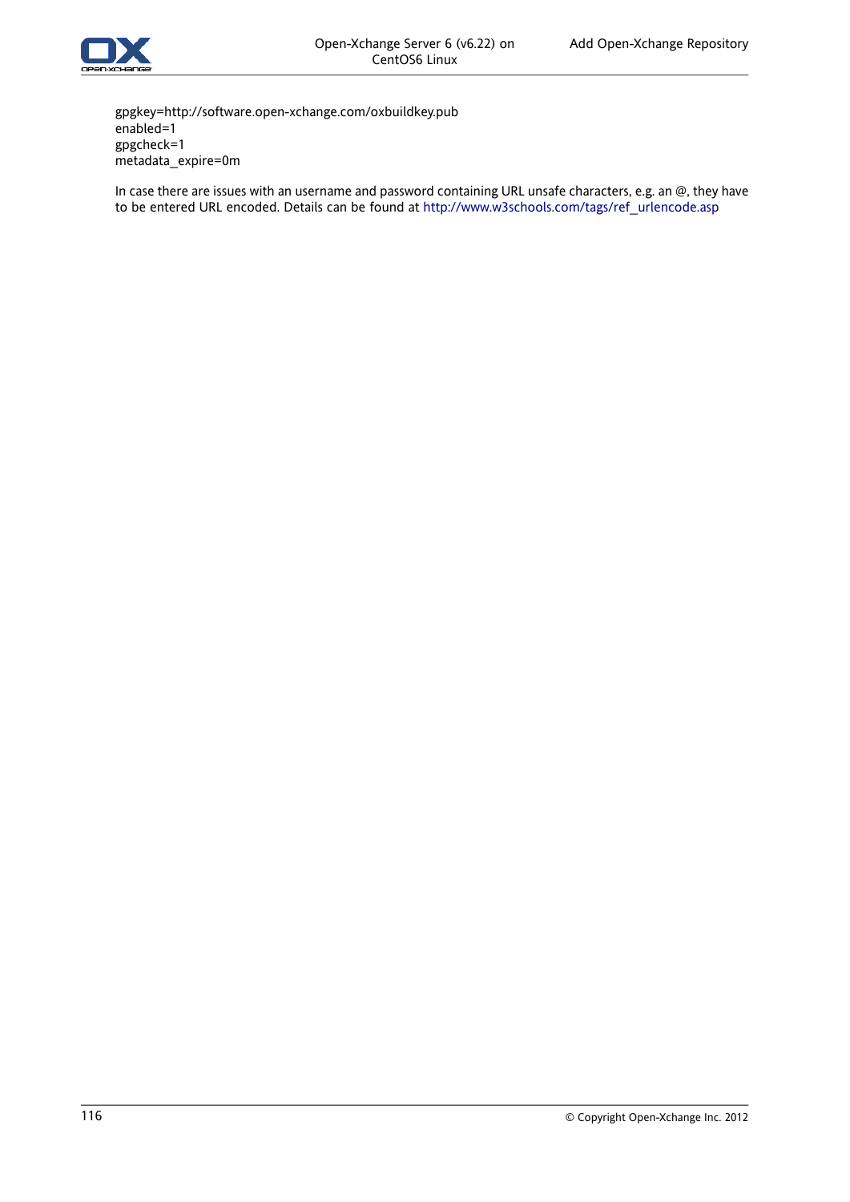```
gpgkey=http://software.open-xchange.com/oxbuildkey.pub
enabled=1
gpgcheck=1
metadata_expire=0m
```

In case there are issues with an username and password containing URL unsafe characters, e.g. an @, they have to be entered URL encoded. Details can be found at http://www.w3schools.com/tags/ref_urlencode.asp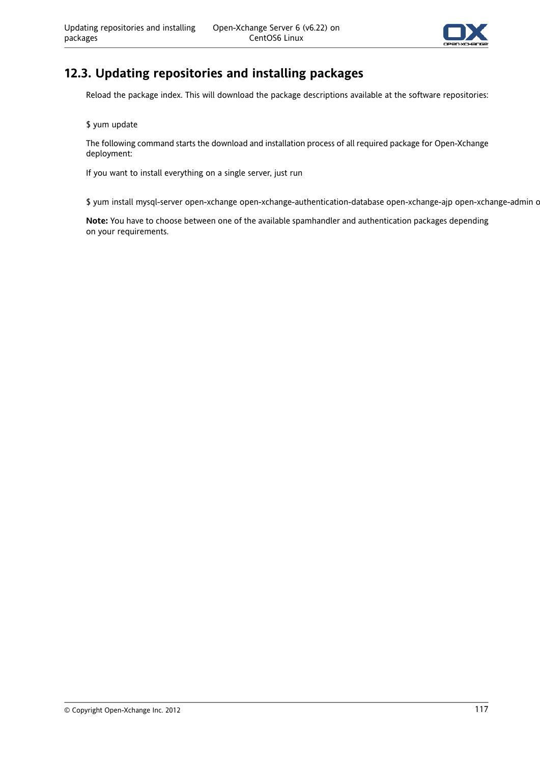## 12.3. Updating repositories and installing packages

Reload the package index. This will download the package descriptions available at the software repositories:

```
$ yum update
```

The following command starts the download and installation process of all required package for Open-Xchange deployment:

If you want to install everything on a single server, just run

```
$ yum install mysql-server open-xchange open-xchange-authentication-database open-xchange-ajp open-xchange-admin o
```

**Note:** You have to choose between one of the available spamhandler and authentication packages depending on your requirements.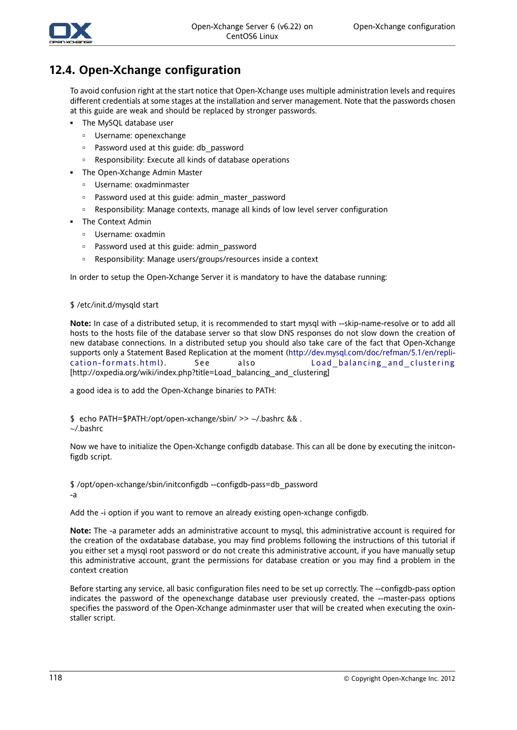## 12.4. Open-Xchange configuration

To avoid confusion right at the start notice that Open-Xchange uses multiple administration levels and requires different credentials at some stages at the installation and server management. Note that the passwords chosen at this guide are weak and should be replaced by stronger passwords.

- The MySQL database user
  - Username: openexchange
  - Password used at this guide: db_password
  - Responsibility: Execute all kinds of database operations
- The Open-Xchange Admin Master
  - Username: oxadminmaster
  - Password used at this guide: admin_master_password
  - Responsibility: Manage contexts, manage all kinds of low level server configuration
- The Context Admin
  - Username: oxadmin
  - Password used at this guide: admin_password
  - Responsibility: Manage users/groups/resources inside a context

In order to setup the Open-Xchange Server it is mandatory to have the database running:

```
$ /etc/init.d/mysqld start
```

**Note:** In case of a distributed setup, it is recommended to start mysql with --skip-name-resolve or to add all hosts to the hosts file of the database server so that slow DNS responses do not slow down the creation of new database connections. In a distributed setup you should also take care of the fact that Open-Xchange supports only a Statement Based Replication at the moment (http://dev.mysql.com/doc/refman/5.1/en/replication-formats.html). See also Load_balancing_and_clustering [http://oxpedia.org/wiki/index.php?title=Load_balancing_and_clustering]

a good idea is to add the Open-Xchange binaries to PATH:

```
$  echo PATH=$PATH:/opt/open-xchange/sbin/ >> ~/.bashrc && .
~/.bashrc
```

Now we have to initialize the Open-Xchange configdb database. This can all be done by executing the initconfigdb script.

```
$ /opt/open-xchange/sbin/initconfigdb --configdb-pass=db_password
-a
```

Add the -i option if you want to remove an already existing open-xchange configdb.

**Note:** The -a parameter adds an administrative account to mysql, this administrative account is required for the creation of the oxdatabase database, you may find problems following the instructions of this tutorial if you either set a mysql root password or do not create this administrative account, if you have manually setup this administrative account, grant the permissions for database creation or you may find a problem in the context creation

Before starting any service, all basic configuration files need to be set up correctly. The --configdb-pass option indicates the password of the openexchange database user previously created, the --master-pass options specifies the password of the Open-Xchange adminmaster user that will be created when executing the oxinstaller script.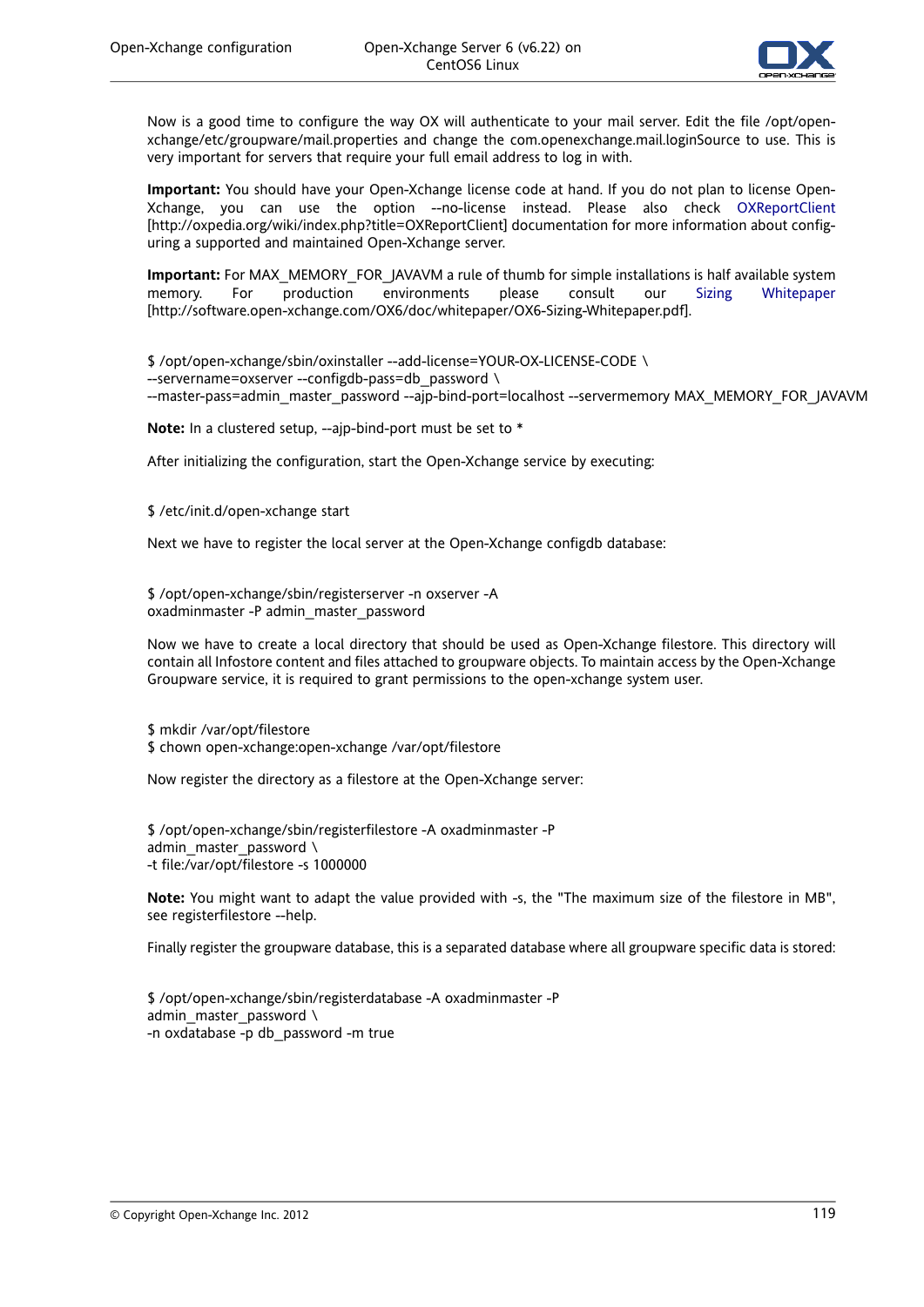Now is a good time to configure the way OX will authenticate to your mail server. Edit the file /opt/open-xchange/etc/groupware/mail.properties and change the com.openexchange.mail.loginSource to use. This is very important for servers that require your full email address to log in with.

**Important:** You should have your Open-Xchange license code at hand. If you do not plan to license Open-Xchange, you can use the option --no-license instead. Please also check OXReportClient [http://oxpedia.org/wiki/index.php?title=OXReportClient] documentation for more information about configuring a supported and maintained Open-Xchange server.

**Important:** For MAX_MEMORY_FOR_JAVAVM a rule of thumb for simple installations is half available system memory. For production environments please consult our Sizing Whitepaper [http://software.open-xchange.com/OX6/doc/whitepaper/OX6-Sizing-Whitepaper.pdf].

```
$ /opt/open-xchange/sbin/oxinstaller --add-license=YOUR-OX-LICENSE-CODE \
--servername=oxserver --configdb-pass=db_password \
--master-pass=admin_master_password --ajp-bind-port=localhost --servermemory MAX_MEMORY_FOR_JAVAVM
```

**Note:** In a clustered setup, --ajp-bind-port must be set to *

After initializing the configuration, start the Open-Xchange service by executing:

```
$ /etc/init.d/open-xchange start
```

Next we have to register the local server at the Open-Xchange configdb database:

```
$ /opt/open-xchange/sbin/registerserver -n oxserver -A
oxadminmaster -P admin_master_password
```

Now we have to create a local directory that should be used as Open-Xchange filestore. This directory will contain all Infostore content and files attached to groupware objects. To maintain access by the Open-Xchange Groupware service, it is required to grant permissions to the open-xchange system user.

```
$ mkdir /var/opt/filestore
$ chown open-xchange:open-xchange /var/opt/filestore
```

Now register the directory as a filestore at the Open-Xchange server:

```
$ /opt/open-xchange/sbin/registerfilestore -A oxadminmaster -P
admin_master_password \
-t file:/var/opt/filestore -s 1000000
```

**Note:** You might want to adapt the value provided with -s, the "The maximum size of the filestore in MB", see registerfilestore --help.

Finally register the groupware database, this is a separated database where all groupware specific data is stored:

```
$ /opt/open-xchange/sbin/registerdatabase -A oxadminmaster -P
admin_master_password \
-n oxdatabase -p db_password -m true
```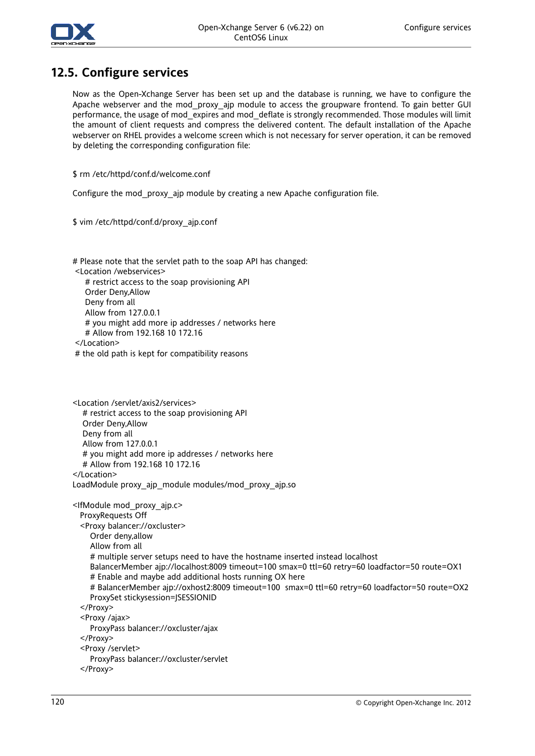## 12.5. Configure services

Now as the Open-Xchange Server has been set up and the database is running, we have to configure the Apache webserver and the mod_proxy_ajp module to access the groupware frontend. To gain better GUI performance, the usage of mod_expires and mod_deflate is strongly recommended. Those modules will limit the amount of client requests and compress the delivered content. The default installation of the Apache webserver on RHEL provides a welcome screen which is not necessary for server operation, it can be removed by deleting the corresponding configuration file:

```
$ rm /etc/httpd/conf.d/welcome.conf
```

Configure the mod_proxy_ajp module by creating a new Apache configuration file.

```
$ vim /etc/httpd/conf.d/proxy_ajp.conf
```

```
# Please note that the servlet path to the soap API has changed:
 <Location /webservices>
    # restrict access to the soap provisioning API
    Order Deny,Allow
    Deny from all
    Allow from 127.0.0.1
    # you might add more ip addresses / networks here
    # Allow from 192.168 10 172.16
 </Location>
 # the old path is kept for compatibility reasons



<Location /servlet/axis2/services>
   # restrict access to the soap provisioning API
   Order Deny,Allow
   Deny from all
   Allow from 127.0.0.1
   # you might add more ip addresses / networks here
   # Allow from 192.168 10 172.16
</Location>
LoadModule proxy_ajp_module modules/mod_proxy_ajp.so

<IfModule mod_proxy_ajp.c>
  ProxyRequests Off
  <Proxy balancer://oxcluster>
     Order deny,allow
     Allow from all
     # multiple server setups need to have the hostname inserted instead localhost
     BalancerMember ajp://localhost:8009 timeout=100 smax=0 ttl=60 retry=60 loadfactor=50 route=OX1
     # Enable and maybe add additional hosts running OX here
     # BalancerMember ajp://oxhost2:8009 timeout=100  smax=0 ttl=60 retry=60 loadfactor=50 route=OX2
     ProxySet stickysession=JSESSIONID
  </Proxy>
  <Proxy /ajax>
     ProxyPass balancer://oxcluster/ajax
  </Proxy>
  <Proxy /servlet>
     ProxyPass balancer://oxcluster/servlet
  </Proxy>
```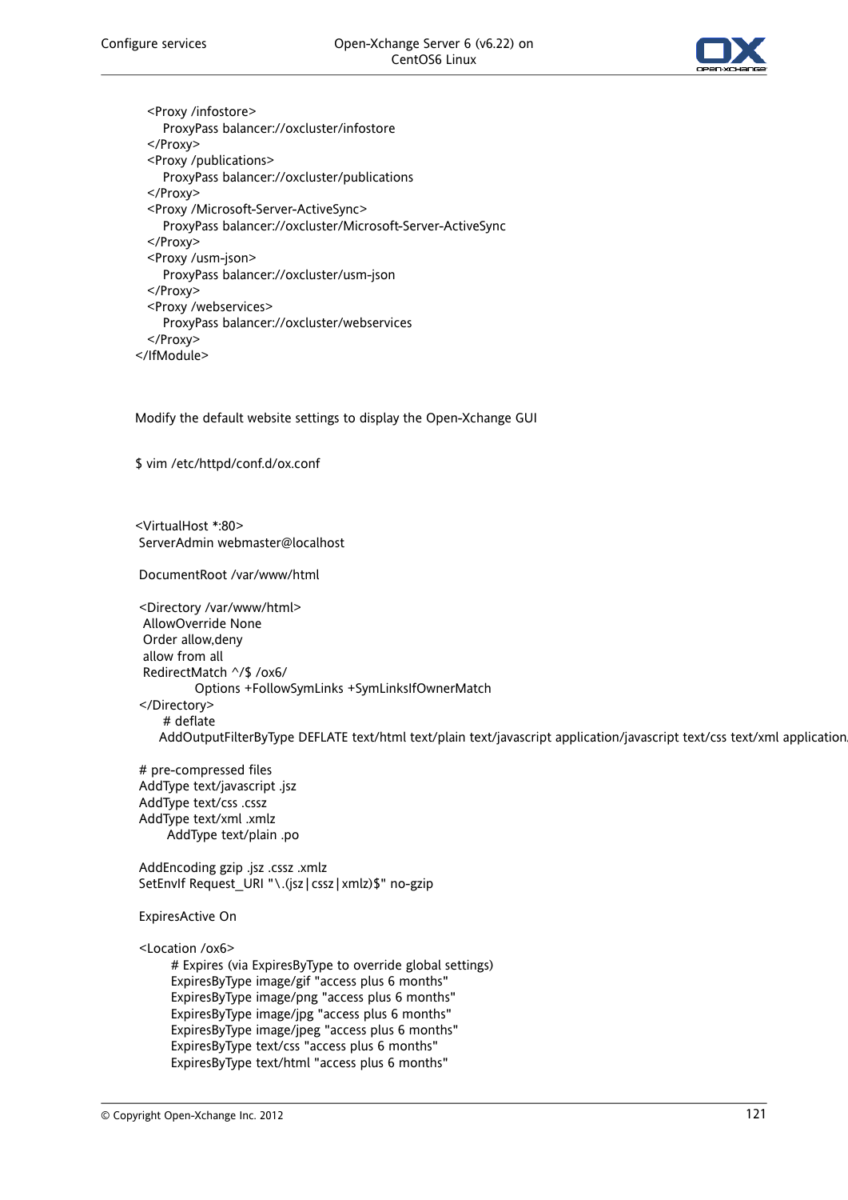```
  <Proxy /infostore>
    ProxyPass balancer://oxcluster/infostore
  </Proxy>
  <Proxy /publications>
    ProxyPass balancer://oxcluster/publications
  </Proxy>
  <Proxy /Microsoft-Server-ActiveSync>
    ProxyPass balancer://oxcluster/Microsoft-Server-ActiveSync
  </Proxy>
  <Proxy /usm-json>
    ProxyPass balancer://oxcluster/usm-json
  </Proxy>
  <Proxy /webservices>
    ProxyPass balancer://oxcluster/webservices
  </Proxy>
</IfModule>
```

Modify the default website settings to display the Open-Xchange GUI

```
$ vim /etc/httpd/conf.d/ox.conf
```

```
<VirtualHost *:80>
 ServerAdmin webmaster@localhost

 DocumentRoot /var/www/html

 <Directory /var/www/html>
  AllowOverride None
  Order allow,deny
  allow from all
  RedirectMatch ^/$ /ox6/
             Options +FollowSymLinks +SymLinksIfOwnerMatch
 </Directory>
    # deflate
    AddOutputFilterByType DEFLATE text/html text/plain text/javascript application/javascript text/css text/xml application

 # pre-compressed files
 AddType text/javascript .jsz
 AddType text/css .cssz
 AddType text/xml .xmlz
       AddType text/plain .po

 AddEncoding gzip .jsz .cssz .xmlz
 SetEnvIf Request_URI "\.(jsz|cssz|xmlz)$" no-gzip

 ExpiresActive On

 <Location /ox6>
       # Expires (via ExpiresByType to override global settings)
       ExpiresByType image/gif "access plus 6 months"
       ExpiresByType image/png "access plus 6 months"
       ExpiresByType image/jpg "access plus 6 months"
       ExpiresByType image/jpeg "access plus 6 months"
       ExpiresByType text/css "access plus 6 months"
       ExpiresByType text/html "access plus 6 months"
```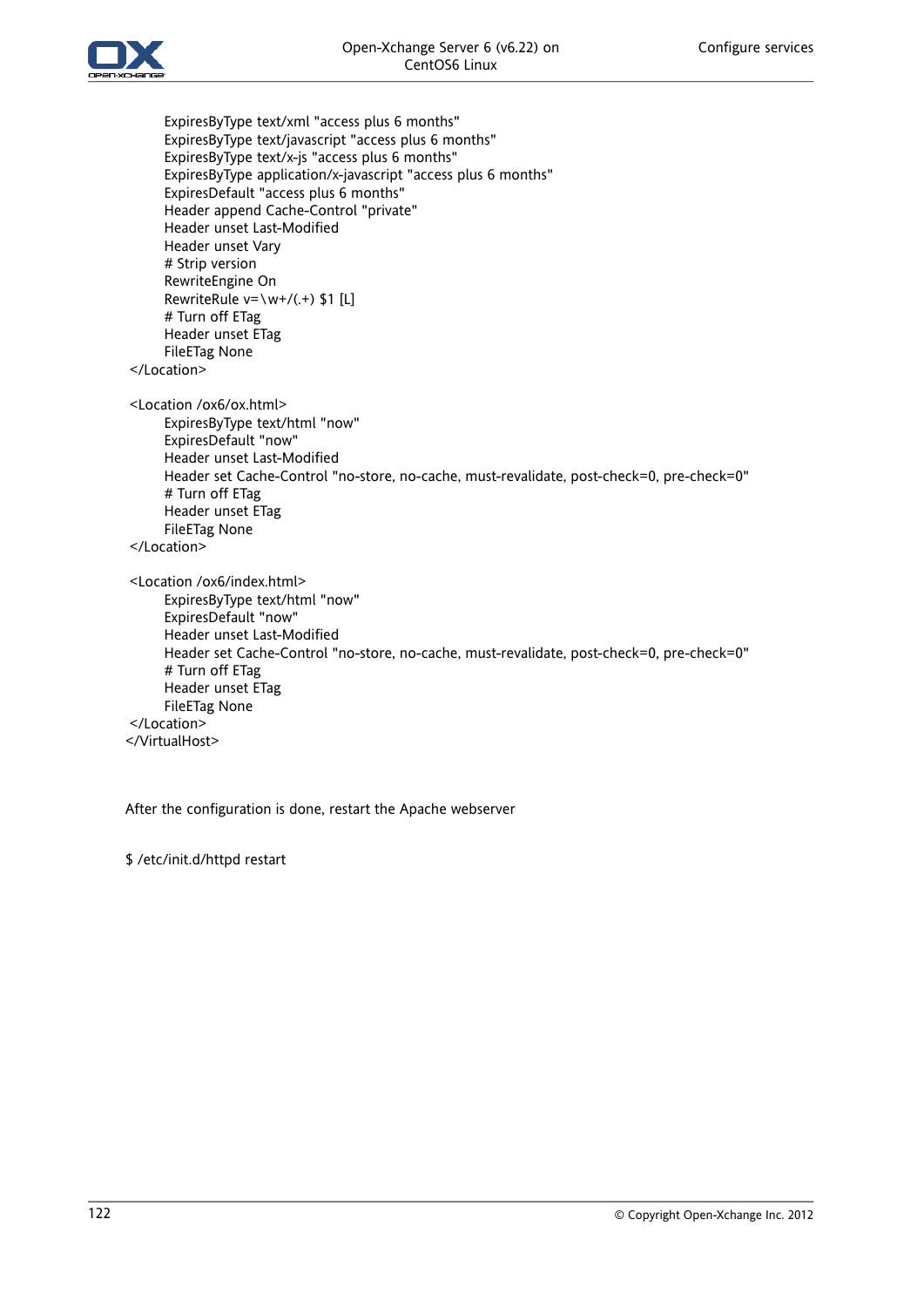```
        ExpiresByType text/xml "access plus 6 months"
        ExpiresByType text/javascript "access plus 6 months"
        ExpiresByType text/x-js "access plus 6 months"
        ExpiresByType application/x-javascript "access plus 6 months"
        ExpiresDefault "access plus 6 months"
        Header append Cache-Control "private"
        Header unset Last-Modified
        Header unset Vary
        # Strip version
        RewriteEngine On
        RewriteRule v=\w+/(.+) $1 [L]
        # Turn off ETag
        Header unset ETag
        FileETag None
 </Location>

 <Location /ox6/ox.html>
        ExpiresByType text/html "now"
        ExpiresDefault "now"
        Header unset Last-Modified
        Header set Cache-Control "no-store, no-cache, must-revalidate, post-check=0, pre-check=0"
        # Turn off ETag
        Header unset ETag
        FileETag None
 </Location>

 <Location /ox6/index.html>
        ExpiresByType text/html "now"
        ExpiresDefault "now"
        Header unset Last-Modified
        Header set Cache-Control "no-store, no-cache, must-revalidate, post-check=0, pre-check=0"
        # Turn off ETag
        Header unset ETag
        FileETag None
 </Location>
</VirtualHost>
```

After the configuration is done, restart the Apache webserver

```
$ /etc/init.d/httpd restart
```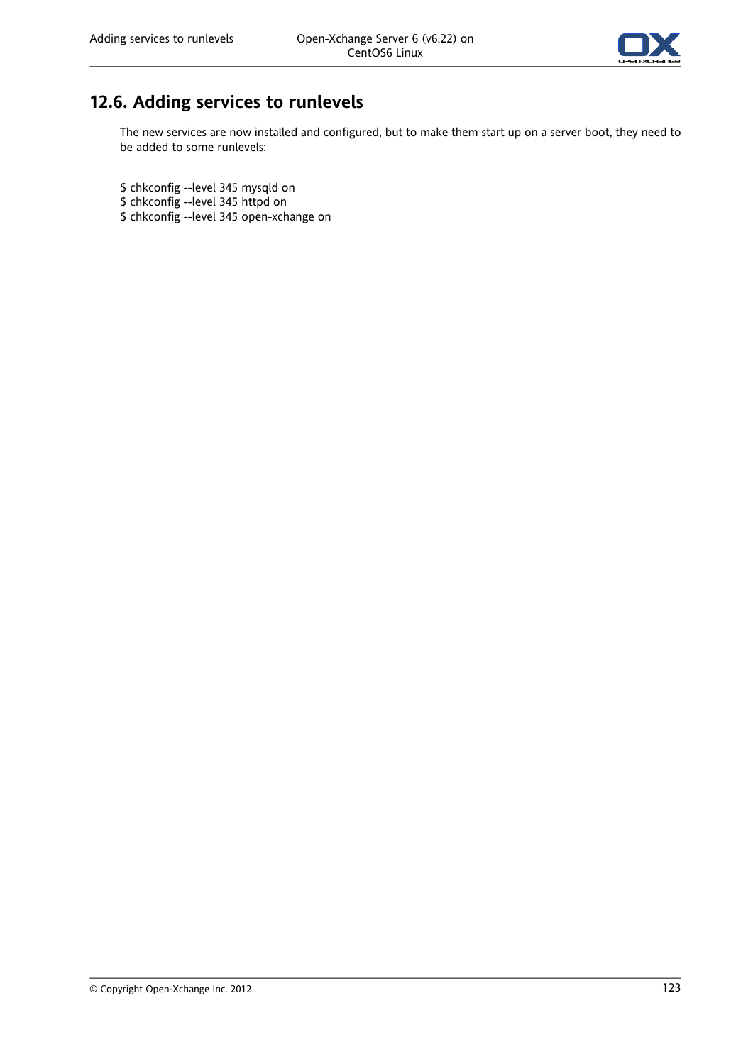## 12.6. Adding services to runlevels

The new services are now installed and configured, but to make them start up on a server boot, they need to be added to some runlevels:

```
$ chkconfig --level 345 mysqld on
$ chkconfig --level 345 httpd on
$ chkconfig --level 345 open-xchange on
```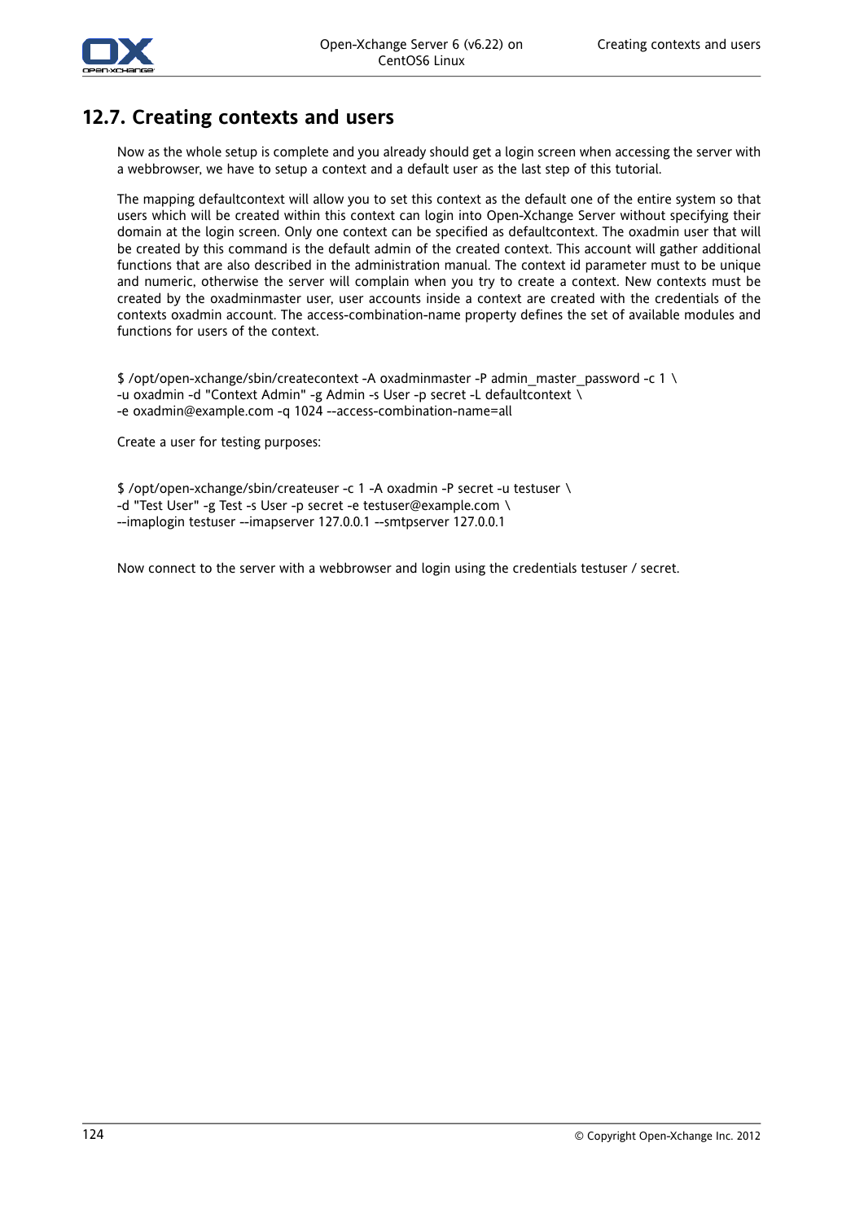## 12.7. Creating contexts and users

Now as the whole setup is complete and you already should get a login screen when accessing the server with a webbrowser, we have to setup a context and a default user as the last step of this tutorial.

The mapping defaultcontext will allow you to set this context as the default one of the entire system so that users which will be created within this context can login into Open-Xchange Server without specifying their domain at the login screen. Only one context can be specified as defaultcontext. The oxadmin user that will be created by this command is the default admin of the created context. This account will gather additional functions that are also described in the administration manual. The context id parameter must to be unique and numeric, otherwise the server will complain when you try to create a context. New contexts must be created by the oxadminmaster user, user accounts inside a context are created with the credentials of the contexts oxadmin account. The access-combination-name property defines the set of available modules and functions for users of the context.

```
$ /opt/open-xchange/sbin/createcontext -A oxadminmaster -P admin_master_password -c 1 \
-u oxadmin -d "Context Admin" -g Admin -s User -p secret -L defaultcontext \
-e oxadmin@example.com -q 1024 --access-combination-name=all
```

Create a user for testing purposes:

```
$ /opt/open-xchange/sbin/createuser -c 1 -A oxadmin -P secret -u testuser \
-d "Test User" -g Test -s User -p secret -e testuser@example.com \
--imaplogin testuser --imapserver 127.0.0.1 --smtpserver 127.0.0.1
```

Now connect to the server with a webbrowser and login using the credentials testuser / secret.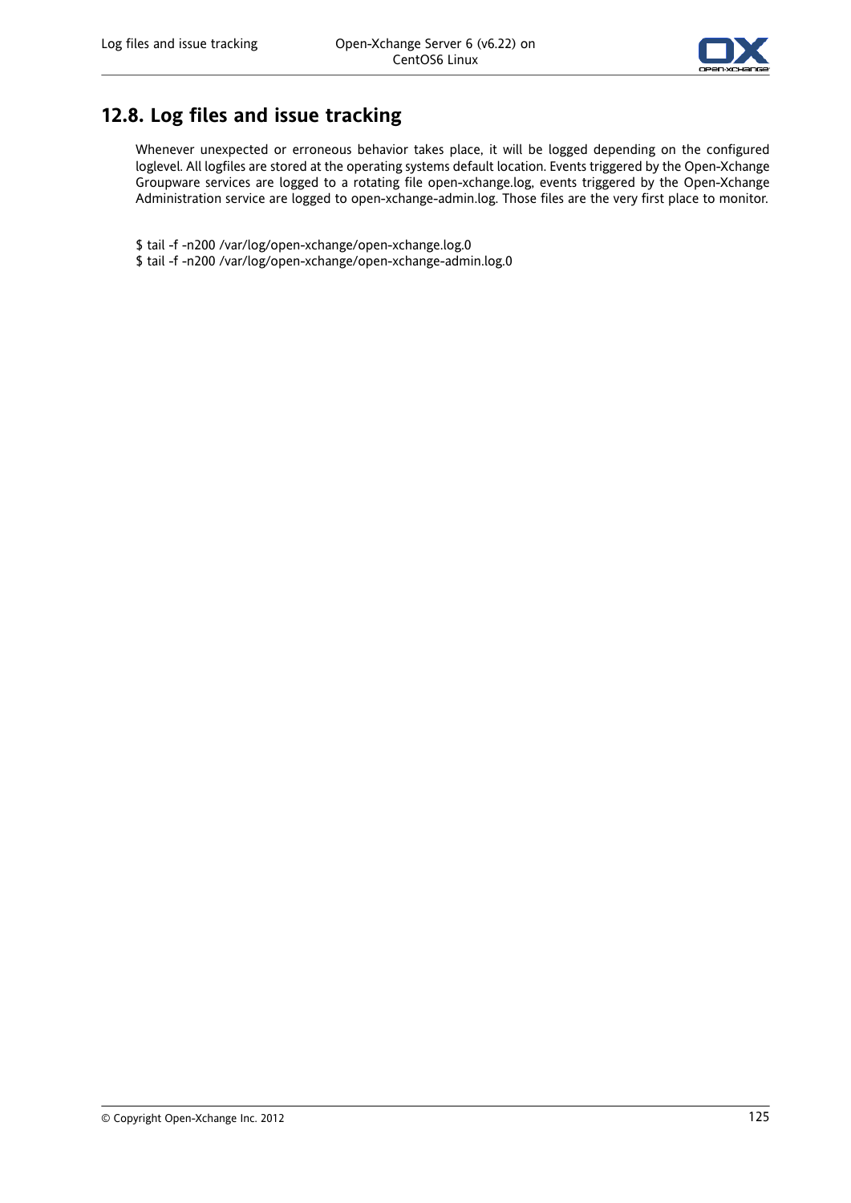## 12.8. Log files and issue tracking

Whenever unexpected or erroneous behavior takes place, it will be logged depending on the configured loglevel. All logfiles are stored at the operating systems default location. Events triggered by the Open-Xchange Groupware services are logged to a rotating file open-xchange.log, events triggered by the Open-Xchange Administration service are logged to open-xchange-admin.log. Those files are the very first place to monitor.

```
$ tail -f -n200 /var/log/open-xchange/open-xchange.log.0
$ tail -f -n200 /var/log/open-xchange/open-xchange-admin.log.0
```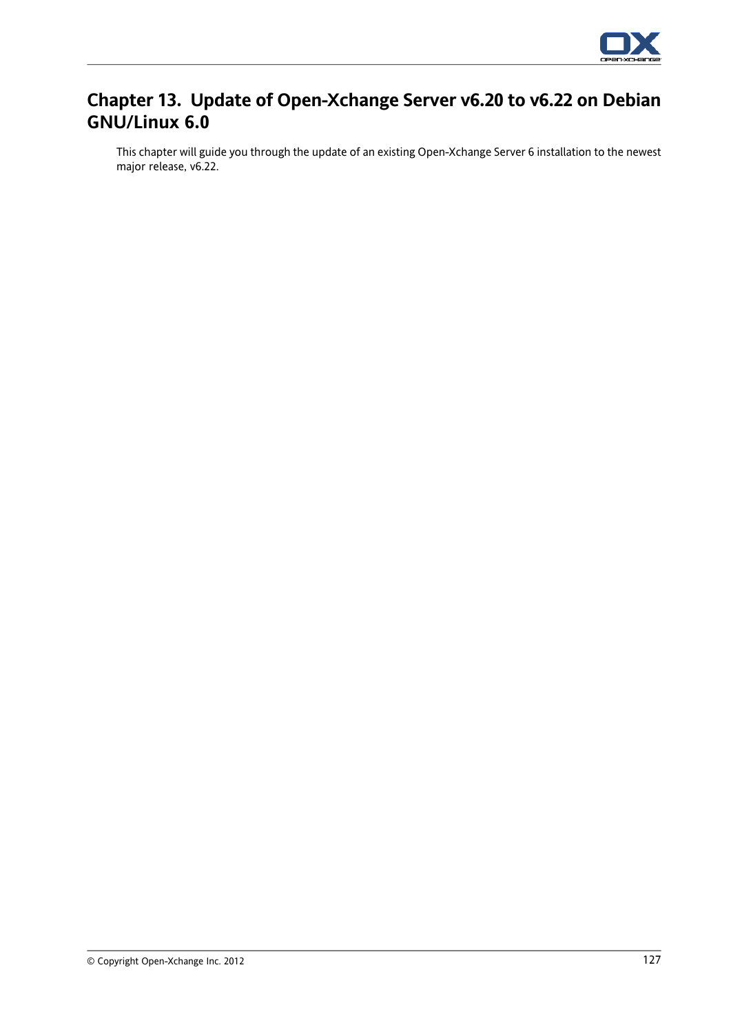# Chapter 13. Update of Open-Xchange Server v6.20 to v6.22 on Debian GNU/Linux 6.0

This chapter will guide you through the update of an existing Open-Xchange Server 6 installation to the newest major release, v6.22.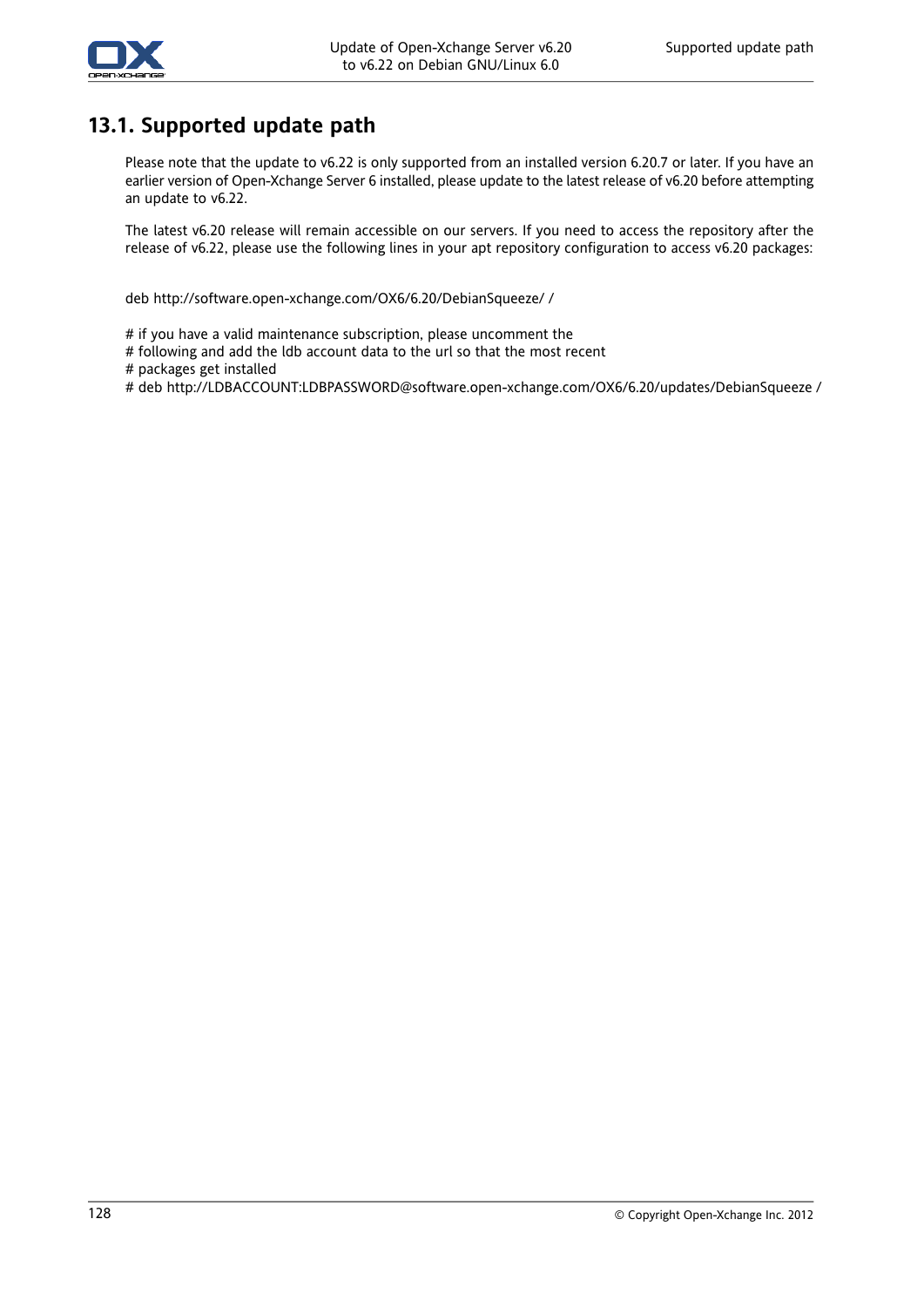## 13.1. Supported update path

Please note that the update to v6.22 is only supported from an installed version 6.20.7 or later. If you have an earlier version of Open-Xchange Server 6 installed, please update to the latest release of v6.20 before attempting an update to v6.22.

The latest v6.20 release will remain accessible on our servers. If you need to access the repository after the release of v6.22, please use the following lines in your apt repository configuration to access v6.20 packages:

```
deb http://software.open-xchange.com/OX6/6.20/DebianSqueeze/ /

# if you have a valid maintenance subscription, please uncomment the
# following and add the ldb account data to the url so that the most recent
# packages get installed
# deb http://LDBACCOUNT:LDBPASSWORD@software.open-xchange.com/OX6/6.20/updates/DebianSqueeze /
```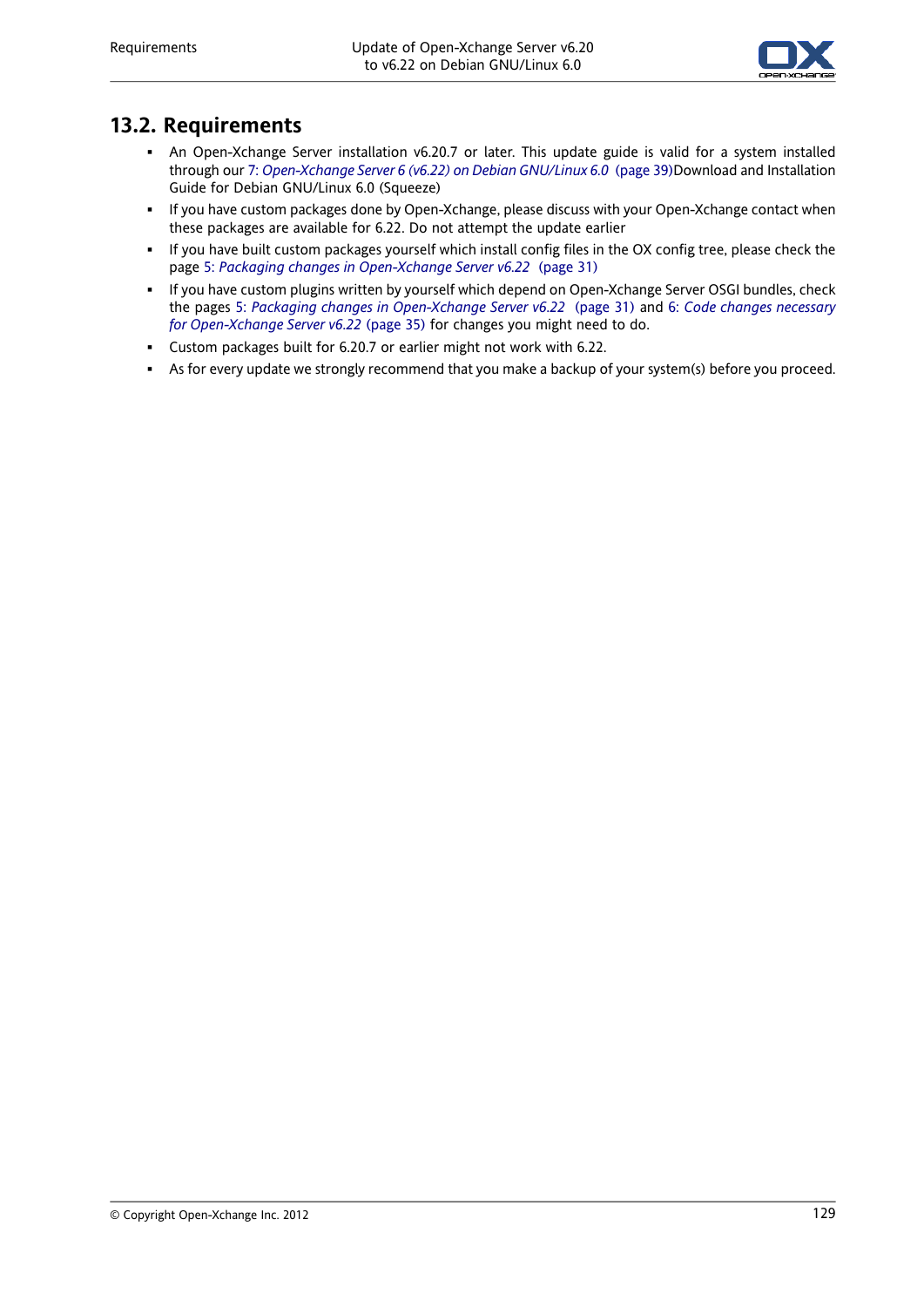## 13.2. Requirements

- An Open-Xchange Server installation v6.20.7 or later. This update guide is valid for a system installed through our 7: *Open-Xchange Server 6 (v6.22) on Debian GNU/Linux 6.0* (page 39)Download and Installation Guide for Debian GNU/Linux 6.0 (Squeeze)
- If you have custom packages done by Open-Xchange, please discuss with your Open-Xchange contact when these packages are available for 6.22. Do not attempt the update earlier
- If you have built custom packages yourself which install config files in the OX config tree, please check the page 5: *Packaging changes in Open-Xchange Server v6.22* (page 31)
- If you have custom plugins written by yourself which depend on Open-Xchange Server OSGI bundles, check the pages 5: *Packaging changes in Open-Xchange Server v6.22* (page 31) and 6: *Code changes necessary for Open-Xchange Server v6.22* (page 35) for changes you might need to do.
- Custom packages built for 6.20.7 or earlier might not work with 6.22.
- As for every update we strongly recommend that you make a backup of your system(s) before you proceed.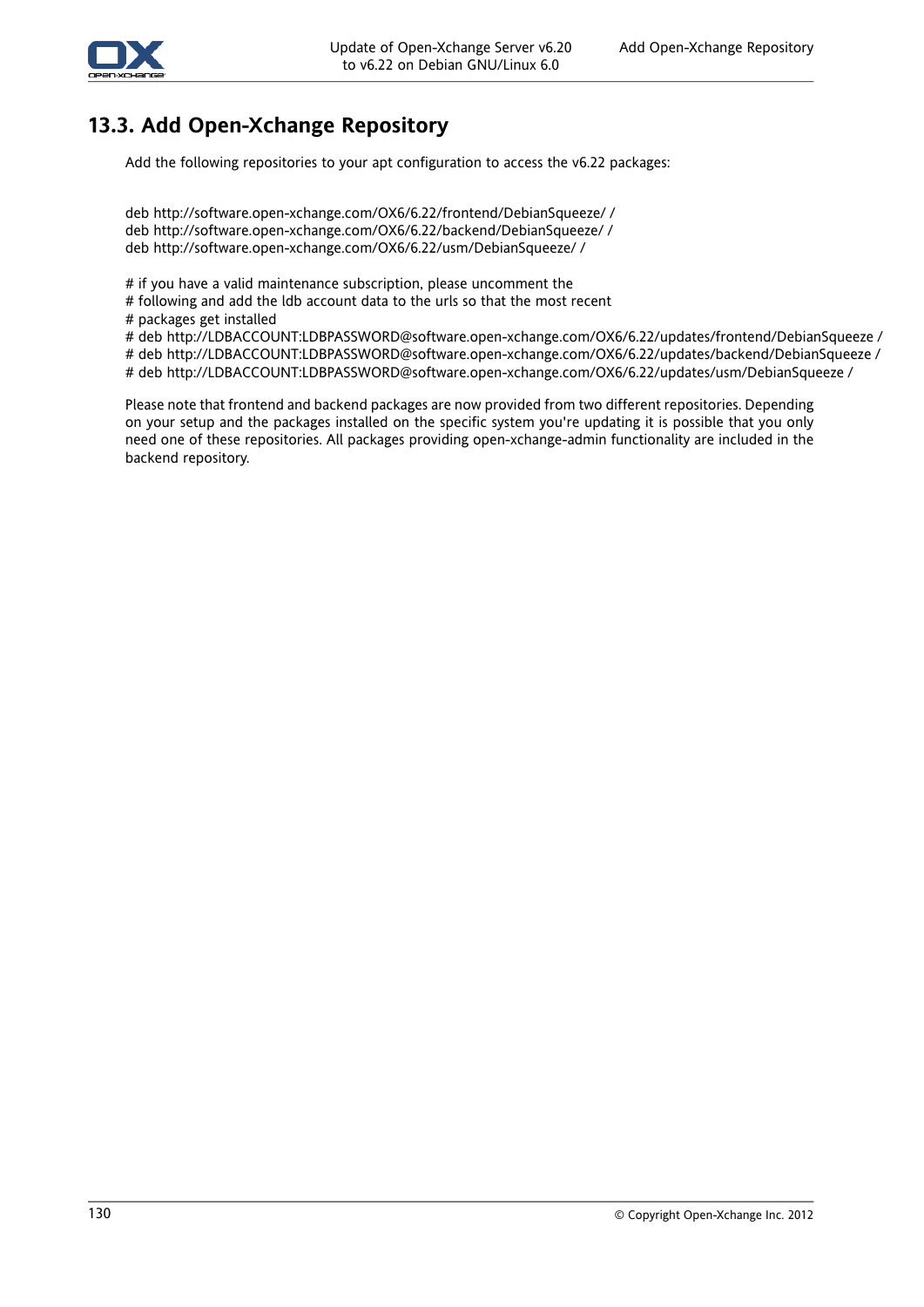## 13.3. Add Open-Xchange Repository

Add the following repositories to your apt configuration to access the v6.22 packages:

```
deb http://software.open-xchange.com/OX6/6.22/frontend/DebianSqueeze/ /
deb http://software.open-xchange.com/OX6/6.22/backend/DebianSqueeze/ /
deb http://software.open-xchange.com/OX6/6.22/usm/DebianSqueeze/ /

# if you have a valid maintenance subscription, please uncomment the
# following and add the ldb account data to the urls so that the most recent
# packages get installed
# deb http://LDBACCOUNT:LDBPASSWORD@software.open-xchange.com/OX6/6.22/updates/frontend/DebianSqueeze /
# deb http://LDBACCOUNT:LDBPASSWORD@software.open-xchange.com/OX6/6.22/updates/backend/DebianSqueeze /
# deb http://LDBACCOUNT:LDBPASSWORD@software.open-xchange.com/OX6/6.22/updates/usm/DebianSqueeze /
```

Please note that frontend and backend packages are now provided from two different repositories. Depending on your setup and the packages installed on the specific system you're updating it is possible that you only need one of these repositories. All packages providing open-xchange-admin functionality are included in the backend repository.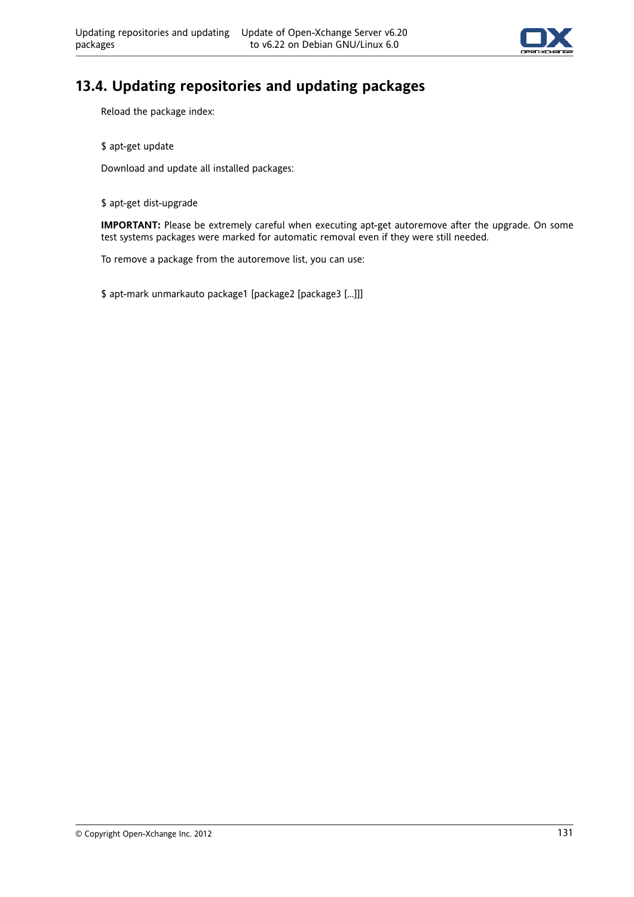## 13.4. Updating repositories and updating packages

Reload the package index:

```
$ apt-get update
```

Download and update all installed packages:

```
$ apt-get dist-upgrade
```

**IMPORTANT:** Please be extremely careful when executing apt-get autoremove after the upgrade. On some test systems packages were marked for automatic removal even if they were still needed.

To remove a package from the autoremove list, you can use:

```
$ apt-mark unmarkauto package1 [package2 [package3 [...]]]
```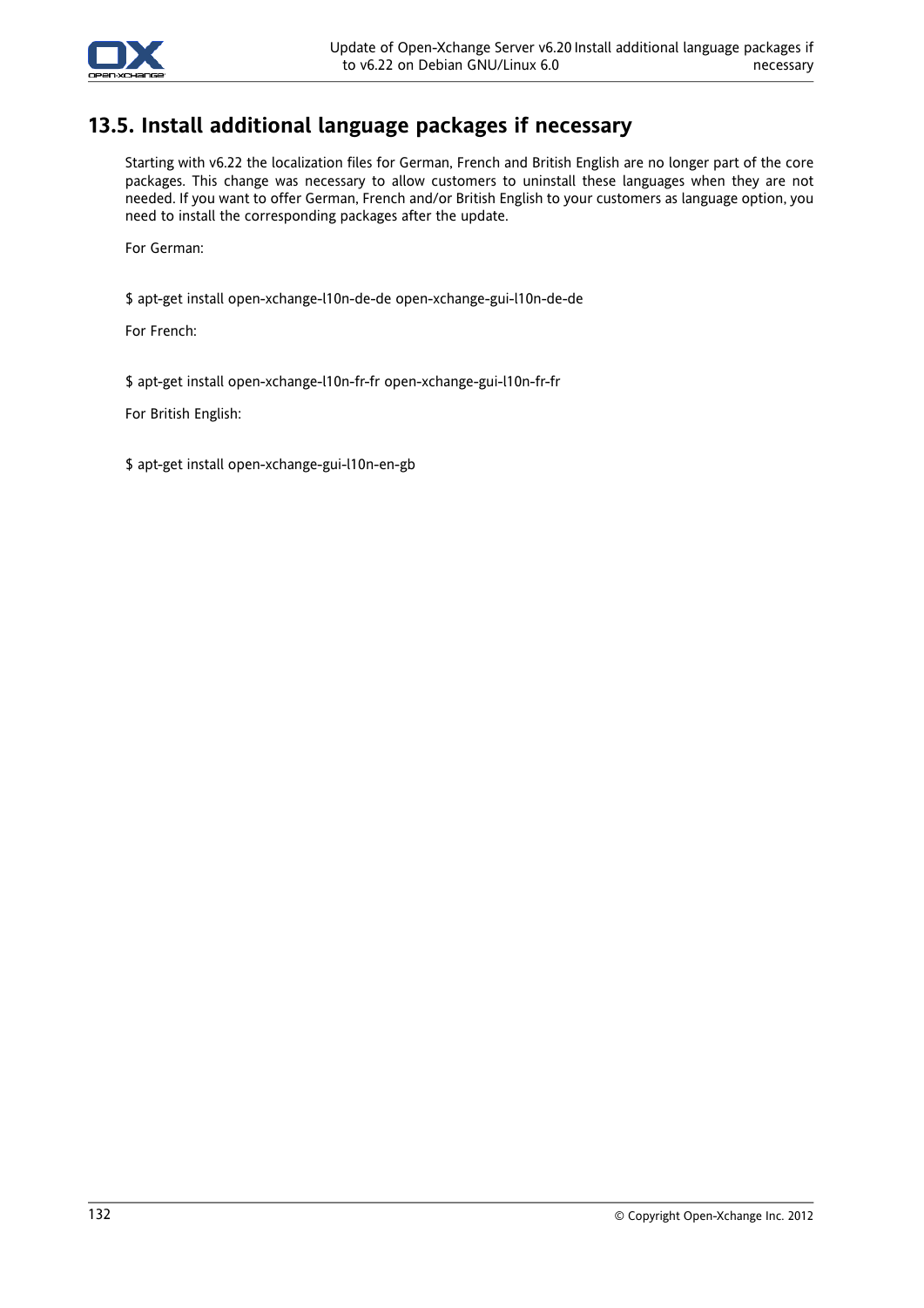## 13.5. Install additional language packages if necessary

Starting with v6.22 the localization files for German, French and British English are no longer part of the core packages. This change was necessary to allow customers to uninstall these languages when they are not needed. If you want to offer German, French and/or British English to your customers as language option, you need to install the corresponding packages after the update.

For German:

```
$ apt-get install open-xchange-l10n-de-de open-xchange-gui-l10n-de-de
```

For French:

```
$ apt-get install open-xchange-l10n-fr-fr open-xchange-gui-l10n-fr-fr
```

For British English:

```
$ apt-get install open-xchange-gui-l10n-en-gb
```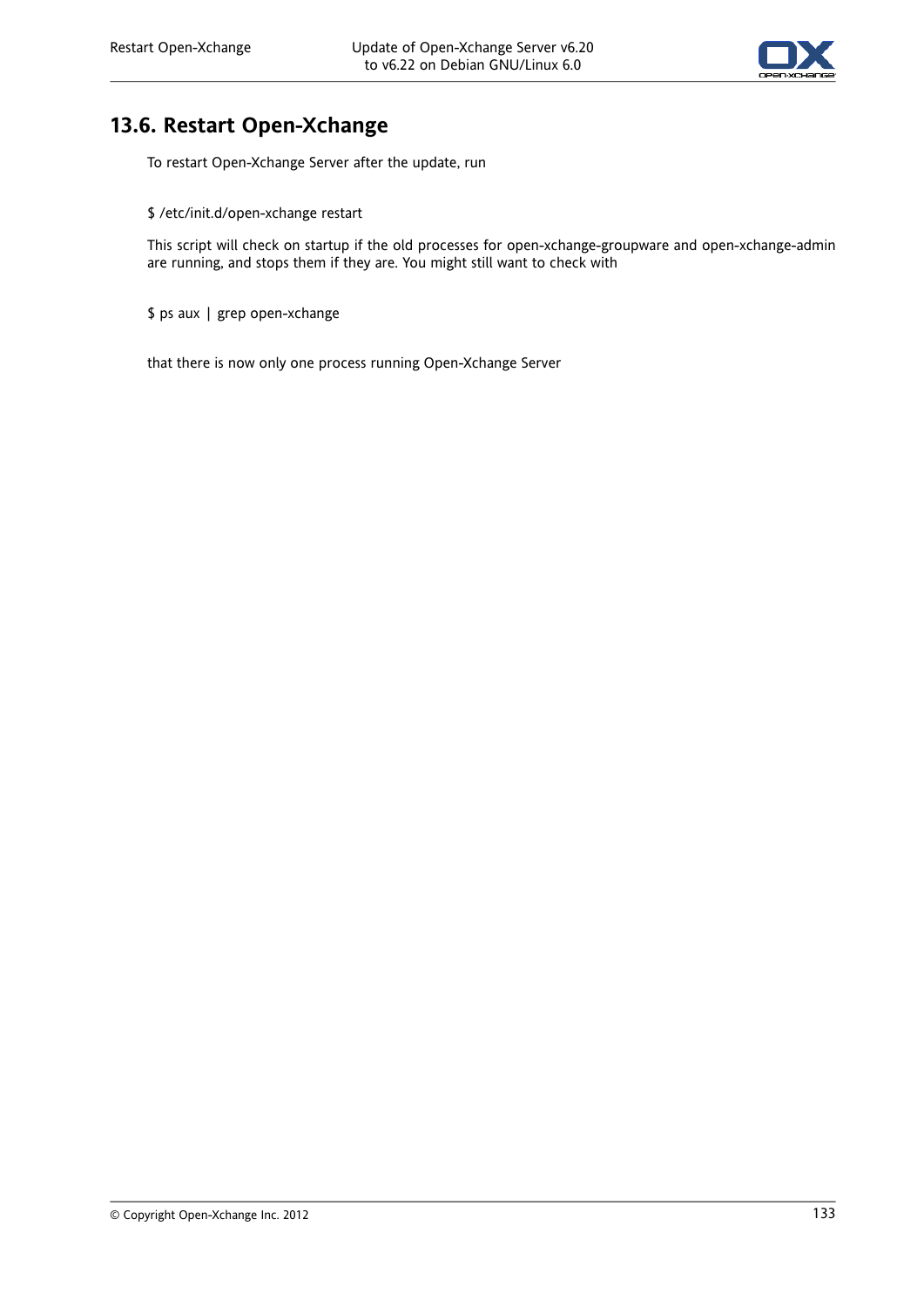## 13.6. Restart Open-Xchange

To restart Open-Xchange Server after the update, run

```
$ /etc/init.d/open-xchange restart
```

This script will check on startup if the old processes for open-xchange-groupware and open-xchange-admin are running, and stops them if they are. You might still want to check with

```
$ ps aux | grep open-xchange
```

that there is now only one process running Open-Xchange Server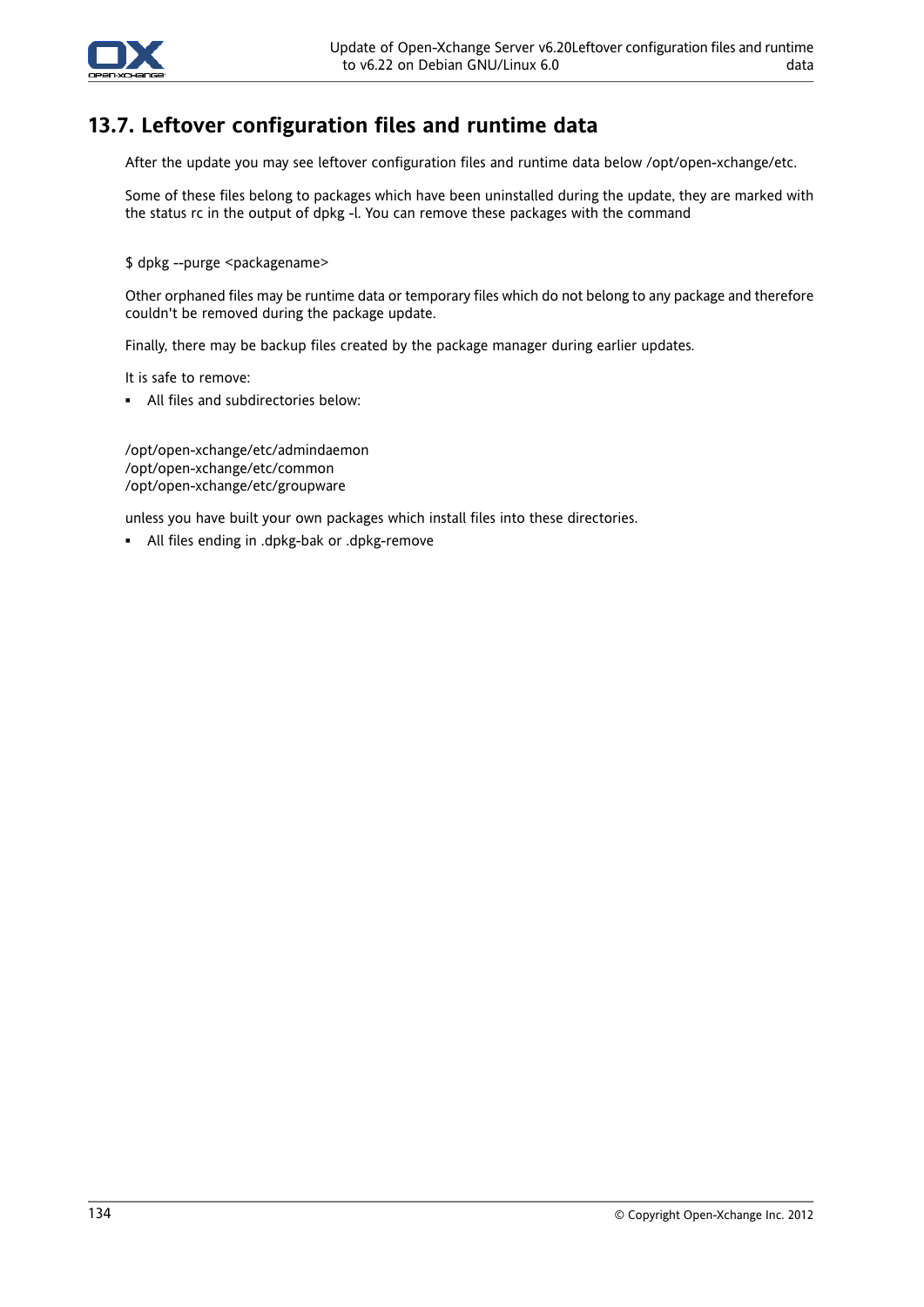## 13.7. Leftover configuration files and runtime data

After the update you may see leftover configuration files and runtime data below /opt/open-xchange/etc.

Some of these files belong to packages which have been uninstalled during the update, they are marked with the status rc in the output of dpkg -l. You can remove these packages with the command

```
$ dpkg --purge <packagename>
```

Other orphaned files may be runtime data or temporary files which do not belong to any package and therefore couldn't be removed during the package update.

Finally, there may be backup files created by the package manager during earlier updates.

It is safe to remove:

- All files and subdirectories below:

```
/opt/open-xchange/etc/admindaemon
/opt/open-xchange/etc/common
/opt/open-xchange/etc/groupware
```

unless you have built your own packages which install files into these directories.

- All files ending in .dpkg-bak or .dpkg-remove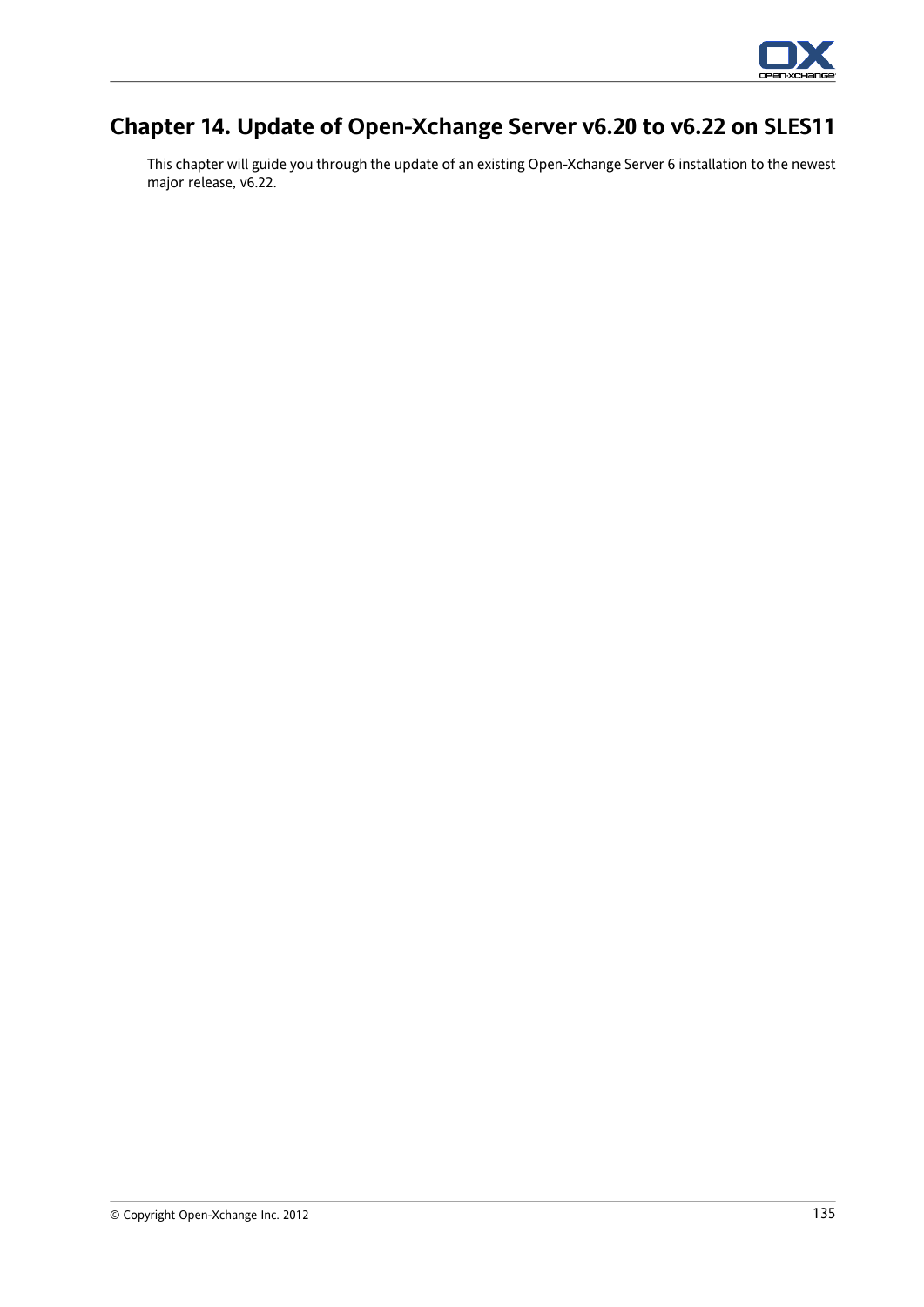# Chapter 14. Update of Open-Xchange Server v6.20 to v6.22 on SLES11

This chapter will guide you through the update of an existing Open-Xchange Server 6 installation to the newest major release, v6.22.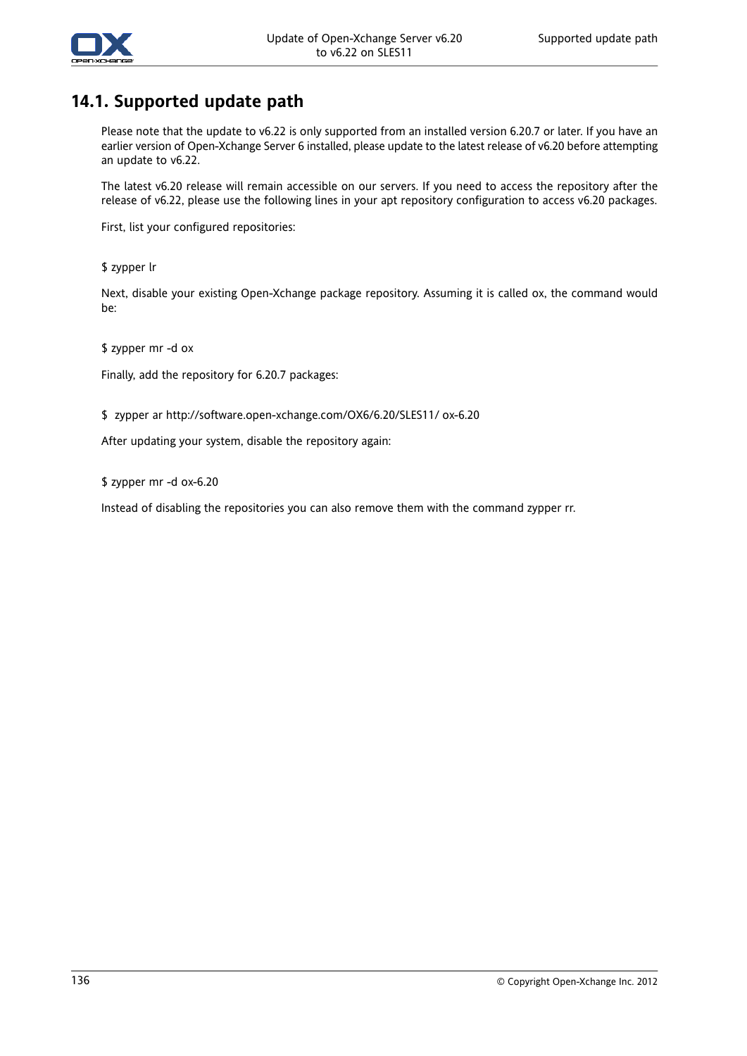## 14.1. Supported update path

Please note that the update to v6.22 is only supported from an installed version 6.20.7 or later. If you have an earlier version of Open-Xchange Server 6 installed, please update to the latest release of v6.20 before attempting an update to v6.22.

The latest v6.20 release will remain accessible on our servers. If you need to access the repository after the release of v6.22, please use the following lines in your apt repository configuration to access v6.20 packages.

First, list your configured repositories:

```
$ zypper lr
```

Next, disable your existing Open-Xchange package repository. Assuming it is called ox, the command would be:

```
$ zypper mr -d ox
```

Finally, add the repository for 6.20.7 packages:

```
$  zypper ar http://software.open-xchange.com/OX6/6.20/SLES11/ ox-6.20
```

After updating your system, disable the repository again:

```
$ zypper mr -d ox-6.20
```

Instead of disabling the repositories you can also remove them with the command zypper rr.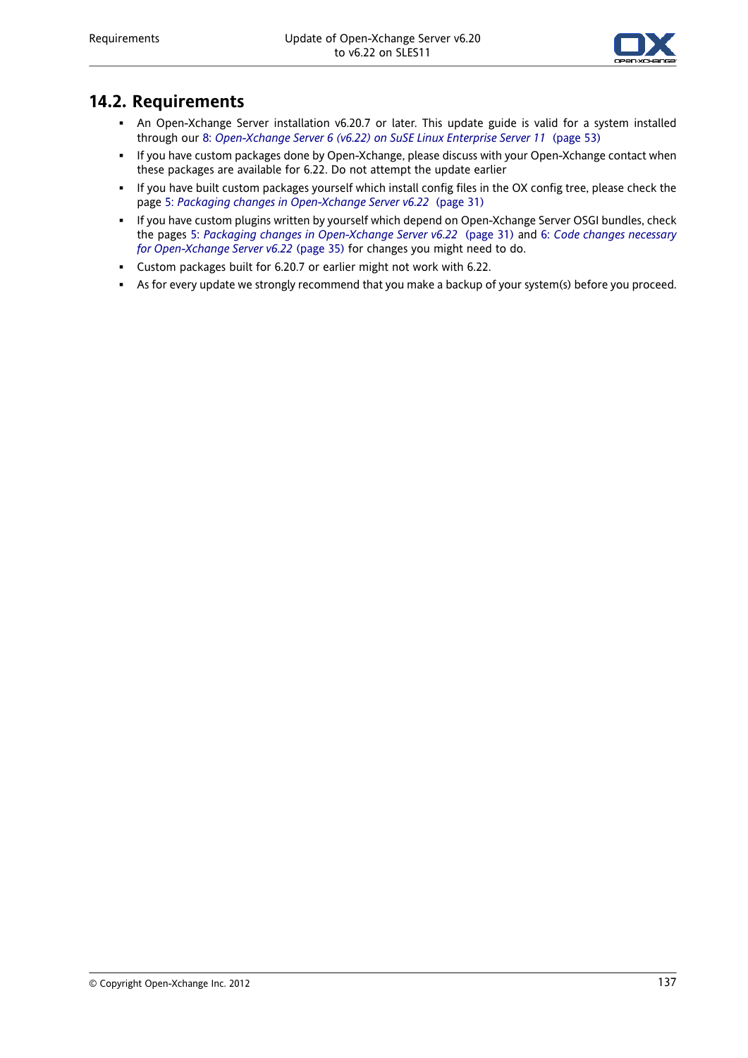## 14.2. Requirements

- An Open-Xchange Server installation v6.20.7 or later. This update guide is valid for a system installed through our 8: *Open-Xchange Server 6 (v6.22) on SuSE Linux Enterprise Server 11* (page 53)
- If you have custom packages done by Open-Xchange, please discuss with your Open-Xchange contact when these packages are available for 6.22. Do not attempt the update earlier
- If you have built custom packages yourself which install config files in the OX config tree, please check the page 5: *Packaging changes in Open-Xchange Server v6.22* (page 31)
- If you have custom plugins written by yourself which depend on Open-Xchange Server OSGI bundles, check the pages 5: *Packaging changes in Open-Xchange Server v6.22* (page 31) and 6: *Code changes necessary for Open-Xchange Server v6.22* (page 35) for changes you might need to do.
- Custom packages built for 6.20.7 or earlier might not work with 6.22.
- As for every update we strongly recommend that you make a backup of your system(s) before you proceed.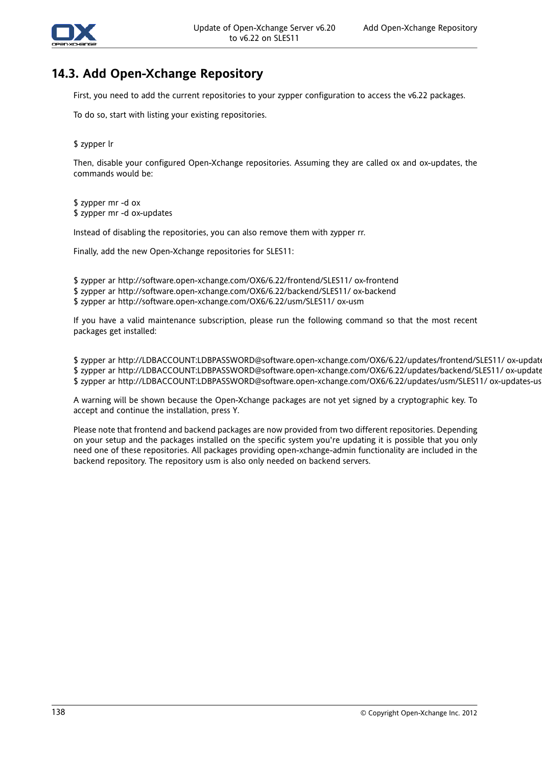## 14.3. Add Open-Xchange Repository

First, you need to add the current repositories to your zypper configuration to access the v6.22 packages.

To do so, start with listing your existing repositories.

```
$ zypper lr
```

Then, disable your configured Open-Xchange repositories. Assuming they are called ox and ox-updates, the commands would be:

```
$ zypper mr -d ox
$ zypper mr -d ox-updates
```

Instead of disabling the repositories, you can also remove them with zypper rr.

Finally, add the new Open-Xchange repositories for SLES11:

```
$ zypper ar http://software.open-xchange.com/OX6/6.22/frontend/SLES11/ ox-frontend
$ zypper ar http://software.open-xchange.com/OX6/6.22/backend/SLES11/ ox-backend
$ zypper ar http://software.open-xchange.com/OX6/6.22/usm/SLES11/ ox-usm
```

If you have a valid maintenance subscription, please run the following command so that the most recent packages get installed:

```
$ zypper ar http://LDBACCOUNT:LDBPASSWORD@software.open-xchange.com/OX6/6.22/updates/frontend/SLES11/ ox-update
$ zypper ar http://LDBACCOUNT:LDBPASSWORD@software.open-xchange.com/OX6/6.22/updates/backend/SLES11/ ox-update
$ zypper ar http://LDBACCOUNT:LDBPASSWORD@software.open-xchange.com/OX6/6.22/updates/usm/SLES11/ ox-updates-us
```

A warning will be shown because the Open-Xchange packages are not yet signed by a cryptographic key. To accept and continue the installation, press Y.

Please note that frontend and backend packages are now provided from two different repositories. Depending on your setup and the packages installed on the specific system you're updating it is possible that you only need one of these repositories. All packages providing open-xchange-admin functionality are included in the backend repository. The repository usm is also only needed on backend servers.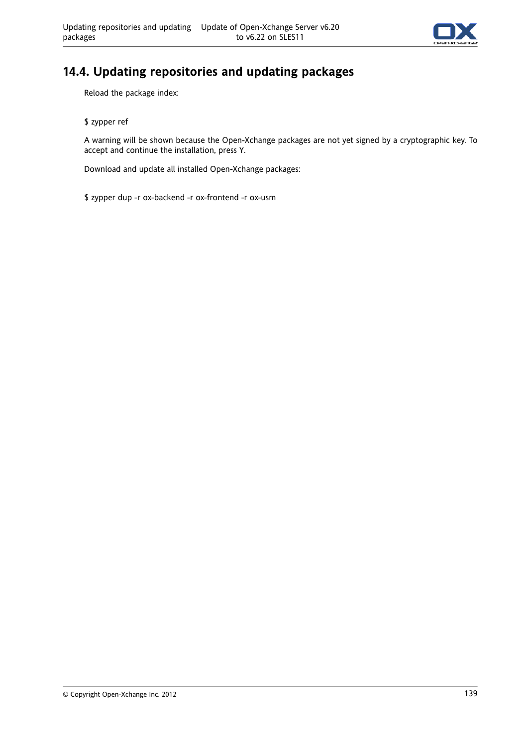## 14.4. Updating repositories and updating packages

Reload the package index:

```
$ zypper ref
```

A warning will be shown because the Open-Xchange packages are not yet signed by a cryptographic key. To accept and continue the installation, press Y.

Download and update all installed Open-Xchange packages:

```
$ zypper dup -r ox-backend -r ox-frontend -r ox-usm
```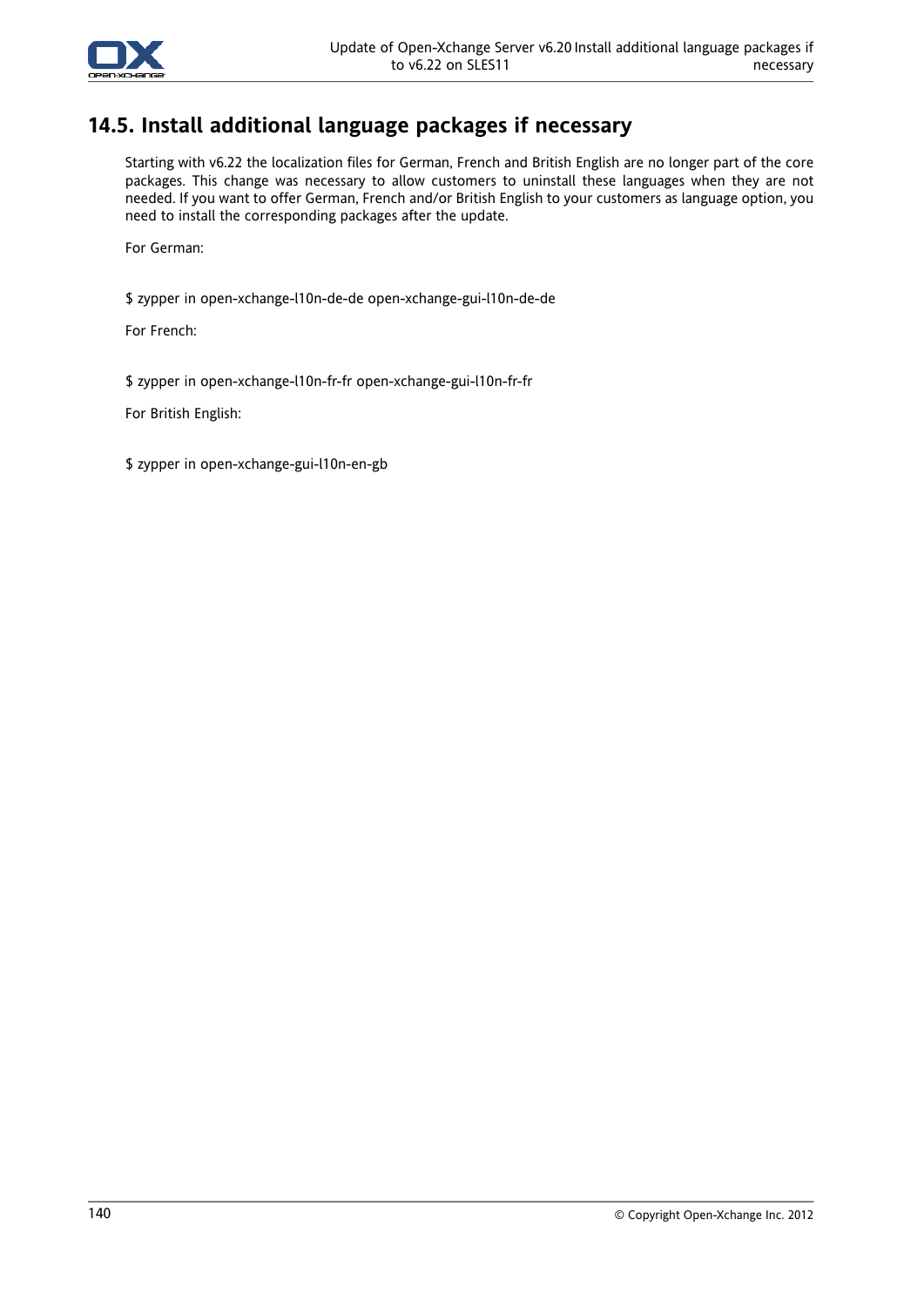## 14.5. Install additional language packages if necessary

Starting with v6.22 the localization files for German, French and British English are no longer part of the core packages. This change was necessary to allow customers to uninstall these languages when they are not needed. If you want to offer German, French and/or British English to your customers as language option, you need to install the corresponding packages after the update.

For German:

```
$ zypper in open-xchange-l10n-de-de open-xchange-gui-l10n-de-de
```

For French:

```
$ zypper in open-xchange-l10n-fr-fr open-xchange-gui-l10n-fr-fr
```

For British English:

```
$ zypper in open-xchange-gui-l10n-en-gb
```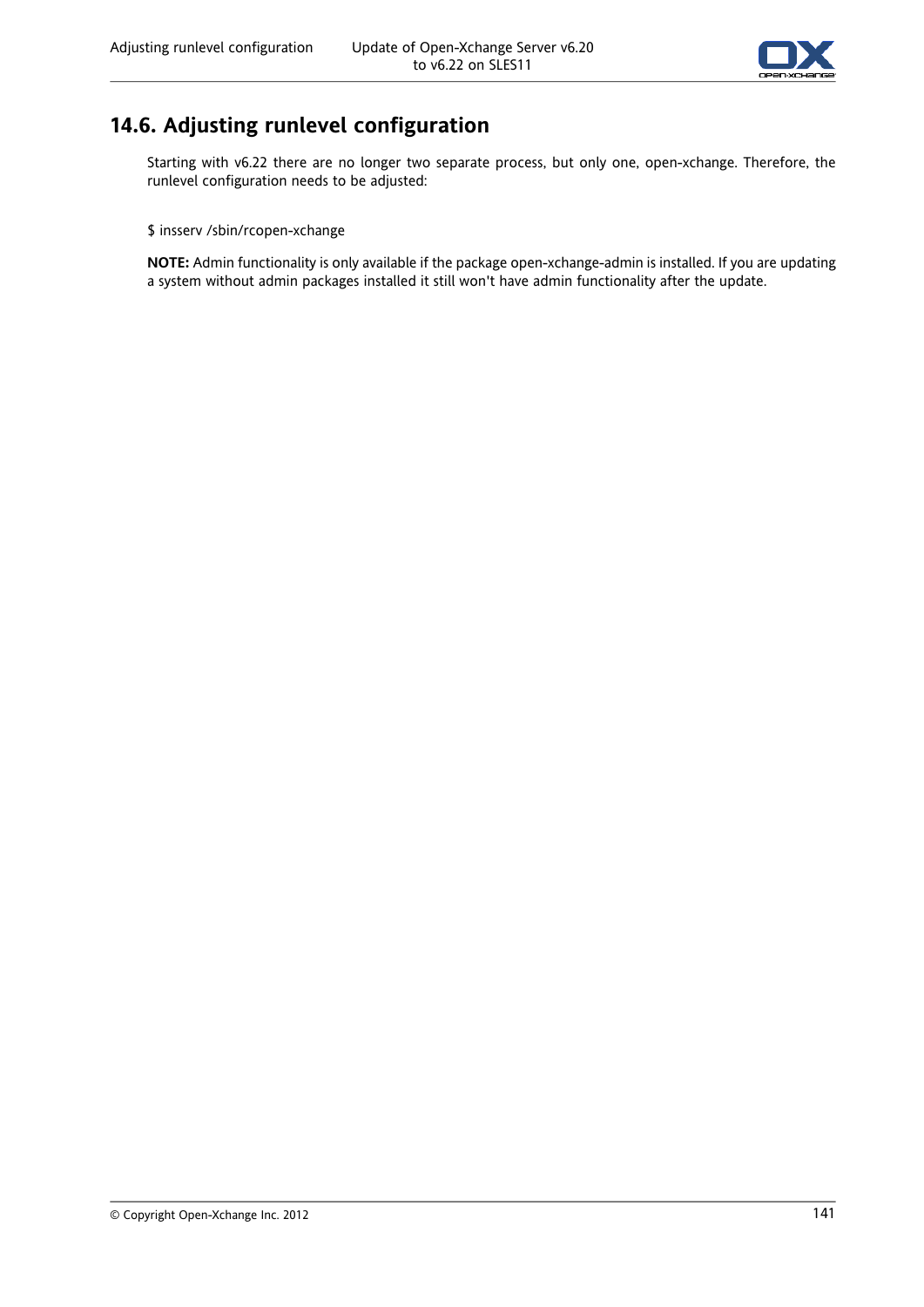## 14.6. Adjusting runlevel configuration

Starting with v6.22 there are no longer two separate process, but only one, open-xchange. Therefore, the runlevel configuration needs to be adjusted:

```
$ insserv /sbin/rcopen-xchange
```

**NOTE:** Admin functionality is only available if the package open-xchange-admin is installed. If you are updating a system without admin packages installed it still won't have admin functionality after the update.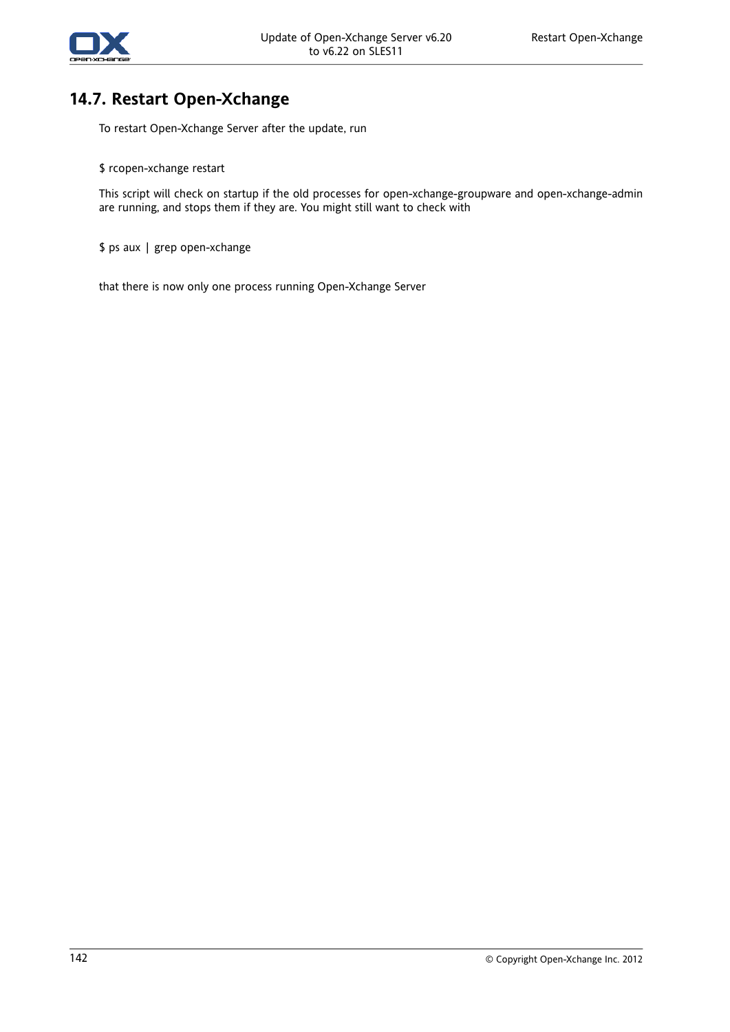## 14.7. Restart Open-Xchange

To restart Open-Xchange Server after the update, run

```
$ rcopen-xchange restart
```

This script will check on startup if the old processes for open-xchange-groupware and open-xchange-admin are running, and stops them if they are. You might still want to check with

```
$ ps aux | grep open-xchange
```

that there is now only one process running Open-Xchange Server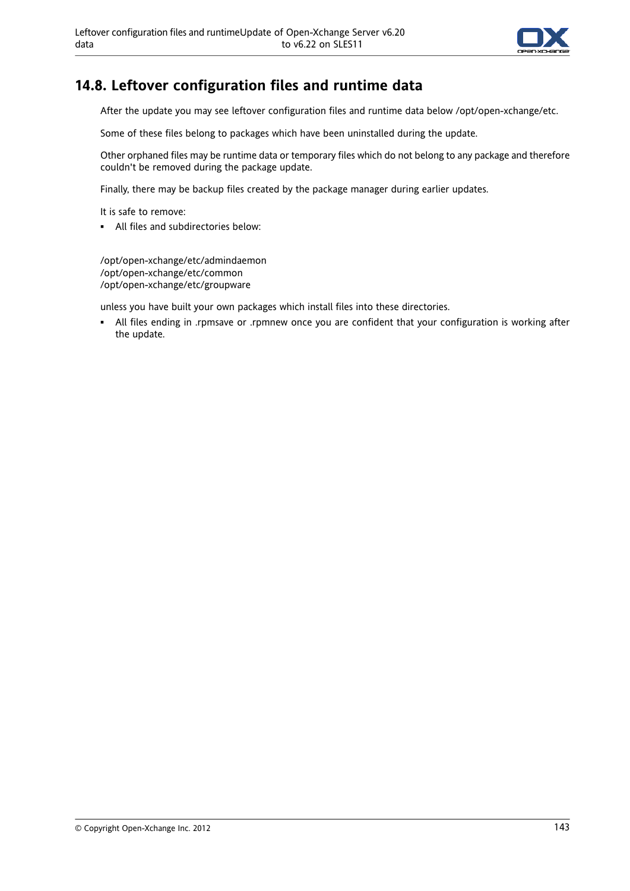## 14.8. Leftover configuration files and runtime data

After the update you may see leftover configuration files and runtime data below /opt/open-xchange/etc.

Some of these files belong to packages which have been uninstalled during the update.

Other orphaned files may be runtime data or temporary files which do not belong to any package and therefore couldn't be removed during the package update.

Finally, there may be backup files created by the package manager during earlier updates.

It is safe to remove:

- All files and subdirectories below:

```
/opt/open-xchange/etc/admindaemon
/opt/open-xchange/etc/common
/opt/open-xchange/etc/groupware
```

unless you have built your own packages which install files into these directories.

- All files ending in .rpmsave or .rpmnew once you are confident that your configuration is working after the update.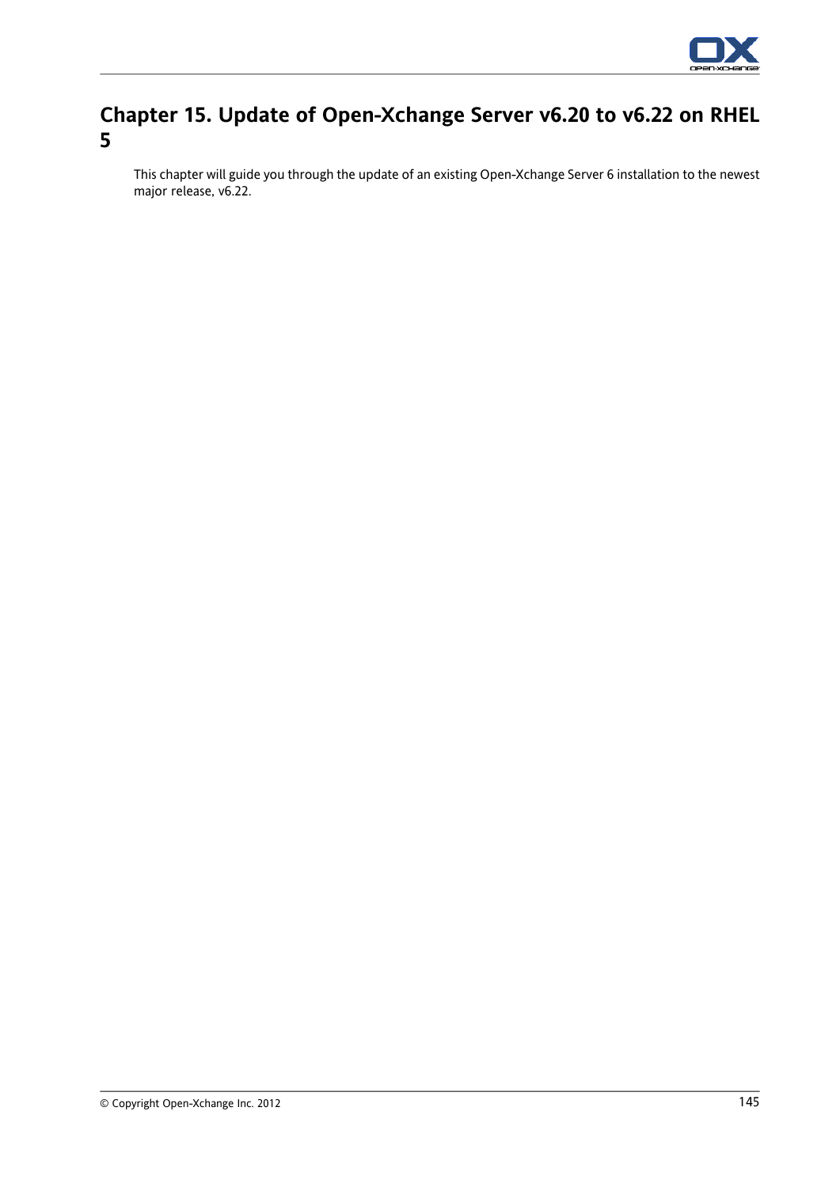# Chapter 15. Update of Open-Xchange Server v6.20 to v6.22 on RHEL 5

This chapter will guide you through the update of an existing Open-Xchange Server 6 installation to the newest major release, v6.22.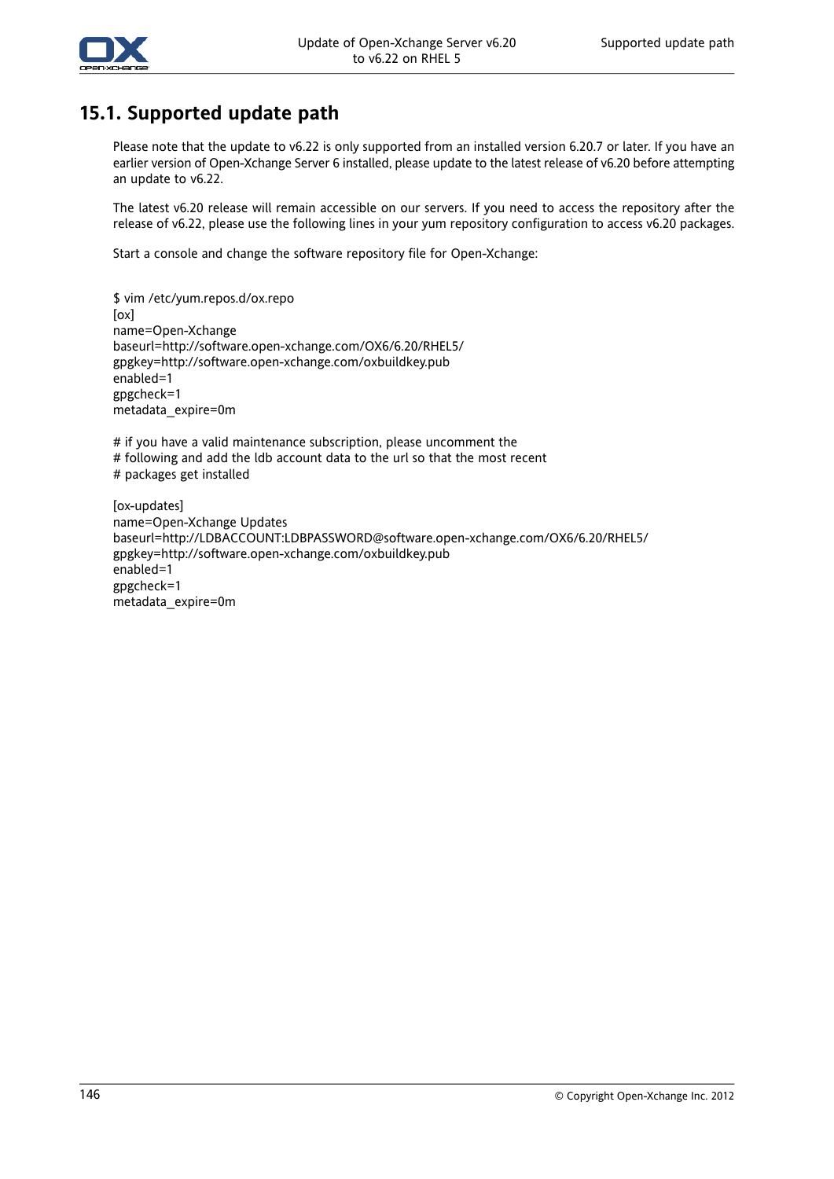## 15.1. Supported update path

Please note that the update to v6.22 is only supported from an installed version 6.20.7 or later. If you have an earlier version of Open-Xchange Server 6 installed, please update to the latest release of v6.20 before attempting an update to v6.22.

The latest v6.20 release will remain accessible on our servers. If you need to access the repository after the release of v6.22, please use the following lines in your yum repository configuration to access v6.20 packages.

Start a console and change the software repository file for Open-Xchange:

```
$ vim /etc/yum.repos.d/ox.repo
[ox]
name=Open-Xchange
baseurl=http://software.open-xchange.com/OX6/6.20/RHEL5/
gpgkey=http://software.open-xchange.com/oxbuildkey.pub
enabled=1
gpgcheck=1
metadata_expire=0m

# if you have a valid maintenance subscription, please uncomment the
# following and add the ldb account data to the url so that the most recent
# packages get installed

[ox-updates]
name=Open-Xchange Updates
baseurl=http://LDBACCOUNT:LDBPASSWORD@software.open-xchange.com/OX6/6.20/RHEL5/
gpgkey=http://software.open-xchange.com/oxbuildkey.pub
enabled=1
gpgcheck=1
metadata_expire=0m
```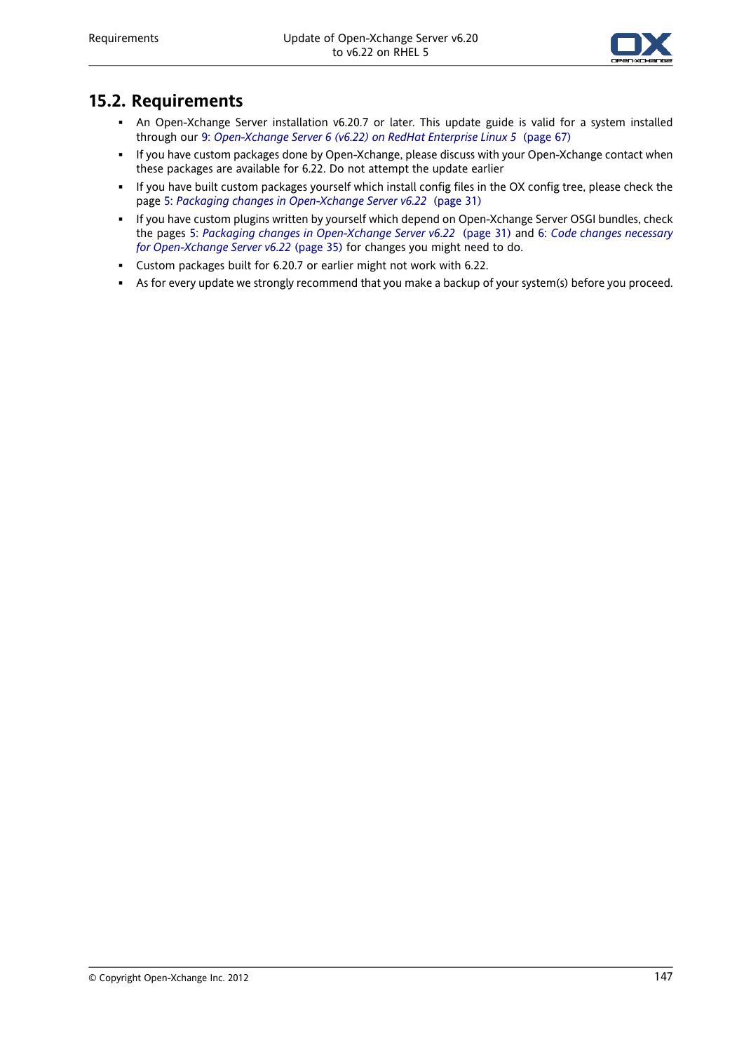## 15.2. Requirements

- An Open-Xchange Server installation v6.20.7 or later. This update guide is valid for a system installed through our 9: *Open-Xchange Server 6 (v6.22) on RedHat Enterprise Linux 5* (page 67)
- If you have custom packages done by Open-Xchange, please discuss with your Open-Xchange contact when these packages are available for 6.22. Do not attempt the update earlier
- If you have built custom packages yourself which install config files in the OX config tree, please check the page 5: *Packaging changes in Open-Xchange Server v6.22* (page 31)
- If you have custom plugins written by yourself which depend on Open-Xchange Server OSGI bundles, check the pages 5: *Packaging changes in Open-Xchange Server v6.22* (page 31) and 6: *Code changes necessary for Open-Xchange Server v6.22* (page 35) for changes you might need to do.
- Custom packages built for 6.20.7 or earlier might not work with 6.22.
- As for every update we strongly recommend that you make a backup of your system(s) before you proceed.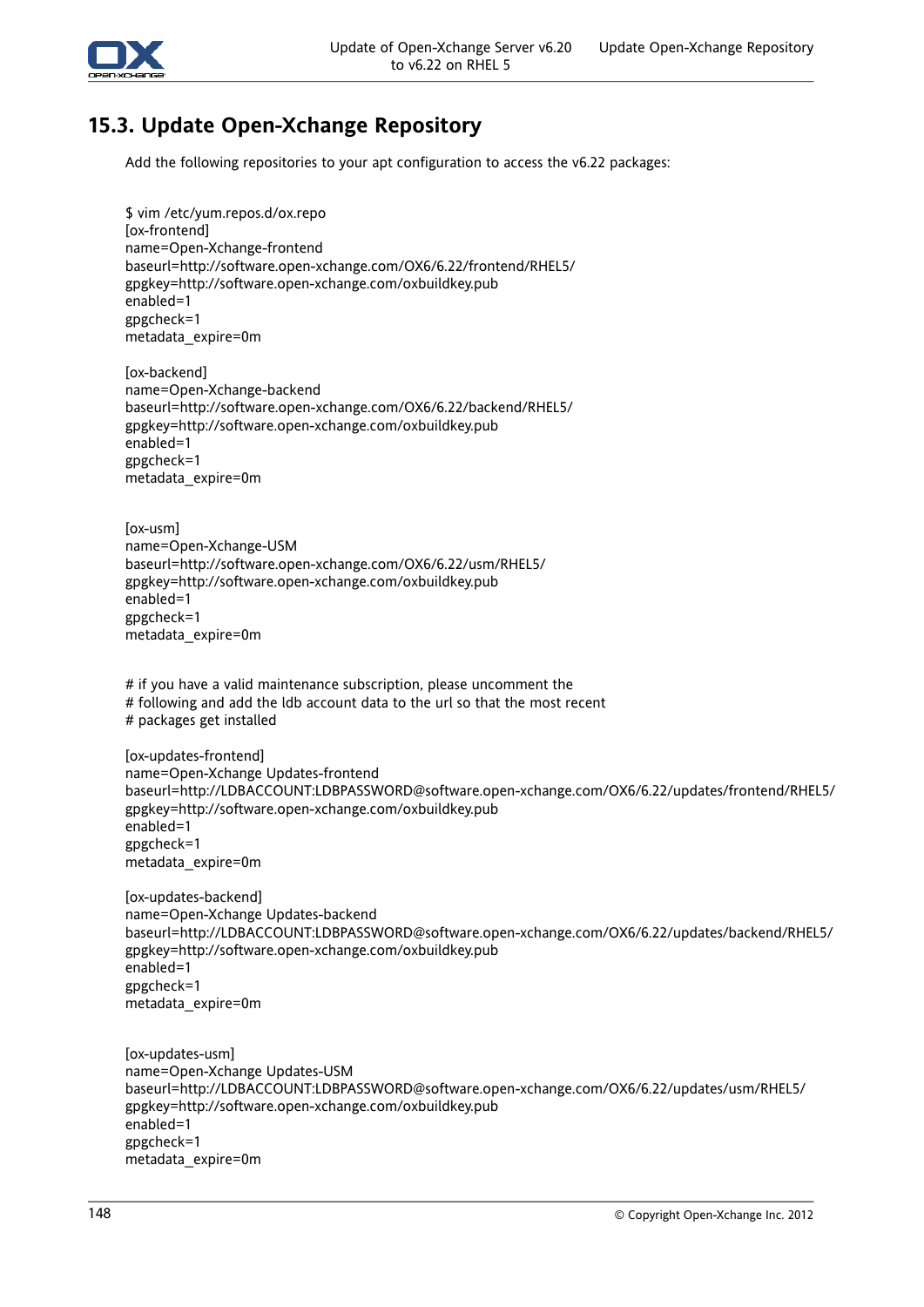## 15.3. Update Open-Xchange Repository

Add the following repositories to your apt configuration to access the v6.22 packages:

```
$ vim /etc/yum.repos.d/ox.repo
[ox-frontend]
name=Open-Xchange-frontend
baseurl=http://software.open-xchange.com/OX6/6.22/frontend/RHEL5/
gpgkey=http://software.open-xchange.com/oxbuildkey.pub
enabled=1
gpgcheck=1
metadata_expire=0m

[ox-backend]
name=Open-Xchange-backend
baseurl=http://software.open-xchange.com/OX6/6.22/backend/RHEL5/
gpgkey=http://software.open-xchange.com/oxbuildkey.pub
enabled=1
gpgcheck=1
metadata_expire=0m


[ox-usm]
name=Open-Xchange-USM
baseurl=http://software.open-xchange.com/OX6/6.22/usm/RHEL5/
gpgkey=http://software.open-xchange.com/oxbuildkey.pub
enabled=1
gpgcheck=1
metadata_expire=0m


# if you have a valid maintenance subscription, please uncomment the
# following and add the ldb account data to the url so that the most recent
# packages get installed

[ox-updates-frontend]
name=Open-Xchange Updates-frontend
baseurl=http://LDBACCOUNT:LDBPASSWORD@software.open-xchange.com/OX6/6.22/updates/frontend/RHEL5/
gpgkey=http://software.open-xchange.com/oxbuildkey.pub
enabled=1
gpgcheck=1
metadata_expire=0m

[ox-updates-backend]
name=Open-Xchange Updates-backend
baseurl=http://LDBACCOUNT:LDBPASSWORD@software.open-xchange.com/OX6/6.22/updates/backend/RHEL5/
gpgkey=http://software.open-xchange.com/oxbuildkey.pub
enabled=1
gpgcheck=1
metadata_expire=0m


[ox-updates-usm]
name=Open-Xchange Updates-USM
baseurl=http://LDBACCOUNT:LDBPASSWORD@software.open-xchange.com/OX6/6.22/updates/usm/RHEL5/
gpgkey=http://software.open-xchange.com/oxbuildkey.pub
enabled=1
gpgcheck=1
metadata_expire=0m
```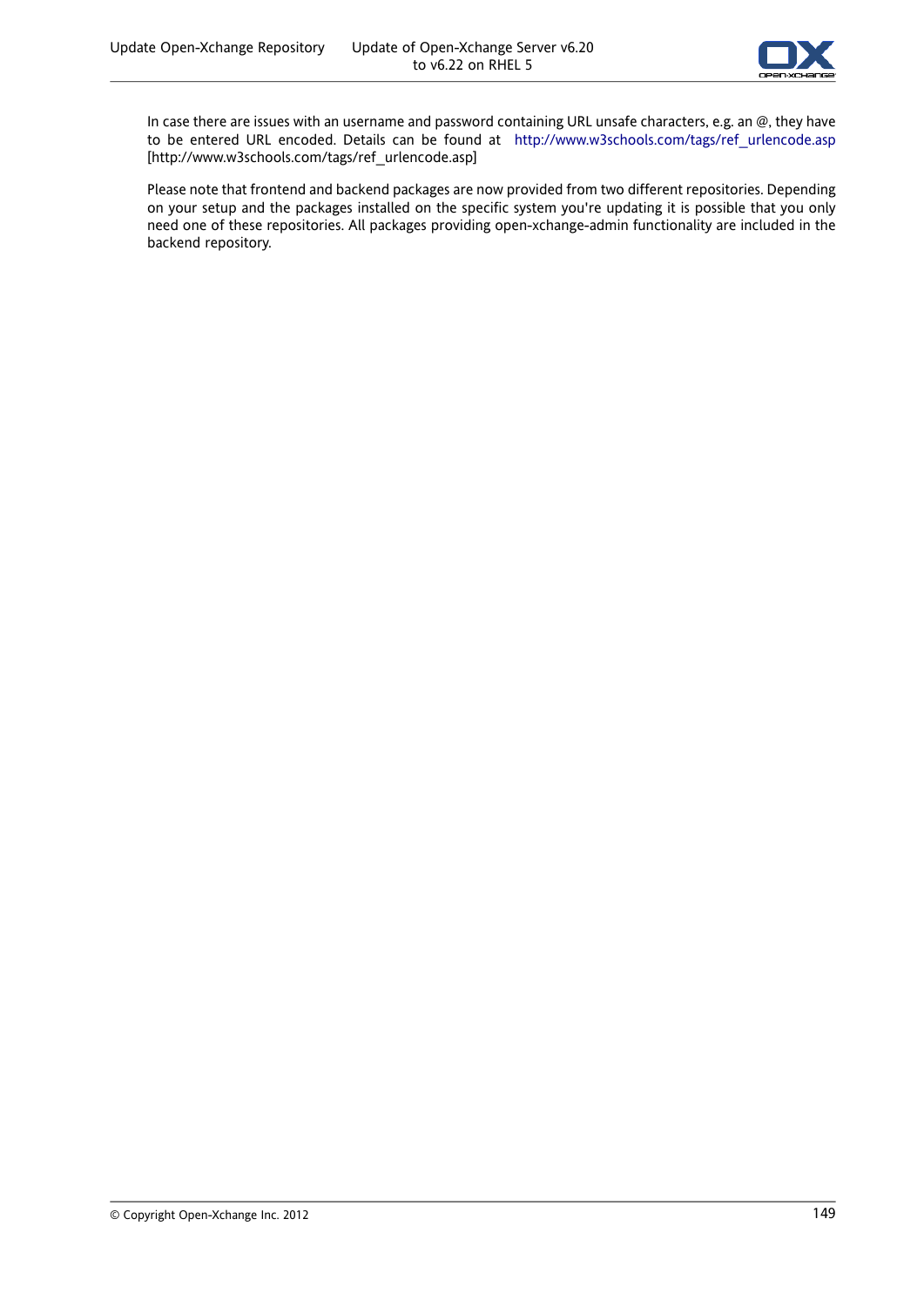In case there are issues with an username and password containing URL unsafe characters, e.g. an @, they have to be entered URL encoded. Details can be found at http://www.w3schools.com/tags/ref_urlencode.asp [http://www.w3schools.com/tags/ref_urlencode.asp]

Please note that frontend and backend packages are now provided from two different repositories. Depending on your setup and the packages installed on the specific system you're updating it is possible that you only need one of these repositories. All packages providing open-xchange-admin functionality are included in the backend repository.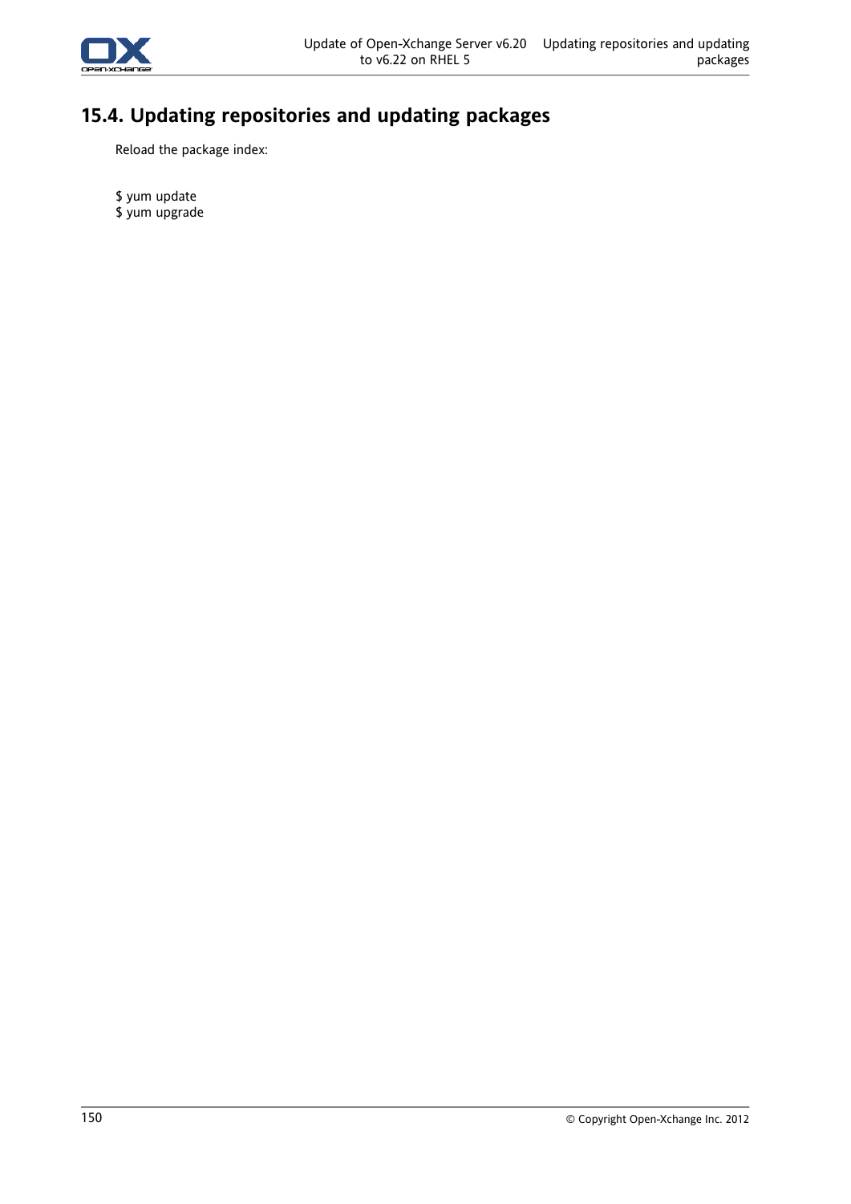## 15.4. Updating repositories and updating packages

Reload the package index:

```
$ yum update
$ yum upgrade
```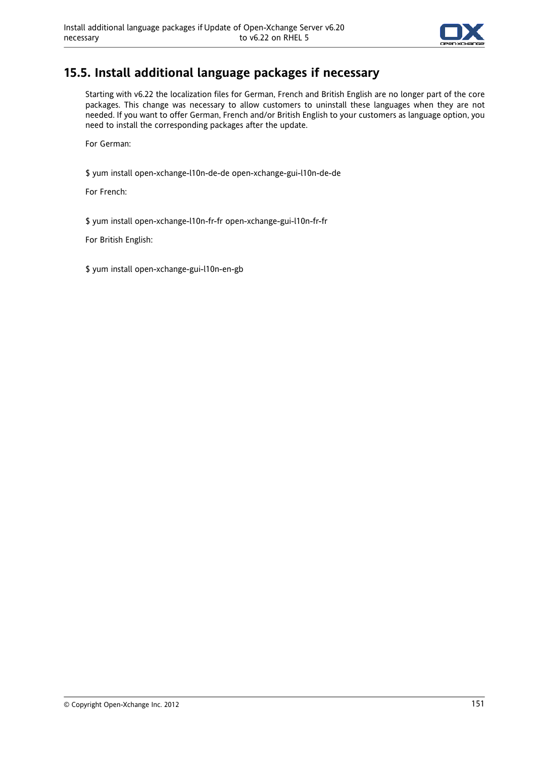## 15.5. Install additional language packages if necessary

Starting with v6.22 the localization files for German, French and British English are no longer part of the core packages. This change was necessary to allow customers to uninstall these languages when they are not needed. If you want to offer German, French and/or British English to your customers as language option, you need to install the corresponding packages after the update.

For German:

```
$ yum install open-xchange-l10n-de-de open-xchange-gui-l10n-de-de
```

For French:

```
$ yum install open-xchange-l10n-fr-fr open-xchange-gui-l10n-fr-fr
```

For British English:

```
$ yum install open-xchange-gui-l10n-en-gb
```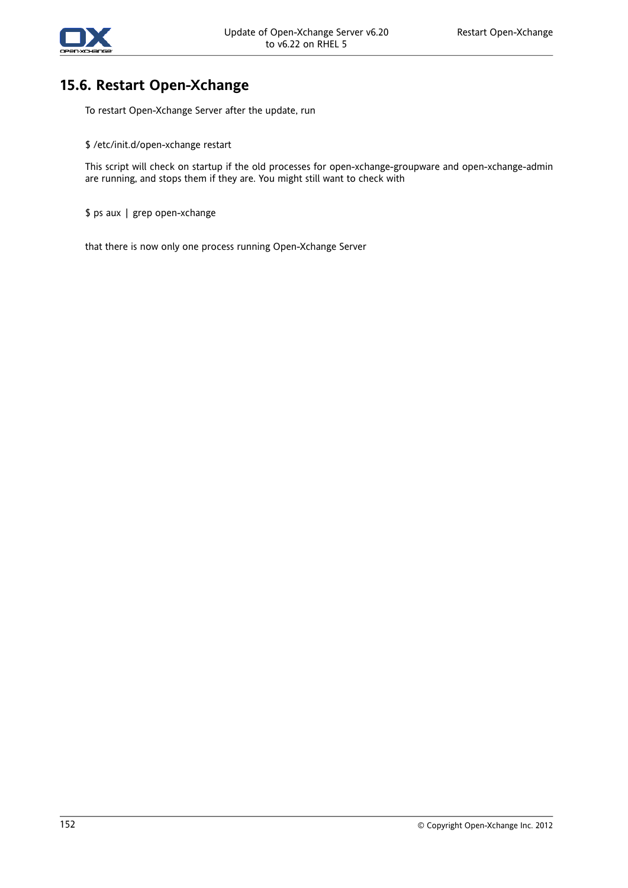## 15.6. Restart Open-Xchange

To restart Open-Xchange Server after the update, run

```
$ /etc/init.d/open-xchange restart
```

This script will check on startup if the old processes for open-xchange-groupware and open-xchange-admin are running, and stops them if they are. You might still want to check with

```
$ ps aux | grep open-xchange
```

that there is now only one process running Open-Xchange Server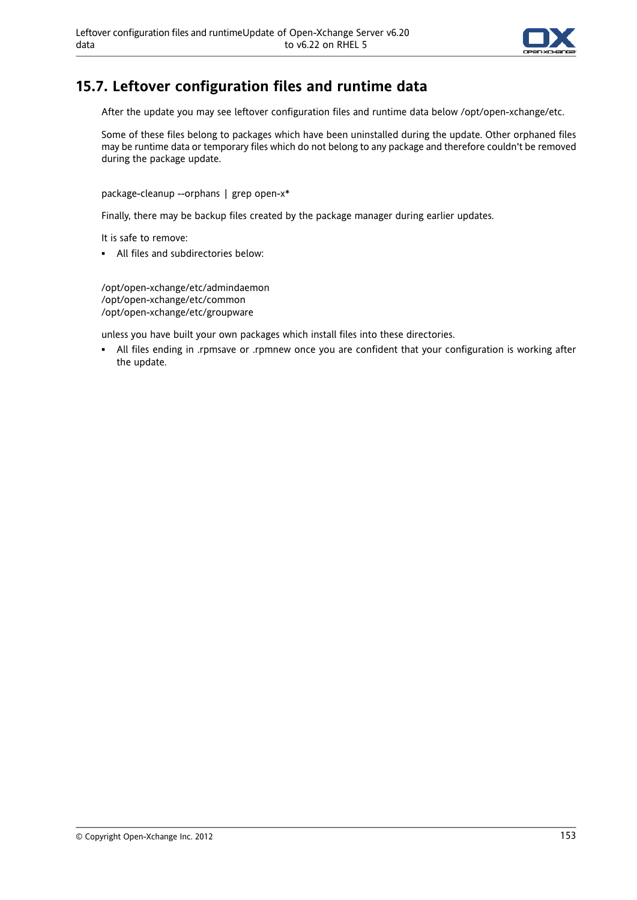## 15.7. Leftover configuration files and runtime data

After the update you may see leftover configuration files and runtime data below /opt/open-xchange/etc.

Some of these files belong to packages which have been uninstalled during the update. Other orphaned files may be runtime data or temporary files which do not belong to any package and therefore couldn't be removed during the package update.

```
package-cleanup --orphans | grep open-x*
```

Finally, there may be backup files created by the package manager during earlier updates.

It is safe to remove:

- All files and subdirectories below:

```
/opt/open-xchange/etc/admindaemon
/opt/open-xchange/etc/common
/opt/open-xchange/etc/groupware
```

unless you have built your own packages which install files into these directories.

- All files ending in .rpmsave or .rpmnew once you are confident that your configuration is working after the update.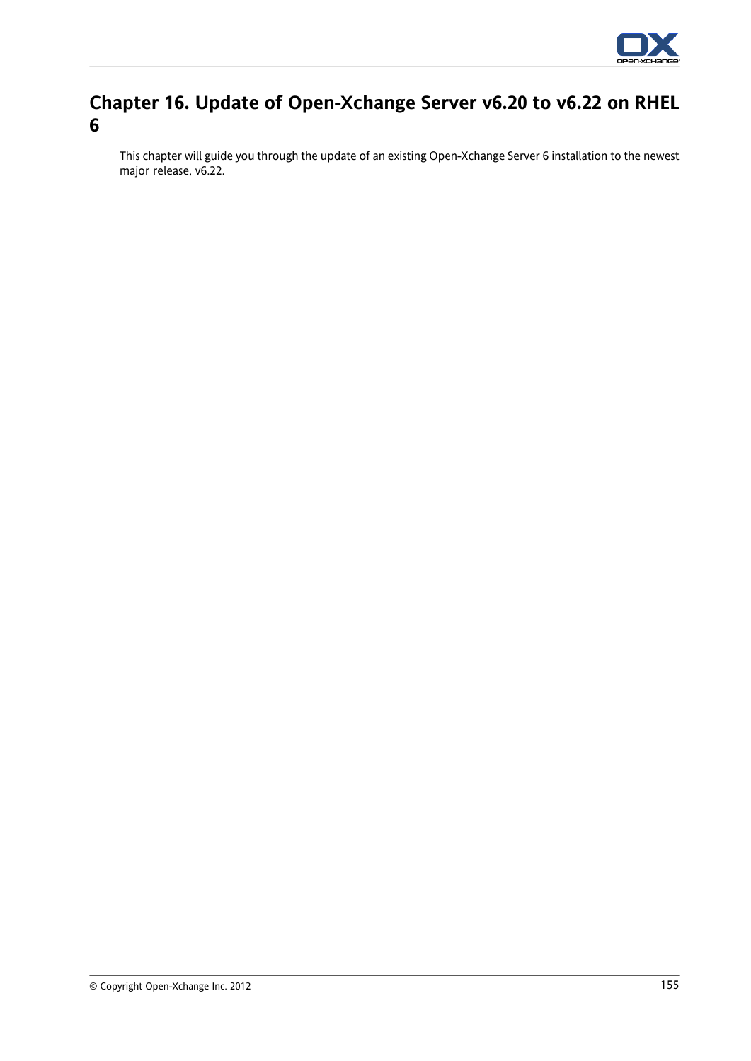# Chapter 16. Update of Open-Xchange Server v6.20 to v6.22 on RHEL 6

This chapter will guide you through the update of an existing Open-Xchange Server 6 installation to the newest major release, v6.22.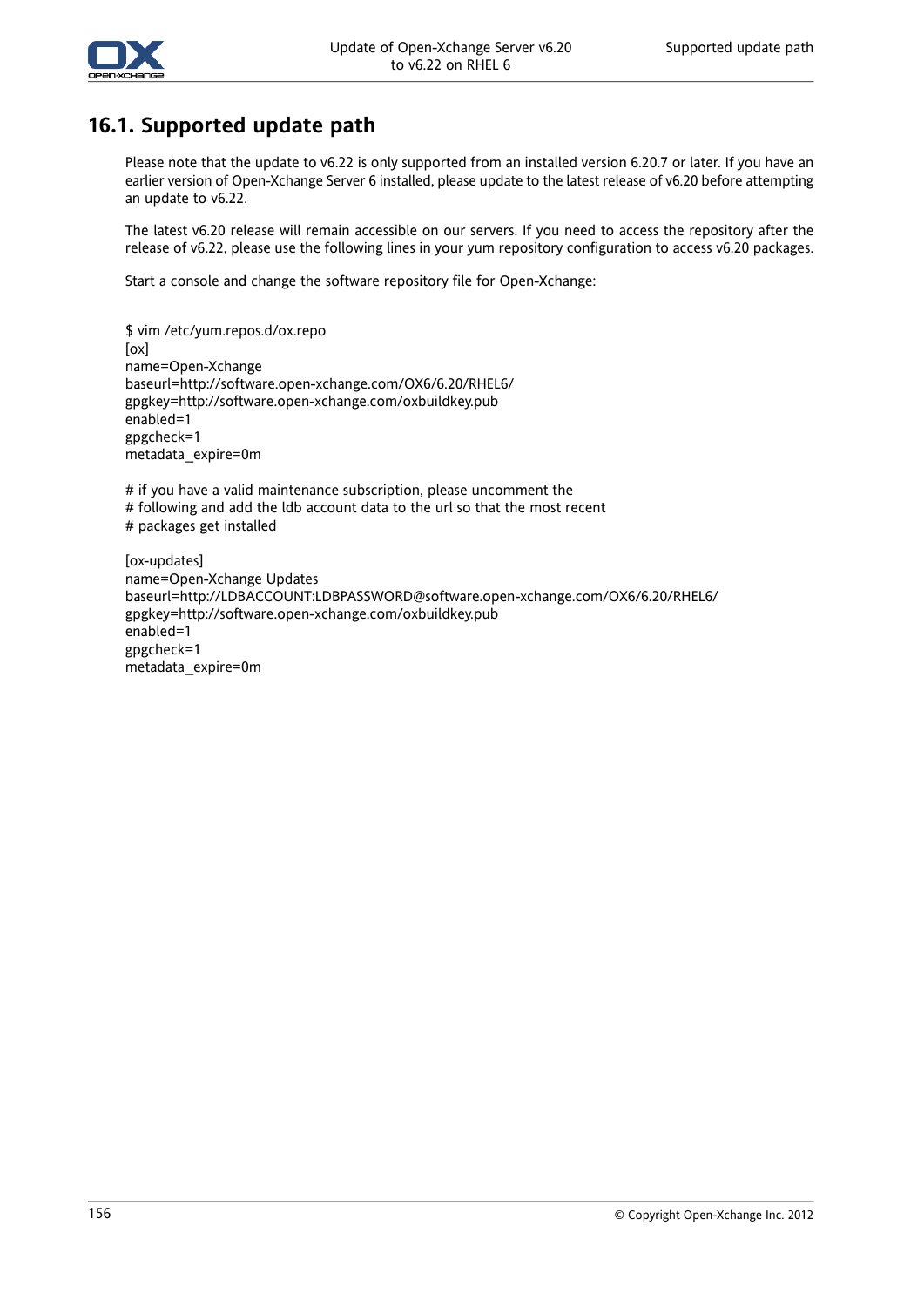## 16.1. Supported update path

Please note that the update to v6.22 is only supported from an installed version 6.20.7 or later. If you have an earlier version of Open-Xchange Server 6 installed, please update to the latest release of v6.20 before attempting an update to v6.22.

The latest v6.20 release will remain accessible on our servers. If you need to access the repository after the release of v6.22, please use the following lines in your yum repository configuration to access v6.20 packages.

Start a console and change the software repository file for Open-Xchange:

```
$ vim /etc/yum.repos.d/ox.repo
[ox]
name=Open-Xchange
baseurl=http://software.open-xchange.com/OX6/6.20/RHEL6/
gpgkey=http://software.open-xchange.com/oxbuildkey.pub
enabled=1
gpgcheck=1
metadata_expire=0m

# if you have a valid maintenance subscription, please uncomment the
# following and add the ldb account data to the url so that the most recent
# packages get installed

[ox-updates]
name=Open-Xchange Updates
baseurl=http://LDBACCOUNT:LDBPASSWORD@software.open-xchange.com/OX6/6.20/RHEL6/
gpgkey=http://software.open-xchange.com/oxbuildkey.pub
enabled=1
gpgcheck=1
metadata_expire=0m
```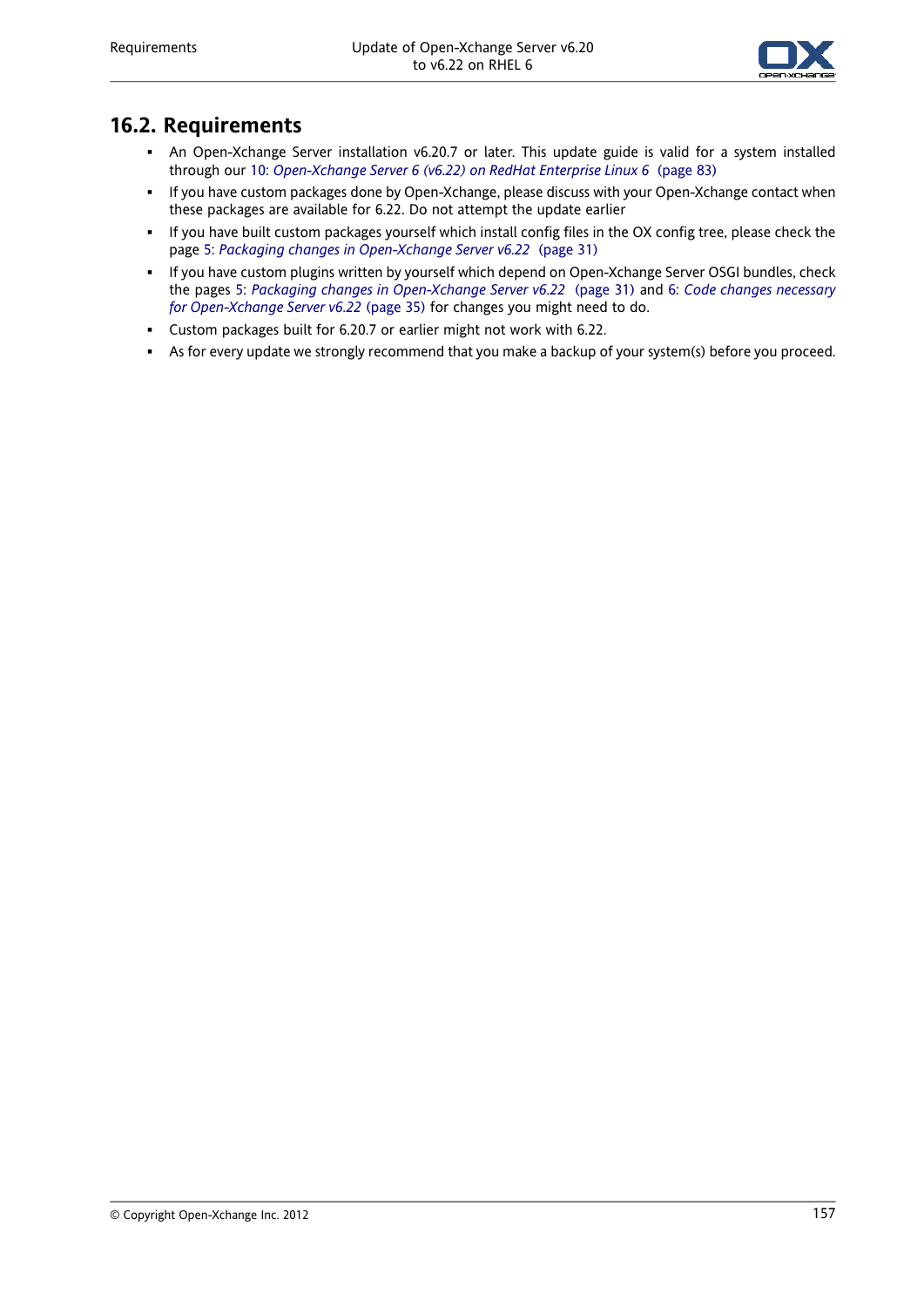## 16.2. Requirements

- An Open-Xchange Server installation v6.20.7 or later. This update guide is valid for a system installed through our 10: *Open-Xchange Server 6 (v6.22) on RedHat Enterprise Linux 6* (page 83)
- If you have custom packages done by Open-Xchange, please discuss with your Open-Xchange contact when these packages are available for 6.22. Do not attempt the update earlier
- If you have built custom packages yourself which install config files in the OX config tree, please check the page 5: *Packaging changes in Open-Xchange Server v6.22* (page 31)
- If you have custom plugins written by yourself which depend on Open-Xchange Server OSGI bundles, check the pages 5: *Packaging changes in Open-Xchange Server v6.22* (page 31) and 6: *Code changes necessary for Open-Xchange Server v6.22* (page 35) for changes you might need to do.
- Custom packages built for 6.20.7 or earlier might not work with 6.22.
- As for every update we strongly recommend that you make a backup of your system(s) before you proceed.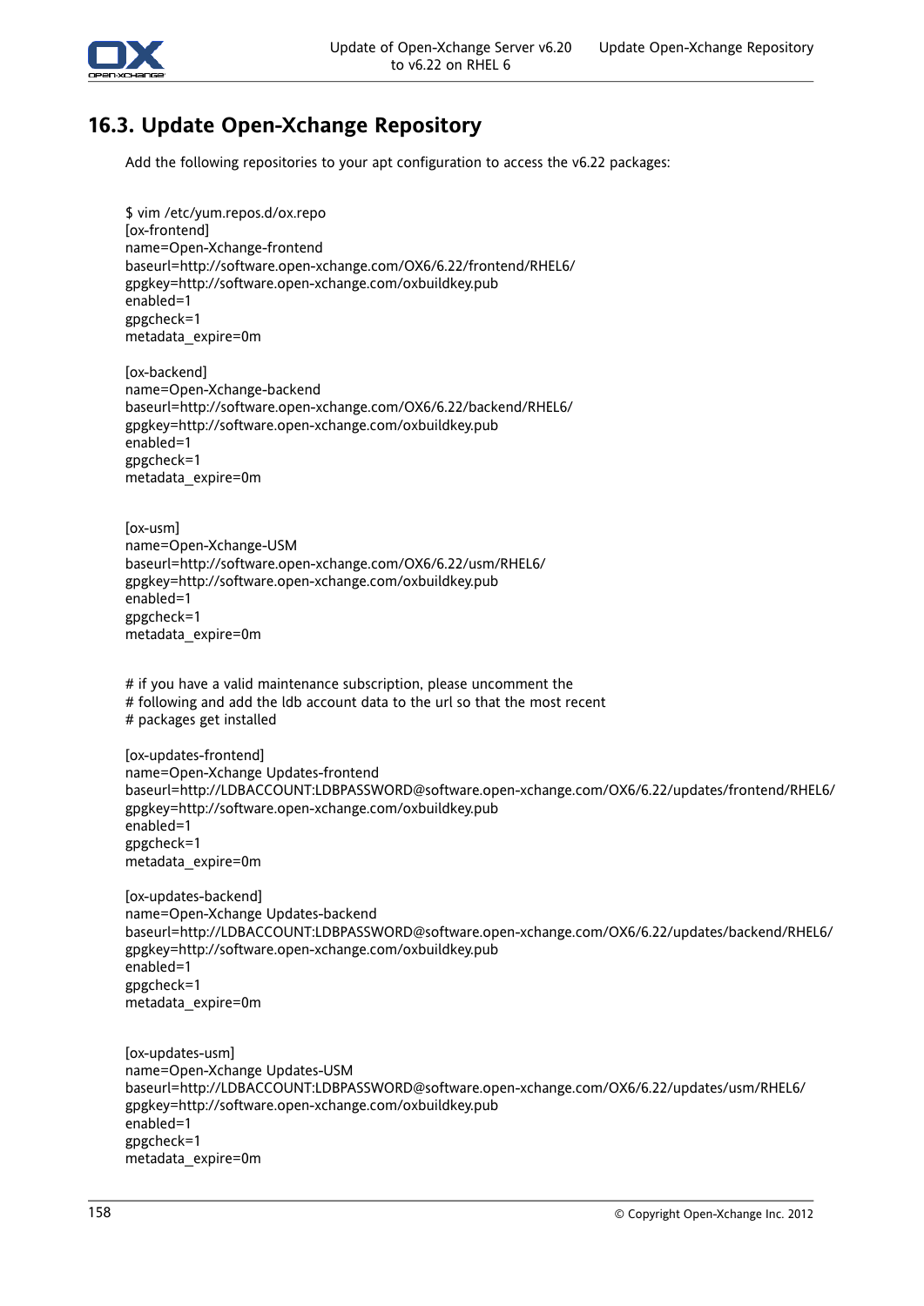## 16.3. Update Open-Xchange Repository

Add the following repositories to your apt configuration to access the v6.22 packages:

```
$ vim /etc/yum.repos.d/ox.repo
[ox-frontend]
name=Open-Xchange-frontend
baseurl=http://software.open-xchange.com/OX6/6.22/frontend/RHEL6/
gpgkey=http://software.open-xchange.com/oxbuildkey.pub
enabled=1
gpgcheck=1
metadata_expire=0m

[ox-backend]
name=Open-Xchange-backend
baseurl=http://software.open-xchange.com/OX6/6.22/backend/RHEL6/
gpgkey=http://software.open-xchange.com/oxbuildkey.pub
enabled=1
gpgcheck=1
metadata_expire=0m


[ox-usm]
name=Open-Xchange-USM
baseurl=http://software.open-xchange.com/OX6/6.22/usm/RHEL6/
gpgkey=http://software.open-xchange.com/oxbuildkey.pub
enabled=1
gpgcheck=1
metadata_expire=0m


# if you have a valid maintenance subscription, please uncomment the
# following and add the ldb account data to the url so that the most recent
# packages get installed

[ox-updates-frontend]
name=Open-Xchange Updates-frontend
baseurl=http://LDBACCOUNT:LDBPASSWORD@software.open-xchange.com/OX6/6.22/updates/frontend/RHEL6/
gpgkey=http://software.open-xchange.com/oxbuildkey.pub
enabled=1
gpgcheck=1
metadata_expire=0m

[ox-updates-backend]
name=Open-Xchange Updates-backend
baseurl=http://LDBACCOUNT:LDBPASSWORD@software.open-xchange.com/OX6/6.22/updates/backend/RHEL6/
gpgkey=http://software.open-xchange.com/oxbuildkey.pub
enabled=1
gpgcheck=1
metadata_expire=0m


[ox-updates-usm]
name=Open-Xchange Updates-USM
baseurl=http://LDBACCOUNT:LDBPASSWORD@software.open-xchange.com/OX6/6.22/updates/usm/RHEL6/
gpgkey=http://software.open-xchange.com/oxbuildkey.pub
enabled=1
gpgcheck=1
metadata_expire=0m
```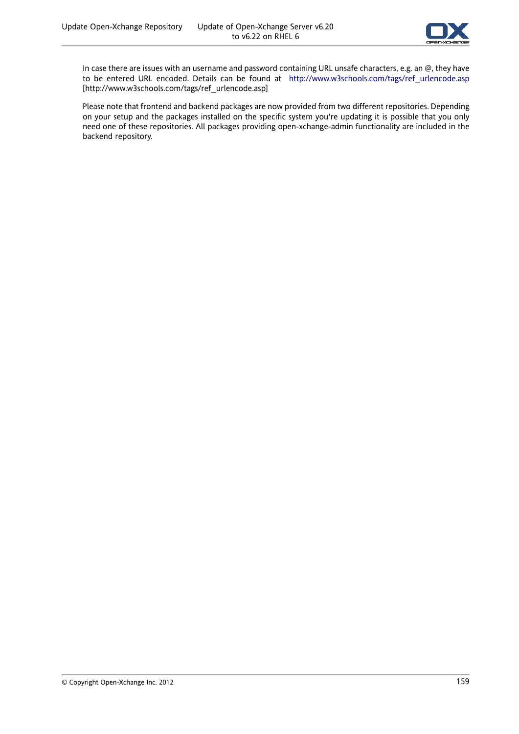In case there are issues with an username and password containing URL unsafe characters, e.g. an @, they have to be entered URL encoded. Details can be found at http://www.w3schools.com/tags/ref_urlencode.asp [http://www.w3schools.com/tags/ref_urlencode.asp]

Please note that frontend and backend packages are now provided from two different repositories. Depending on your setup and the packages installed on the specific system you're updating it is possible that you only need one of these repositories. All packages providing open-xchange-admin functionality are included in the backend repository.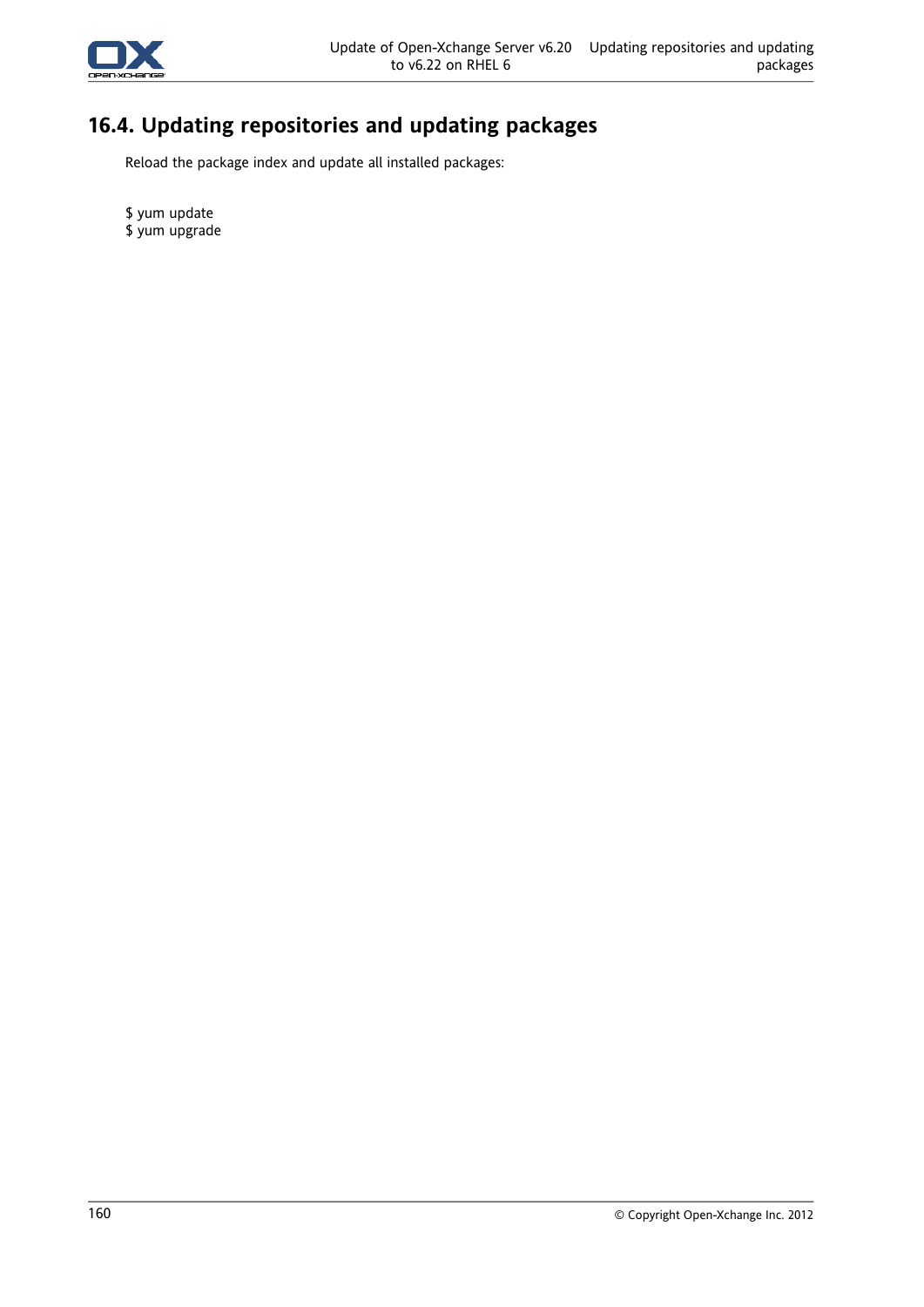## 16.4. Updating repositories and updating packages

Reload the package index and update all installed packages:

```
$ yum update
$ yum upgrade
```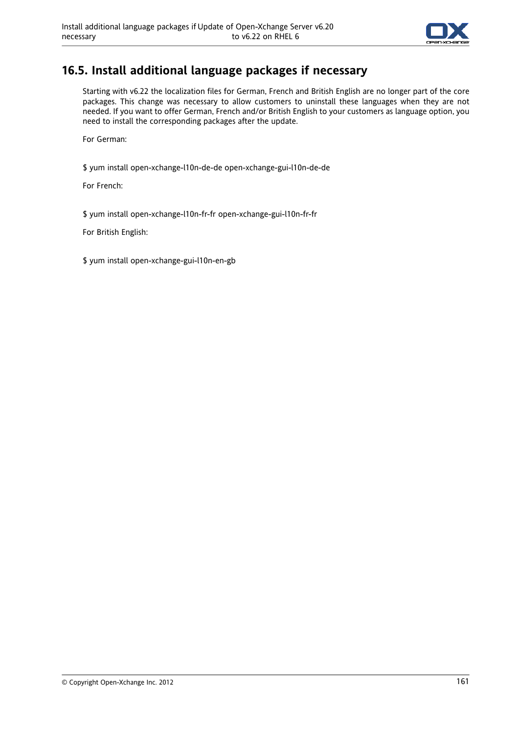## 16.5. Install additional language packages if necessary

Starting with v6.22 the localization files for German, French and British English are no longer part of the core packages. This change was necessary to allow customers to uninstall these languages when they are not needed. If you want to offer German, French and/or British English to your customers as language option, you need to install the corresponding packages after the update.

For German:

```
$ yum install open-xchange-l10n-de-de open-xchange-gui-l10n-de-de
```

For French:

```
$ yum install open-xchange-l10n-fr-fr open-xchange-gui-l10n-fr-fr
```

For British English:

```
$ yum install open-xchange-gui-l10n-en-gb
```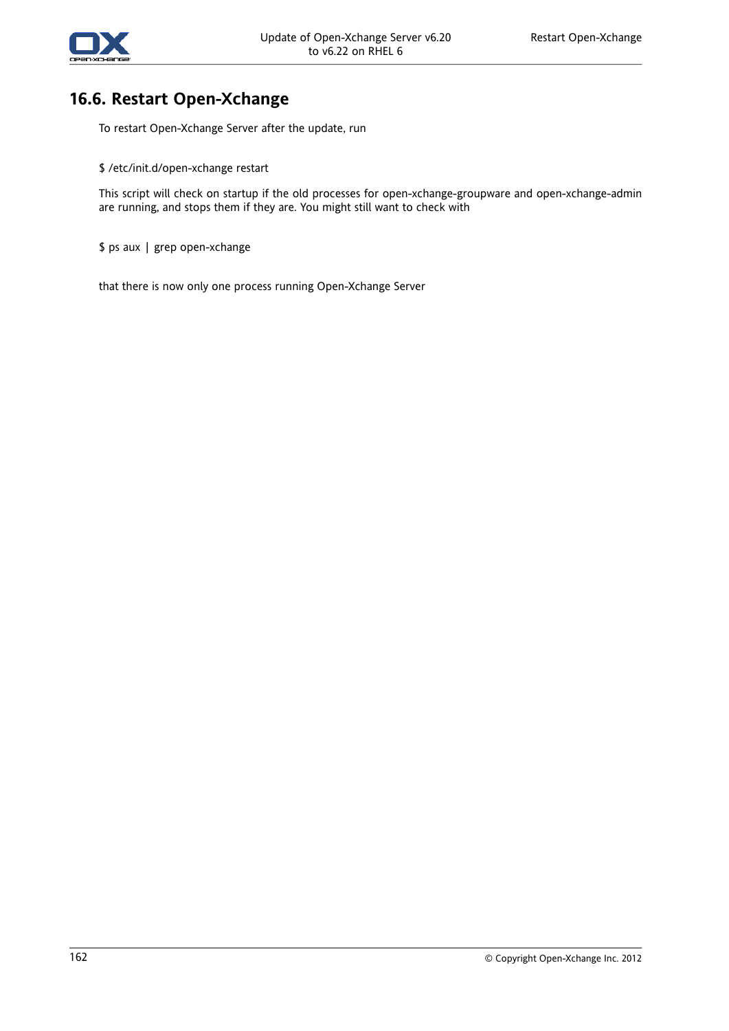## 16.6. Restart Open-Xchange

To restart Open-Xchange Server after the update, run

```
$ /etc/init.d/open-xchange restart
```

This script will check on startup if the old processes for open-xchange-groupware and open-xchange-admin are running, and stops them if they are. You might still want to check with

```
$ ps aux | grep open-xchange
```

that there is now only one process running Open-Xchange Server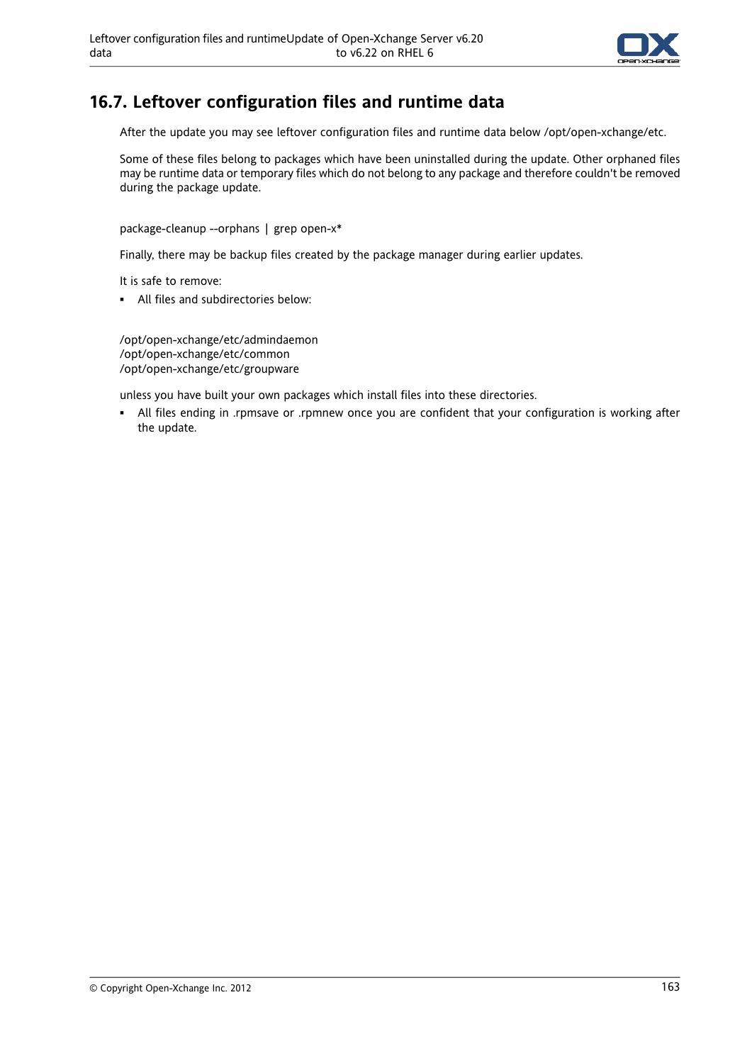## 16.7. Leftover configuration files and runtime data

After the update you may see leftover configuration files and runtime data below /opt/open-xchange/etc.

Some of these files belong to packages which have been uninstalled during the update. Other orphaned files may be runtime data or temporary files which do not belong to any package and therefore couldn't be removed during the package update.

```
package-cleanup --orphans | grep open-x*
```

Finally, there may be backup files created by the package manager during earlier updates.

It is safe to remove:

- All files and subdirectories below:

```
/opt/open-xchange/etc/admindaemon
/opt/open-xchange/etc/common
/opt/open-xchange/etc/groupware
```

unless you have built your own packages which install files into these directories.

- All files ending in .rpmsave or .rpmnew once you are confident that your configuration is working after the update.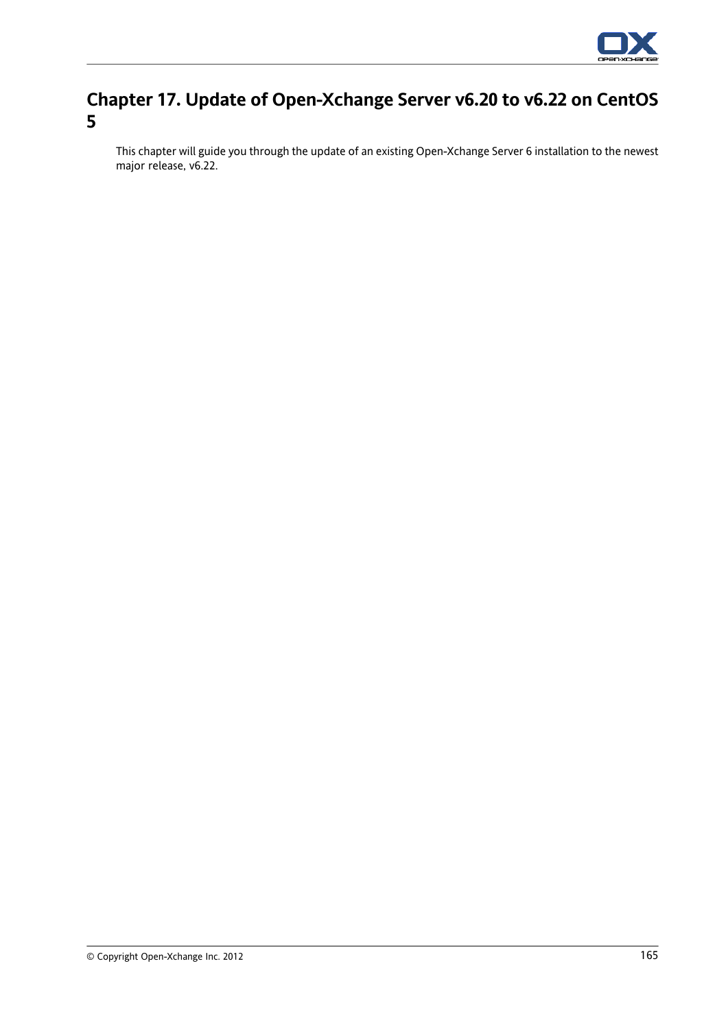# Chapter 17. Update of Open-Xchange Server v6.20 to v6.22 on CentOS 5

This chapter will guide you through the update of an existing Open-Xchange Server 6 installation to the newest major release, v6.22.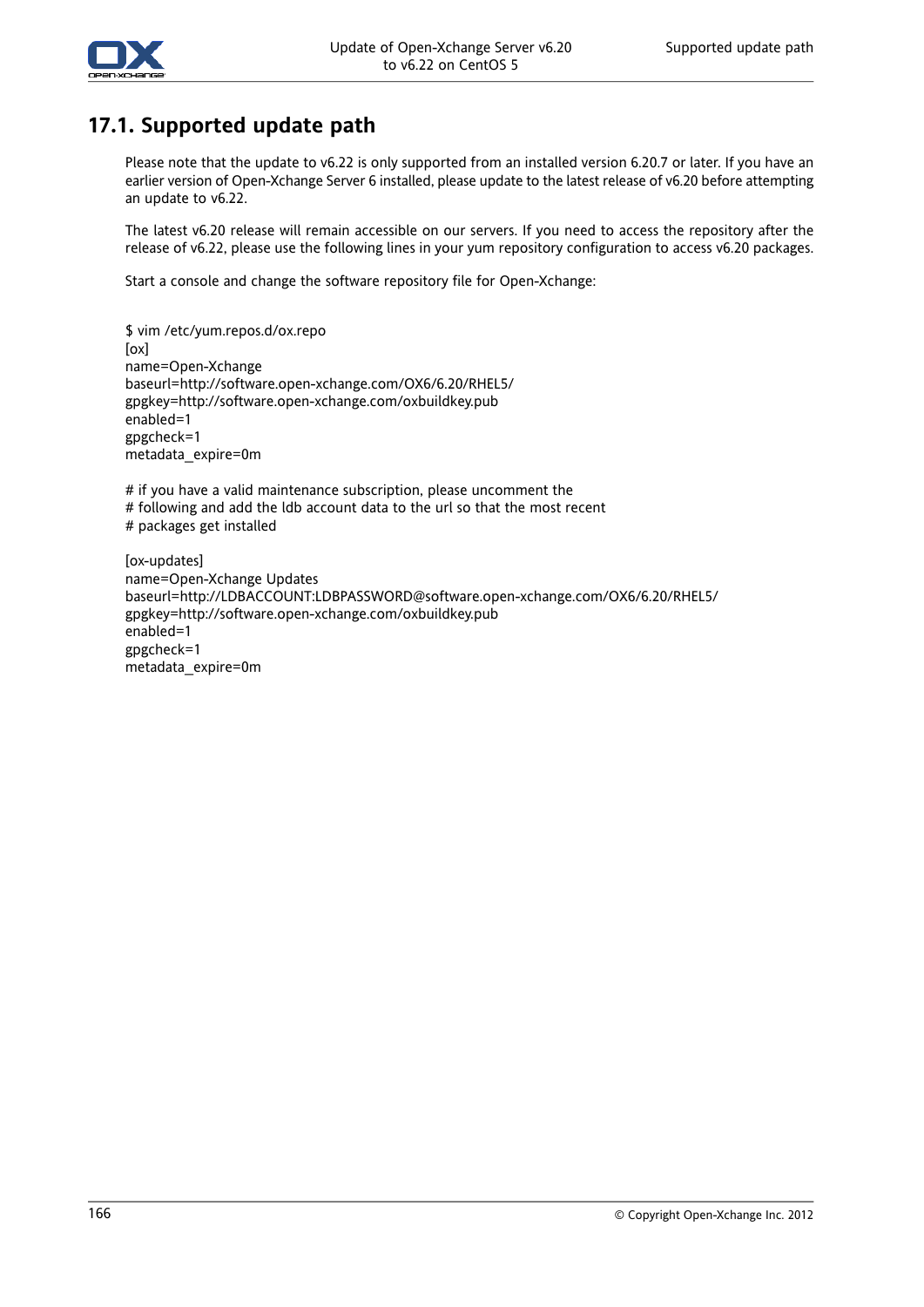## 17.1. Supported update path

Please note that the update to v6.22 is only supported from an installed version 6.20.7 or later. If you have an earlier version of Open-Xchange Server 6 installed, please update to the latest release of v6.20 before attempting an update to v6.22.

The latest v6.20 release will remain accessible on our servers. If you need to access the repository after the release of v6.22, please use the following lines in your yum repository configuration to access v6.20 packages.

Start a console and change the software repository file for Open-Xchange:

```
$ vim /etc/yum.repos.d/ox.repo
[ox]
name=Open-Xchange
baseurl=http://software.open-xchange.com/OX6/6.20/RHEL5/
gpgkey=http://software.open-xchange.com/oxbuildkey.pub
enabled=1
gpgcheck=1
metadata_expire=0m

# if you have a valid maintenance subscription, please uncomment the
# following and add the ldb account data to the url so that the most recent
# packages get installed

[ox-updates]
name=Open-Xchange Updates
baseurl=http://LDBACCOUNT:LDBPASSWORD@software.open-xchange.com/OX6/6.20/RHEL5/
gpgkey=http://software.open-xchange.com/oxbuildkey.pub
enabled=1
gpgcheck=1
metadata_expire=0m
```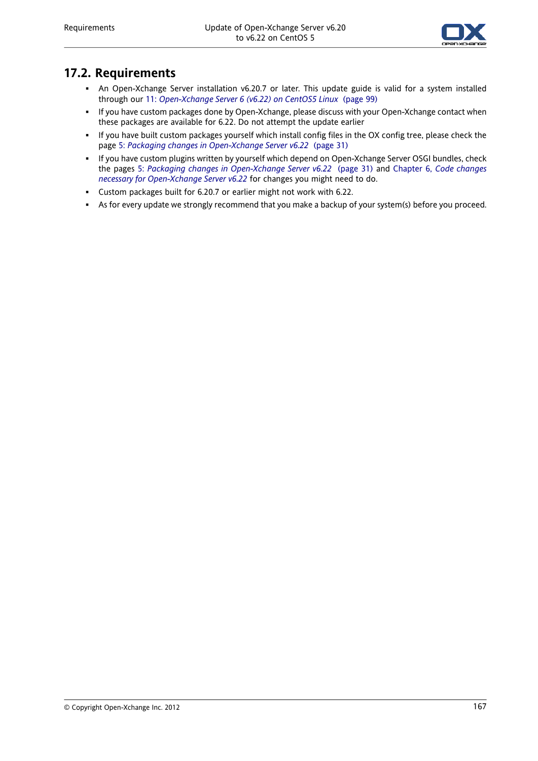## 17.2. Requirements

- An Open-Xchange Server installation v6.20.7 or later. This update guide is valid for a system installed through our 11: *Open-Xchange Server 6 (v6.22) on CentOS5 Linux* (page 99)
- If you have custom packages done by Open-Xchange, please discuss with your Open-Xchange contact when these packages are available for 6.22. Do not attempt the update earlier
- If you have built custom packages yourself which install config files in the OX config tree, please check the page 5: *Packaging changes in Open-Xchange Server v6.22* (page 31)
- If you have custom plugins written by yourself which depend on Open-Xchange Server OSGI bundles, check the pages 5: *Packaging changes in Open-Xchange Server v6.22* (page 31) and Chapter 6, *Code changes necessary for Open-Xchange Server v6.22* for changes you might need to do.
- Custom packages built for 6.20.7 or earlier might not work with 6.22.
- As for every update we strongly recommend that you make a backup of your system(s) before you proceed.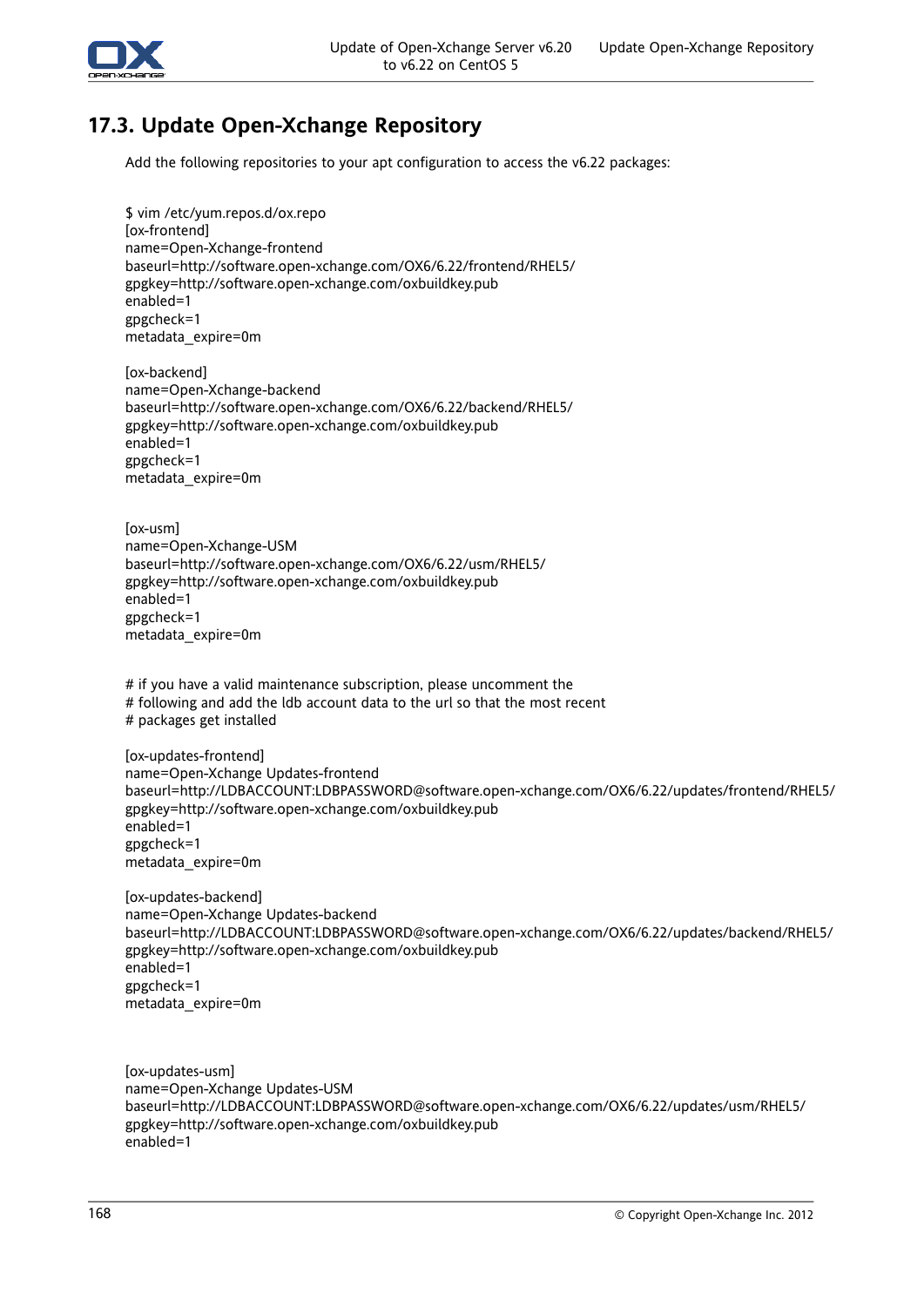## 17.3. Update Open-Xchange Repository

Add the following repositories to your apt configuration to access the v6.22 packages:

```
$ vim /etc/yum.repos.d/ox.repo
[ox-frontend]
name=Open-Xchange-frontend
baseurl=http://software.open-xchange.com/OX6/6.22/frontend/RHEL5/
gpgkey=http://software.open-xchange.com/oxbuildkey.pub
enabled=1
gpgcheck=1
metadata_expire=0m

[ox-backend]
name=Open-Xchange-backend
baseurl=http://software.open-xchange.com/OX6/6.22/backend/RHEL5/
gpgkey=http://software.open-xchange.com/oxbuildkey.pub
enabled=1
gpgcheck=1
metadata_expire=0m


[ox-usm]
name=Open-Xchange-USM
baseurl=http://software.open-xchange.com/OX6/6.22/usm/RHEL5/
gpgkey=http://software.open-xchange.com/oxbuildkey.pub
enabled=1
gpgcheck=1
metadata_expire=0m


# if you have a valid maintenance subscription, please uncomment the
# following and add the ldb account data to the url so that the most recent
# packages get installed

[ox-updates-frontend]
name=Open-Xchange Updates-frontend
baseurl=http://LDBACCOUNT:LDBPASSWORD@software.open-xchange.com/OX6/6.22/updates/frontend/RHEL5/
gpgkey=http://software.open-xchange.com/oxbuildkey.pub
enabled=1
gpgcheck=1
metadata_expire=0m

[ox-updates-backend]
name=Open-Xchange Updates-backend
baseurl=http://LDBACCOUNT:LDBPASSWORD@software.open-xchange.com/OX6/6.22/updates/backend/RHEL5/
gpgkey=http://software.open-xchange.com/oxbuildkey.pub
enabled=1
gpgcheck=1
metadata_expire=0m


[ox-updates-usm]
name=Open-Xchange Updates-USM
baseurl=http://LDBACCOUNT:LDBPASSWORD@software.open-xchange.com/OX6/6.22/updates/usm/RHEL5/
gpgkey=http://software.open-xchange.com/oxbuildkey.pub
enabled=1
```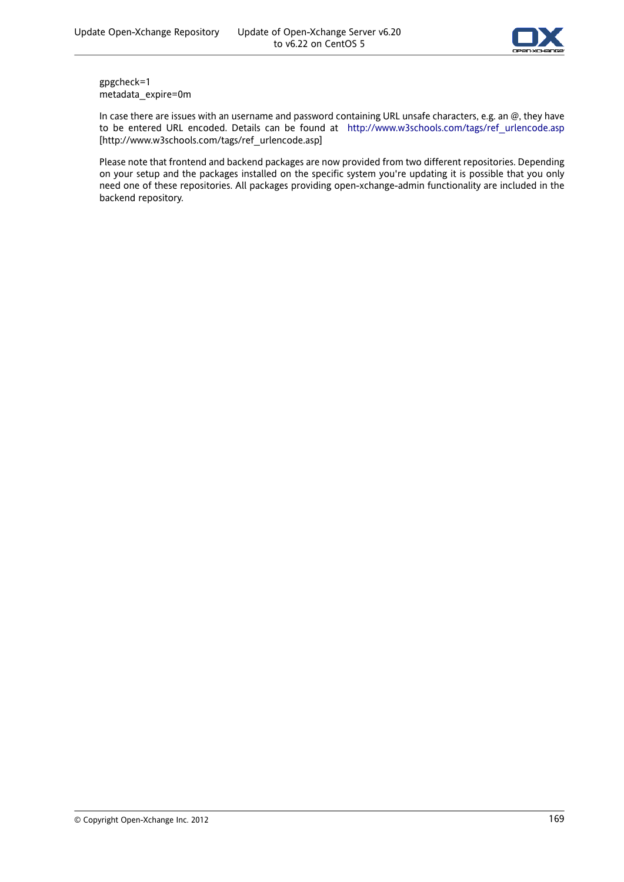```
gpgcheck=1
metadata_expire=0m
```

In case there are issues with an username and password containing URL unsafe characters, e.g. an @, they have to be entered URL encoded. Details can be found at http://www.w3schools.com/tags/ref_urlencode.asp [http://www.w3schools.com/tags/ref_urlencode.asp]

Please note that frontend and backend packages are now provided from two different repositories. Depending on your setup and the packages installed on the specific system you're updating it is possible that you only need one of these repositories. All packages providing open-xchange-admin functionality are included in the backend repository.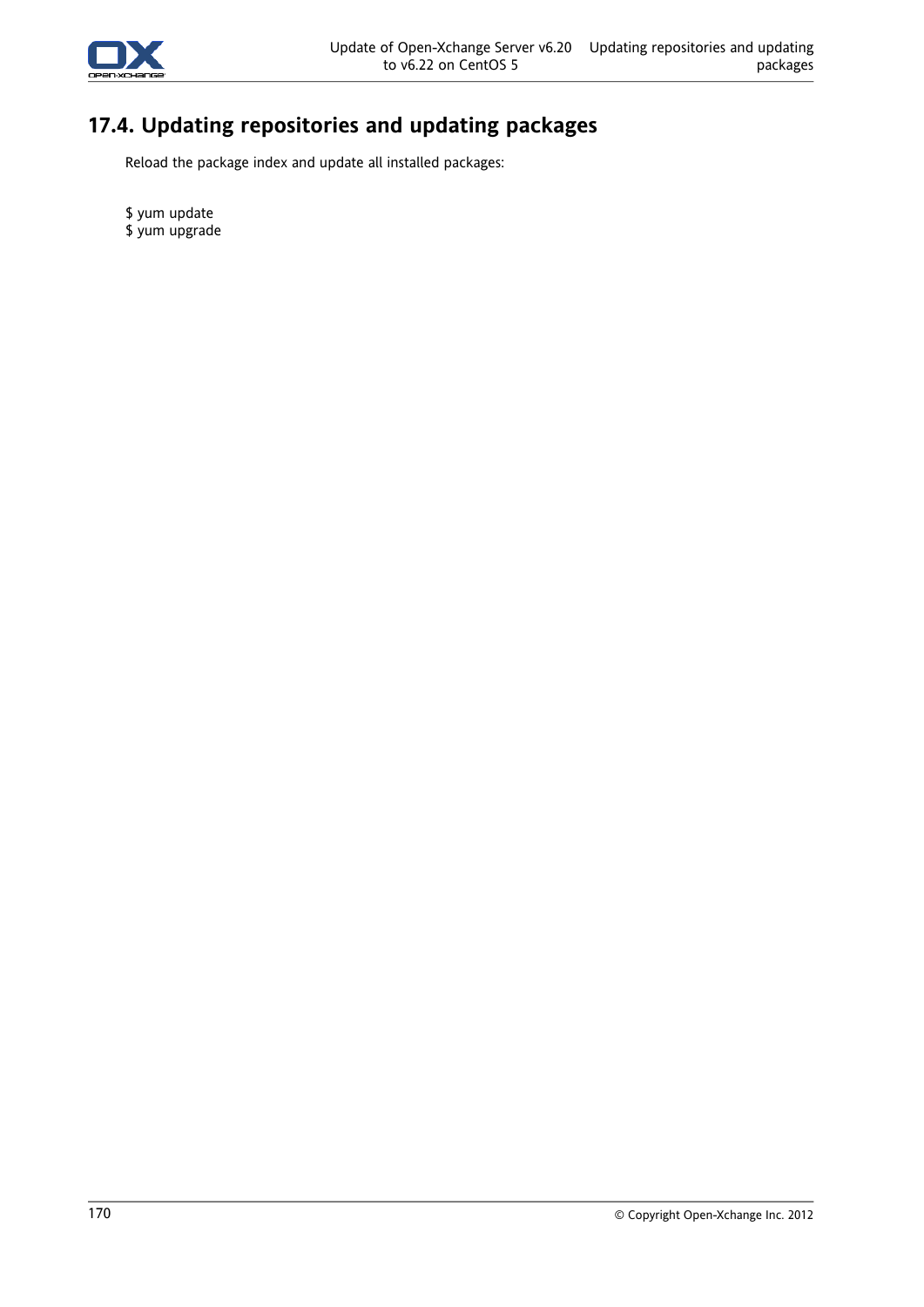## 17.4. Updating repositories and updating packages

Reload the package index and update all installed packages:

```
$ yum update
$ yum upgrade
```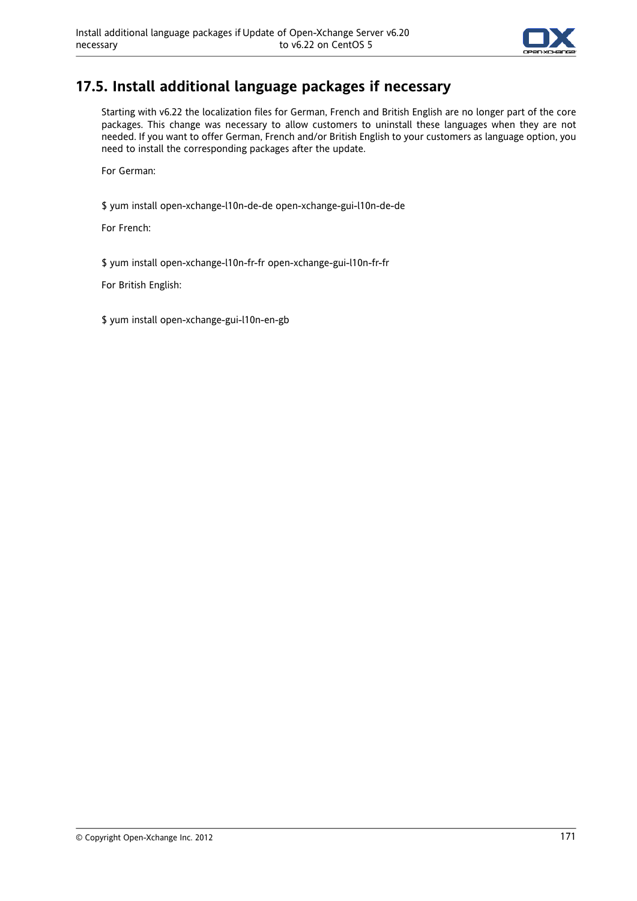## 17.5. Install additional language packages if necessary

Starting with v6.22 the localization files for German, French and British English are no longer part of the core packages. This change was necessary to allow customers to uninstall these languages when they are not needed. If you want to offer German, French and/or British English to your customers as language option, you need to install the corresponding packages after the update.

For German:

```
$ yum install open-xchange-l10n-de-de open-xchange-gui-l10n-de-de
```

For French:

```
$ yum install open-xchange-l10n-fr-fr open-xchange-gui-l10n-fr-fr
```

For British English:

```
$ yum install open-xchange-gui-l10n-en-gb
```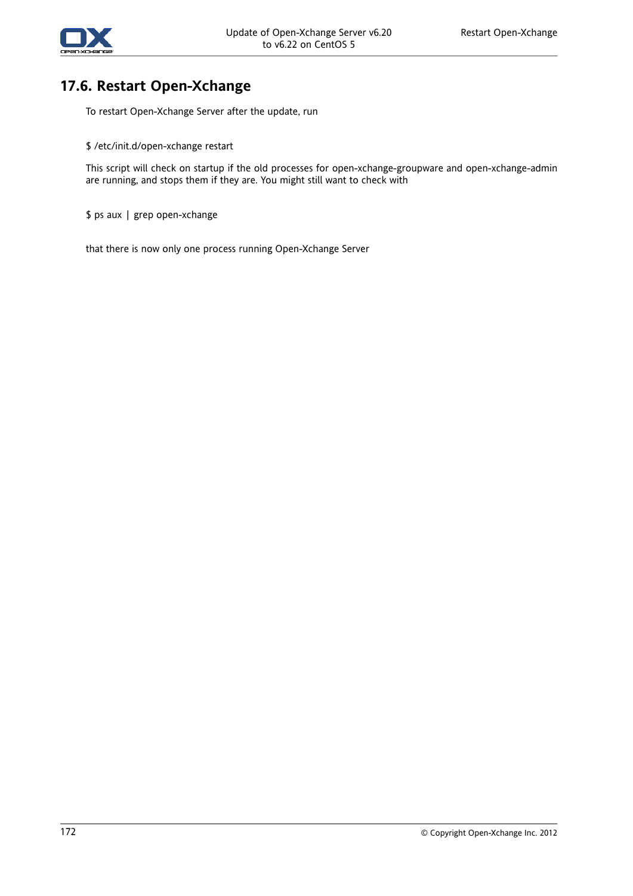## 17.6. Restart Open-Xchange

To restart Open-Xchange Server after the update, run

```
$ /etc/init.d/open-xchange restart
```

This script will check on startup if the old processes for open-xchange-groupware and open-xchange-admin are running, and stops them if they are. You might still want to check with

```
$ ps aux | grep open-xchange
```

that there is now only one process running Open-Xchange Server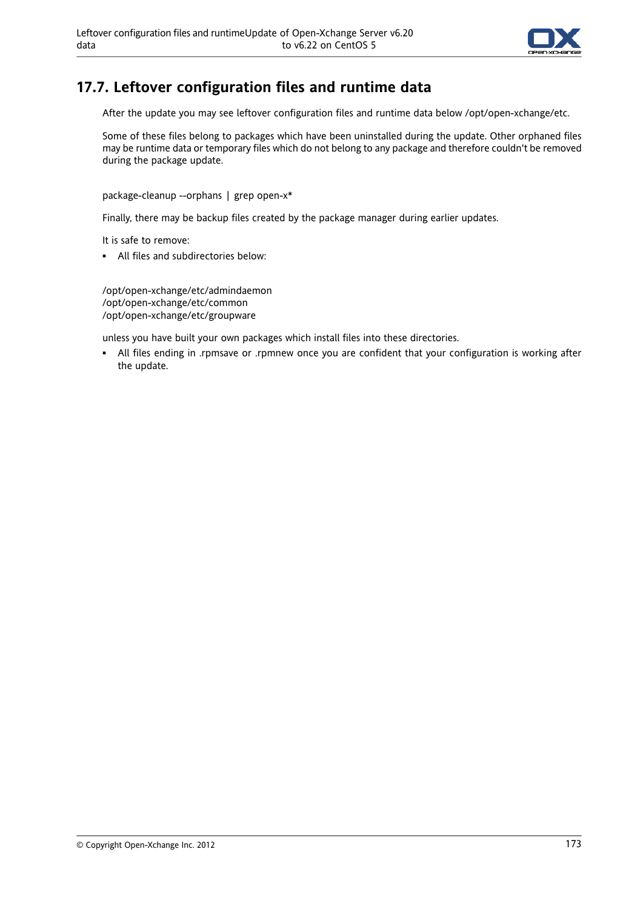## 17.7. Leftover configuration files and runtime data

After the update you may see leftover configuration files and runtime data below /opt/open-xchange/etc.

Some of these files belong to packages which have been uninstalled during the update. Other orphaned files may be runtime data or temporary files which do not belong to any package and therefore couldn't be removed during the package update.

```
package-cleanup --orphans | grep open-x*
```

Finally, there may be backup files created by the package manager during earlier updates.

It is safe to remove:

- All files and subdirectories below:

```
/opt/open-xchange/etc/admindaemon
/opt/open-xchange/etc/common
/opt/open-xchange/etc/groupware
```

unless you have built your own packages which install files into these directories.

- All files ending in .rpmsave or .rpmnew once you are confident that your configuration is working after the update.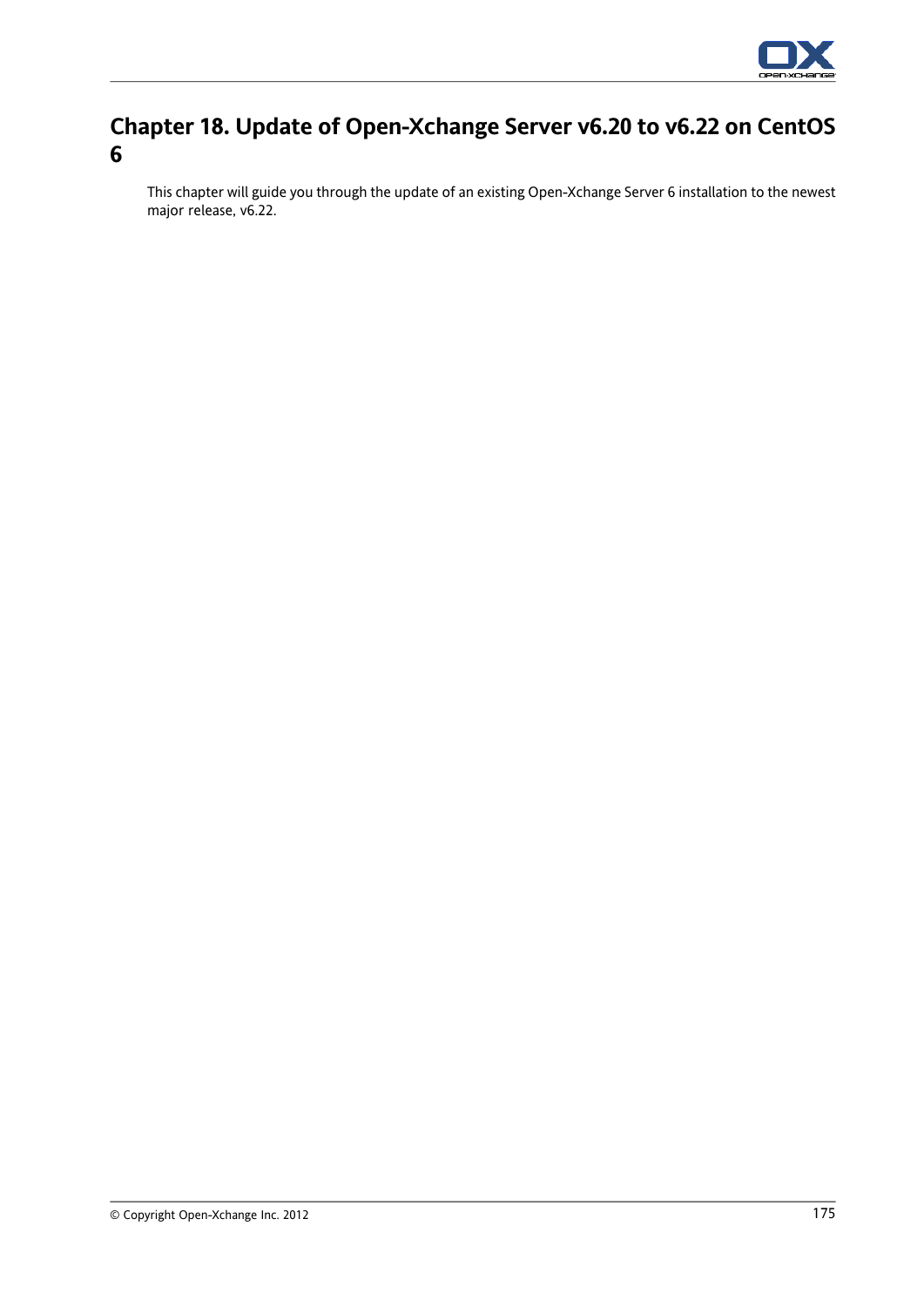# Chapter 18. Update of Open-Xchange Server v6.20 to v6.22 on CentOS 6

This chapter will guide you through the update of an existing Open-Xchange Server 6 installation to the newest major release, v6.22.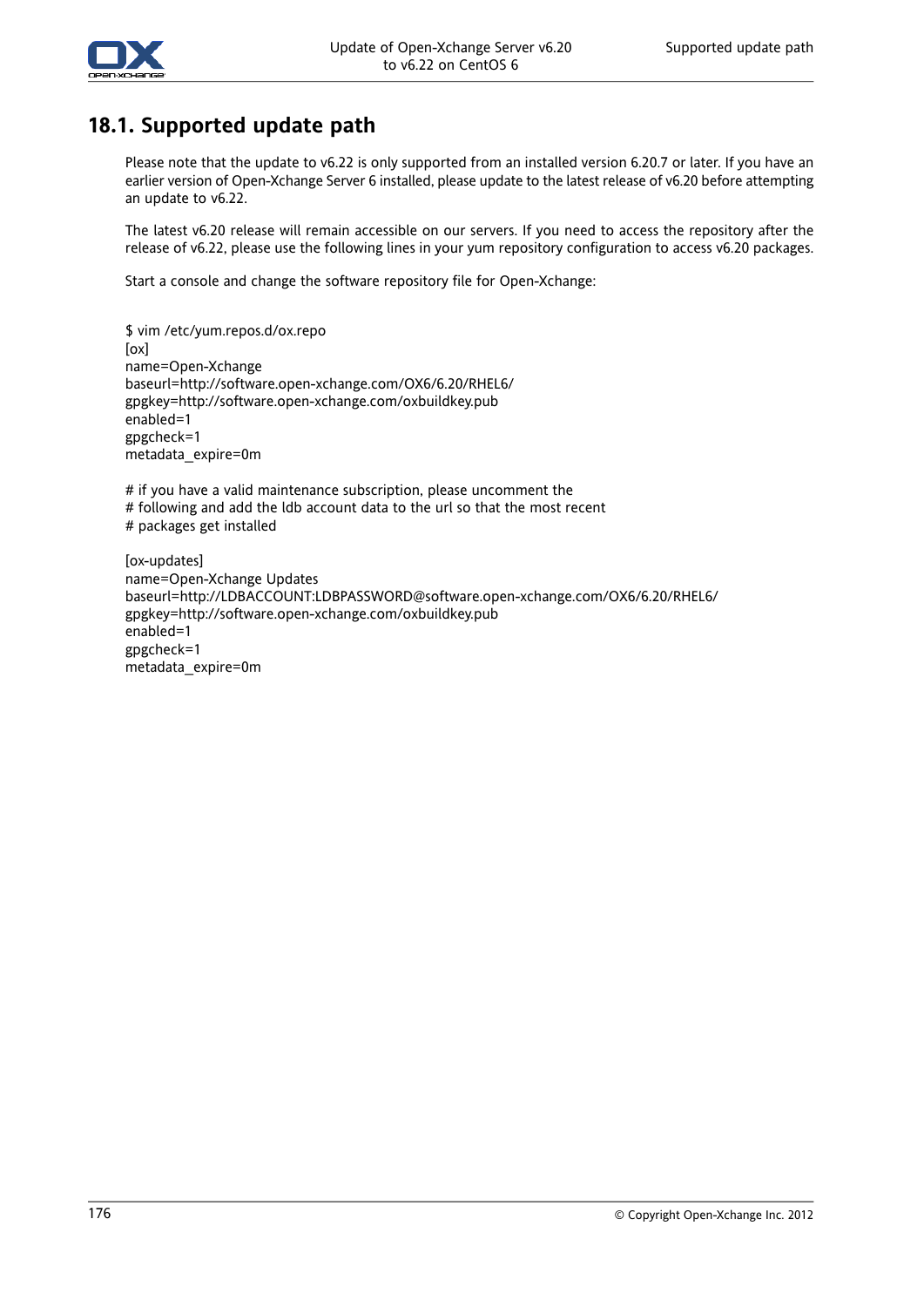## 18.1. Supported update path

Please note that the update to v6.22 is only supported from an installed version 6.20.7 or later. If you have an earlier version of Open-Xchange Server 6 installed, please update to the latest release of v6.20 before attempting an update to v6.22.

The latest v6.20 release will remain accessible on our servers. If you need to access the repository after the release of v6.22, please use the following lines in your yum repository configuration to access v6.20 packages.

Start a console and change the software repository file for Open-Xchange:

```
$ vim /etc/yum.repos.d/ox.repo
[ox]
name=Open-Xchange
baseurl=http://software.open-xchange.com/OX6/6.20/RHEL6/
gpgkey=http://software.open-xchange.com/oxbuildkey.pub
enabled=1
gpgcheck=1
metadata_expire=0m

# if you have a valid maintenance subscription, please uncomment the
# following and add the ldb account data to the url so that the most recent
# packages get installed

[ox-updates]
name=Open-Xchange Updates
baseurl=http://LDBACCOUNT:LDBPASSWORD@software.open-xchange.com/OX6/6.20/RHEL6/
gpgkey=http://software.open-xchange.com/oxbuildkey.pub
enabled=1
gpgcheck=1
metadata_expire=0m
```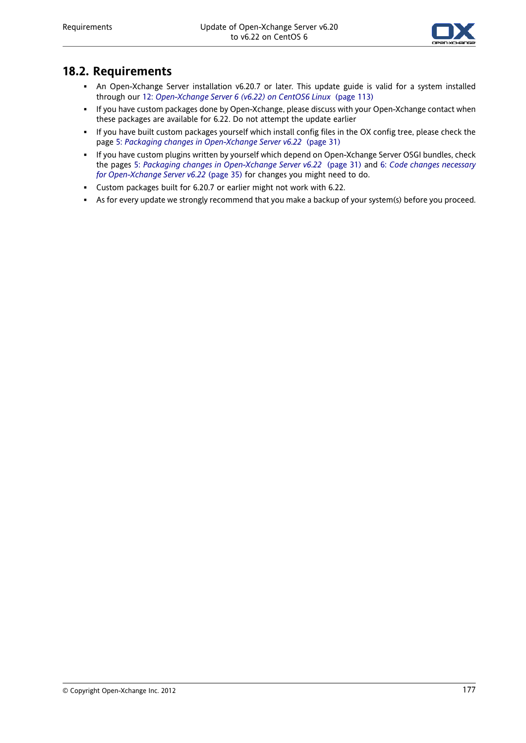## 18.2. Requirements

- An Open-Xchange Server installation v6.20.7 or later. This update guide is valid for a system installed through our 12: *Open-Xchange Server 6 (v6.22) on CentOS6 Linux* (page 113)
- If you have custom packages done by Open-Xchange, please discuss with your Open-Xchange contact when these packages are available for 6.22. Do not attempt the update earlier
- If you have built custom packages yourself which install config files in the OX config tree, please check the page 5: *Packaging changes in Open-Xchange Server v6.22* (page 31)
- If you have custom plugins written by yourself which depend on Open-Xchange Server OSGI bundles, check the pages 5: *Packaging changes in Open-Xchange Server v6.22* (page 31) and 6: *Code changes necessary for Open-Xchange Server v6.22* (page 35) for changes you might need to do.
- Custom packages built for 6.20.7 or earlier might not work with 6.22.
- As for every update we strongly recommend that you make a backup of your system(s) before you proceed.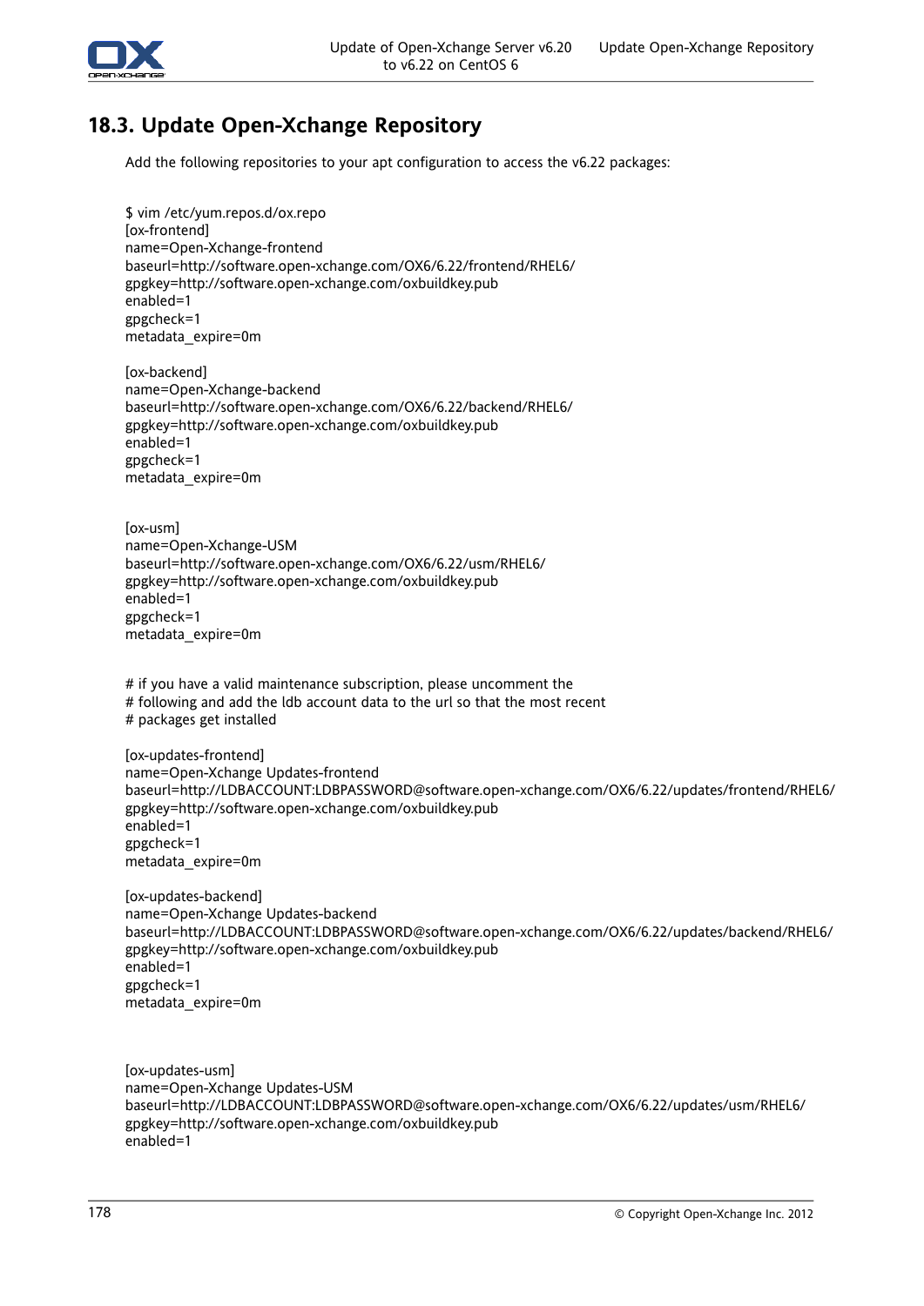## 18.3. Update Open-Xchange Repository

Add the following repositories to your apt configuration to access the v6.22 packages:

```
$ vim /etc/yum.repos.d/ox.repo
[ox-frontend]
name=Open-Xchange-frontend
baseurl=http://software.open-xchange.com/OX6/6.22/frontend/RHEL6/
gpgkey=http://software.open-xchange.com/oxbuildkey.pub
enabled=1
gpgcheck=1
metadata_expire=0m

[ox-backend]
name=Open-Xchange-backend
baseurl=http://software.open-xchange.com/OX6/6.22/backend/RHEL6/
gpgkey=http://software.open-xchange.com/oxbuildkey.pub
enabled=1
gpgcheck=1
metadata_expire=0m


[ox-usm]
name=Open-Xchange-USM
baseurl=http://software.open-xchange.com/OX6/6.22/usm/RHEL6/
gpgkey=http://software.open-xchange.com/oxbuildkey.pub
enabled=1
gpgcheck=1
metadata_expire=0m


# if you have a valid maintenance subscription, please uncomment the
# following and add the ldb account data to the url so that the most recent
# packages get installed

[ox-updates-frontend]
name=Open-Xchange Updates-frontend
baseurl=http://LDBACCOUNT:LDBPASSWORD@software.open-xchange.com/OX6/6.22/updates/frontend/RHEL6/
gpgkey=http://software.open-xchange.com/oxbuildkey.pub
enabled=1
gpgcheck=1
metadata_expire=0m

[ox-updates-backend]
name=Open-Xchange Updates-backend
baseurl=http://LDBACCOUNT:LDBPASSWORD@software.open-xchange.com/OX6/6.22/updates/backend/RHEL6/
gpgkey=http://software.open-xchange.com/oxbuildkey.pub
enabled=1
gpgcheck=1
metadata_expire=0m


[ox-updates-usm]
name=Open-Xchange Updates-USM
baseurl=http://LDBACCOUNT:LDBPASSWORD@software.open-xchange.com/OX6/6.22/updates/usm/RHEL6/
gpgkey=http://software.open-xchange.com/oxbuildkey.pub
enabled=1
```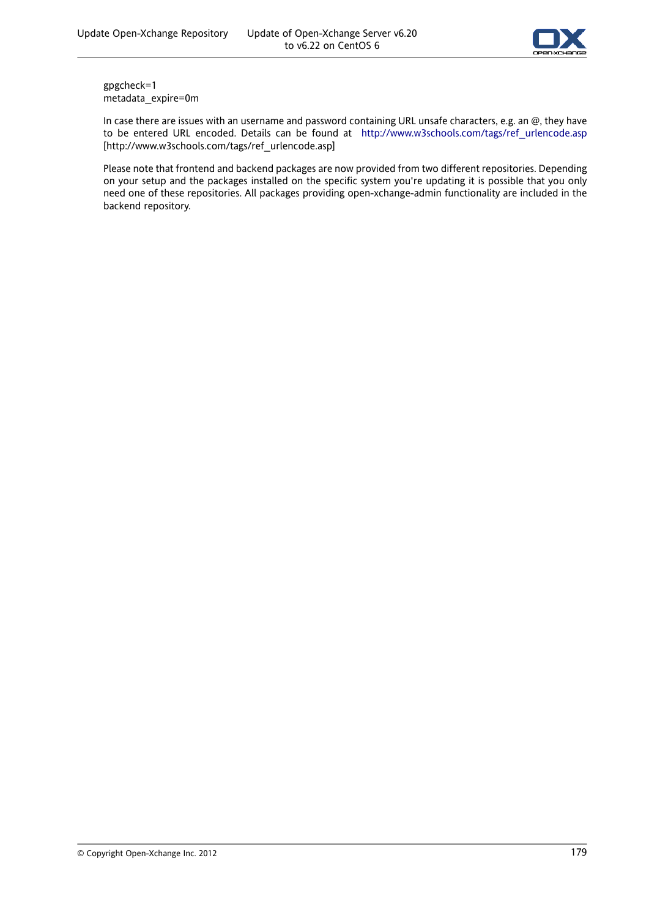```
gpgcheck=1
metadata_expire=0m
```

In case there are issues with an username and password containing URL unsafe characters, e.g. an @, they have to be entered URL encoded. Details can be found at http://www.w3schools.com/tags/ref_urlencode.asp [http://www.w3schools.com/tags/ref_urlencode.asp]

Please note that frontend and backend packages are now provided from two different repositories. Depending on your setup and the packages installed on the specific system you're updating it is possible that you only need one of these repositories. All packages providing open-xchange-admin functionality are included in the backend repository.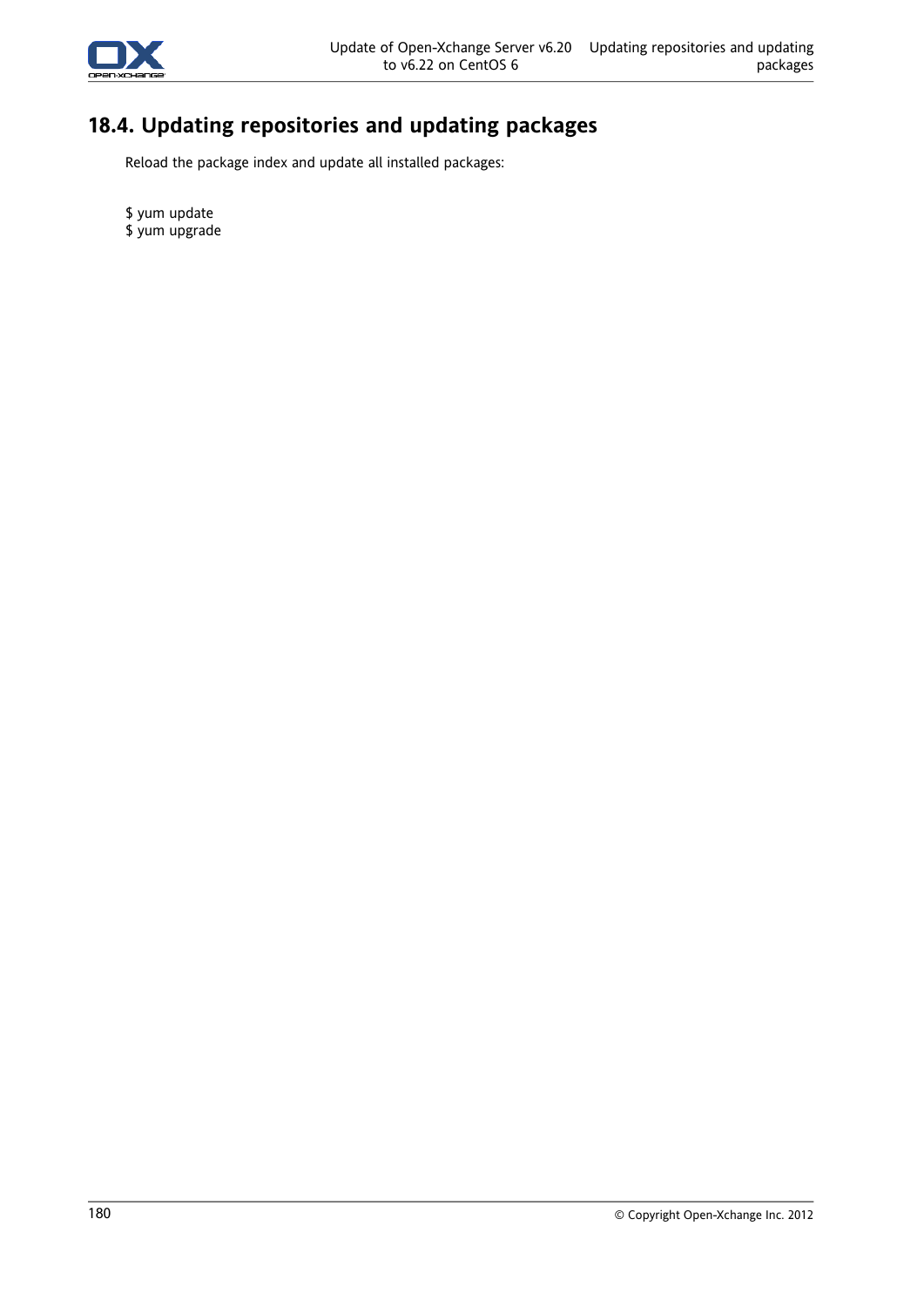## 18.4. Updating repositories and updating packages

Reload the package index and update all installed packages:

```
$ yum update
$ yum upgrade
```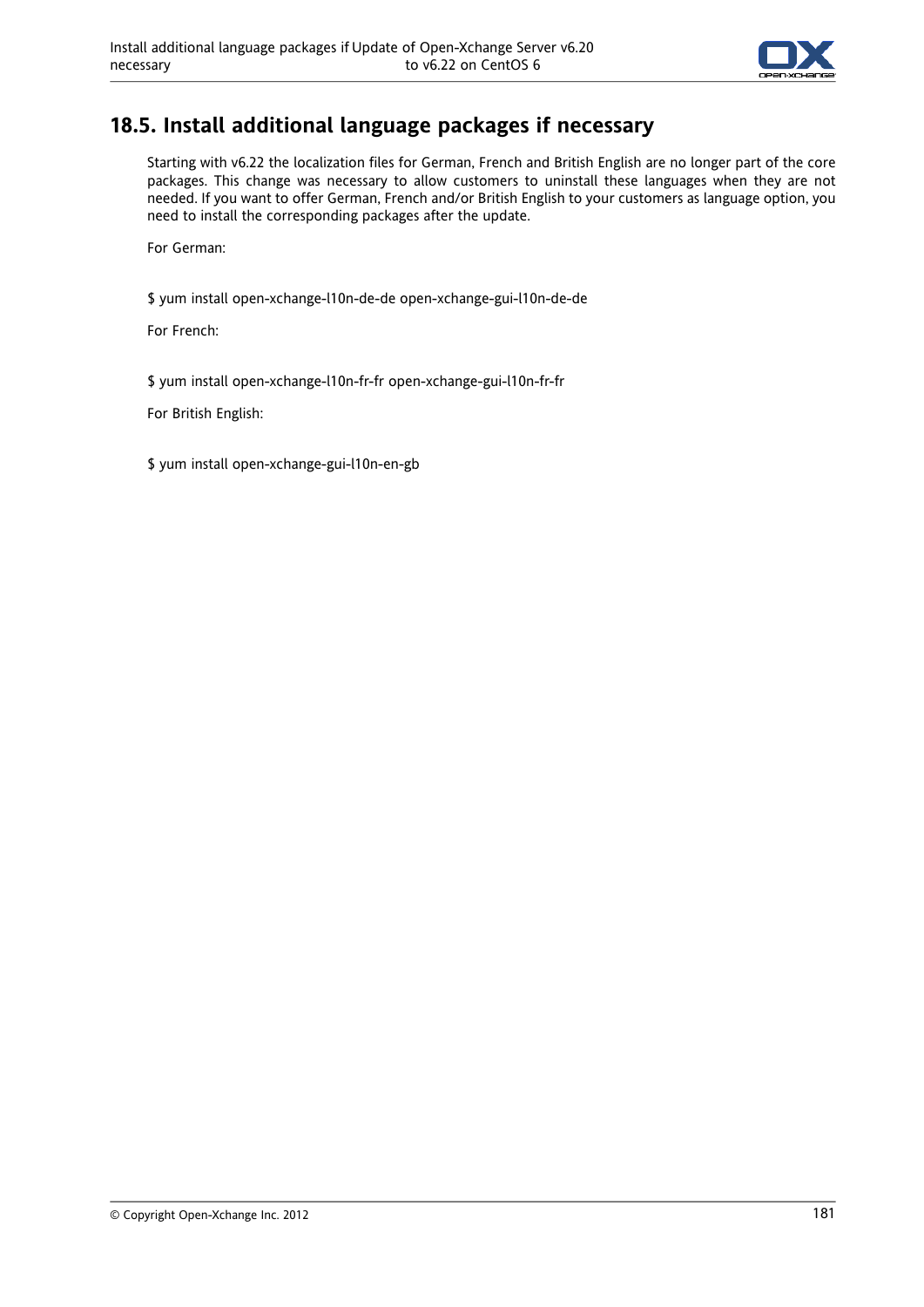## 18.5. Install additional language packages if necessary

Starting with v6.22 the localization files for German, French and British English are no longer part of the core packages. This change was necessary to allow customers to uninstall these languages when they are not needed. If you want to offer German, French and/or British English to your customers as language option, you need to install the corresponding packages after the update.

For German:

```
$ yum install open-xchange-l10n-de-de open-xchange-gui-l10n-de-de
```

For French:

```
$ yum install open-xchange-l10n-fr-fr open-xchange-gui-l10n-fr-fr
```

For British English:

```
$ yum install open-xchange-gui-l10n-en-gb
```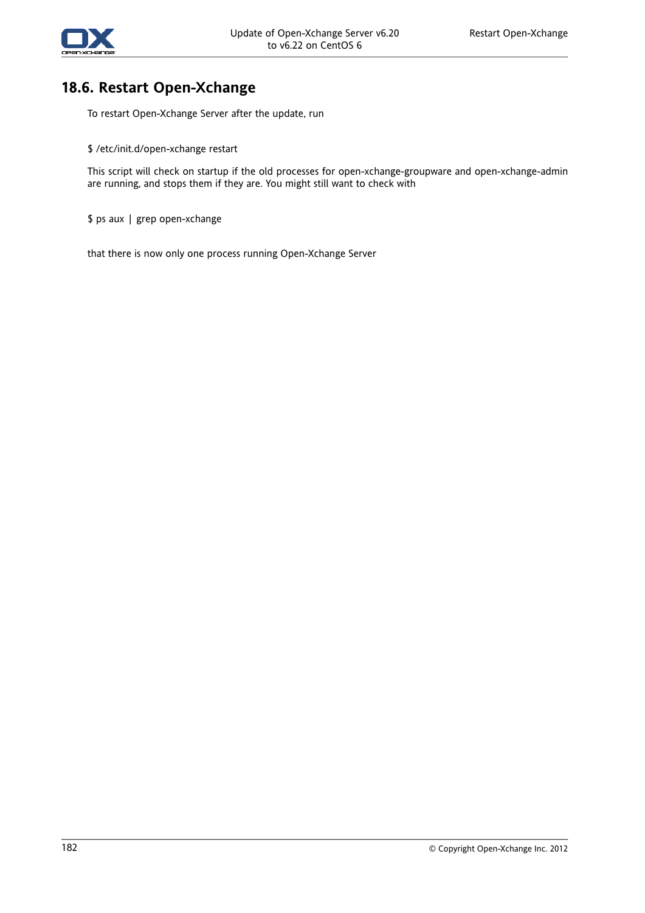## 18.6. Restart Open-Xchange

To restart Open-Xchange Server after the update, run

```
$ /etc/init.d/open-xchange restart
```

This script will check on startup if the old processes for open-xchange-groupware and open-xchange-admin are running, and stops them if they are. You might still want to check with

```
$ ps aux | grep open-xchange
```

that there is now only one process running Open-Xchange Server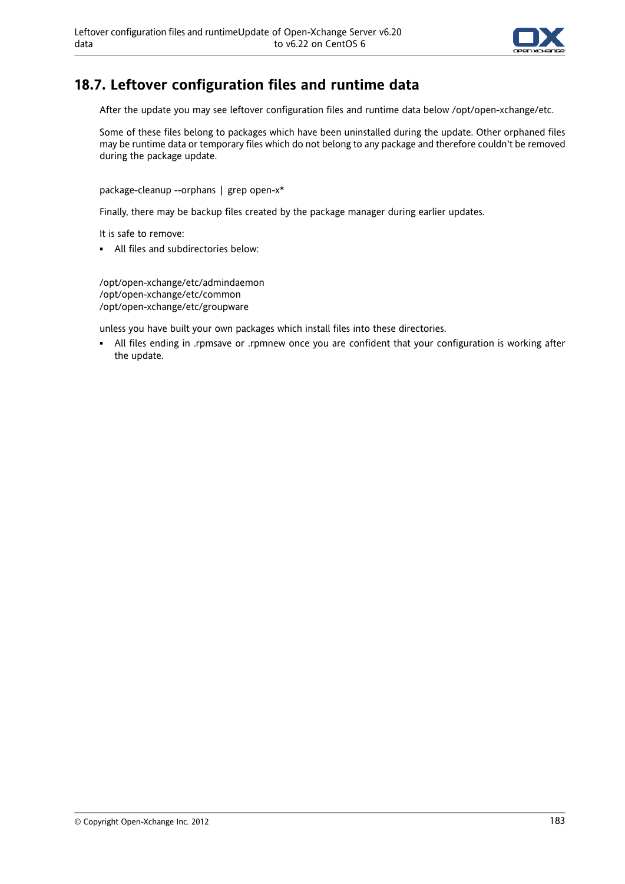## 18.7. Leftover configuration files and runtime data

After the update you may see leftover configuration files and runtime data below /opt/open-xchange/etc.

Some of these files belong to packages which have been uninstalled during the update. Other orphaned files may be runtime data or temporary files which do not belong to any package and therefore couldn't be removed during the package update.

```
package-cleanup --orphans | grep open-x*
```

Finally, there may be backup files created by the package manager during earlier updates.

It is safe to remove:

- All files and subdirectories below:

```
/opt/open-xchange/etc/admindaemon
/opt/open-xchange/etc/common
/opt/open-xchange/etc/groupware
```

unless you have built your own packages which install files into these directories.

- All files ending in .rpmsave or .rpmnew once you are confident that your configuration is working after the update.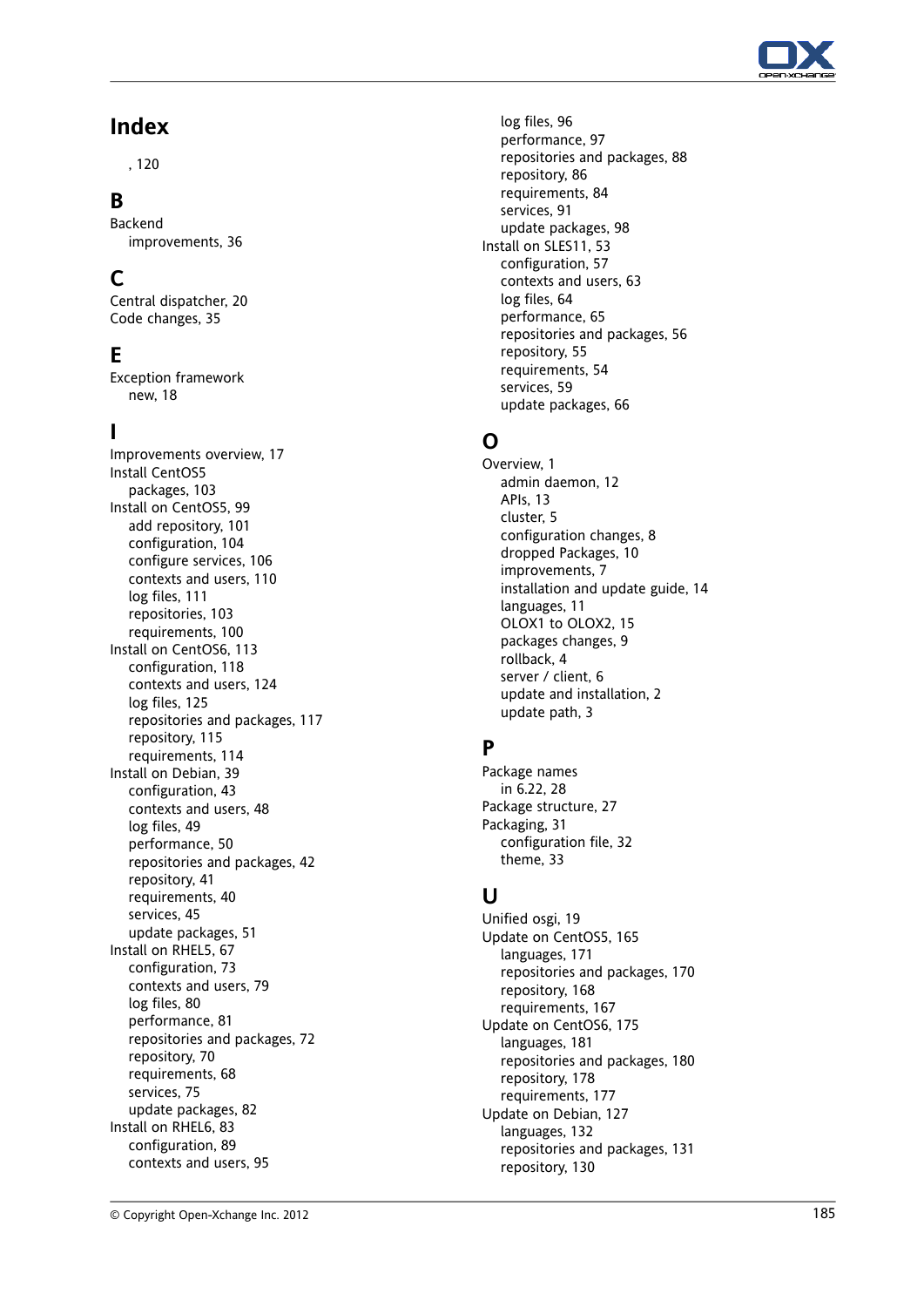# Index

, 120

## B

Backend
  improvements, 36

## C

Central dispatcher, 20
Code changes, 35

## E

Exception framework
  new, 18

## I

Improvements overview, 17
Install CentOS5
  packages, 103
Install on CentOS5, 99
  add repository, 101
  configuration, 104
  configure services, 106
  contexts and users, 110
  log files, 111
  repositories, 103
  requirements, 100
Install on CentOS6, 113
  configuration, 118
  contexts and users, 124
  log files, 125
  repositories and packages, 117
  repository, 115
  requirements, 114
Install on Debian, 39
  configuration, 43
  contexts and users, 48
  log files, 49
  performance, 50
  repositories and packages, 42
  repository, 41
  requirements, 40
  services, 45
  update packages, 51
Install on RHEL5, 67
  configuration, 73
  contexts and users, 79
  log files, 80
  performance, 81
  repositories and packages, 72
  repository, 70
  requirements, 68
  services, 75
  update packages, 82
Install on RHEL6, 83
  configuration, 89
  contexts and users, 95
  log files, 96
  performance, 97
  repositories and packages, 88
  repository, 86
  requirements, 84
  services, 91
  update packages, 98
Install on SLES11, 53
  configuration, 57
  contexts and users, 63
  log files, 64
  performance, 65
  repositories and packages, 56
  repository, 55
  requirements, 54
  services, 59
  update packages, 66

## O

Overview, 1
  admin daemon, 12
  APIs, 13
  cluster, 5
  configuration changes, 8
  dropped Packages, 10
  improvements, 7
  installation and update guide, 14
  languages, 11
  OLOX1 to OLOX2, 15
  packages changes, 9
  rollback, 4
  server / client, 6
  update and installation, 2
  update path, 3

## P

Package names
  in 6.22, 28
Package structure, 27
Packaging, 31
  configuration file, 32
  theme, 33

## U

Unified osgi, 19
Update on CentOS5, 165
  languages, 171
  repositories and packages, 170
  repository, 168
  requirements, 167
Update on CentOS6, 175
  languages, 181
  repositories and packages, 180
  repository, 178
  requirements, 177
Update on Debian, 127
  languages, 132
  repositories and packages, 131
  repository, 130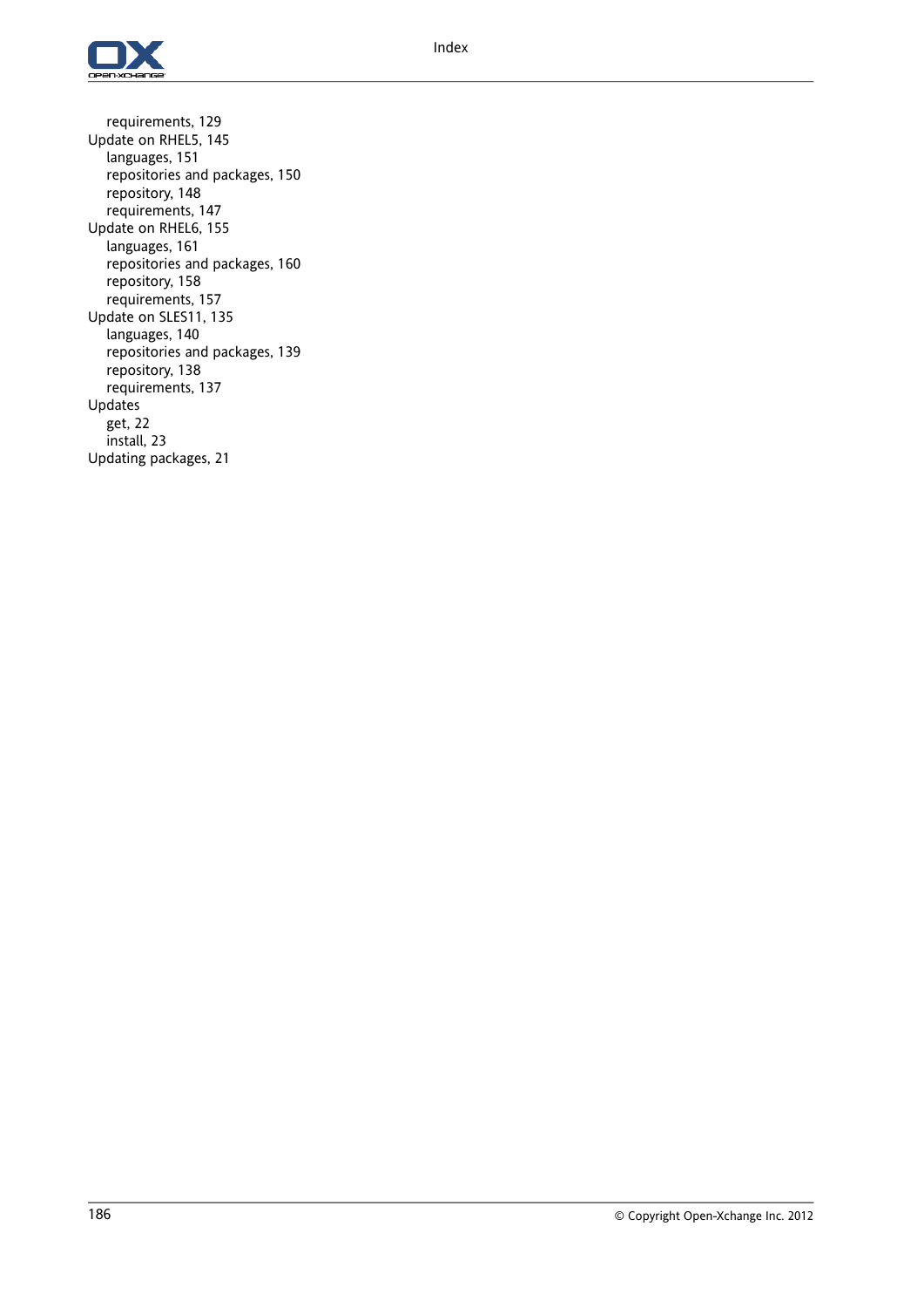requirements, 129

Update on RHEL5, 145
- languages, 151
- repositories and packages, 150
- repository, 148
- requirements, 147

Update on RHEL6, 155
- languages, 161
- repositories and packages, 160
- repository, 158
- requirements, 157

Update on SLES11, 135
- languages, 140
- repositories and packages, 139
- repository, 138
- requirements, 137

Updates
- get, 22
- install, 23

Updating packages, 21